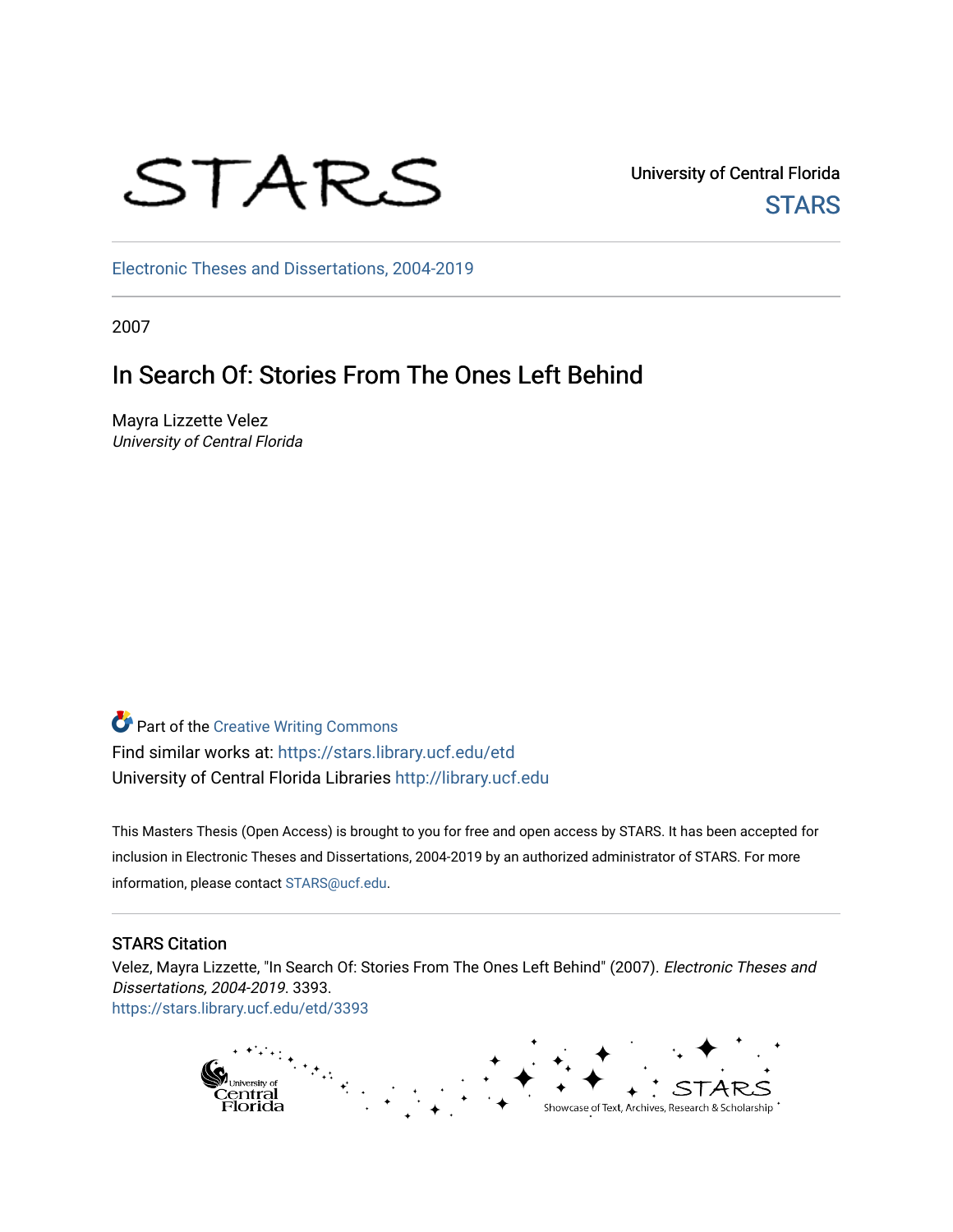STARS

University of Central Florida

STARS

Electronic Theses and Dissertations, 2004-2019

2007

# In Search Of: Stories From The Ones Left Behind

Mayra Lizzette Velez
*University of Central Florida*

Part of the Creative Writing Commons
Find similar works at: https://stars.library.ucf.edu/etd
University of Central Florida Libraries http://library.ucf.edu

This Masters Thesis (Open Access) is brought to you for free and open access by STARS. It has been accepted for inclusion in Electronic Theses and Dissertations, 2004-2019 by an authorized administrator of STARS. For more information, please contact STARS@ucf.edu.

## STARS Citation

Velez, Mayra Lizzette, "In Search Of: Stories From The Ones Left Behind" (2007). *Electronic Theses and Dissertations, 2004-2019*. 3393.
https://stars.library.ucf.edu/etd/3393

University of Central Florida — STARS — Showcase of Text, Archives, Research & Scholarship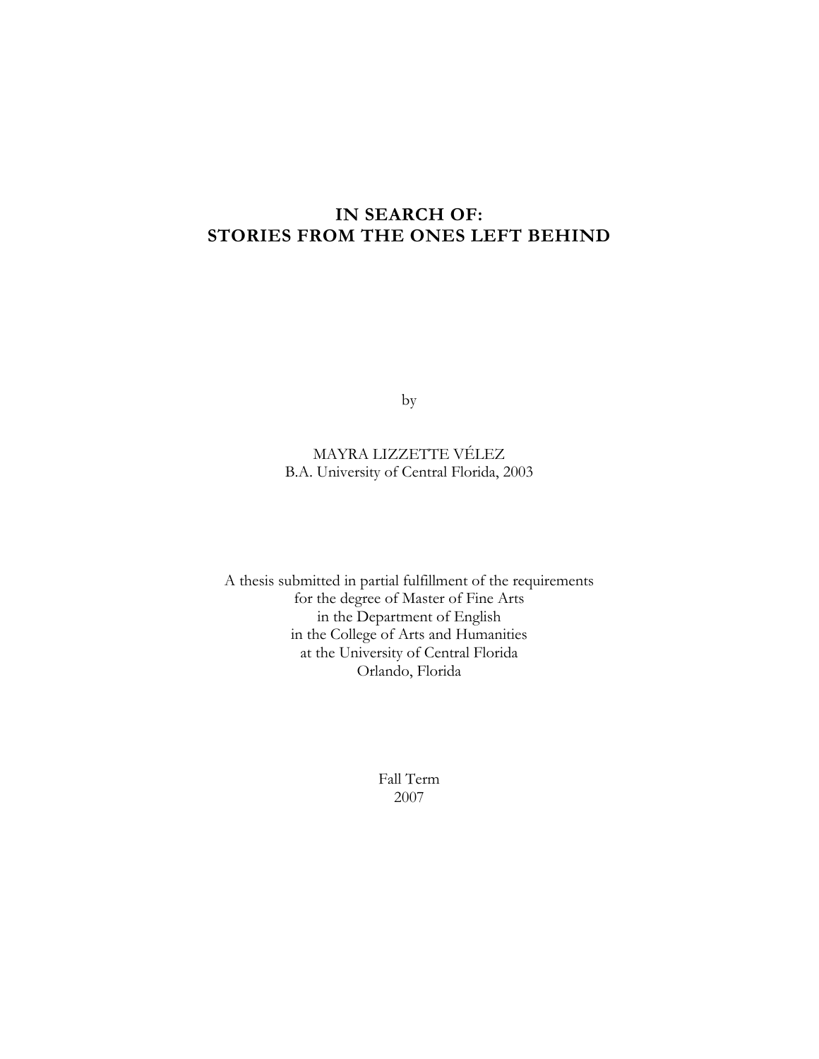# IN SEARCH OF:
# STORIES FROM THE ONES LEFT BEHIND

by

MAYRA LIZZETTE VÉLEZ
B.A. University of Central Florida, 2003

A thesis submitted in partial fulfillment of the requirements
for the degree of Master of Fine Arts
in the Department of English
in the College of Arts and Humanities
at the University of Central Florida
Orlando, Florida

Fall Term
2007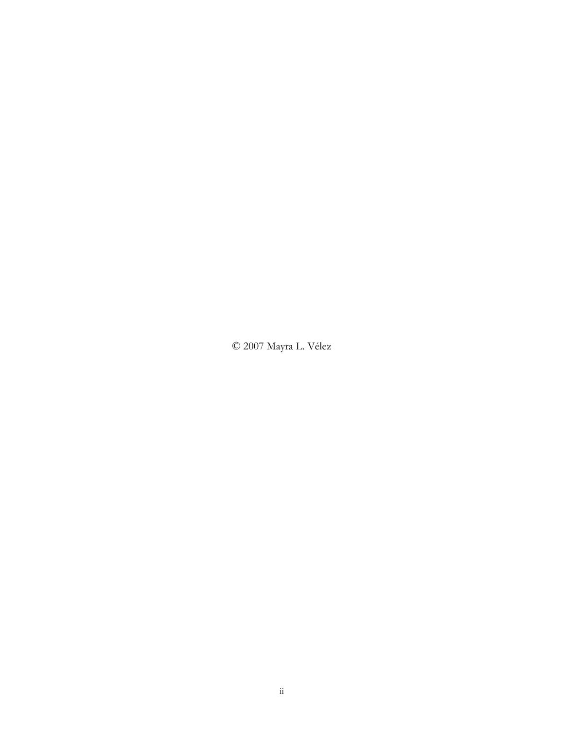© 2007 Mayra L. Vélez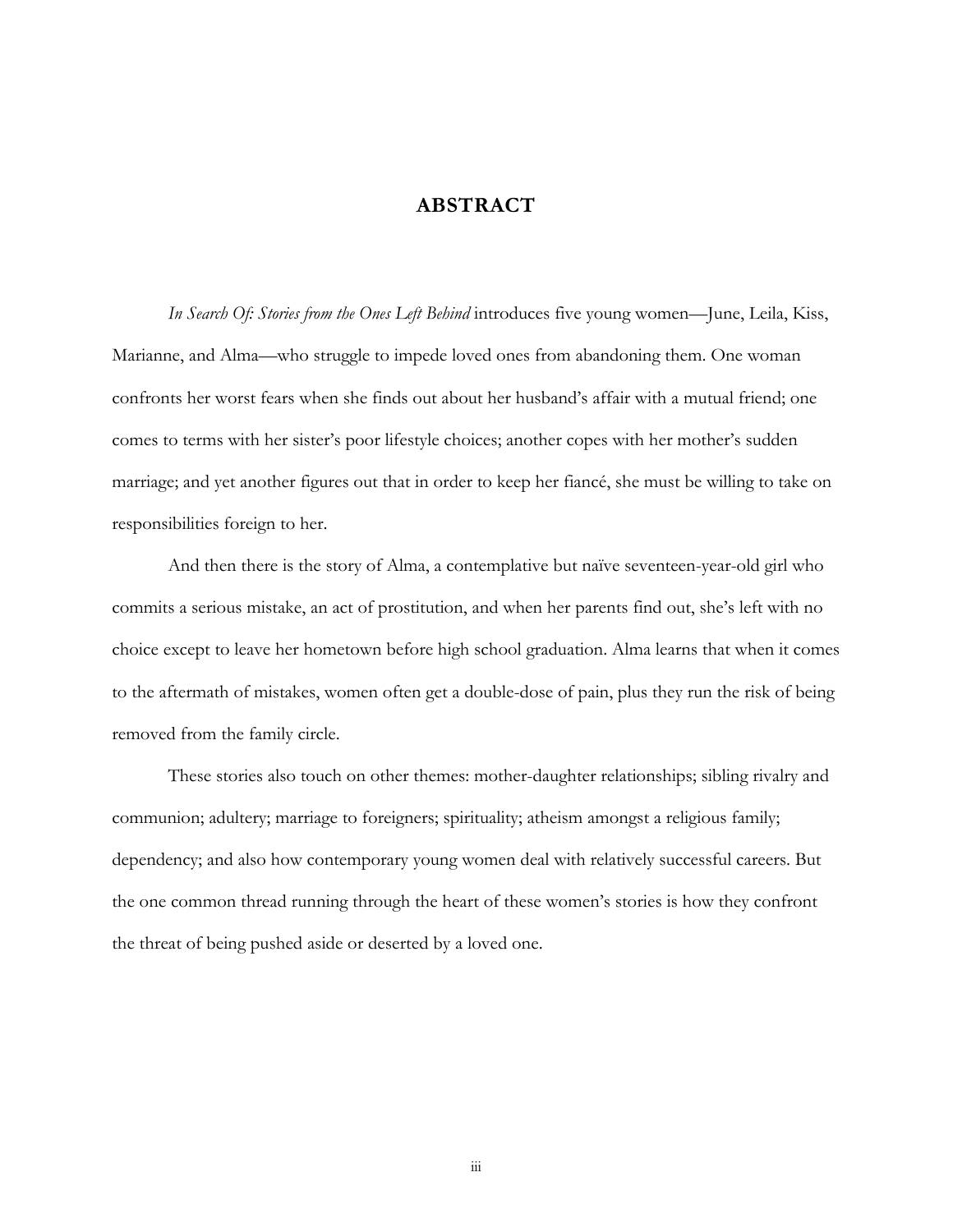# ABSTRACT

*In Search Of: Stories from the Ones Left Behind* introduces five young women—June, Leila, Kiss, Marianne, and Alma—who struggle to impede loved ones from abandoning them. One woman confronts her worst fears when she finds out about her husband's affair with a mutual friend; one comes to terms with her sister's poor lifestyle choices; another copes with her mother's sudden marriage; and yet another figures out that in order to keep her fiancé, she must be willing to take on responsibilities foreign to her.

And then there is the story of Alma, a contemplative but naïve seventeen-year-old girl who commits a serious mistake, an act of prostitution, and when her parents find out, she's left with no choice except to leave her hometown before high school graduation. Alma learns that when it comes to the aftermath of mistakes, women often get a double-dose of pain, plus they run the risk of being removed from the family circle.

These stories also touch on other themes: mother-daughter relationships; sibling rivalry and communion; adultery; marriage to foreigners; spirituality; atheism amongst a religious family; dependency; and also how contemporary young women deal with relatively successful careers. But the one common thread running through the heart of these women's stories is how they confront the threat of being pushed aside or deserted by a loved one.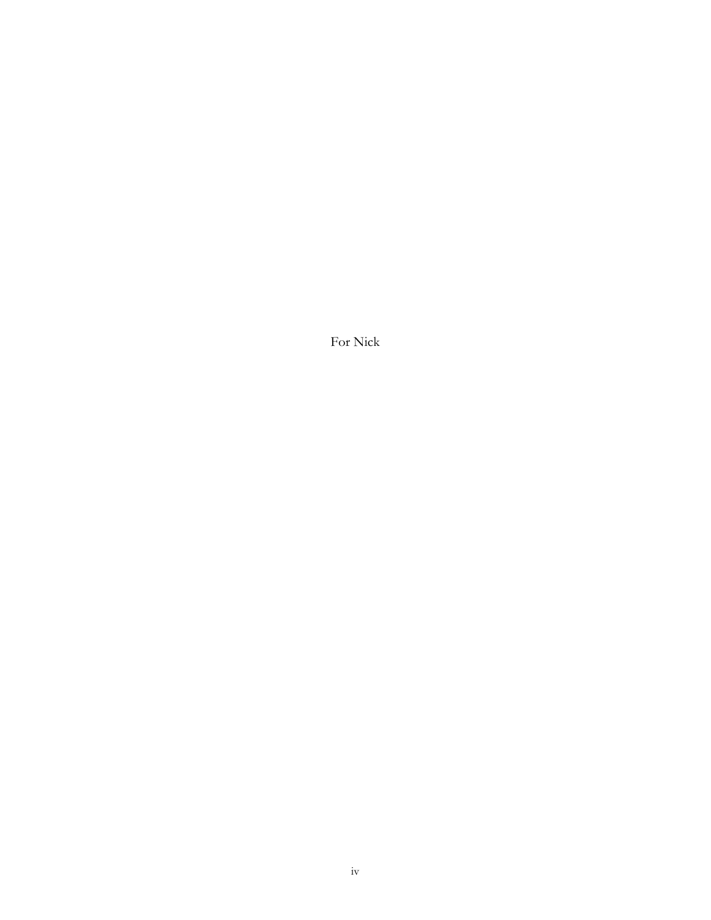For Nick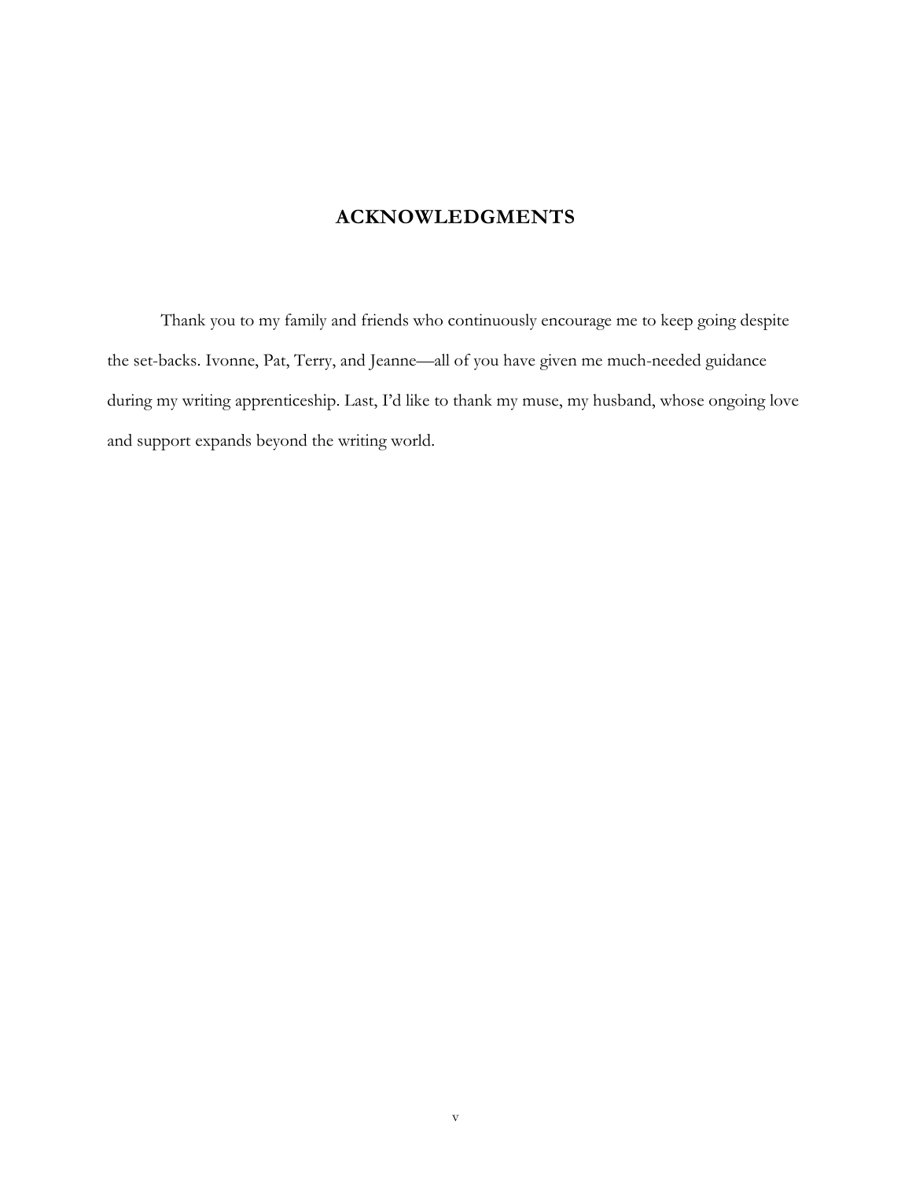# ACKNOWLEDGMENTS

Thank you to my family and friends who continuously encourage me to keep going despite the set-backs. Ivonne, Pat, Terry, and Jeanne—all of you have given me much-needed guidance during my writing apprenticeship. Last, I'd like to thank my muse, my husband, whose ongoing love and support expands beyond the writing world.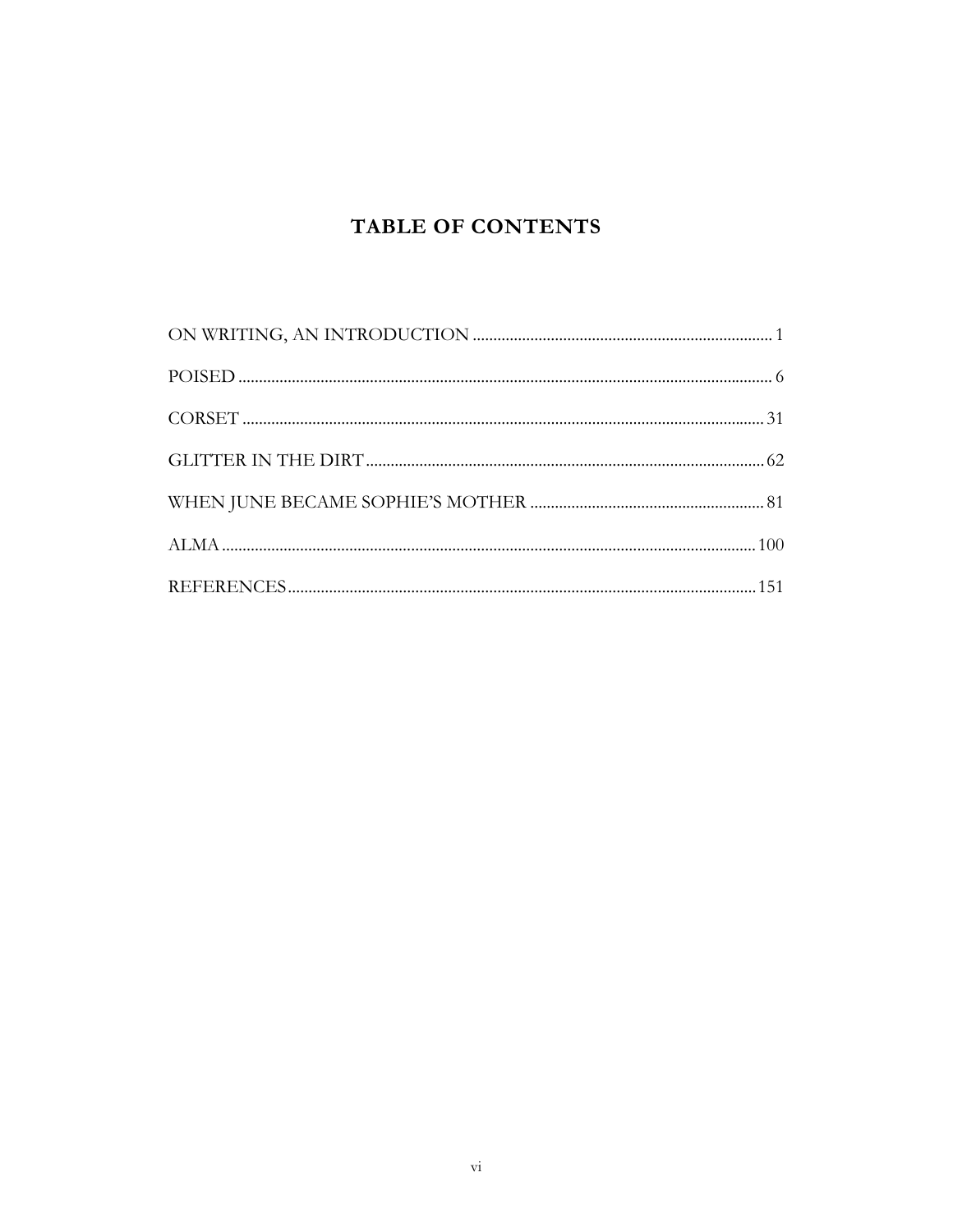# TABLE OF CONTENTS

ON WRITING, AN INTRODUCTION ........................................................................ 1

POISED ................................................................................................................ 6

CORSET .............................................................................................................. 31

GLITTER IN THE DIRT ...................................................................................... 62

WHEN JUNE BECAME SOPHIE'S MOTHER ...................................................... 81

ALMA ................................................................................................................. 100

REFERENCES ...................................................................................................... 151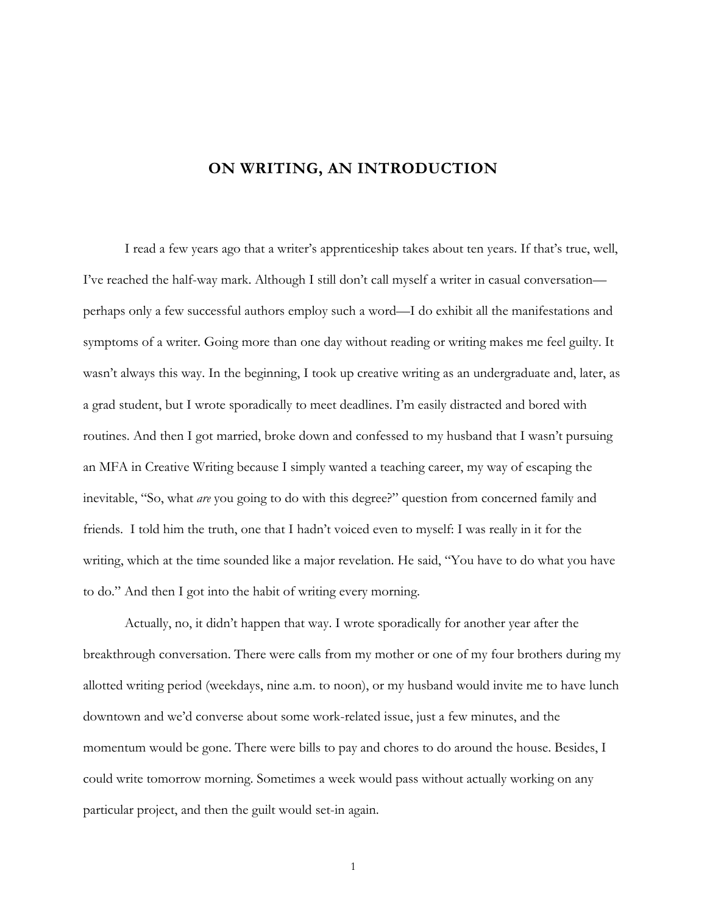# ON WRITING, AN INTRODUCTION

I read a few years ago that a writer's apprenticeship takes about ten years. If that's true, well, I've reached the half-way mark. Although I still don't call myself a writer in casual conversation—perhaps only a few successful authors employ such a word—I do exhibit all the manifestations and symptoms of a writer. Going more than one day without reading or writing makes me feel guilty. It wasn't always this way. In the beginning, I took up creative writing as an undergraduate and, later, as a grad student, but I wrote sporadically to meet deadlines. I'm easily distracted and bored with routines. And then I got married, broke down and confessed to my husband that I wasn't pursuing an MFA in Creative Writing because I simply wanted a teaching career, my way of escaping the inevitable, "So, what *are* you going to do with this degree?" question from concerned family and friends. I told him the truth, one that I hadn't voiced even to myself: I was really in it for the writing, which at the time sounded like a major revelation. He said, "You have to do what you have to do." And then I got into the habit of writing every morning.

Actually, no, it didn't happen that way. I wrote sporadically for another year after the breakthrough conversation. There were calls from my mother or one of my four brothers during my allotted writing period (weekdays, nine a.m. to noon), or my husband would invite me to have lunch downtown and we'd converse about some work-related issue, just a few minutes, and the momentum would be gone. There were bills to pay and chores to do around the house. Besides, I could write tomorrow morning. Sometimes a week would pass without actually working on any particular project, and then the guilt would set-in again.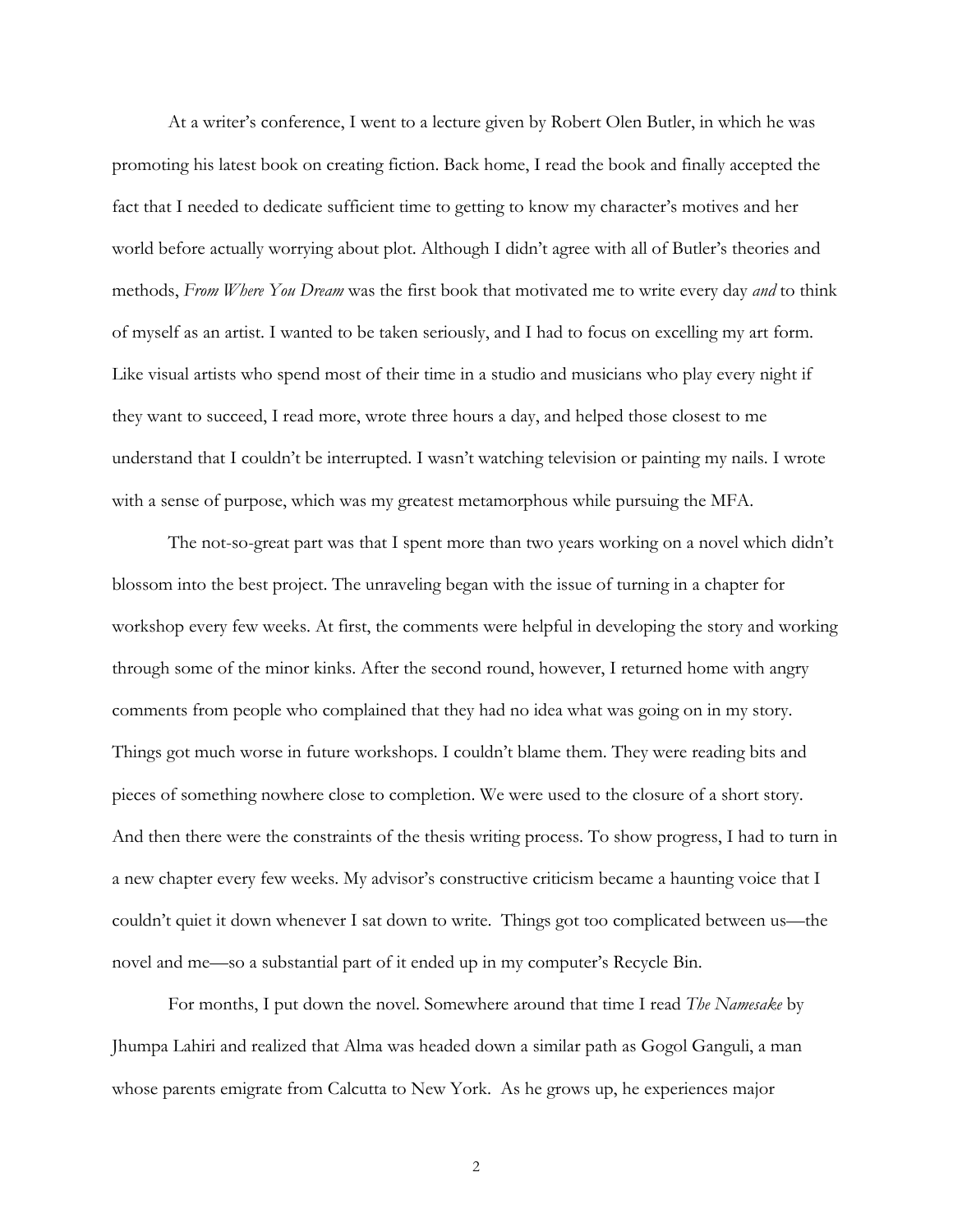At a writer's conference, I went to a lecture given by Robert Olen Butler, in which he was promoting his latest book on creating fiction. Back home, I read the book and finally accepted the fact that I needed to dedicate sufficient time to getting to know my character's motives and her world before actually worrying about plot. Although I didn't agree with all of Butler's theories and methods, *From Where You Dream* was the first book that motivated me to write every day *and* to think of myself as an artist. I wanted to be taken seriously, and I had to focus on excelling my art form. Like visual artists who spend most of their time in a studio and musicians who play every night if they want to succeed, I read more, wrote three hours a day, and helped those closest to me understand that I couldn't be interrupted. I wasn't watching television or painting my nails. I wrote with a sense of purpose, which was my greatest metamorphous while pursuing the MFA.

The not-so-great part was that I spent more than two years working on a novel which didn't blossom into the best project. The unraveling began with the issue of turning in a chapter for workshop every few weeks. At first, the comments were helpful in developing the story and working through some of the minor kinks. After the second round, however, I returned home with angry comments from people who complained that they had no idea what was going on in my story. Things got much worse in future workshops. I couldn't blame them. They were reading bits and pieces of something nowhere close to completion. We were used to the closure of a short story. And then there were the constraints of the thesis writing process. To show progress, I had to turn in a new chapter every few weeks. My advisor's constructive criticism became a haunting voice that I couldn't quiet it down whenever I sat down to write. Things got too complicated between us—the novel and me—so a substantial part of it ended up in my computer's Recycle Bin.

For months, I put down the novel. Somewhere around that time I read *The Namesake* by Jhumpa Lahiri and realized that Alma was headed down a similar path as Gogol Ganguli, a man whose parents emigrate from Calcutta to New York. As he grows up, he experiences major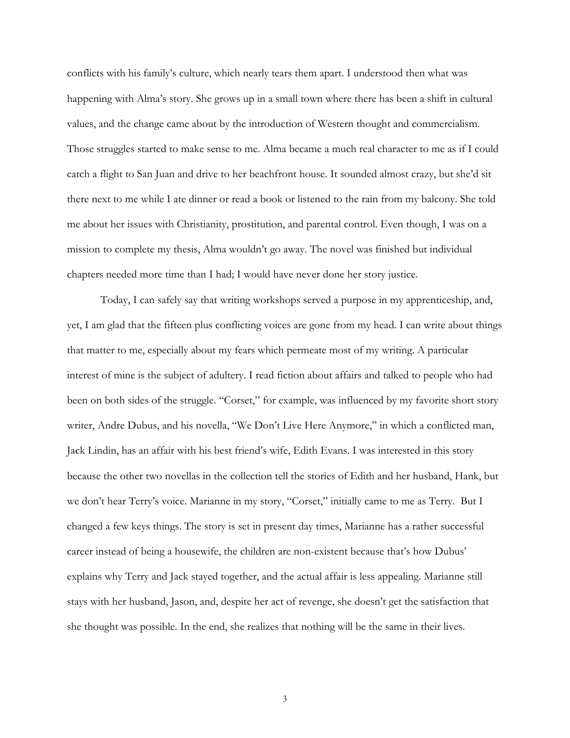conflicts with his family's culture, which nearly tears them apart. I understood then what was happening with Alma's story. She grows up in a small town where there has been a shift in cultural values, and the change came about by the introduction of Western thought and commercialism. Those struggles started to make sense to me. Alma became a much real character to me as if I could catch a flight to San Juan and drive to her beachfront house. It sounded almost crazy, but she'd sit there next to me while I ate dinner or read a book or listened to the rain from my balcony. She told me about her issues with Christianity, prostitution, and parental control. Even though, I was on a mission to complete my thesis, Alma wouldn't go away. The novel was finished but individual chapters needed more time than I had; I would have never done her story justice.

Today, I can safely say that writing workshops served a purpose in my apprenticeship, and, yet, I am glad that the fifteen plus conflicting voices are gone from my head. I can write about things that matter to me, especially about my fears which permeate most of my writing. A particular interest of mine is the subject of adultery. I read fiction about affairs and talked to people who had been on both sides of the struggle. "Corset," for example, was influenced by my favorite short story writer, Andre Dubus, and his novella, "We Don't Live Here Anymore," in which a conflicted man, Jack Lindin, has an affair with his best friend's wife, Edith Evans. I was interested in this story because the other two novellas in the collection tell the stories of Edith and her husband, Hank, but we don't hear Terry's voice. Marianne in my story, "Corset," initially came to me as Terry. But I changed a few keys things. The story is set in present day times, Marianne has a rather successful career instead of being a housewife, the children are non-existent because that's how Dubus' explains why Terry and Jack stayed together, and the actual affair is less appealing. Marianne still stays with her husband, Jason, and, despite her act of revenge, she doesn't get the satisfaction that she thought was possible. In the end, she realizes that nothing will be the same in their lives.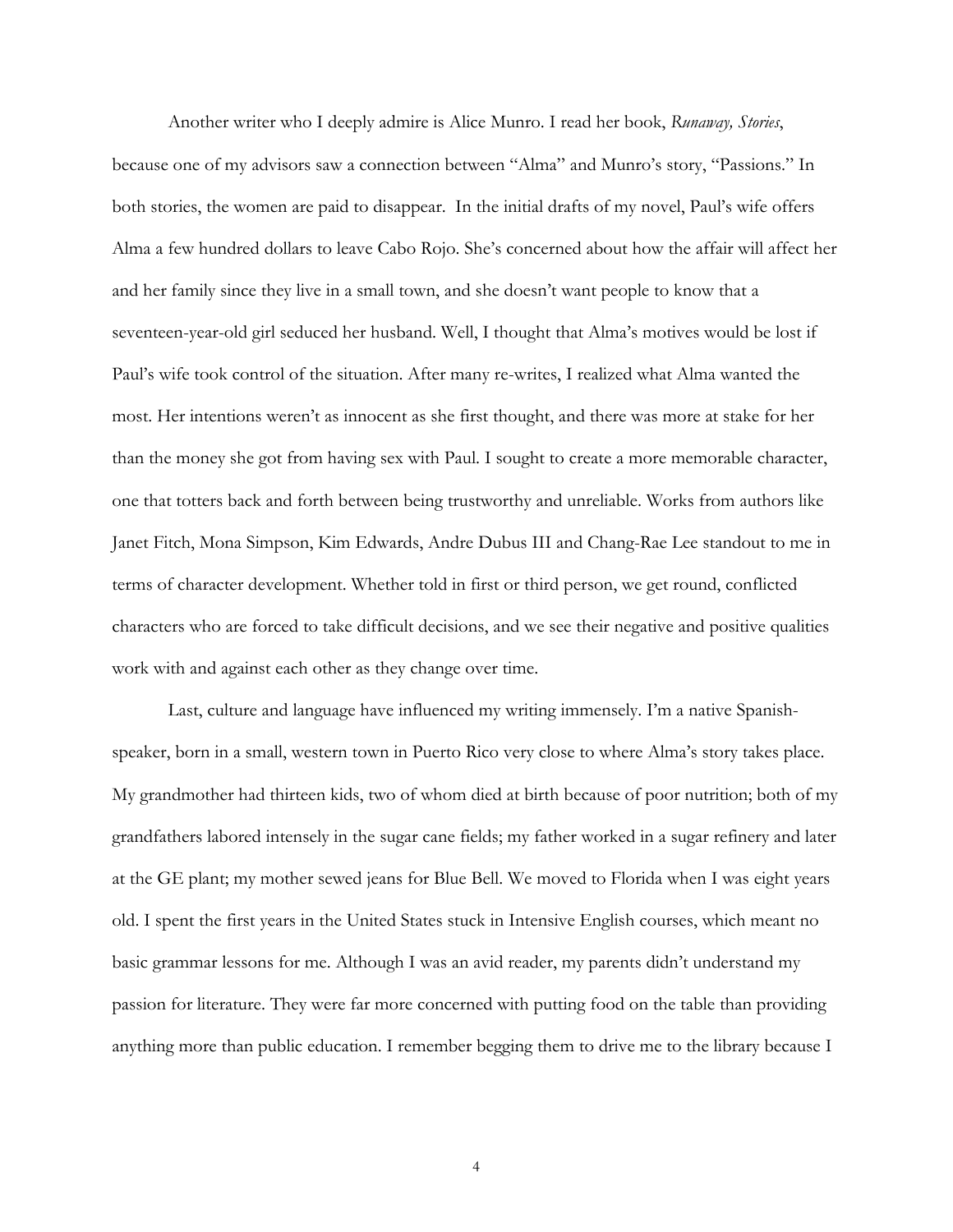Another writer who I deeply admire is Alice Munro. I read her book, *Runaway, Stories*, because one of my advisors saw a connection between "Alma" and Munro's story, "Passions." In both stories, the women are paid to disappear. In the initial drafts of my novel, Paul's wife offers Alma a few hundred dollars to leave Cabo Rojo. She's concerned about how the affair will affect her and her family since they live in a small town, and she doesn't want people to know that a seventeen-year-old girl seduced her husband. Well, I thought that Alma's motives would be lost if Paul's wife took control of the situation. After many re-writes, I realized what Alma wanted the most. Her intentions weren't as innocent as she first thought, and there was more at stake for her than the money she got from having sex with Paul. I sought to create a more memorable character, one that totters back and forth between being trustworthy and unreliable. Works from authors like Janet Fitch, Mona Simpson, Kim Edwards, Andre Dubus III and Chang-Rae Lee standout to me in terms of character development. Whether told in first or third person, we get round, conflicted characters who are forced to take difficult decisions, and we see their negative and positive qualities work with and against each other as they change over time.

Last, culture and language have influenced my writing immensely. I'm a native Spanish-speaker, born in a small, western town in Puerto Rico very close to where Alma's story takes place. My grandmother had thirteen kids, two of whom died at birth because of poor nutrition; both of my grandfathers labored intensely in the sugar cane fields; my father worked in a sugar refinery and later at the GE plant; my mother sewed jeans for Blue Bell. We moved to Florida when I was eight years old. I spent the first years in the United States stuck in Intensive English courses, which meant no basic grammar lessons for me. Although I was an avid reader, my parents didn't understand my passion for literature. They were far more concerned with putting food on the table than providing anything more than public education. I remember begging them to drive me to the library because I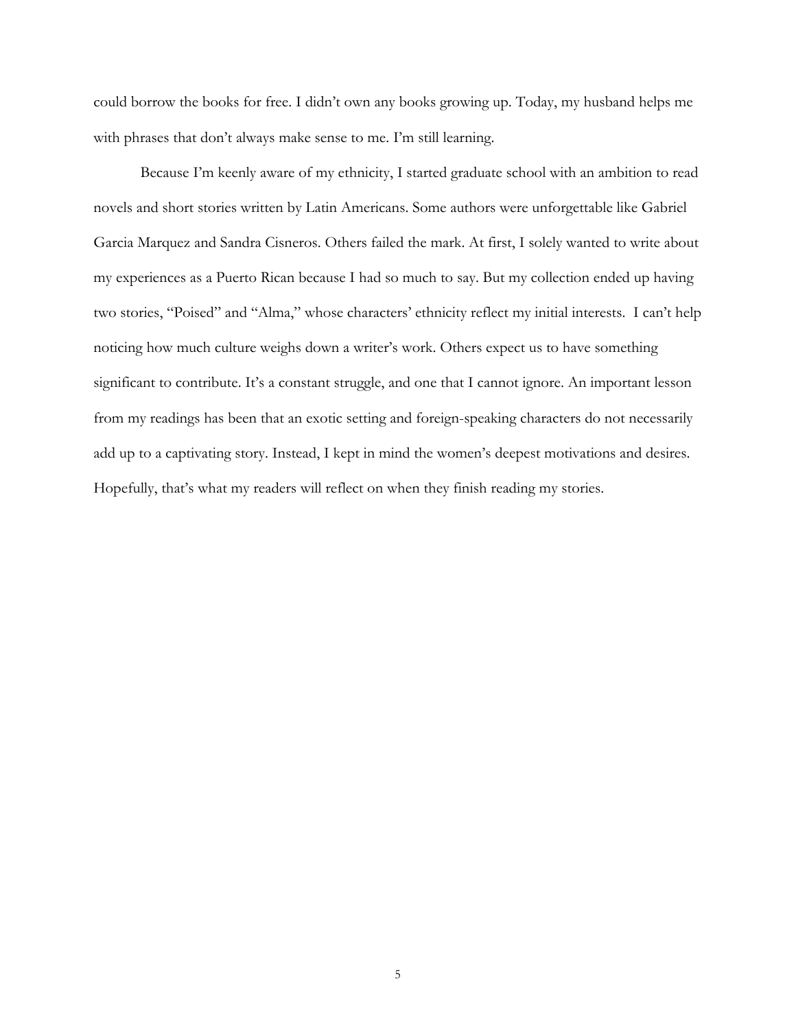could borrow the books for free. I didn't own any books growing up. Today, my husband helps me with phrases that don't always make sense to me. I'm still learning.

Because I'm keenly aware of my ethnicity, I started graduate school with an ambition to read novels and short stories written by Latin Americans. Some authors were unforgettable like Gabriel Garcia Marquez and Sandra Cisneros. Others failed the mark. At first, I solely wanted to write about my experiences as a Puerto Rican because I had so much to say. But my collection ended up having two stories, "Poised" and "Alma," whose characters' ethnicity reflect my initial interests. I can't help noticing how much culture weighs down a writer's work. Others expect us to have something significant to contribute. It's a constant struggle, and one that I cannot ignore. An important lesson from my readings has been that an exotic setting and foreign-speaking characters do not necessarily add up to a captivating story. Instead, I kept in mind the women's deepest motivations and desires. Hopefully, that's what my readers will reflect on when they finish reading my stories.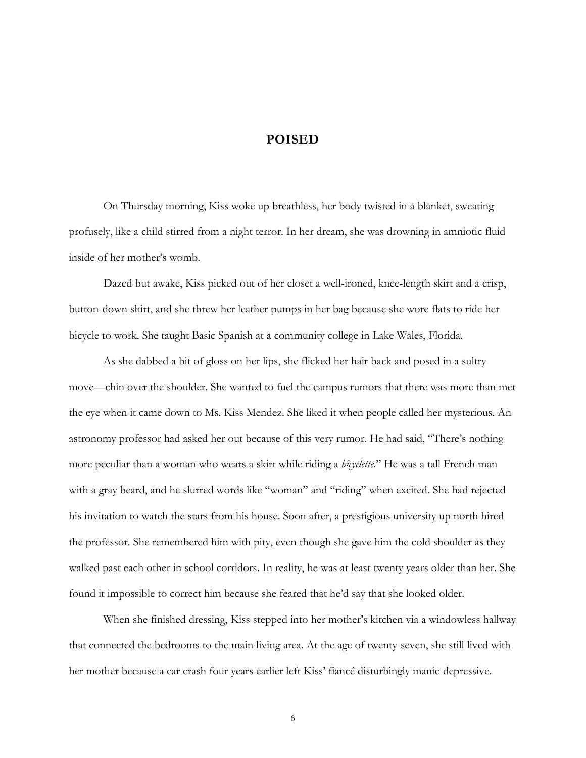# POISED

On Thursday morning, Kiss woke up breathless, her body twisted in a blanket, sweating profusely, like a child stirred from a night terror. In her dream, she was drowning in amniotic fluid inside of her mother's womb.

Dazed but awake, Kiss picked out of her closet a well-ironed, knee-length skirt and a crisp, button-down shirt, and she threw her leather pumps in her bag because she wore flats to ride her bicycle to work. She taught Basic Spanish at a community college in Lake Wales, Florida.

As she dabbed a bit of gloss on her lips, she flicked her hair back and posed in a sultry move—chin over the shoulder. She wanted to fuel the campus rumors that there was more than met the eye when it came down to Ms. Kiss Mendez. She liked it when people called her mysterious. An astronomy professor had asked her out because of this very rumor. He had said, "There's nothing more peculiar than a woman who wears a skirt while riding a *bicyclette*." He was a tall French man with a gray beard, and he slurred words like "woman" and "riding" when excited. She had rejected his invitation to watch the stars from his house. Soon after, a prestigious university up north hired the professor. She remembered him with pity, even though she gave him the cold shoulder as they walked past each other in school corridors. In reality, he was at least twenty years older than her. She found it impossible to correct him because she feared that he'd say that she looked older.

When she finished dressing, Kiss stepped into her mother's kitchen via a windowless hallway that connected the bedrooms to the main living area. At the age of twenty-seven, she still lived with her mother because a car crash four years earlier left Kiss' fiancé disturbingly manic-depressive.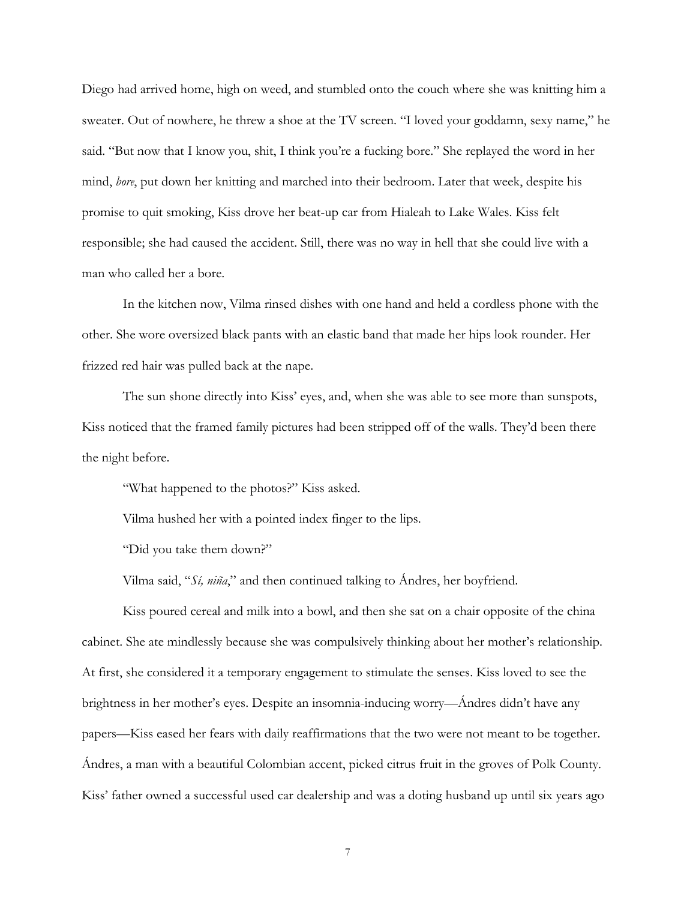Diego had arrived home, high on weed, and stumbled onto the couch where she was knitting him a sweater. Out of nowhere, he threw a shoe at the TV screen. "I loved your goddamn, sexy name," he said. "But now that I know you, shit, I think you're a fucking bore." She replayed the word in her mind, *bore*, put down her knitting and marched into their bedroom. Later that week, despite his promise to quit smoking, Kiss drove her beat-up car from Hialeah to Lake Wales. Kiss felt responsible; she had caused the accident. Still, there was no way in hell that she could live with a man who called her a bore.

In the kitchen now, Vilma rinsed dishes with one hand and held a cordless phone with the other. She wore oversized black pants with an elastic band that made her hips look rounder. Her frizzed red hair was pulled back at the nape.

The sun shone directly into Kiss' eyes, and, when she was able to see more than sunspots, Kiss noticed that the framed family pictures had been stripped off of the walls. They'd been there the night before.

"What happened to the photos?" Kiss asked.

Vilma hushed her with a pointed index finger to the lips.

"Did you take them down?"

Vilma said, "*Sí, niña*," and then continued talking to Ándres, her boyfriend.

Kiss poured cereal and milk into a bowl, and then she sat on a chair opposite of the china cabinet. She ate mindlessly because she was compulsively thinking about her mother's relationship. At first, she considered it a temporary engagement to stimulate the senses. Kiss loved to see the brightness in her mother's eyes. Despite an insomnia-inducing worry—Ándres didn't have any papers—Kiss eased her fears with daily reaffirmations that the two were not meant to be together. Ándres, a man with a beautiful Colombian accent, picked citrus fruit in the groves of Polk County. Kiss' father owned a successful used car dealership and was a doting husband up until six years ago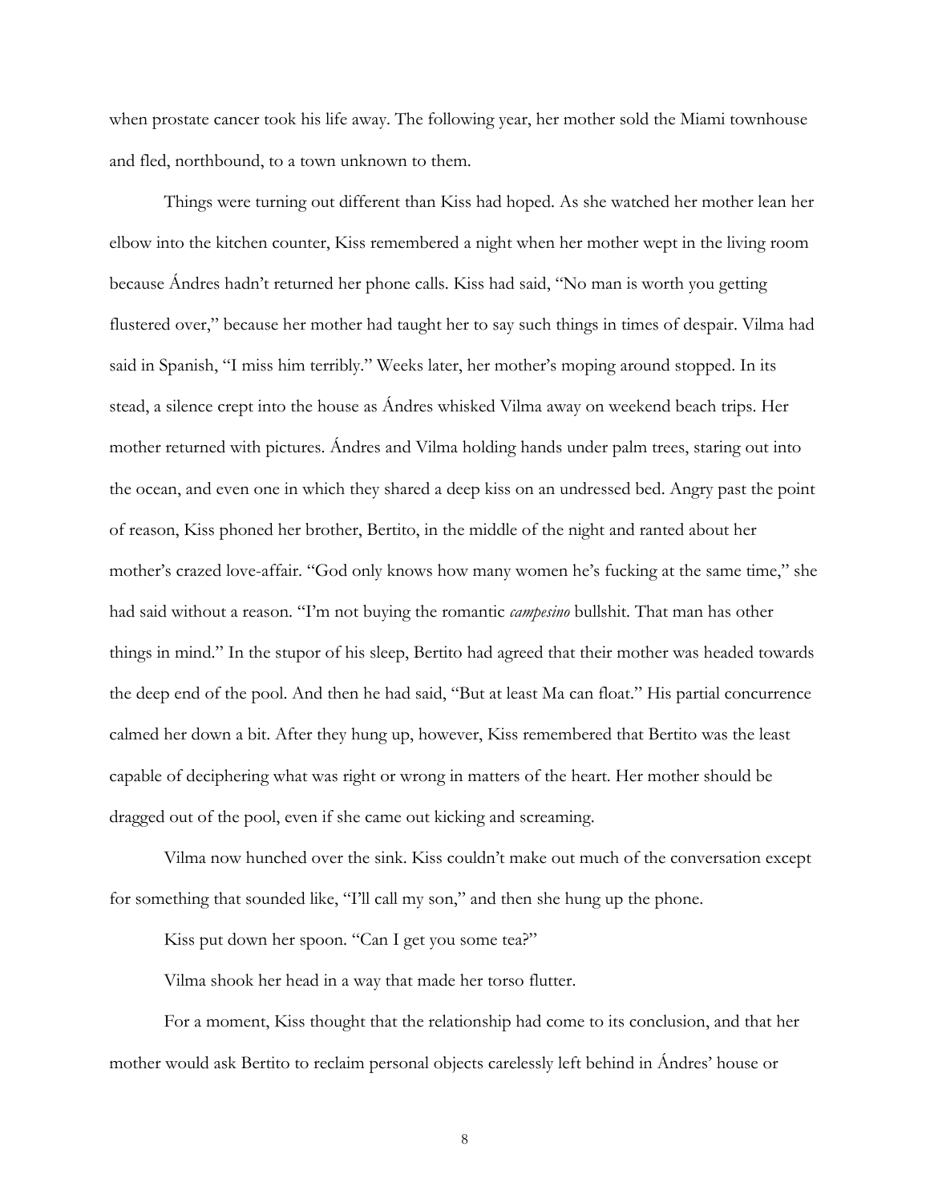when prostate cancer took his life away. The following year, her mother sold the Miami townhouse and fled, northbound, to a town unknown to them.

Things were turning out different than Kiss had hoped. As she watched her mother lean her elbow into the kitchen counter, Kiss remembered a night when her mother wept in the living room because Ándres hadn't returned her phone calls. Kiss had said, "No man is worth you getting flustered over," because her mother had taught her to say such things in times of despair. Vilma had said in Spanish, "I miss him terribly." Weeks later, her mother's moping around stopped. In its stead, a silence crept into the house as Ándres whisked Vilma away on weekend beach trips. Her mother returned with pictures. Ándres and Vilma holding hands under palm trees, staring out into the ocean, and even one in which they shared a deep kiss on an undressed bed. Angry past the point of reason, Kiss phoned her brother, Bertito, in the middle of the night and ranted about her mother's crazed love-affair. "God only knows how many women he's fucking at the same time," she had said without a reason. "I'm not buying the romantic *campesino* bullshit. That man has other things in mind." In the stupor of his sleep, Bertito had agreed that their mother was headed towards the deep end of the pool. And then he had said, "But at least Ma can float." His partial concurrence calmed her down a bit. After they hung up, however, Kiss remembered that Bertito was the least capable of deciphering what was right or wrong in matters of the heart. Her mother should be dragged out of the pool, even if she came out kicking and screaming.

Vilma now hunched over the sink. Kiss couldn't make out much of the conversation except for something that sounded like, "I'll call my son," and then she hung up the phone.

Kiss put down her spoon. "Can I get you some tea?"

Vilma shook her head in a way that made her torso flutter.

For a moment, Kiss thought that the relationship had come to its conclusion, and that her mother would ask Bertito to reclaim personal objects carelessly left behind in Ándres' house or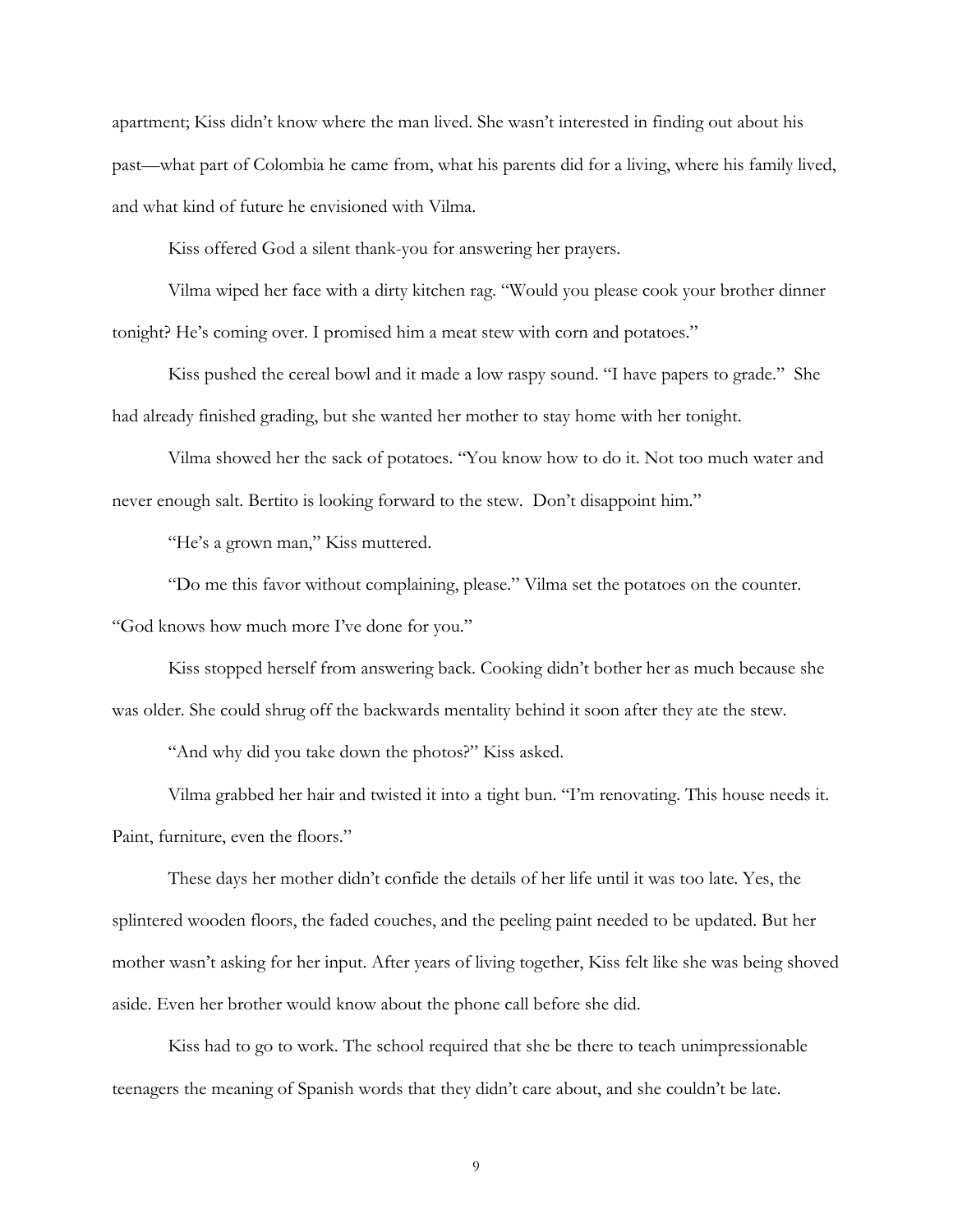apartment; Kiss didn't know where the man lived. She wasn't interested in finding out about his past—what part of Colombia he came from, what his parents did for a living, where his family lived, and what kind of future he envisioned with Vilma.

Kiss offered God a silent thank-you for answering her prayers.

Vilma wiped her face with a dirty kitchen rag. "Would you please cook your brother dinner tonight? He's coming over. I promised him a meat stew with corn and potatoes."

Kiss pushed the cereal bowl and it made a low raspy sound. "I have papers to grade." She had already finished grading, but she wanted her mother to stay home with her tonight.

Vilma showed her the sack of potatoes. "You know how to do it. Not too much water and never enough salt. Bertito is looking forward to the stew. Don't disappoint him."

"He's a grown man," Kiss muttered.

"Do me this favor without complaining, please." Vilma set the potatoes on the counter. "God knows how much more I've done for you."

Kiss stopped herself from answering back. Cooking didn't bother her as much because she was older. She could shrug off the backwards mentality behind it soon after they ate the stew.

"And why did you take down the photos?" Kiss asked.

Vilma grabbed her hair and twisted it into a tight bun. "I'm renovating. This house needs it. Paint, furniture, even the floors."

These days her mother didn't confide the details of her life until it was too late. Yes, the splintered wooden floors, the faded couches, and the peeling paint needed to be updated. But her mother wasn't asking for her input. After years of living together, Kiss felt like she was being shoved aside. Even her brother would know about the phone call before she did.

Kiss had to go to work. The school required that she be there to teach unimpressionable teenagers the meaning of Spanish words that they didn't care about, and she couldn't be late.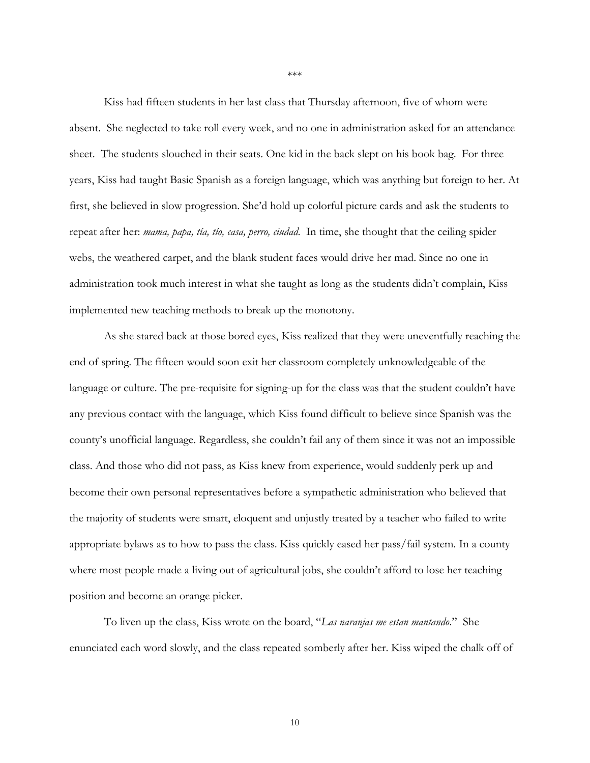***

Kiss had fifteen students in her last class that Thursday afternoon, five of whom were absent. She neglected to take roll every week, and no one in administration asked for an attendance sheet. The students slouched in their seats. One kid in the back slept on his book bag. For three years, Kiss had taught Basic Spanish as a foreign language, which was anything but foreign to her. At first, she believed in slow progression. She'd hold up colorful picture cards and ask the students to repeat after her: *mama, papa, tía, tío, casa, perro, ciudad.* In time, she thought that the ceiling spider webs, the weathered carpet, and the blank student faces would drive her mad. Since no one in administration took much interest in what she taught as long as the students didn't complain, Kiss implemented new teaching methods to break up the monotony.

As she stared back at those bored eyes, Kiss realized that they were uneventfully reaching the end of spring. The fifteen would soon exit her classroom completely unknowledgeable of the language or culture. The pre-requisite for signing-up for the class was that the student couldn't have any previous contact with the language, which Kiss found difficult to believe since Spanish was the county's unofficial language. Regardless, she couldn't fail any of them since it was not an impossible class. And those who did not pass, as Kiss knew from experience, would suddenly perk up and become their own personal representatives before a sympathetic administration who believed that the majority of students were smart, eloquent and unjustly treated by a teacher who failed to write appropriate bylaws as to how to pass the class. Kiss quickly eased her pass/fail system. In a county where most people made a living out of agricultural jobs, she couldn't afford to lose her teaching position and become an orange picker.

To liven up the class, Kiss wrote on the board, "*Las naranjas me estan mantando*." She enunciated each word slowly, and the class repeated somberly after her. Kiss wiped the chalk off of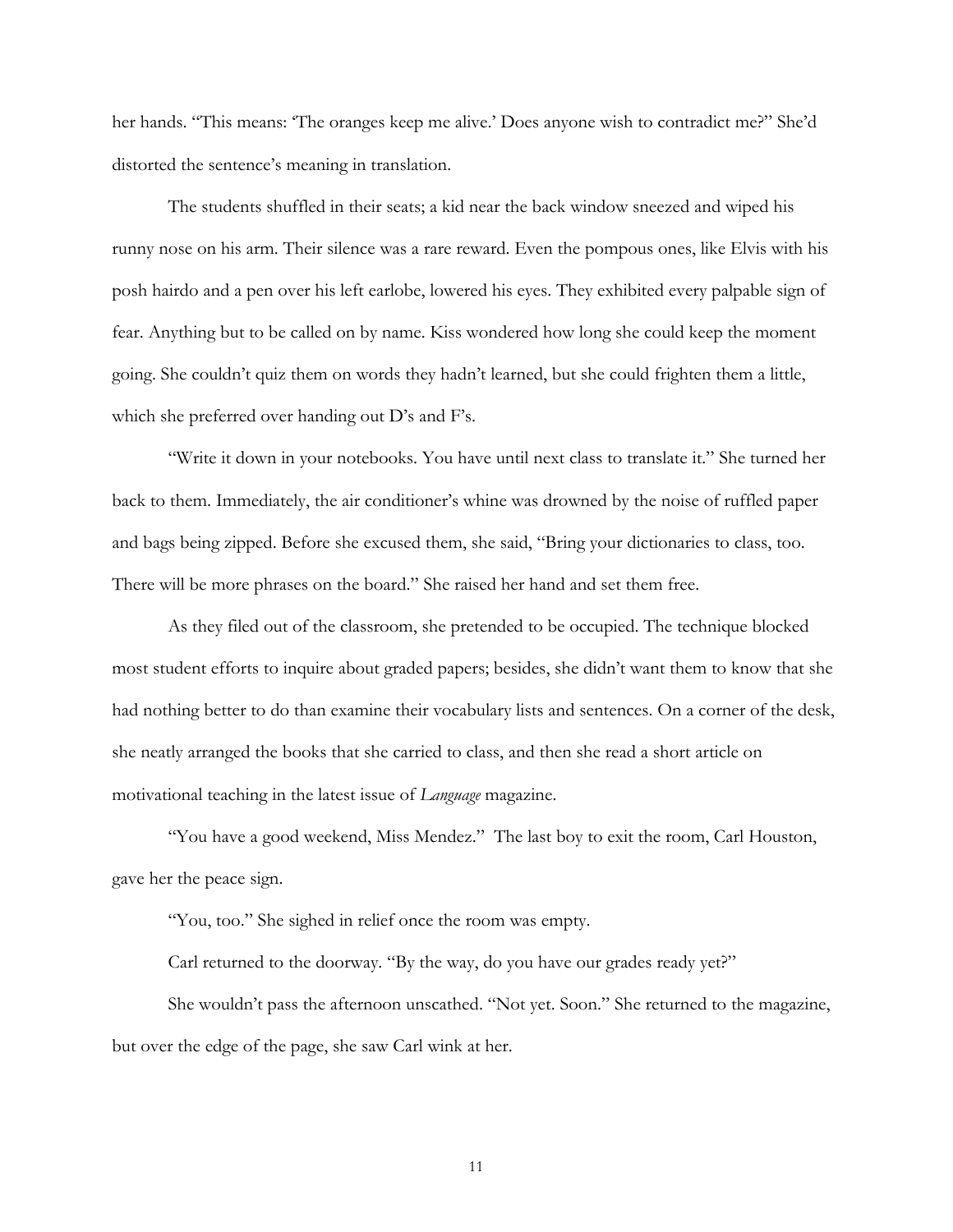her hands. "This means: 'The oranges keep me alive.' Does anyone wish to contradict me?" She'd distorted the sentence's meaning in translation.

The students shuffled in their seats; a kid near the back window sneezed and wiped his runny nose on his arm. Their silence was a rare reward. Even the pompous ones, like Elvis with his posh hairdo and a pen over his left earlobe, lowered his eyes. They exhibited every palpable sign of fear. Anything but to be called on by name. Kiss wondered how long she could keep the moment going. She couldn't quiz them on words they hadn't learned, but she could frighten them a little, which she preferred over handing out D's and F's.

"Write it down in your notebooks. You have until next class to translate it." She turned her back to them. Immediately, the air conditioner's whine was drowned by the noise of ruffled paper and bags being zipped. Before she excused them, she said, "Bring your dictionaries to class, too. There will be more phrases on the board." She raised her hand and set them free.

As they filed out of the classroom, she pretended to be occupied. The technique blocked most student efforts to inquire about graded papers; besides, she didn't want them to know that she had nothing better to do than examine their vocabulary lists and sentences. On a corner of the desk, she neatly arranged the books that she carried to class, and then she read a short article on motivational teaching in the latest issue of *Language* magazine.

"You have a good weekend, Miss Mendez." The last boy to exit the room, Carl Houston, gave her the peace sign.

"You, too." She sighed in relief once the room was empty.

Carl returned to the doorway. "By the way, do you have our grades ready yet?"

She wouldn't pass the afternoon unscathed. "Not yet. Soon." She returned to the magazine, but over the edge of the page, she saw Carl wink at her.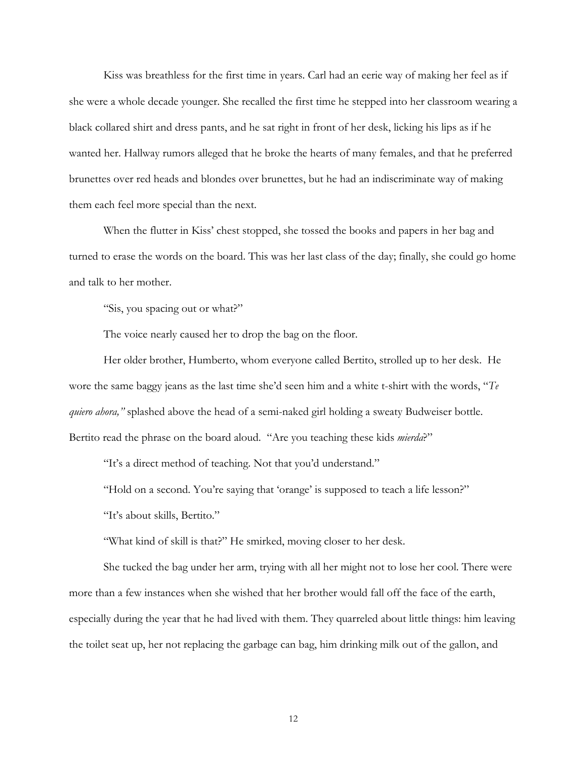Kiss was breathless for the first time in years. Carl had an eerie way of making her feel as if she were a whole decade younger. She recalled the first time he stepped into her classroom wearing a black collared shirt and dress pants, and he sat right in front of her desk, licking his lips as if he wanted her. Hallway rumors alleged that he broke the hearts of many females, and that he preferred brunettes over red heads and blondes over brunettes, but he had an indiscriminate way of making them each feel more special than the next.

When the flutter in Kiss' chest stopped, she tossed the books and papers in her bag and turned to erase the words on the board. This was her last class of the day; finally, she could go home and talk to her mother.

"Sis, you spacing out or what?"

The voice nearly caused her to drop the bag on the floor.

Her older brother, Humberto, whom everyone called Bertito, strolled up to her desk. He wore the same baggy jeans as the last time she'd seen him and a white t-shirt with the words, "*Te quiero ahora,"* splashed above the head of a semi-naked girl holding a sweaty Budweiser bottle. Bertito read the phrase on the board aloud. "Are you teaching these kids *mierda*?"

"It's a direct method of teaching. Not that you'd understand."

"Hold on a second. You're saying that 'orange' is supposed to teach a life lesson?"

"It's about skills, Bertito."

"What kind of skill is that?" He smirked, moving closer to her desk.

She tucked the bag under her arm, trying with all her might not to lose her cool. There were more than a few instances when she wished that her brother would fall off the face of the earth, especially during the year that he had lived with them. They quarreled about little things: him leaving the toilet seat up, her not replacing the garbage can bag, him drinking milk out of the gallon, and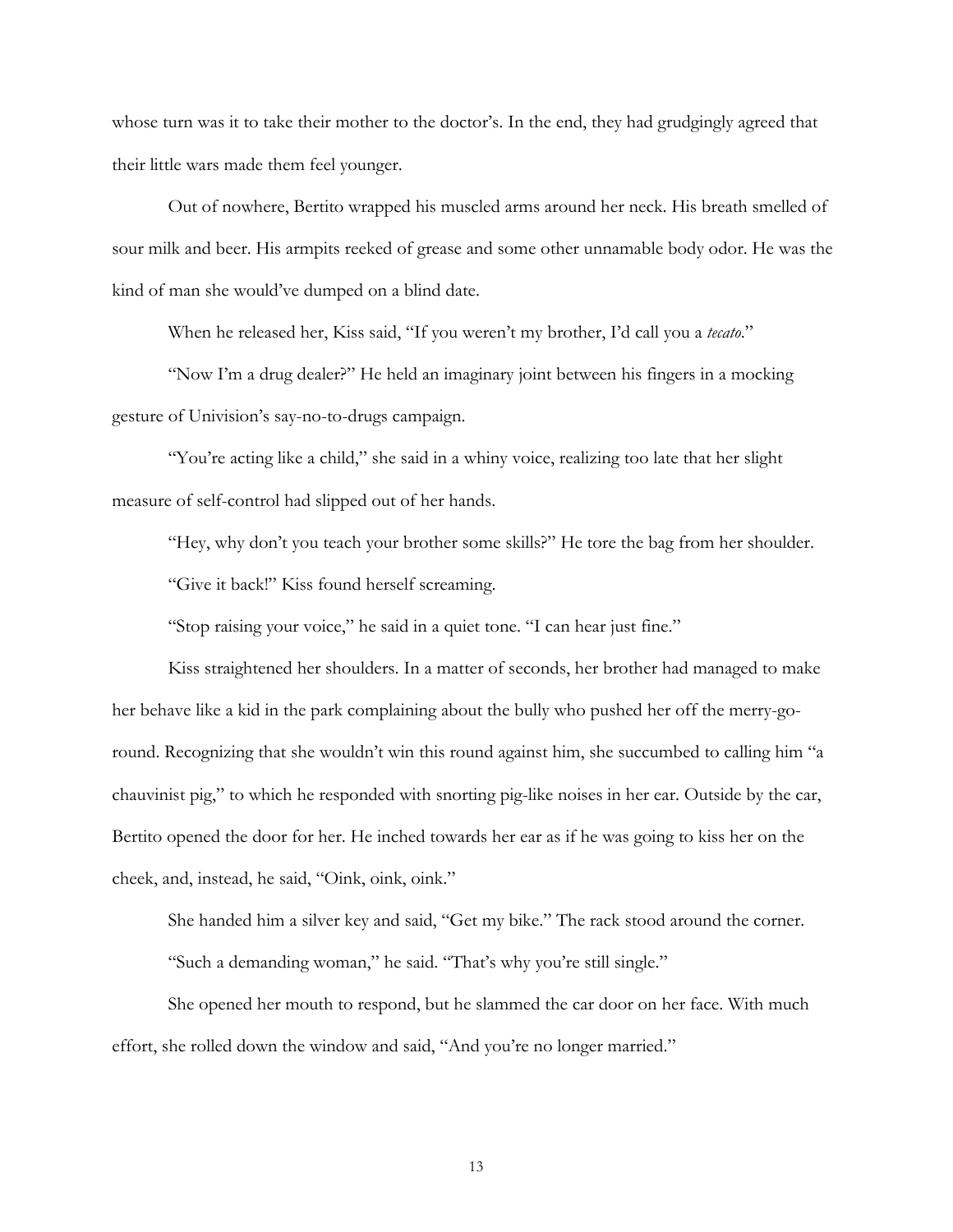whose turn was it to take their mother to the doctor's. In the end, they had grudgingly agreed that their little wars made them feel younger.

Out of nowhere, Bertito wrapped his muscled arms around her neck. His breath smelled of sour milk and beer. His armpits reeked of grease and some other unnamable body odor. He was the kind of man she would've dumped on a blind date.

When he released her, Kiss said, "If you weren't my brother, I'd call you a *tecato*."

"Now I'm a drug dealer?" He held an imaginary joint between his fingers in a mocking gesture of Univision's say-no-to-drugs campaign.

"You're acting like a child," she said in a whiny voice, realizing too late that her slight measure of self-control had slipped out of her hands.

"Hey, why don't you teach your brother some skills?" He tore the bag from her shoulder.

"Give it back!" Kiss found herself screaming.

"Stop raising your voice," he said in a quiet tone. "I can hear just fine."

Kiss straightened her shoulders. In a matter of seconds, her brother had managed to make her behave like a kid in the park complaining about the bully who pushed her off the merry-go-round. Recognizing that she wouldn't win this round against him, she succumbed to calling him "a chauvinist pig," to which he responded with snorting pig-like noises in her ear. Outside by the car, Bertito opened the door for her. He inched towards her ear as if he was going to kiss her on the cheek, and, instead, he said, "Oink, oink, oink."

She handed him a silver key and said, "Get my bike." The rack stood around the corner.

"Such a demanding woman," he said. "That's why you're still single."

She opened her mouth to respond, but he slammed the car door on her face. With much effort, she rolled down the window and said, "And you're no longer married."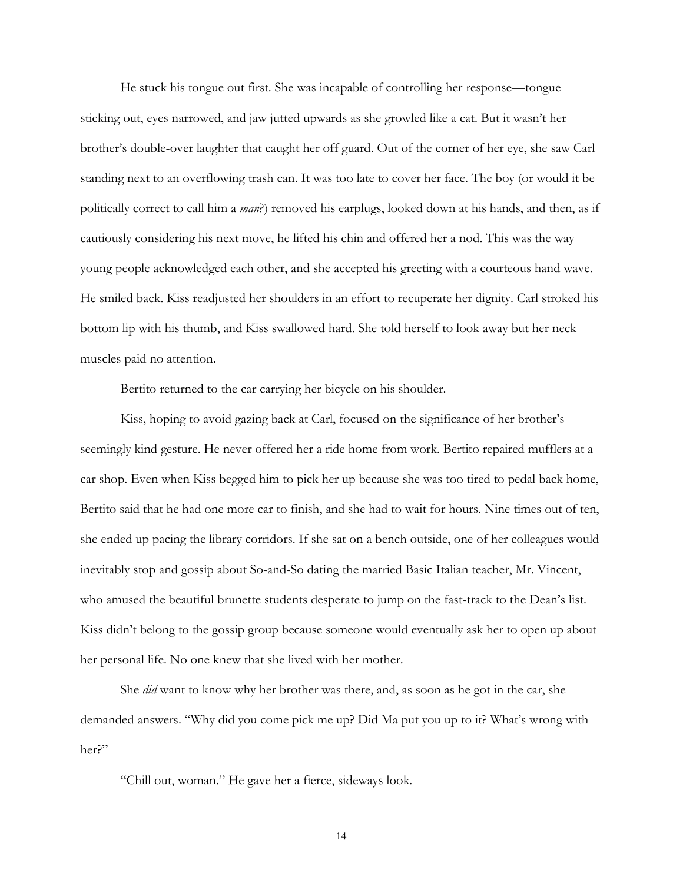He stuck his tongue out first. She was incapable of controlling her response—tongue sticking out, eyes narrowed, and jaw jutted upwards as she growled like a cat. But it wasn't her brother's double-over laughter that caught her off guard. Out of the corner of her eye, she saw Carl standing next to an overflowing trash can. It was too late to cover her face. The boy (or would it be politically correct to call him a *man*?) removed his earplugs, looked down at his hands, and then, as if cautiously considering his next move, he lifted his chin and offered her a nod. This was the way young people acknowledged each other, and she accepted his greeting with a courteous hand wave. He smiled back. Kiss readjusted her shoulders in an effort to recuperate her dignity. Carl stroked his bottom lip with his thumb, and Kiss swallowed hard. She told herself to look away but her neck muscles paid no attention.

Bertito returned to the car carrying her bicycle on his shoulder.

Kiss, hoping to avoid gazing back at Carl, focused on the significance of her brother's seemingly kind gesture. He never offered her a ride home from work. Bertito repaired mufflers at a car shop. Even when Kiss begged him to pick her up because she was too tired to pedal back home, Bertito said that he had one more car to finish, and she had to wait for hours. Nine times out of ten, she ended up pacing the library corridors. If she sat on a bench outside, one of her colleagues would inevitably stop and gossip about So-and-So dating the married Basic Italian teacher, Mr. Vincent, who amused the beautiful brunette students desperate to jump on the fast-track to the Dean's list. Kiss didn't belong to the gossip group because someone would eventually ask her to open up about her personal life. No one knew that she lived with her mother.

She *did* want to know why her brother was there, and, as soon as he got in the car, she demanded answers. "Why did you come pick me up? Did Ma put you up to it? What's wrong with her?"

"Chill out, woman." He gave her a fierce, sideways look.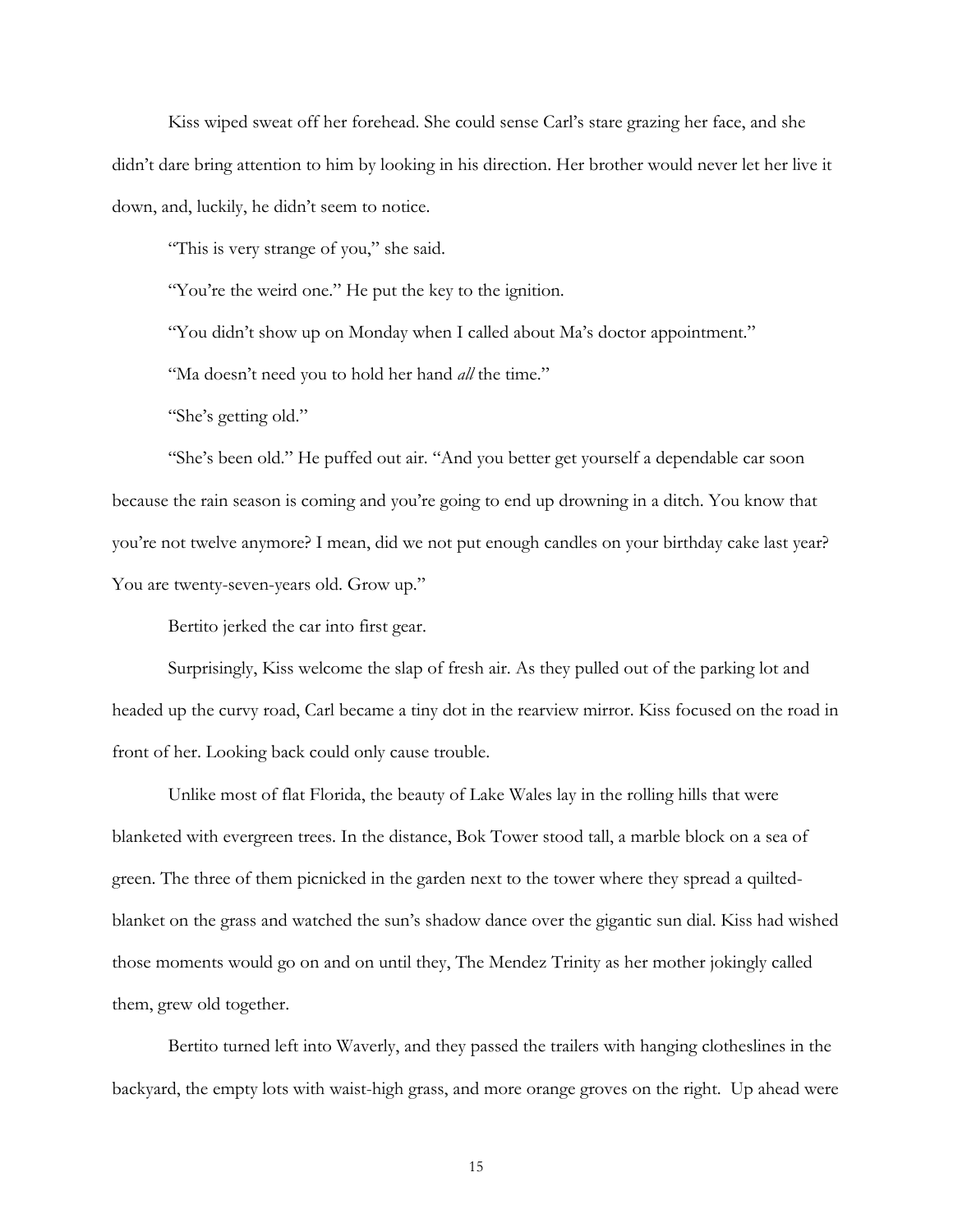Kiss wiped sweat off her forehead. She could sense Carl's stare grazing her face, and she didn't dare bring attention to him by looking in his direction. Her brother would never let her live it down, and, luckily, he didn't seem to notice.

"This is very strange of you," she said.

"You're the weird one." He put the key to the ignition.

"You didn't show up on Monday when I called about Ma's doctor appointment."

"Ma doesn't need you to hold her hand *all* the time."

"She's getting old."

"She's been old." He puffed out air. "And you better get yourself a dependable car soon because the rain season is coming and you're going to end up drowning in a ditch. You know that you're not twelve anymore? I mean, did we not put enough candles on your birthday cake last year? You are twenty-seven-years old. Grow up."

Bertito jerked the car into first gear.

Surprisingly, Kiss welcome the slap of fresh air. As they pulled out of the parking lot and headed up the curvy road, Carl became a tiny dot in the rearview mirror. Kiss focused on the road in front of her. Looking back could only cause trouble.

Unlike most of flat Florida, the beauty of Lake Wales lay in the rolling hills that were blanketed with evergreen trees. In the distance, Bok Tower stood tall, a marble block on a sea of green. The three of them picnicked in the garden next to the tower where they spread a quilted-blanket on the grass and watched the sun's shadow dance over the gigantic sun dial. Kiss had wished those moments would go on and on until they, The Mendez Trinity as her mother jokingly called them, grew old together.

Bertito turned left into Waverly, and they passed the trailers with hanging clotheslines in the backyard, the empty lots with waist-high grass, and more orange groves on the right. Up ahead were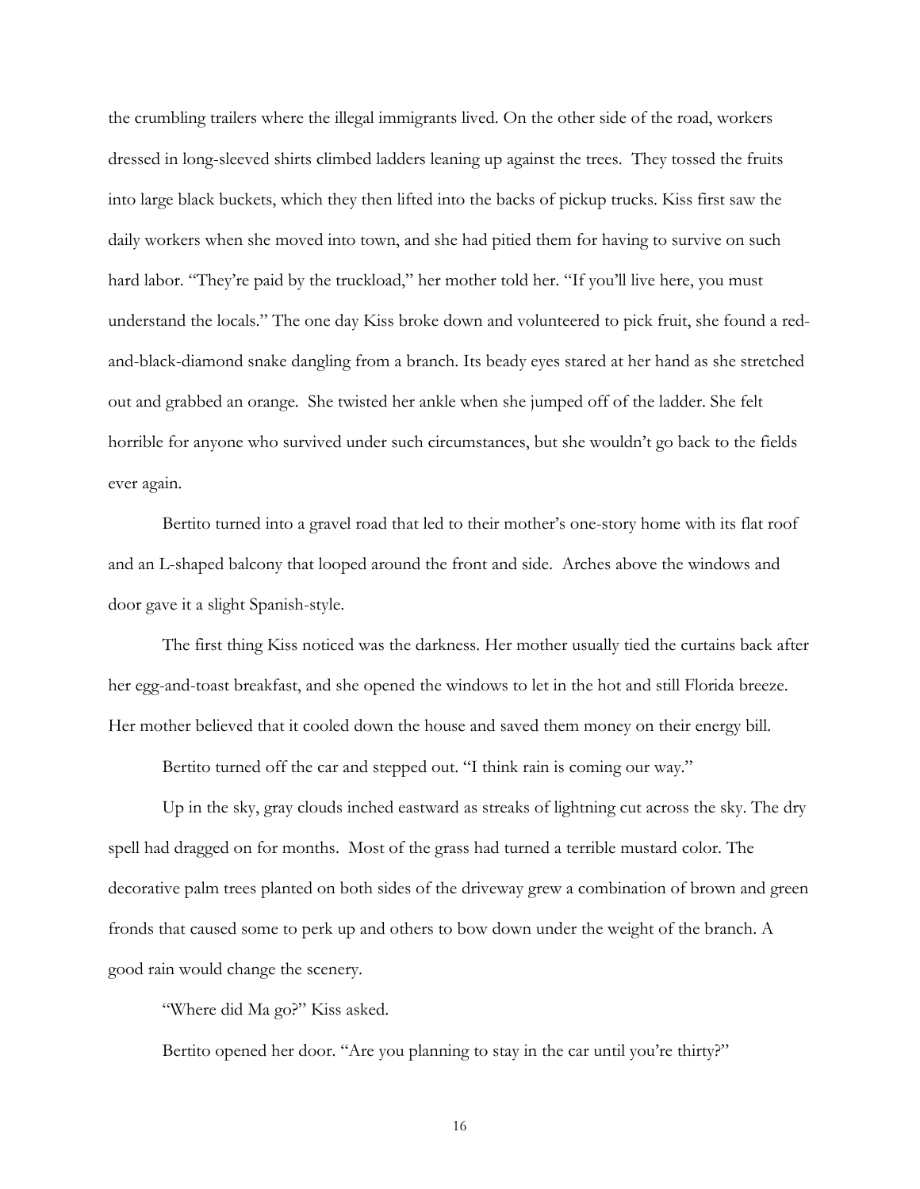the crumbling trailers where the illegal immigrants lived. On the other side of the road, workers dressed in long-sleeved shirts climbed ladders leaning up against the trees. They tossed the fruits into large black buckets, which they then lifted into the backs of pickup trucks. Kiss first saw the daily workers when she moved into town, and she had pitied them for having to survive on such hard labor. "They're paid by the truckload," her mother told her. "If you'll live here, you must understand the locals." The one day Kiss broke down and volunteered to pick fruit, she found a red-and-black-diamond snake dangling from a branch. Its beady eyes stared at her hand as she stretched out and grabbed an orange. She twisted her ankle when she jumped off of the ladder. She felt horrible for anyone who survived under such circumstances, but she wouldn't go back to the fields ever again.

Bertito turned into a gravel road that led to their mother's one-story home with its flat roof and an L-shaped balcony that looped around the front and side. Arches above the windows and door gave it a slight Spanish-style.

The first thing Kiss noticed was the darkness. Her mother usually tied the curtains back after her egg-and-toast breakfast, and she opened the windows to let in the hot and still Florida breeze. Her mother believed that it cooled down the house and saved them money on their energy bill.

Bertito turned off the car and stepped out. "I think rain is coming our way."

Up in the sky, gray clouds inched eastward as streaks of lightning cut across the sky. The dry spell had dragged on for months. Most of the grass had turned a terrible mustard color. The decorative palm trees planted on both sides of the driveway grew a combination of brown and green fronds that caused some to perk up and others to bow down under the weight of the branch. A good rain would change the scenery.

"Where did Ma go?" Kiss asked.

Bertito opened her door. "Are you planning to stay in the car until you're thirty?"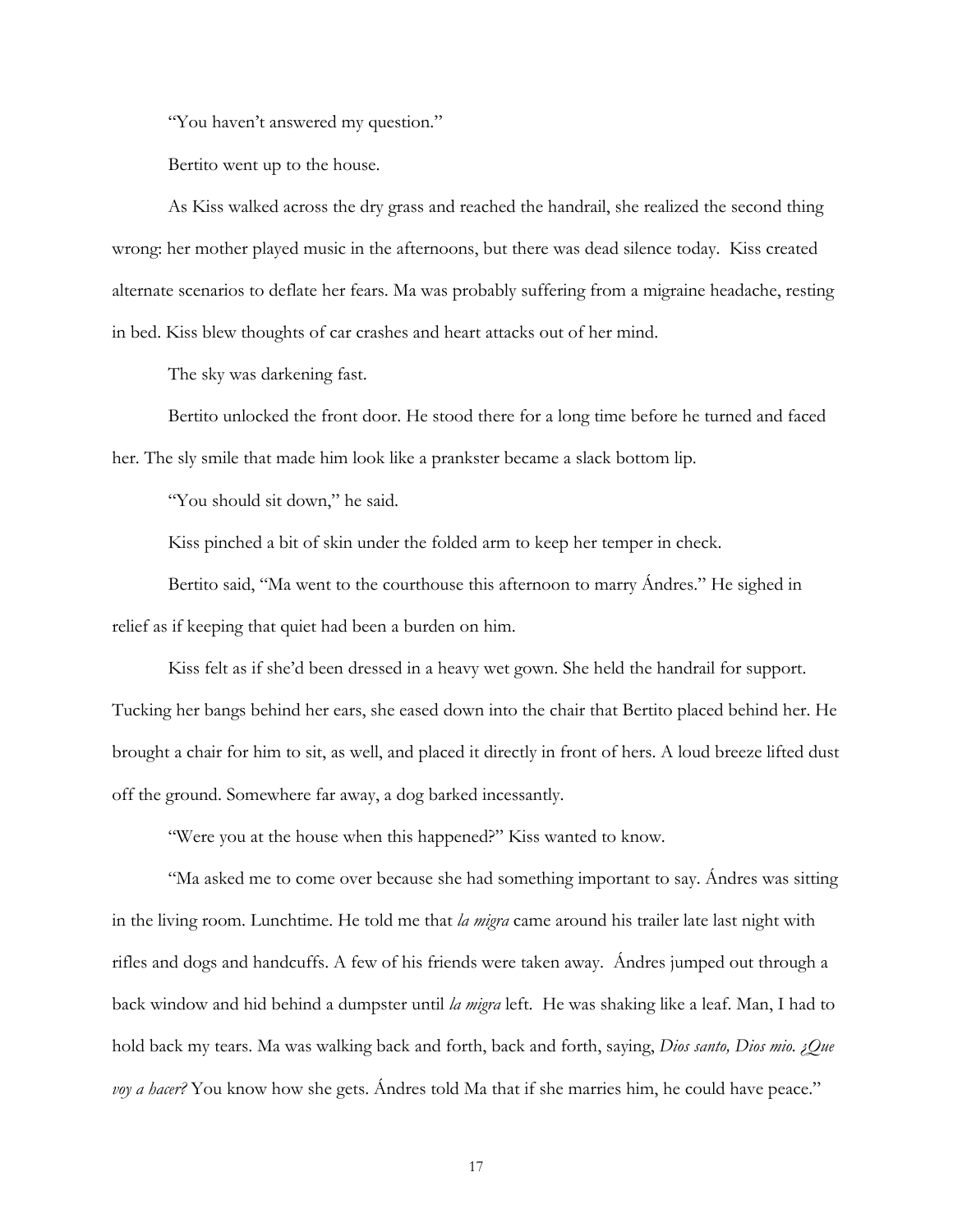"You haven't answered my question."

Bertito went up to the house.

As Kiss walked across the dry grass and reached the handrail, she realized the second thing wrong: her mother played music in the afternoons, but there was dead silence today. Kiss created alternate scenarios to deflate her fears. Ma was probably suffering from a migraine headache, resting in bed. Kiss blew thoughts of car crashes and heart attacks out of her mind.

The sky was darkening fast.

Bertito unlocked the front door. He stood there for a long time before he turned and faced her. The sly smile that made him look like a prankster became a slack bottom lip.

"You should sit down," he said.

Kiss pinched a bit of skin under the folded arm to keep her temper in check.

Bertito said, "Ma went to the courthouse this afternoon to marry Ándres." He sighed in relief as if keeping that quiet had been a burden on him.

Kiss felt as if she'd been dressed in a heavy wet gown. She held the handrail for support. Tucking her bangs behind her ears, she eased down into the chair that Bertito placed behind her. He brought a chair for him to sit, as well, and placed it directly in front of hers. A loud breeze lifted dust off the ground. Somewhere far away, a dog barked incessantly.

"Were you at the house when this happened?" Kiss wanted to know.

"Ma asked me to come over because she had something important to say. Ándres was sitting in the living room. Lunchtime. He told me that *la migra* came around his trailer late last night with rifles and dogs and handcuffs. A few of his friends were taken away. Ándres jumped out through a back window and hid behind a dumpster until *la migra* left. He was shaking like a leaf. Man, I had to hold back my tears. Ma was walking back and forth, back and forth, saying, *Dios santo, Dios mio. ¿Que voy a hacer?* You know how she gets. Ándres told Ma that if she marries him, he could have peace."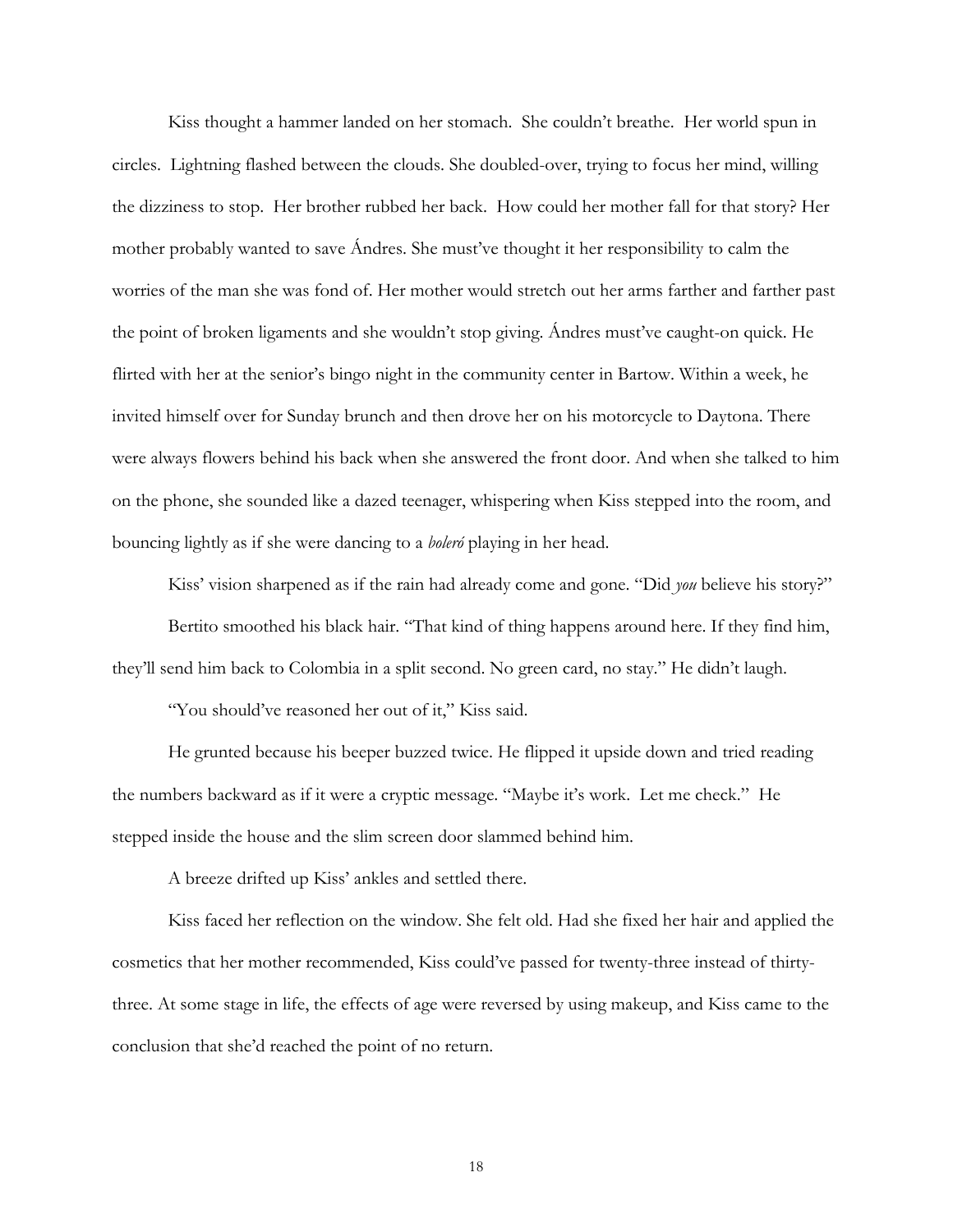Kiss thought a hammer landed on her stomach. She couldn't breathe. Her world spun in circles. Lightning flashed between the clouds. She doubled-over, trying to focus her mind, willing the dizziness to stop. Her brother rubbed her back. How could her mother fall for that story? Her mother probably wanted to save Ándres. She must've thought it her responsibility to calm the worries of the man she was fond of. Her mother would stretch out her arms farther and farther past the point of broken ligaments and she wouldn't stop giving. Ándres must've caught-on quick. He flirted with her at the senior's bingo night in the community center in Bartow. Within a week, he invited himself over for Sunday brunch and then drove her on his motorcycle to Daytona. There were always flowers behind his back when she answered the front door. And when she talked to him on the phone, she sounded like a dazed teenager, whispering when Kiss stepped into the room, and bouncing lightly as if she were dancing to a *boleró* playing in her head.

Kiss' vision sharpened as if the rain had already come and gone. "Did *you* believe his story?"

Bertito smoothed his black hair. "That kind of thing happens around here. If they find him, they'll send him back to Colombia in a split second. No green card, no stay." He didn't laugh.

"You should've reasoned her out of it," Kiss said.

He grunted because his beeper buzzed twice. He flipped it upside down and tried reading the numbers backward as if it were a cryptic message. "Maybe it's work. Let me check." He stepped inside the house and the slim screen door slammed behind him.

A breeze drifted up Kiss' ankles and settled there.

Kiss faced her reflection on the window. She felt old. Had she fixed her hair and applied the cosmetics that her mother recommended, Kiss could've passed for twenty-three instead of thirty-three. At some stage in life, the effects of age were reversed by using makeup, and Kiss came to the conclusion that she'd reached the point of no return.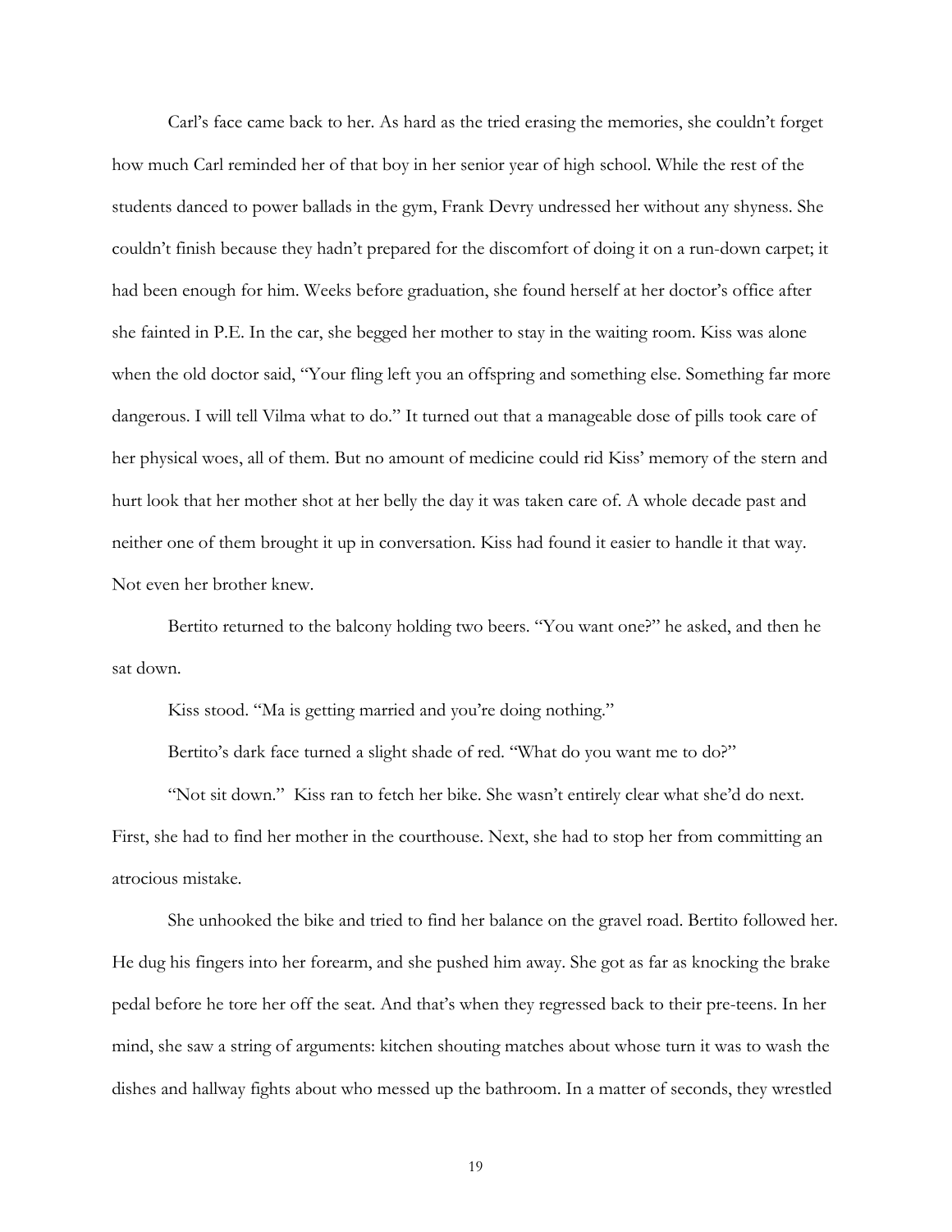Carl's face came back to her. As hard as the tried erasing the memories, she couldn't forget how much Carl reminded her of that boy in her senior year of high school. While the rest of the students danced to power ballads in the gym, Frank Devry undressed her without any shyness. She couldn't finish because they hadn't prepared for the discomfort of doing it on a run-down carpet; it had been enough for him. Weeks before graduation, she found herself at her doctor's office after she fainted in P.E. In the car, she begged her mother to stay in the waiting room. Kiss was alone when the old doctor said, "Your fling left you an offspring and something else. Something far more dangerous. I will tell Vilma what to do." It turned out that a manageable dose of pills took care of her physical woes, all of them. But no amount of medicine could rid Kiss' memory of the stern and hurt look that her mother shot at her belly the day it was taken care of. A whole decade past and neither one of them brought it up in conversation. Kiss had found it easier to handle it that way. Not even her brother knew.

Bertito returned to the balcony holding two beers. "You want one?" he asked, and then he sat down.

Kiss stood. "Ma is getting married and you're doing nothing."

Bertito's dark face turned a slight shade of red. "What do you want me to do?"

"Not sit down." Kiss ran to fetch her bike. She wasn't entirely clear what she'd do next. First, she had to find her mother in the courthouse. Next, she had to stop her from committing an atrocious mistake.

She unhooked the bike and tried to find her balance on the gravel road. Bertito followed her. He dug his fingers into her forearm, and she pushed him away. She got as far as knocking the brake pedal before he tore her off the seat. And that's when they regressed back to their pre-teens. In her mind, she saw a string of arguments: kitchen shouting matches about whose turn it was to wash the dishes and hallway fights about who messed up the bathroom. In a matter of seconds, they wrestled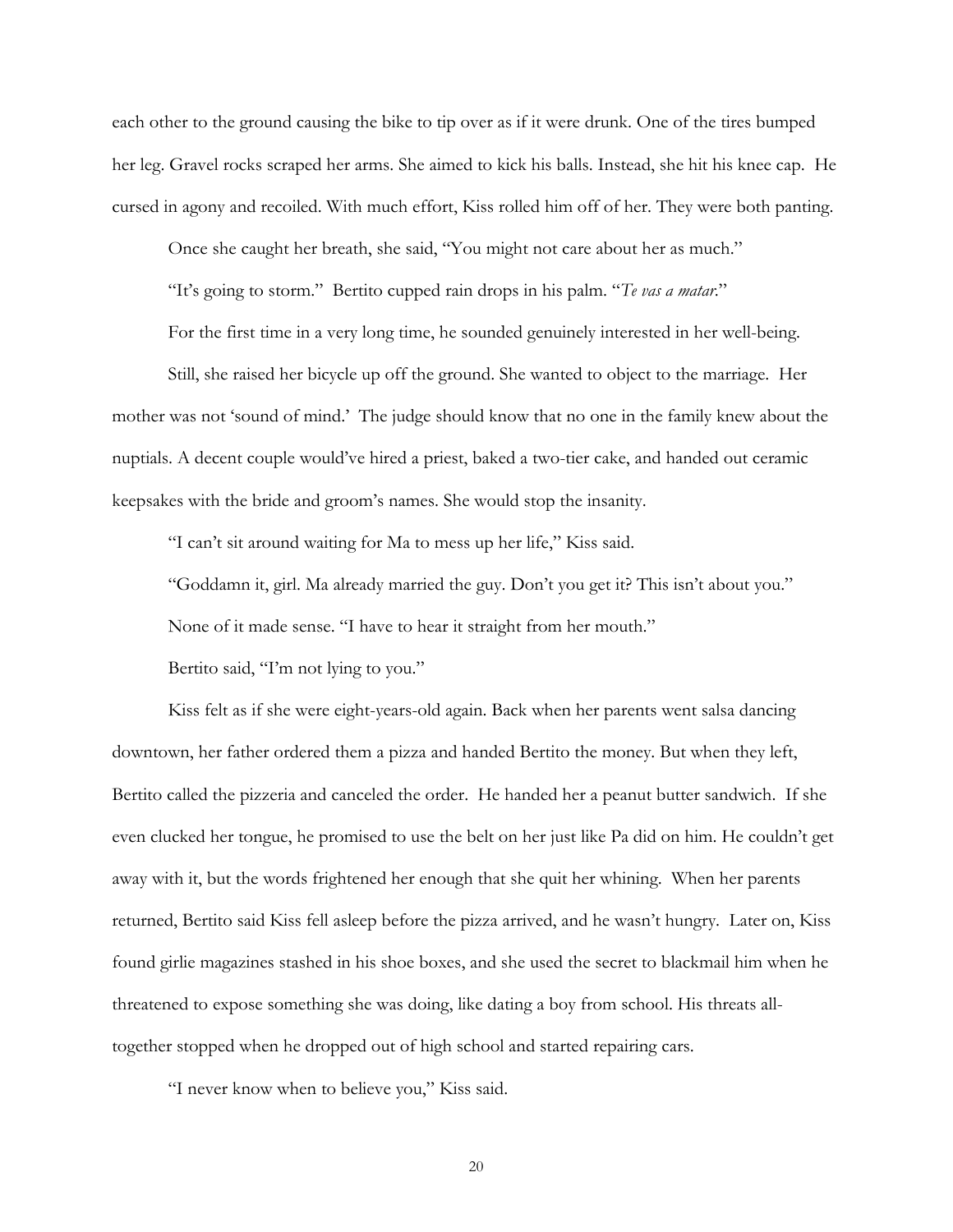each other to the ground causing the bike to tip over as if it were drunk. One of the tires bumped her leg. Gravel rocks scraped her arms. She aimed to kick his balls. Instead, she hit his knee cap. He cursed in agony and recoiled. With much effort, Kiss rolled him off of her. They were both panting.

Once she caught her breath, she said, "You might not care about her as much."

"It's going to storm." Bertito cupped rain drops in his palm. "*Te vas a matar*."

For the first time in a very long time, he sounded genuinely interested in her well-being.

Still, she raised her bicycle up off the ground. She wanted to object to the marriage. Her mother was not 'sound of mind.' The judge should know that no one in the family knew about the nuptials. A decent couple would've hired a priest, baked a two-tier cake, and handed out ceramic keepsakes with the bride and groom's names. She would stop the insanity.

"I can't sit around waiting for Ma to mess up her life," Kiss said.

"Goddamn it, girl. Ma already married the guy. Don't you get it? This isn't about you."

None of it made sense. "I have to hear it straight from her mouth."

Bertito said, "I'm not lying to you."

Kiss felt as if she were eight-years-old again. Back when her parents went salsa dancing downtown, her father ordered them a pizza and handed Bertito the money. But when they left, Bertito called the pizzeria and canceled the order. He handed her a peanut butter sandwich. If she even clucked her tongue, he promised to use the belt on her just like Pa did on him. He couldn't get away with it, but the words frightened her enough that she quit her whining. When her parents returned, Bertito said Kiss fell asleep before the pizza arrived, and he wasn't hungry. Later on, Kiss found girlie magazines stashed in his shoe boxes, and she used the secret to blackmail him when he threatened to expose something she was doing, like dating a boy from school. His threats all-together stopped when he dropped out of high school and started repairing cars.

"I never know when to believe you," Kiss said.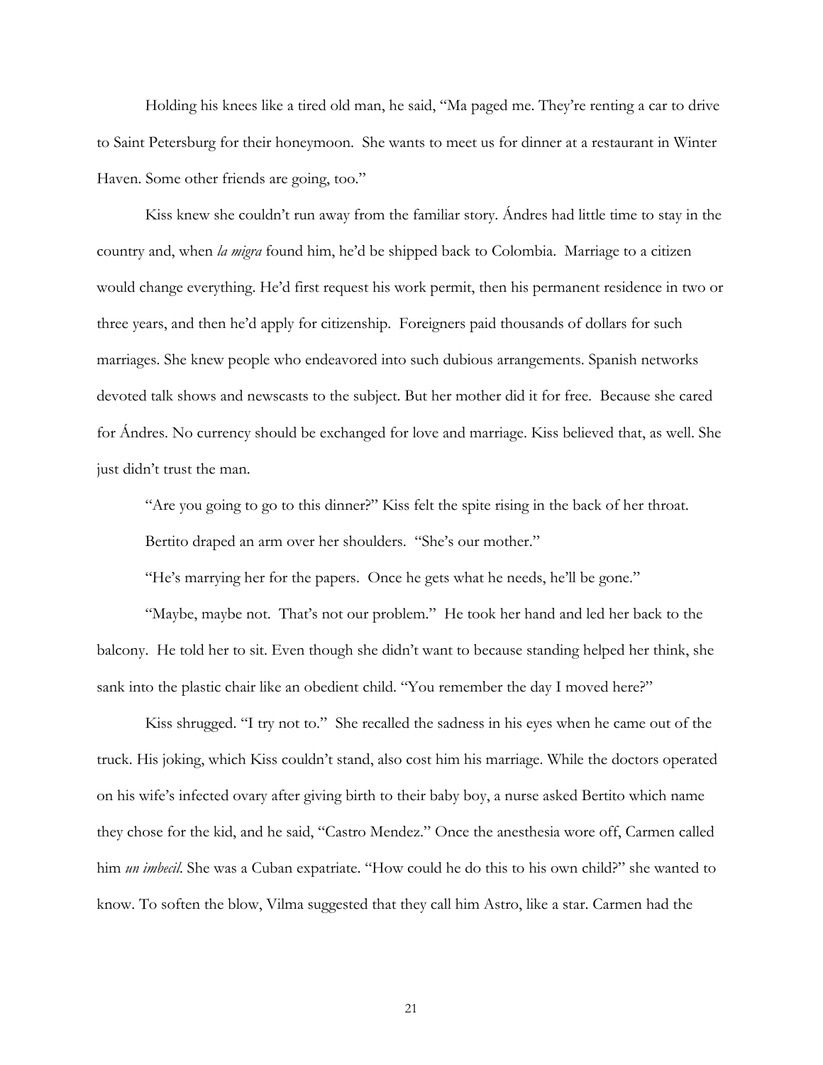Holding his knees like a tired old man, he said, "Ma paged me. They're renting a car to drive to Saint Petersburg for their honeymoon. She wants to meet us for dinner at a restaurant in Winter Haven. Some other friends are going, too."

Kiss knew she couldn't run away from the familiar story. Ándres had little time to stay in the country and, when *la migra* found him, he'd be shipped back to Colombia. Marriage to a citizen would change everything. He'd first request his work permit, then his permanent residence in two or three years, and then he'd apply for citizenship. Foreigners paid thousands of dollars for such marriages. She knew people who endeavored into such dubious arrangements. Spanish networks devoted talk shows and newscasts to the subject. But her mother did it for free. Because she cared for Ándres. No currency should be exchanged for love and marriage. Kiss believed that, as well. She just didn't trust the man.

"Are you going to go to this dinner?" Kiss felt the spite rising in the back of her throat.

Bertito draped an arm over her shoulders. "She's our mother."

"He's marrying her for the papers. Once he gets what he needs, he'll be gone."

"Maybe, maybe not. That's not our problem." He took her hand and led her back to the balcony. He told her to sit. Even though she didn't want to because standing helped her think, she sank into the plastic chair like an obedient child. "You remember the day I moved here?"

Kiss shrugged. "I try not to." She recalled the sadness in his eyes when he came out of the truck. His joking, which Kiss couldn't stand, also cost him his marriage. While the doctors operated on his wife's infected ovary after giving birth to their baby boy, a nurse asked Bertito which name they chose for the kid, and he said, "Castro Mendez." Once the anesthesia wore off, Carmen called him *un imbecil*. She was a Cuban expatriate. "How could he do this to his own child?" she wanted to know. To soften the blow, Vilma suggested that they call him Astro, like a star. Carmen had the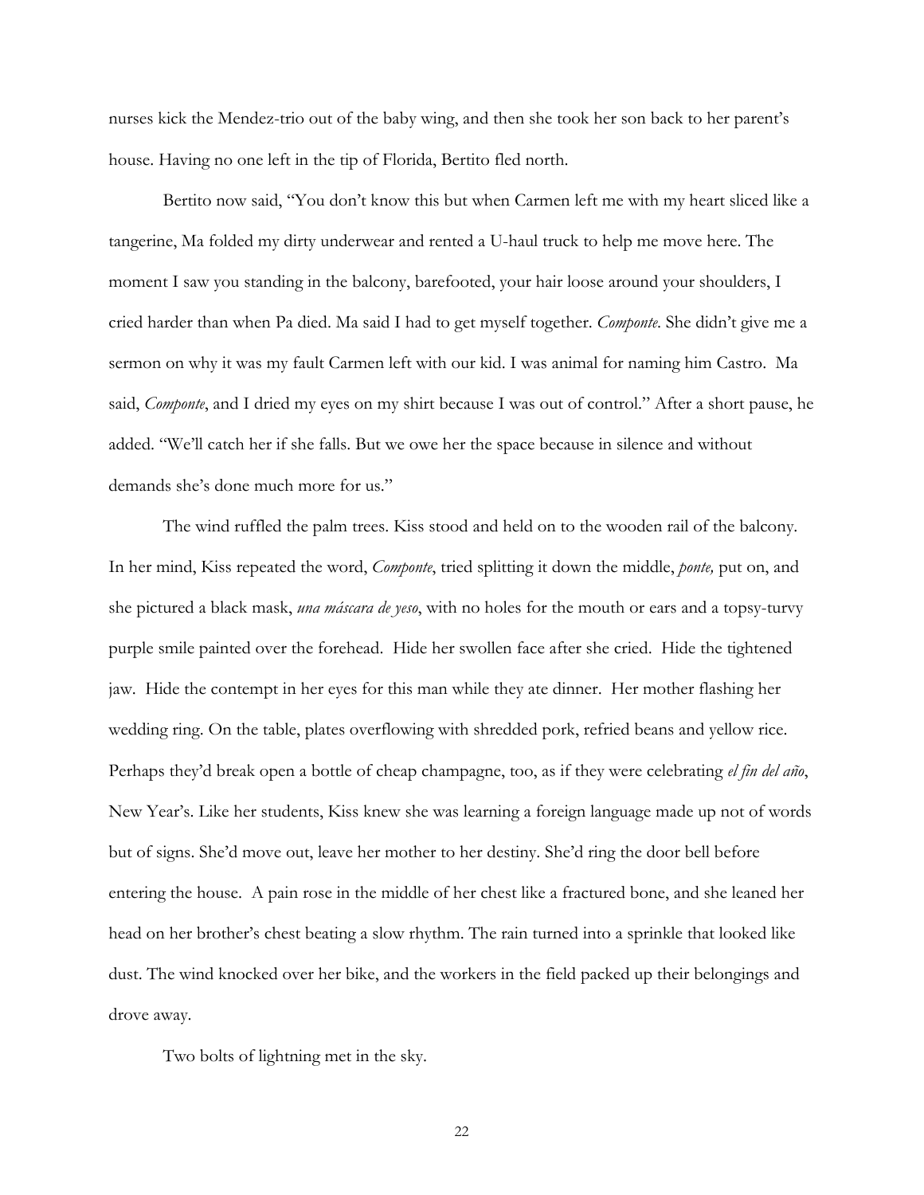nurses kick the Mendez-trio out of the baby wing, and then she took her son back to her parent's house. Having no one left in the tip of Florida, Bertito fled north.

Bertito now said, "You don't know this but when Carmen left me with my heart sliced like a tangerine, Ma folded my dirty underwear and rented a U-haul truck to help me move here. The moment I saw you standing in the balcony, barefooted, your hair loose around your shoulders, I cried harder than when Pa died. Ma said I had to get myself together. *Componte*. She didn't give me a sermon on why it was my fault Carmen left with our kid. I was animal for naming him Castro. Ma said, *Componte*, and I dried my eyes on my shirt because I was out of control." After a short pause, he added. "We'll catch her if she falls. But we owe her the space because in silence and without demands she's done much more for us."

The wind ruffled the palm trees. Kiss stood and held on to the wooden rail of the balcony. In her mind, Kiss repeated the word, *Componte*, tried splitting it down the middle, *ponte,* put on, and she pictured a black mask, *una máscara de yeso*, with no holes for the mouth or ears and a topsy-turvy purple smile painted over the forehead. Hide her swollen face after she cried. Hide the tightened jaw. Hide the contempt in her eyes for this man while they ate dinner. Her mother flashing her wedding ring. On the table, plates overflowing with shredded pork, refried beans and yellow rice. Perhaps they'd break open a bottle of cheap champagne, too, as if they were celebrating *el fin del año*, New Year's. Like her students, Kiss knew she was learning a foreign language made up not of words but of signs. She'd move out, leave her mother to her destiny. She'd ring the door bell before entering the house. A pain rose in the middle of her chest like a fractured bone, and she leaned her head on her brother's chest beating a slow rhythm. The rain turned into a sprinkle that looked like dust. The wind knocked over her bike, and the workers in the field packed up their belongings and drove away.

Two bolts of lightning met in the sky.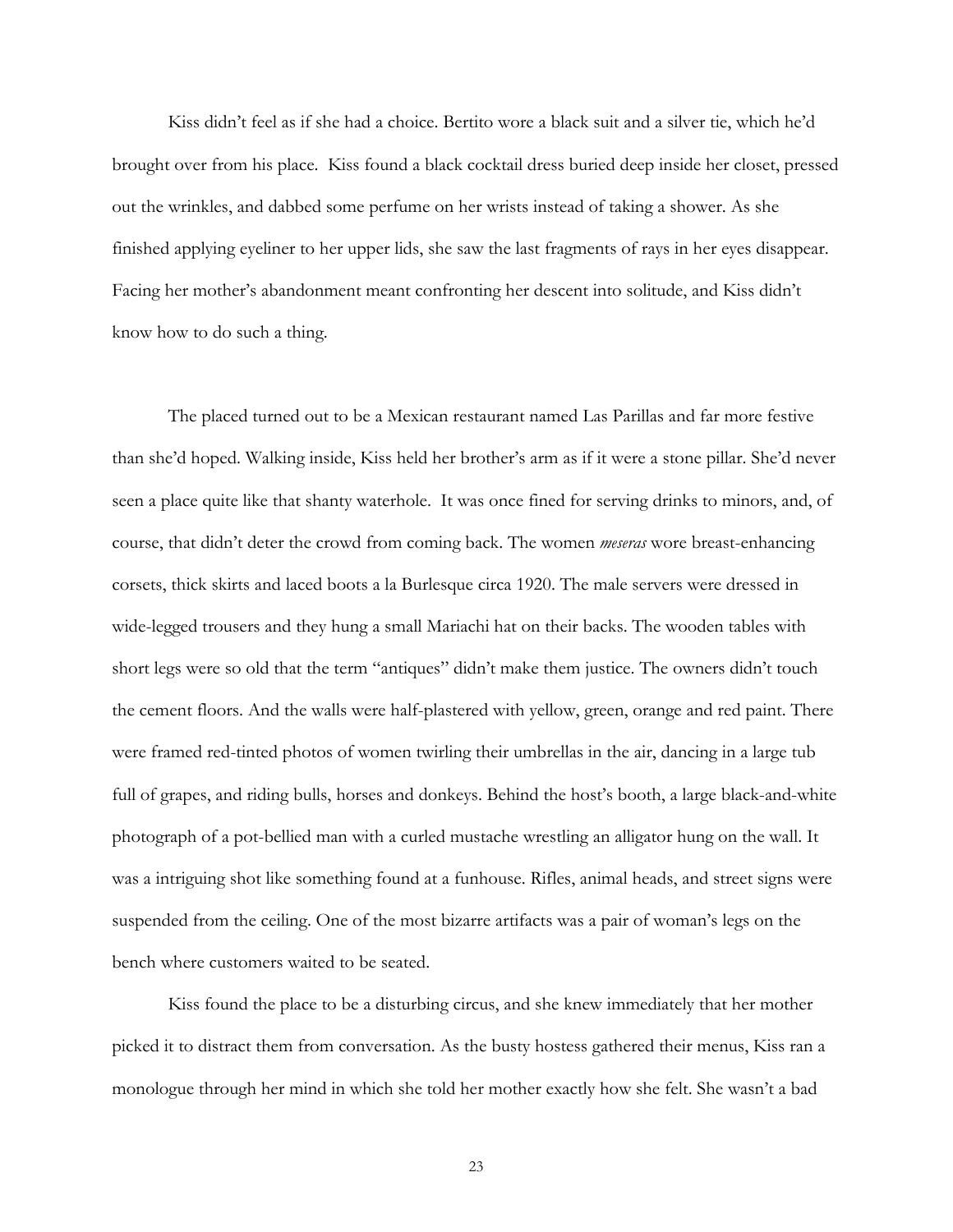Kiss didn't feel as if she had a choice. Bertito wore a black suit and a silver tie, which he'd brought over from his place. Kiss found a black cocktail dress buried deep inside her closet, pressed out the wrinkles, and dabbed some perfume on her wrists instead of taking a shower. As she finished applying eyeliner to her upper lids, she saw the last fragments of rays in her eyes disappear. Facing her mother's abandonment meant confronting her descent into solitude, and Kiss didn't know how to do such a thing.

The placed turned out to be a Mexican restaurant named Las Parillas and far more festive than she'd hoped. Walking inside, Kiss held her brother's arm as if it were a stone pillar. She'd never seen a place quite like that shanty waterhole. It was once fined for serving drinks to minors, and, of course, that didn't deter the crowd from coming back. The women *meseras* wore breast-enhancing corsets, thick skirts and laced boots a la Burlesque circa 1920. The male servers were dressed in wide-legged trousers and they hung a small Mariachi hat on their backs. The wooden tables with short legs were so old that the term "antiques" didn't make them justice. The owners didn't touch the cement floors. And the walls were half-plastered with yellow, green, orange and red paint. There were framed red-tinted photos of women twirling their umbrellas in the air, dancing in a large tub full of grapes, and riding bulls, horses and donkeys. Behind the host's booth, a large black-and-white photograph of a pot-bellied man with a curled mustache wrestling an alligator hung on the wall. It was a intriguing shot like something found at a funhouse. Rifles, animal heads, and street signs were suspended from the ceiling. One of the most bizarre artifacts was a pair of woman's legs on the bench where customers waited to be seated.

Kiss found the place to be a disturbing circus, and she knew immediately that her mother picked it to distract them from conversation. As the busty hostess gathered their menus, Kiss ran a monologue through her mind in which she told her mother exactly how she felt. She wasn't a bad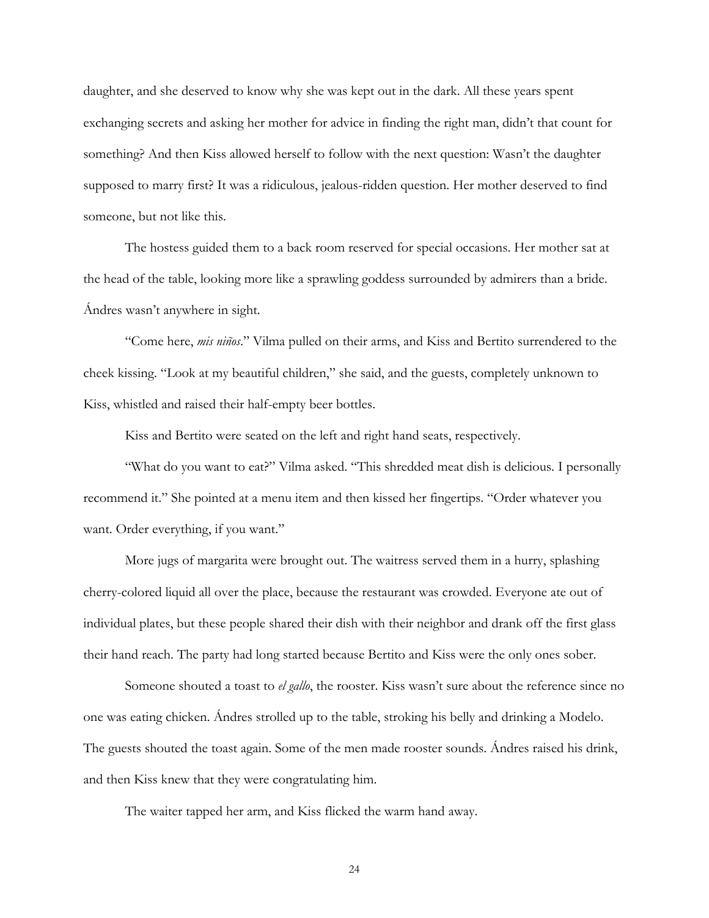daughter, and she deserved to know why she was kept out in the dark. All these years spent exchanging secrets and asking her mother for advice in finding the right man, didn't that count for something? And then Kiss allowed herself to follow with the next question: Wasn't the daughter supposed to marry first? It was a ridiculous, jealous-ridden question. Her mother deserved to find someone, but not like this.

The hostess guided them to a back room reserved for special occasions. Her mother sat at the head of the table, looking more like a sprawling goddess surrounded by admirers than a bride. Ándres wasn't anywhere in sight.

"Come here, *mis niños*." Vilma pulled on their arms, and Kiss and Bertito surrendered to the cheek kissing. "Look at my beautiful children," she said, and the guests, completely unknown to Kiss, whistled and raised their half-empty beer bottles.

Kiss and Bertito were seated on the left and right hand seats, respectively.

"What do you want to eat?" Vilma asked. "This shredded meat dish is delicious. I personally recommend it." She pointed at a menu item and then kissed her fingertips. "Order whatever you want. Order everything, if you want."

More jugs of margarita were brought out. The waitress served them in a hurry, splashing cherry-colored liquid all over the place, because the restaurant was crowded. Everyone ate out of individual plates, but these people shared their dish with their neighbor and drank off the first glass their hand reach. The party had long started because Bertito and Kiss were the only ones sober.

Someone shouted a toast to *el gallo*, the rooster. Kiss wasn't sure about the reference since no one was eating chicken. Ándres strolled up to the table, stroking his belly and drinking a Modelo. The guests shouted the toast again. Some of the men made rooster sounds. Ándres raised his drink, and then Kiss knew that they were congratulating him.

The waiter tapped her arm, and Kiss flicked the warm hand away.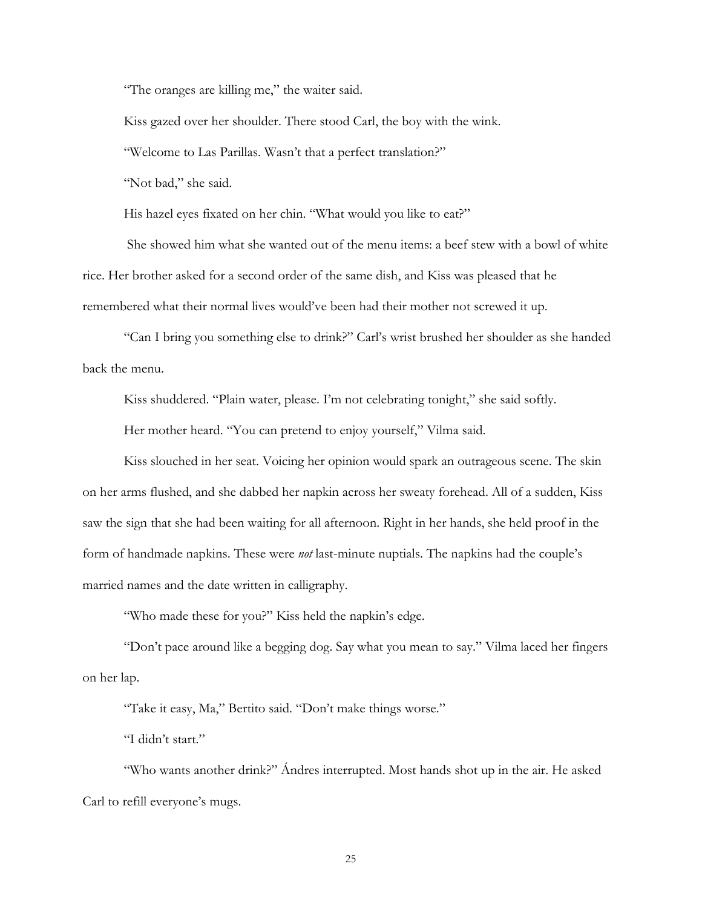"The oranges are killing me," the waiter said.

Kiss gazed over her shoulder. There stood Carl, the boy with the wink.

"Welcome to Las Parillas. Wasn't that a perfect translation?"

"Not bad," she said.

His hazel eyes fixated on her chin. "What would you like to eat?"

She showed him what she wanted out of the menu items: a beef stew with a bowl of white rice. Her brother asked for a second order of the same dish, and Kiss was pleased that he remembered what their normal lives would've been had their mother not screwed it up.

"Can I bring you something else to drink?" Carl's wrist brushed her shoulder as she handed back the menu.

Kiss shuddered. "Plain water, please. I'm not celebrating tonight," she said softly.

Her mother heard. "You can pretend to enjoy yourself," Vilma said.

Kiss slouched in her seat. Voicing her opinion would spark an outrageous scene. The skin on her arms flushed, and she dabbed her napkin across her sweaty forehead. All of a sudden, Kiss saw the sign that she had been waiting for all afternoon. Right in her hands, she held proof in the form of handmade napkins. These were *not* last-minute nuptials. The napkins had the couple's married names and the date written in calligraphy.

"Who made these for you?" Kiss held the napkin's edge.

"Don't pace around like a begging dog. Say what you mean to say." Vilma laced her fingers on her lap.

"Take it easy, Ma," Bertito said. "Don't make things worse."

"I didn't start."

"Who wants another drink?" Ándres interrupted. Most hands shot up in the air. He asked Carl to refill everyone's mugs.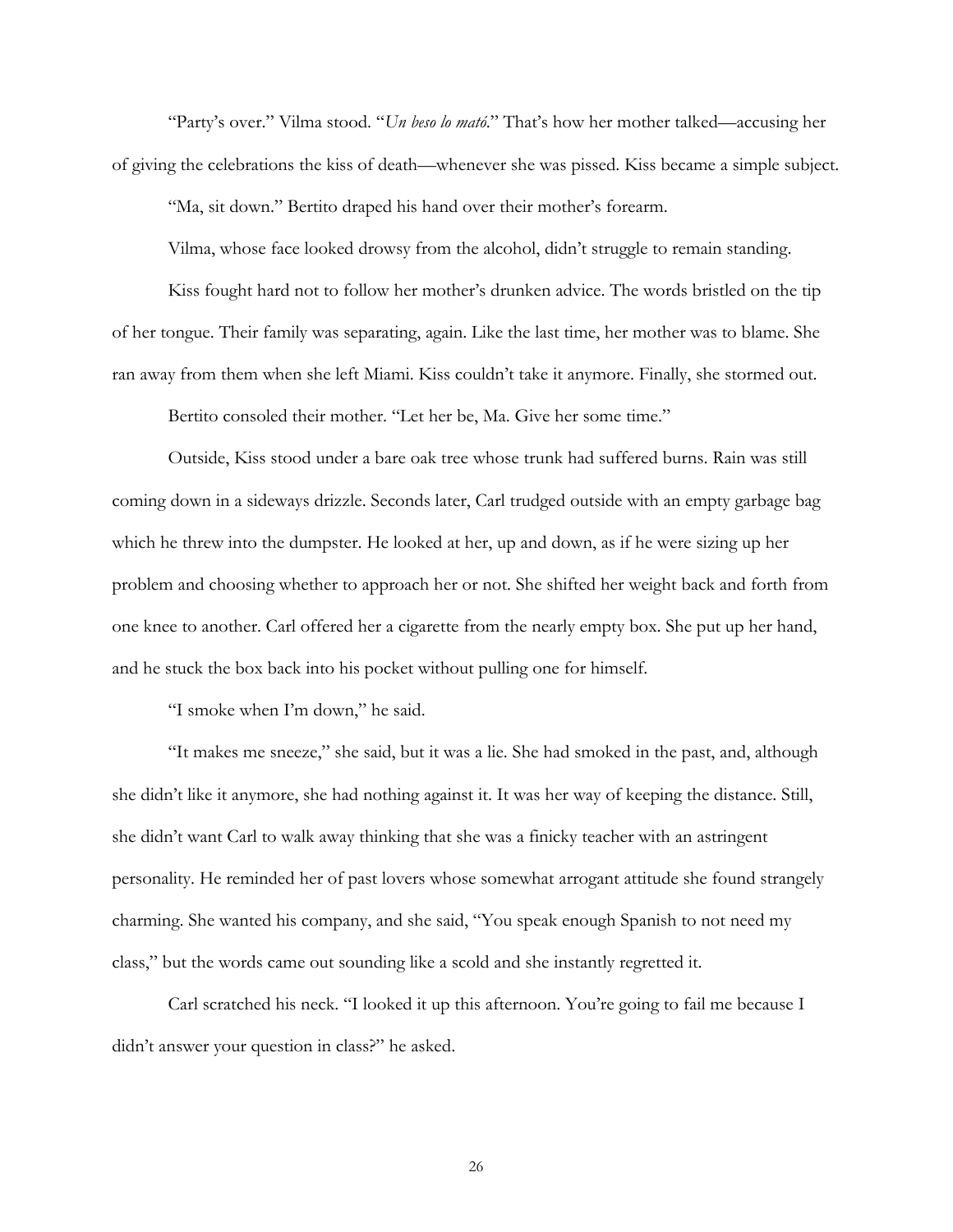"Party's over." Vilma stood. "*Un beso lo mató*." That's how her mother talked—accusing her of giving the celebrations the kiss of death—whenever she was pissed. Kiss became a simple subject.

"Ma, sit down." Bertito draped his hand over their mother's forearm.

Vilma, whose face looked drowsy from the alcohol, didn't struggle to remain standing.

Kiss fought hard not to follow her mother's drunken advice. The words bristled on the tip of her tongue. Their family was separating, again. Like the last time, her mother was to blame. She ran away from them when she left Miami. Kiss couldn't take it anymore. Finally, she stormed out.

Bertito consoled their mother. "Let her be, Ma. Give her some time."

Outside, Kiss stood under a bare oak tree whose trunk had suffered burns. Rain was still coming down in a sideways drizzle. Seconds later, Carl trudged outside with an empty garbage bag which he threw into the dumpster. He looked at her, up and down, as if he were sizing up her problem and choosing whether to approach her or not. She shifted her weight back and forth from one knee to another. Carl offered her a cigarette from the nearly empty box. She put up her hand, and he stuck the box back into his pocket without pulling one for himself.

"I smoke when I'm down," he said.

"It makes me sneeze," she said, but it was a lie. She had smoked in the past, and, although she didn't like it anymore, she had nothing against it. It was her way of keeping the distance. Still, she didn't want Carl to walk away thinking that she was a finicky teacher with an astringent personality. He reminded her of past lovers whose somewhat arrogant attitude she found strangely charming. She wanted his company, and she said, "You speak enough Spanish to not need my class," but the words came out sounding like a scold and she instantly regretted it.

Carl scratched his neck. "I looked it up this afternoon. You're going to fail me because I didn't answer your question in class?" he asked.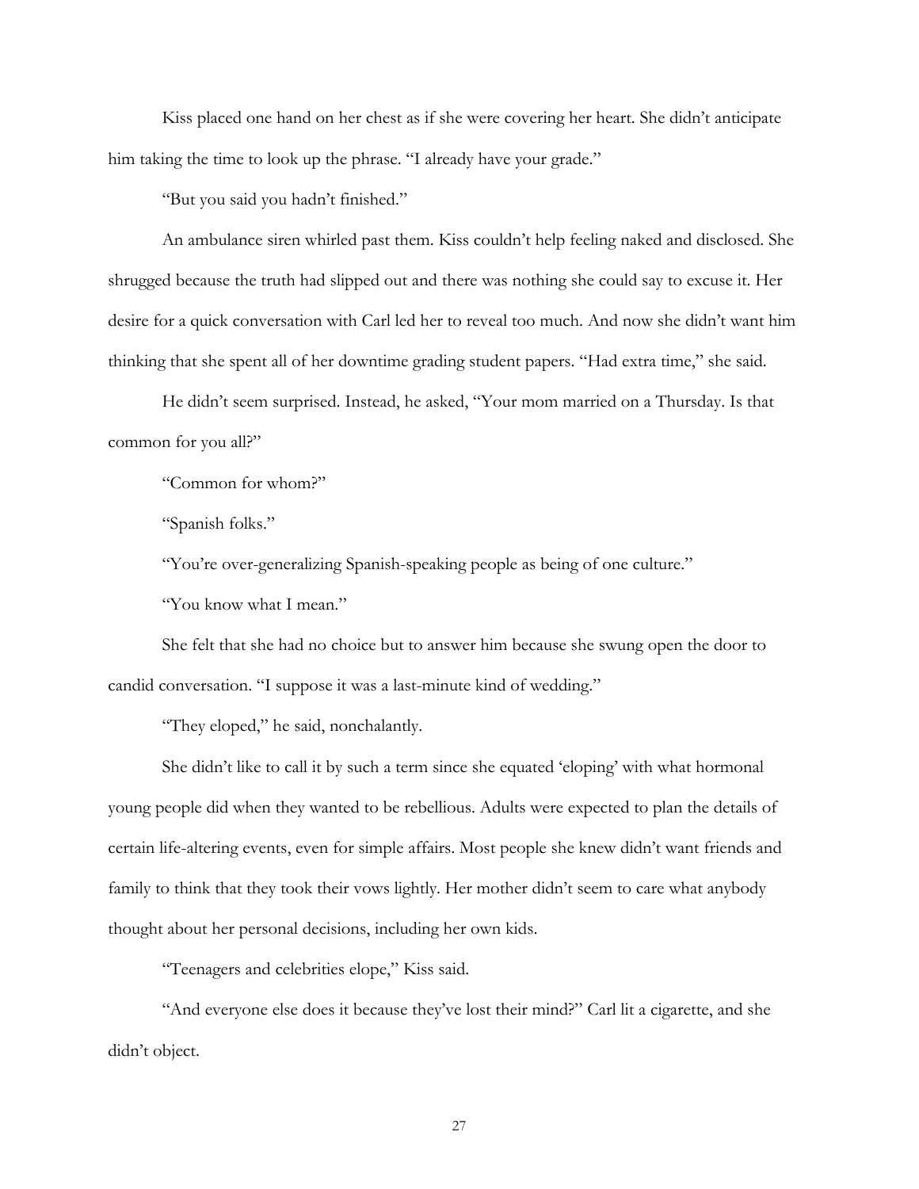Kiss placed one hand on her chest as if she were covering her heart. She didn't anticipate him taking the time to look up the phrase. "I already have your grade."

"But you said you hadn't finished."

An ambulance siren whirled past them. Kiss couldn't help feeling naked and disclosed. She shrugged because the truth had slipped out and there was nothing she could say to excuse it. Her desire for a quick conversation with Carl led her to reveal too much. And now she didn't want him thinking that she spent all of her downtime grading student papers. "Had extra time," she said.

He didn't seem surprised. Instead, he asked, "Your mom married on a Thursday. Is that common for you all?"

"Common for whom?"

"Spanish folks."

"You're over-generalizing Spanish-speaking people as being of one culture."

"You know what I mean."

She felt that she had no choice but to answer him because she swung open the door to candid conversation. "I suppose it was a last-minute kind of wedding."

"They eloped," he said, nonchalantly.

She didn't like to call it by such a term since she equated 'eloping' with what hormonal young people did when they wanted to be rebellious. Adults were expected to plan the details of certain life-altering events, even for simple affairs. Most people she knew didn't want friends and family to think that they took their vows lightly. Her mother didn't seem to care what anybody thought about her personal decisions, including her own kids.

"Teenagers and celebrities elope," Kiss said.

"And everyone else does it because they've lost their mind?" Carl lit a cigarette, and she didn't object.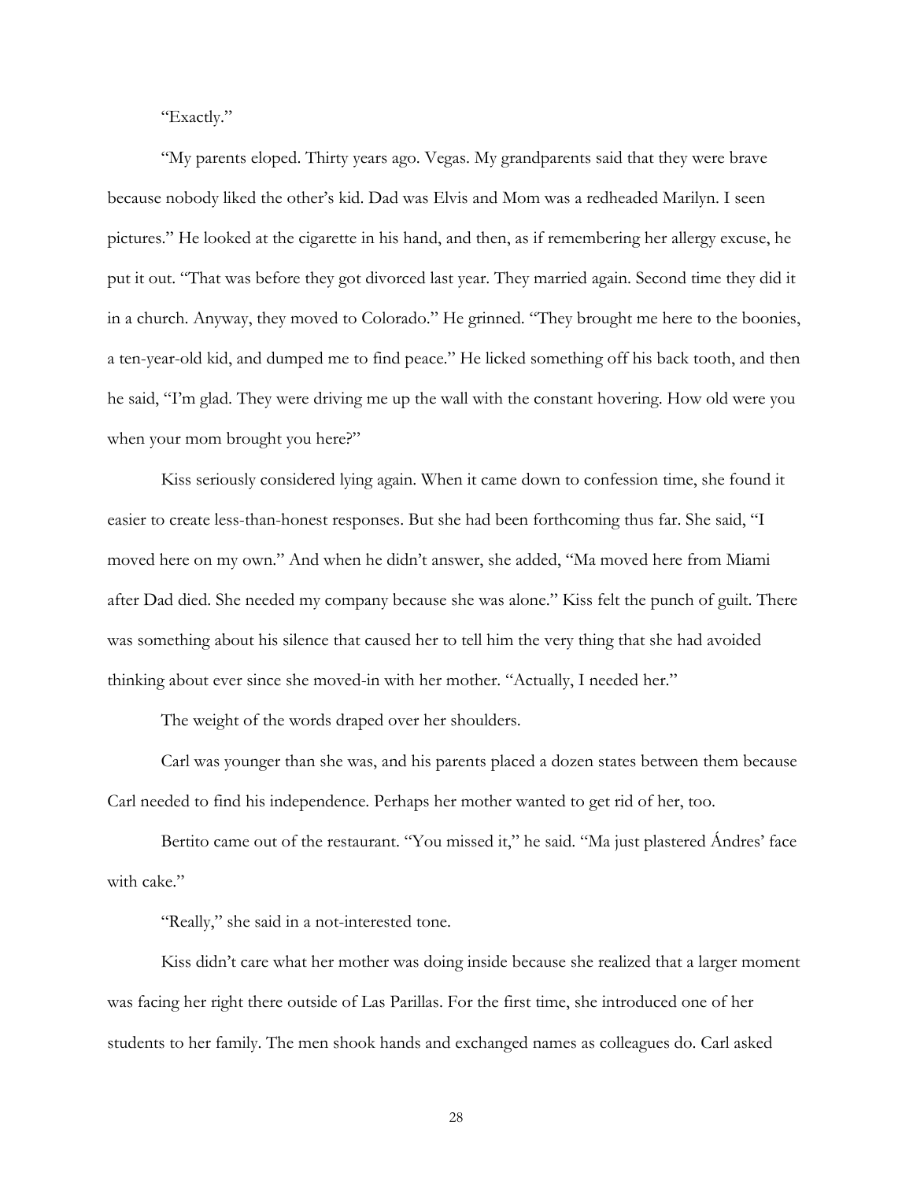"Exactly."

"My parents eloped. Thirty years ago. Vegas. My grandparents said that they were brave because nobody liked the other's kid. Dad was Elvis and Mom was a redheaded Marilyn. I seen pictures." He looked at the cigarette in his hand, and then, as if remembering her allergy excuse, he put it out. "That was before they got divorced last year. They married again. Second time they did it in a church. Anyway, they moved to Colorado." He grinned. "They brought me here to the boonies, a ten-year-old kid, and dumped me to find peace." He licked something off his back tooth, and then he said, "I'm glad. They were driving me up the wall with the constant hovering. How old were you when your mom brought you here?"

Kiss seriously considered lying again. When it came down to confession time, she found it easier to create less-than-honest responses. But she had been forthcoming thus far. She said, "I moved here on my own." And when he didn't answer, she added, "Ma moved here from Miami after Dad died. She needed my company because she was alone." Kiss felt the punch of guilt. There was something about his silence that caused her to tell him the very thing that she had avoided thinking about ever since she moved-in with her mother. "Actually, I needed her."

The weight of the words draped over her shoulders.

Carl was younger than she was, and his parents placed a dozen states between them because Carl needed to find his independence. Perhaps her mother wanted to get rid of her, too.

Bertito came out of the restaurant. "You missed it," he said. "Ma just plastered Ándres' face with cake."

"Really," she said in a not-interested tone.

Kiss didn't care what her mother was doing inside because she realized that a larger moment was facing her right there outside of Las Parillas. For the first time, she introduced one of her students to her family. The men shook hands and exchanged names as colleagues do. Carl asked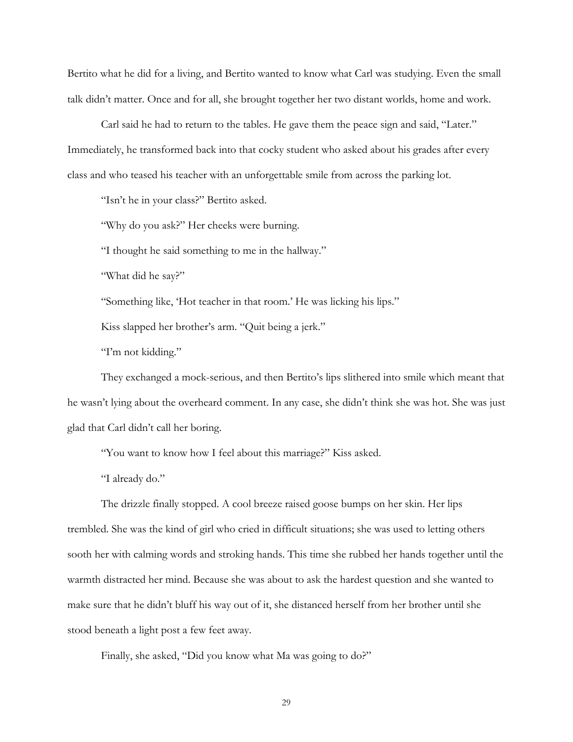Bertito what he did for a living, and Bertito wanted to know what Carl was studying. Even the small talk didn't matter. Once and for all, she brought together her two distant worlds, home and work.

Carl said he had to return to the tables. He gave them the peace sign and said, "Later." Immediately, he transformed back into that cocky student who asked about his grades after every class and who teased his teacher with an unforgettable smile from across the parking lot.

"Isn't he in your class?" Bertito asked.

"Why do you ask?" Her cheeks were burning.

"I thought he said something to me in the hallway."

"What did he say?"

"Something like, 'Hot teacher in that room.' He was licking his lips."

Kiss slapped her brother's arm. "Quit being a jerk."

"I'm not kidding."

They exchanged a mock-serious, and then Bertito's lips slithered into smile which meant that he wasn't lying about the overheard comment. In any case, she didn't think she was hot. She was just glad that Carl didn't call her boring.

"You want to know how I feel about this marriage?" Kiss asked.

"I already do."

The drizzle finally stopped. A cool breeze raised goose bumps on her skin. Her lips trembled. She was the kind of girl who cried in difficult situations; she was used to letting others sooth her with calming words and stroking hands. This time she rubbed her hands together until the warmth distracted her mind. Because she was about to ask the hardest question and she wanted to make sure that he didn't bluff his way out of it, she distanced herself from her brother until she stood beneath a light post a few feet away.

Finally, she asked, "Did you know what Ma was going to do?"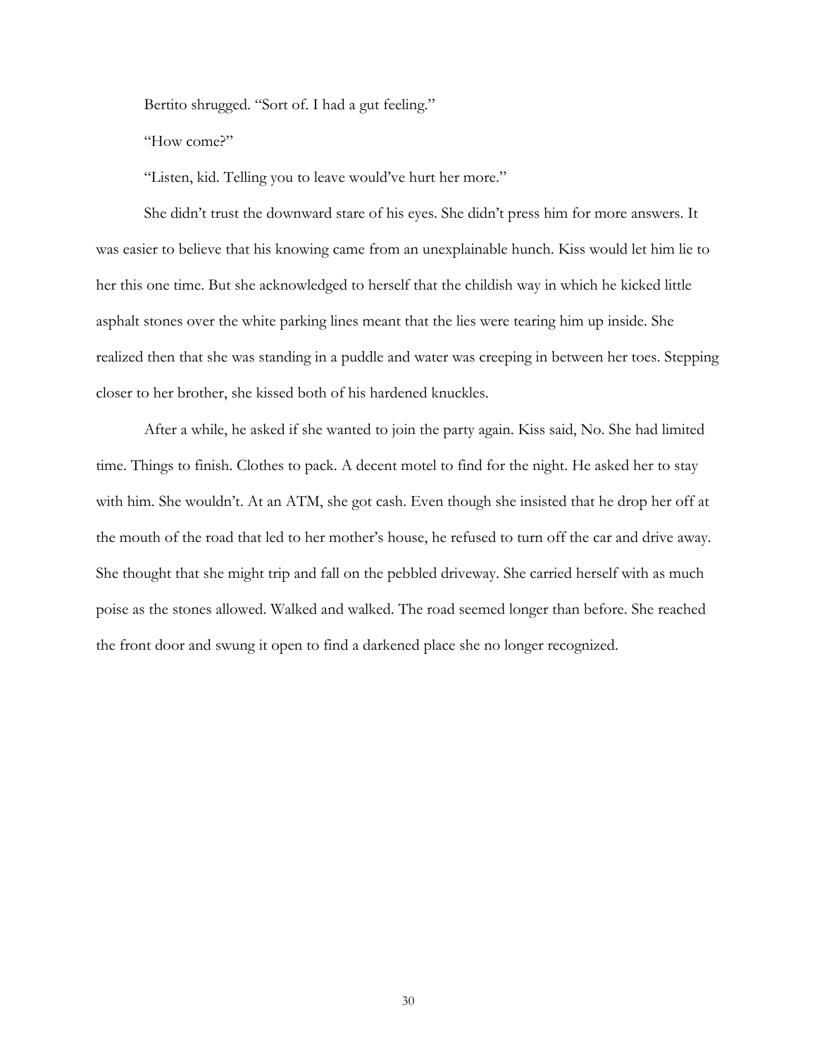Bertito shrugged. "Sort of. I had a gut feeling."

"How come?"

"Listen, kid. Telling you to leave would've hurt her more."

She didn't trust the downward stare of his eyes. She didn't press him for more answers. It was easier to believe that his knowing came from an unexplainable hunch. Kiss would let him lie to her this one time. But she acknowledged to herself that the childish way in which he kicked little asphalt stones over the white parking lines meant that the lies were tearing him up inside. She realized then that she was standing in a puddle and water was creeping in between her toes. Stepping closer to her brother, she kissed both of his hardened knuckles.

After a while, he asked if she wanted to join the party again. Kiss said, No. She had limited time. Things to finish. Clothes to pack. A decent motel to find for the night. He asked her to stay with him. She wouldn't. At an ATM, she got cash. Even though she insisted that he drop her off at the mouth of the road that led to her mother's house, he refused to turn off the car and drive away. She thought that she might trip and fall on the pebbled driveway. She carried herself with as much poise as the stones allowed. Walked and walked. The road seemed longer than before. She reached the front door and swung it open to find a darkened place she no longer recognized.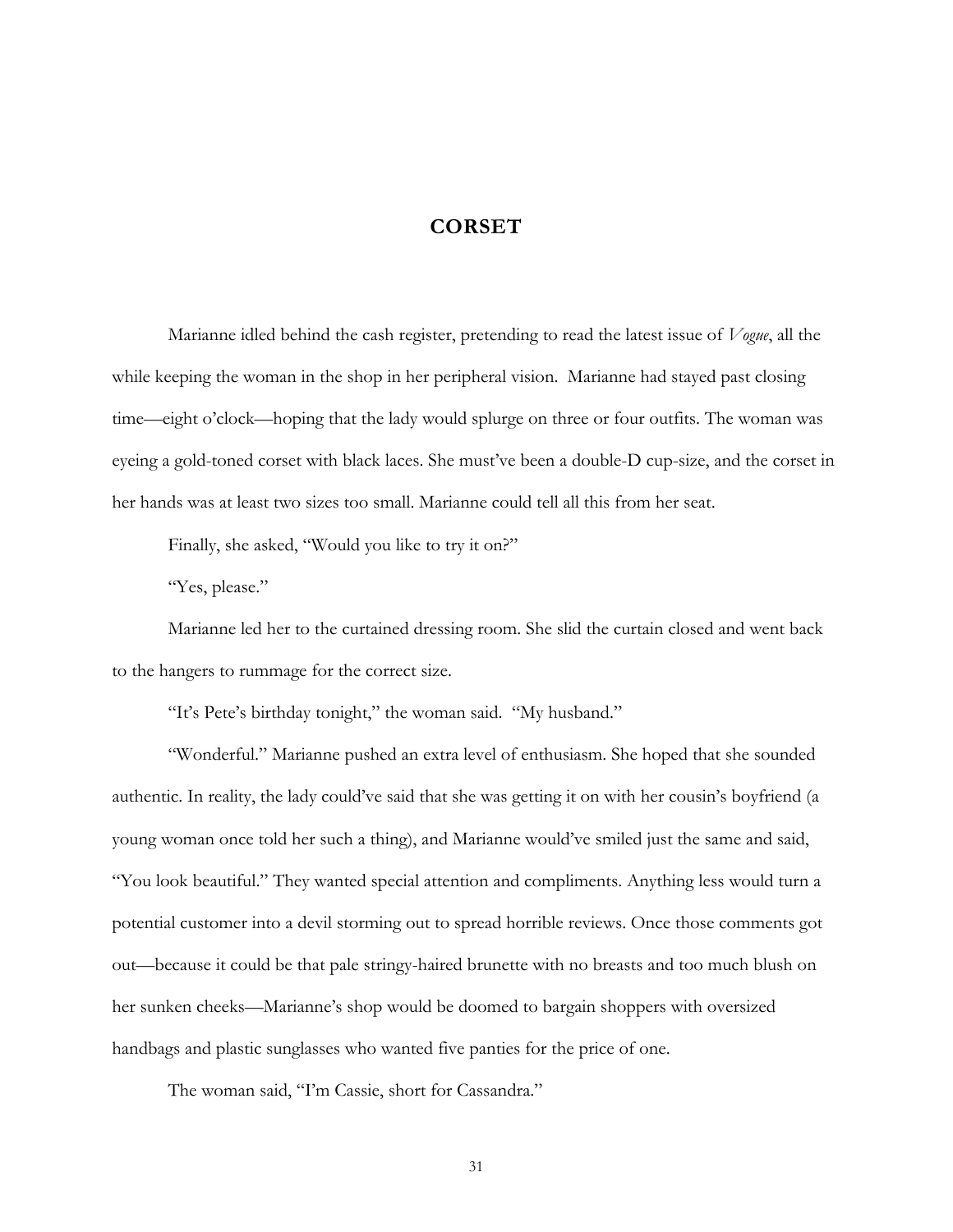# CORSET

Marianne idled behind the cash register, pretending to read the latest issue of *Vogue*, all the while keeping the woman in the shop in her peripheral vision. Marianne had stayed past closing time—eight o'clock—hoping that the lady would splurge on three or four outfits. The woman was eyeing a gold-toned corset with black laces. She must've been a double-D cup-size, and the corset in her hands was at least two sizes too small. Marianne could tell all this from her seat.

Finally, she asked, "Would you like to try it on?"

"Yes, please."

Marianne led her to the curtained dressing room. She slid the curtain closed and went back to the hangers to rummage for the correct size.

"It's Pete's birthday tonight," the woman said. "My husband."

"Wonderful." Marianne pushed an extra level of enthusiasm. She hoped that she sounded authentic. In reality, the lady could've said that she was getting it on with her cousin's boyfriend (a young woman once told her such a thing), and Marianne would've smiled just the same and said, "You look beautiful." They wanted special attention and compliments. Anything less would turn a potential customer into a devil storming out to spread horrible reviews. Once those comments got out—because it could be that pale stringy-haired brunette with no breasts and too much blush on her sunken cheeks—Marianne's shop would be doomed to bargain shoppers with oversized handbags and plastic sunglasses who wanted five panties for the price of one.

The woman said, "I'm Cassie, short for Cassandra."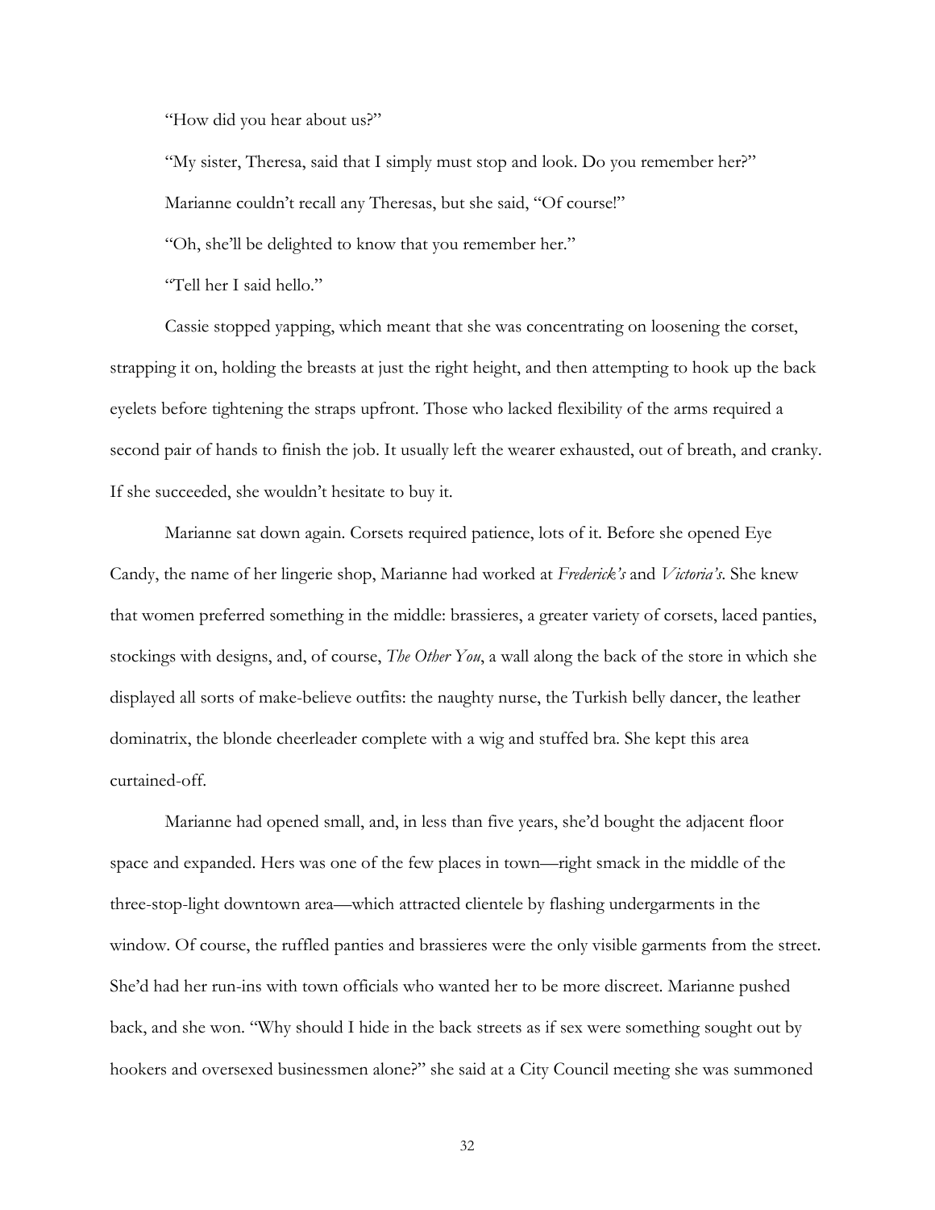"How did you hear about us?"

"My sister, Theresa, said that I simply must stop and look. Do you remember her?"

Marianne couldn't recall any Theresas, but she said, "Of course!"

"Oh, she'll be delighted to know that you remember her."

"Tell her I said hello."

Cassie stopped yapping, which meant that she was concentrating on loosening the corset, strapping it on, holding the breasts at just the right height, and then attempting to hook up the back eyelets before tightening the straps upfront. Those who lacked flexibility of the arms required a second pair of hands to finish the job. It usually left the wearer exhausted, out of breath, and cranky. If she succeeded, she wouldn't hesitate to buy it.

Marianne sat down again. Corsets required patience, lots of it. Before she opened Eye Candy, the name of her lingerie shop, Marianne had worked at *Frederick's* and *Victoria's*. She knew that women preferred something in the middle: brassieres, a greater variety of corsets, laced panties, stockings with designs, and, of course, *The Other You*, a wall along the back of the store in which she displayed all sorts of make-believe outfits: the naughty nurse, the Turkish belly dancer, the leather dominatrix, the blonde cheerleader complete with a wig and stuffed bra. She kept this area curtained-off.

Marianne had opened small, and, in less than five years, she'd bought the adjacent floor space and expanded. Hers was one of the few places in town—right smack in the middle of the three-stop-light downtown area—which attracted clientele by flashing undergarments in the window. Of course, the ruffled panties and brassieres were the only visible garments from the street. She'd had her run-ins with town officials who wanted her to be more discreet. Marianne pushed back, and she won. "Why should I hide in the back streets as if sex were something sought out by hookers and oversexed businessmen alone?" she said at a City Council meeting she was summoned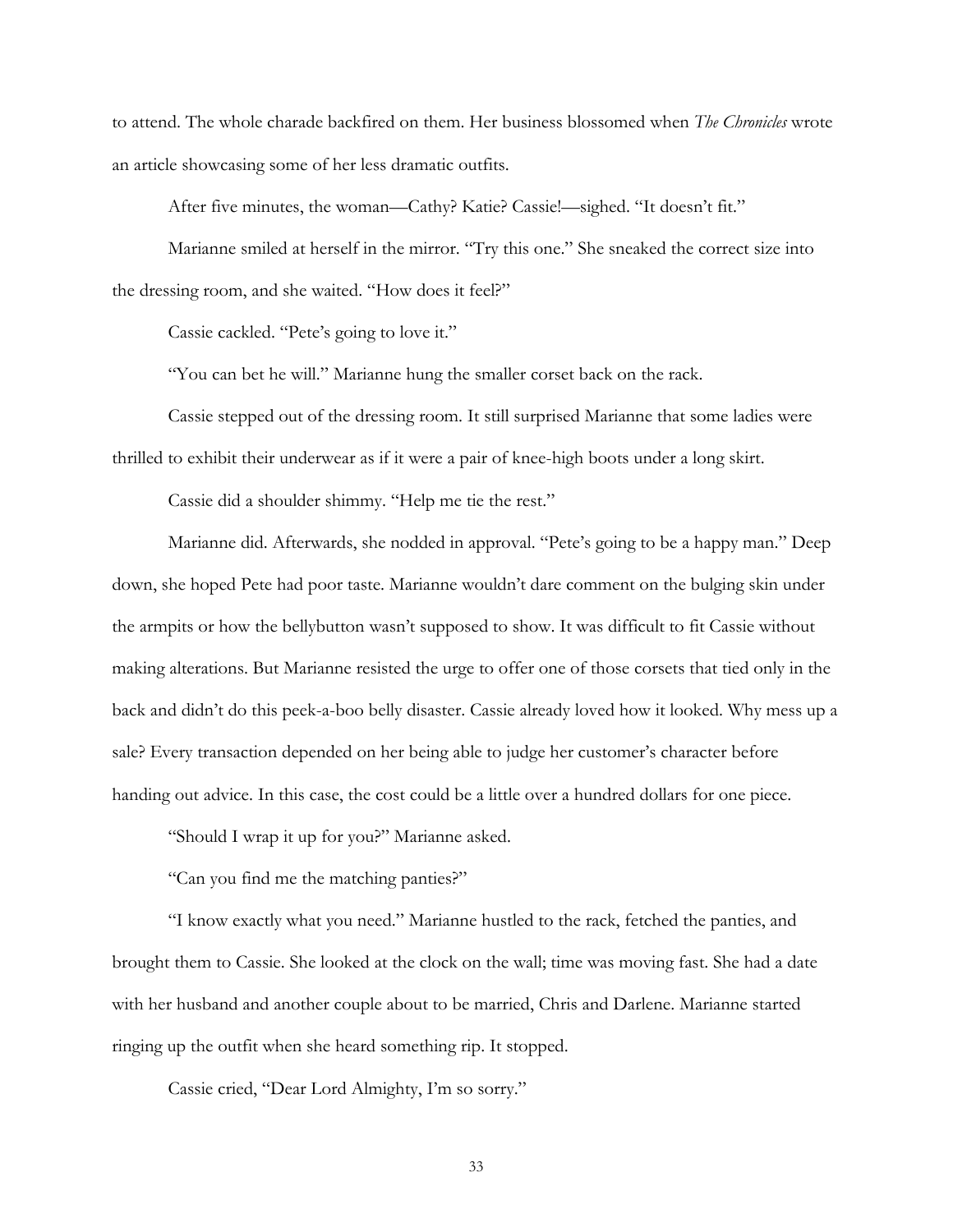to attend. The whole charade backfired on them. Her business blossomed when *The Chronicles* wrote an article showcasing some of her less dramatic outfits.

After five minutes, the woman—Cathy? Katie? Cassie!—sighed. "It doesn't fit."

Marianne smiled at herself in the mirror. "Try this one." She sneaked the correct size into the dressing room, and she waited. "How does it feel?"

Cassie cackled. "Pete's going to love it."

"You can bet he will." Marianne hung the smaller corset back on the rack.

Cassie stepped out of the dressing room. It still surprised Marianne that some ladies were thrilled to exhibit their underwear as if it were a pair of knee-high boots under a long skirt.

Cassie did a shoulder shimmy. "Help me tie the rest."

Marianne did. Afterwards, she nodded in approval. "Pete's going to be a happy man." Deep down, she hoped Pete had poor taste. Marianne wouldn't dare comment on the bulging skin under the armpits or how the bellybutton wasn't supposed to show. It was difficult to fit Cassie without making alterations. But Marianne resisted the urge to offer one of those corsets that tied only in the back and didn't do this peek-a-boo belly disaster. Cassie already loved how it looked. Why mess up a sale? Every transaction depended on her being able to judge her customer's character before handing out advice. In this case, the cost could be a little over a hundred dollars for one piece.

"Should I wrap it up for you?" Marianne asked.

"Can you find me the matching panties?"

"I know exactly what you need." Marianne hustled to the rack, fetched the panties, and brought them to Cassie. She looked at the clock on the wall; time was moving fast. She had a date with her husband and another couple about to be married, Chris and Darlene. Marianne started ringing up the outfit when she heard something rip. It stopped.

Cassie cried, "Dear Lord Almighty, I'm so sorry."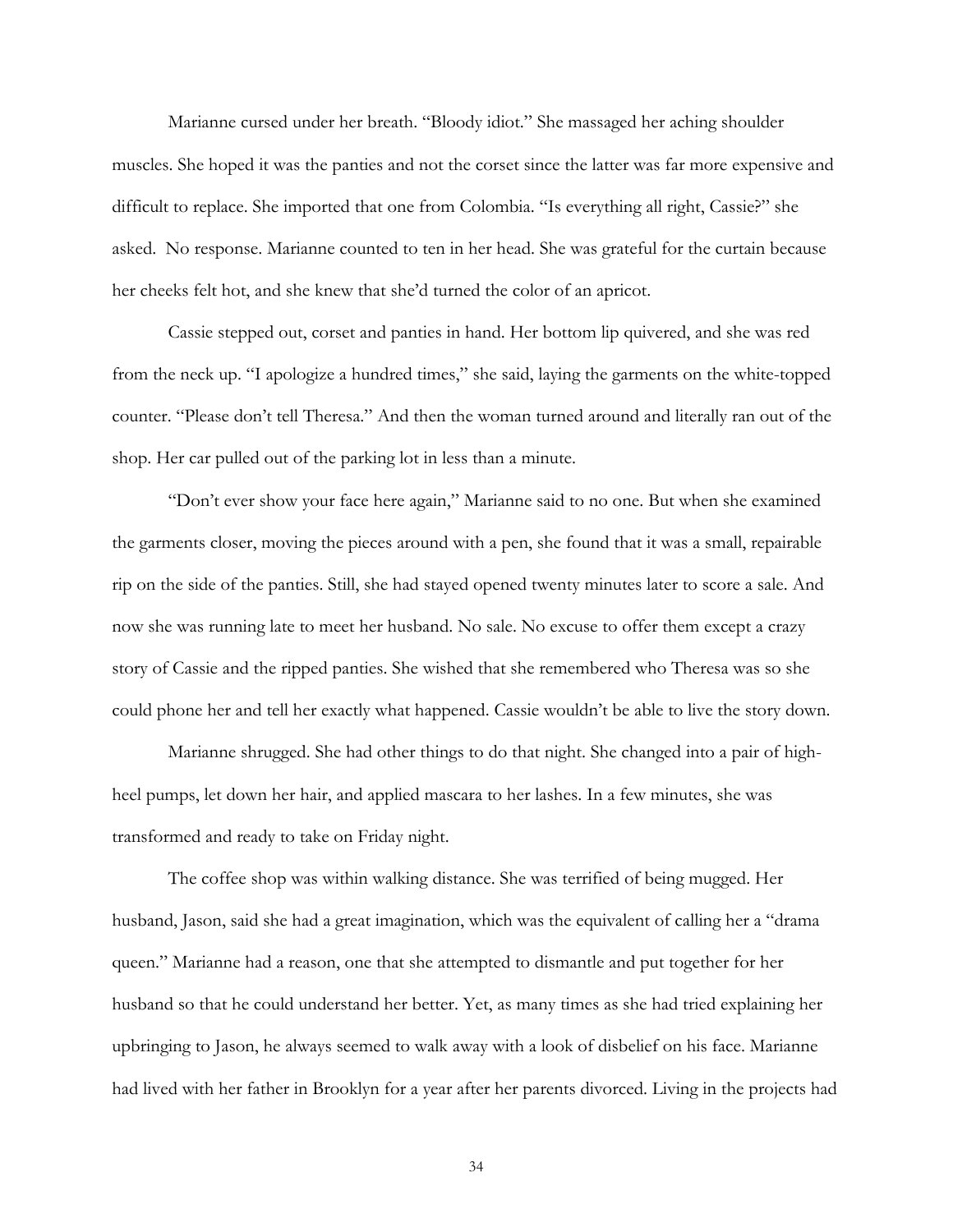Marianne cursed under her breath. "Bloody idiot." She massaged her aching shoulder muscles. She hoped it was the panties and not the corset since the latter was far more expensive and difficult to replace. She imported that one from Colombia. "Is everything all right, Cassie?" she asked. No response. Marianne counted to ten in her head. She was grateful for the curtain because her cheeks felt hot, and she knew that she'd turned the color of an apricot.

Cassie stepped out, corset and panties in hand. Her bottom lip quivered, and she was red from the neck up. "I apologize a hundred times," she said, laying the garments on the white-topped counter. "Please don't tell Theresa." And then the woman turned around and literally ran out of the shop. Her car pulled out of the parking lot in less than a minute.

"Don't ever show your face here again," Marianne said to no one. But when she examined the garments closer, moving the pieces around with a pen, she found that it was a small, repairable rip on the side of the panties. Still, she had stayed opened twenty minutes later to score a sale. And now she was running late to meet her husband. No sale. No excuse to offer them except a crazy story of Cassie and the ripped panties. She wished that she remembered who Theresa was so she could phone her and tell her exactly what happened. Cassie wouldn't be able to live the story down.

Marianne shrugged. She had other things to do that night. She changed into a pair of high-heel pumps, let down her hair, and applied mascara to her lashes. In a few minutes, she was transformed and ready to take on Friday night.

The coffee shop was within walking distance. She was terrified of being mugged. Her husband, Jason, said she had a great imagination, which was the equivalent of calling her a "drama queen." Marianne had a reason, one that she attempted to dismantle and put together for her husband so that he could understand her better. Yet, as many times as she had tried explaining her upbringing to Jason, he always seemed to walk away with a look of disbelief on his face. Marianne had lived with her father in Brooklyn for a year after her parents divorced. Living in the projects had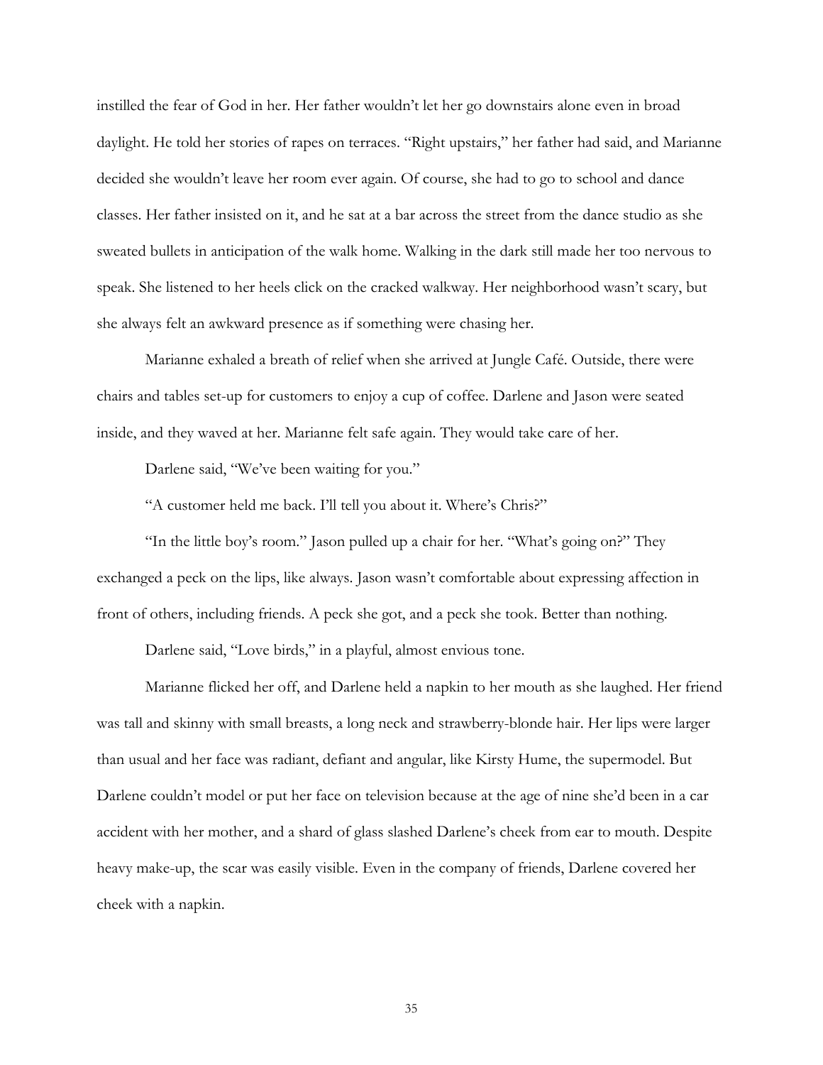instilled the fear of God in her. Her father wouldn't let her go downstairs alone even in broad daylight. He told her stories of rapes on terraces. "Right upstairs," her father had said, and Marianne decided she wouldn't leave her room ever again. Of course, she had to go to school and dance classes. Her father insisted on it, and he sat at a bar across the street from the dance studio as she sweated bullets in anticipation of the walk home. Walking in the dark still made her too nervous to speak. She listened to her heels click on the cracked walkway. Her neighborhood wasn't scary, but she always felt an awkward presence as if something were chasing her.

Marianne exhaled a breath of relief when she arrived at Jungle Café. Outside, there were chairs and tables set-up for customers to enjoy a cup of coffee. Darlene and Jason were seated inside, and they waved at her. Marianne felt safe again. They would take care of her.

Darlene said, "We've been waiting for you."

"A customer held me back. I'll tell you about it. Where's Chris?"

"In the little boy's room." Jason pulled up a chair for her. "What's going on?" They exchanged a peck on the lips, like always. Jason wasn't comfortable about expressing affection in front of others, including friends. A peck she got, and a peck she took. Better than nothing.

Darlene said, "Love birds," in a playful, almost envious tone.

Marianne flicked her off, and Darlene held a napkin to her mouth as she laughed. Her friend was tall and skinny with small breasts, a long neck and strawberry-blonde hair. Her lips were larger than usual and her face was radiant, defiant and angular, like Kirsty Hume, the supermodel. But Darlene couldn't model or put her face on television because at the age of nine she'd been in a car accident with her mother, and a shard of glass slashed Darlene's cheek from ear to mouth. Despite heavy make-up, the scar was easily visible. Even in the company of friends, Darlene covered her cheek with a napkin.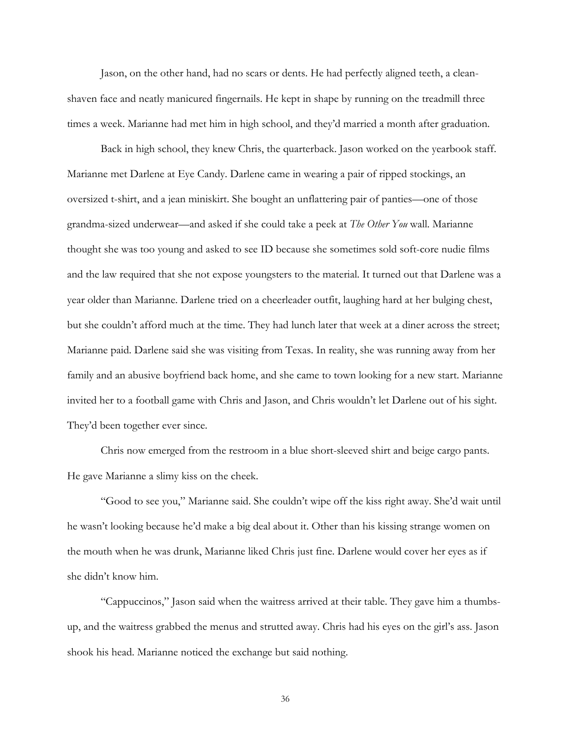Jason, on the other hand, had no scars or dents. He had perfectly aligned teeth, a clean-shaven face and neatly manicured fingernails. He kept in shape by running on the treadmill three times a week. Marianne had met him in high school, and they'd married a month after graduation.

Back in high school, they knew Chris, the quarterback. Jason worked on the yearbook staff. Marianne met Darlene at Eye Candy. Darlene came in wearing a pair of ripped stockings, an oversized t-shirt, and a jean miniskirt. She bought an unflattering pair of panties—one of those grandma-sized underwear—and asked if she could take a peek at *The Other You* wall. Marianne thought she was too young and asked to see ID because she sometimes sold soft-core nudie films and the law required that she not expose youngsters to the material. It turned out that Darlene was a year older than Marianne. Darlene tried on a cheerleader outfit, laughing hard at her bulging chest, but she couldn't afford much at the time. They had lunch later that week at a diner across the street; Marianne paid. Darlene said she was visiting from Texas. In reality, she was running away from her family and an abusive boyfriend back home, and she came to town looking for a new start. Marianne invited her to a football game with Chris and Jason, and Chris wouldn't let Darlene out of his sight. They'd been together ever since.

Chris now emerged from the restroom in a blue short-sleeved shirt and beige cargo pants. He gave Marianne a slimy kiss on the cheek.

"Good to see you," Marianne said. She couldn't wipe off the kiss right away. She'd wait until he wasn't looking because he'd make a big deal about it. Other than his kissing strange women on the mouth when he was drunk, Marianne liked Chris just fine. Darlene would cover her eyes as if she didn't know him.

"Cappuccinos," Jason said when the waitress arrived at their table. They gave him a thumbs-up, and the waitress grabbed the menus and strutted away. Chris had his eyes on the girl's ass. Jason shook his head. Marianne noticed the exchange but said nothing.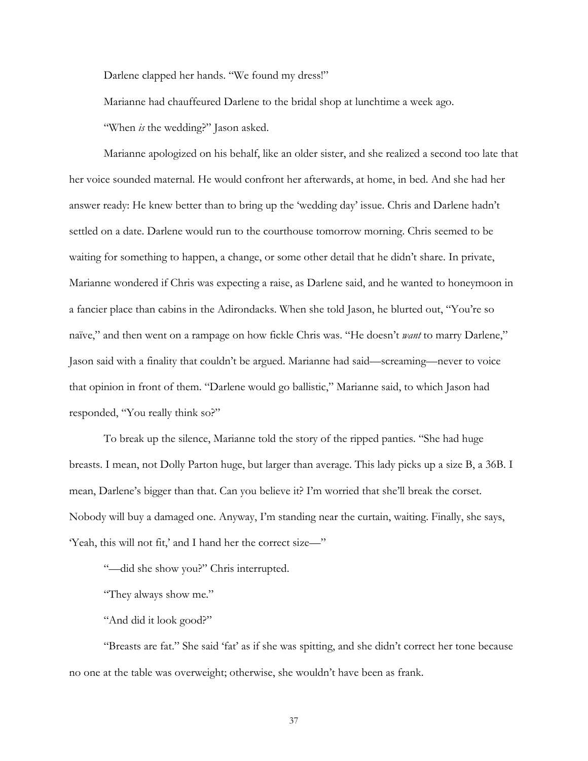Darlene clapped her hands. "We found my dress!"

Marianne had chauffeured Darlene to the bridal shop at lunchtime a week ago.

"When *is* the wedding?" Jason asked.

Marianne apologized on his behalf, like an older sister, and she realized a second too late that her voice sounded maternal. He would confront her afterwards, at home, in bed. And she had her answer ready: He knew better than to bring up the 'wedding day' issue. Chris and Darlene hadn't settled on a date. Darlene would run to the courthouse tomorrow morning. Chris seemed to be waiting for something to happen, a change, or some other detail that he didn't share. In private, Marianne wondered if Chris was expecting a raise, as Darlene said, and he wanted to honeymoon in a fancier place than cabins in the Adirondacks. When she told Jason, he blurted out, "You're so naïve," and then went on a rampage on how fickle Chris was. "He doesn't *want* to marry Darlene," Jason said with a finality that couldn't be argued. Marianne had said—screaming—never to voice that opinion in front of them. "Darlene would go ballistic," Marianne said, to which Jason had responded, "You really think so?"

To break up the silence, Marianne told the story of the ripped panties. "She had huge breasts. I mean, not Dolly Parton huge, but larger than average. This lady picks up a size B, a 36B. I mean, Darlene's bigger than that. Can you believe it? I'm worried that she'll break the corset. Nobody will buy a damaged one. Anyway, I'm standing near the curtain, waiting. Finally, she says, 'Yeah, this will not fit,' and I hand her the correct size—"

"—did she show you?" Chris interrupted.

"They always show me."

"And did it look good?"

"Breasts are fat." She said 'fat' as if she was spitting, and she didn't correct her tone because no one at the table was overweight; otherwise, she wouldn't have been as frank.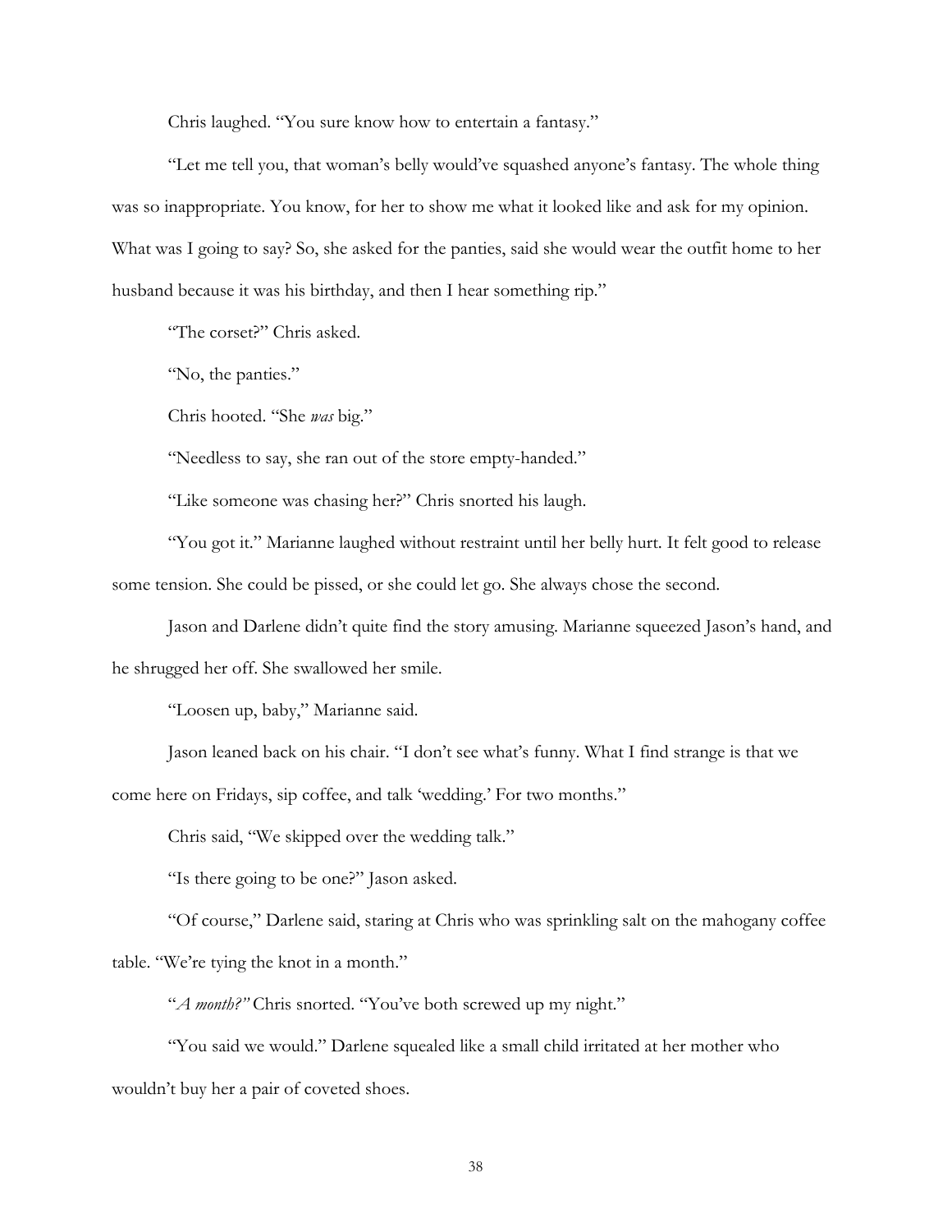Chris laughed. "You sure know how to entertain a fantasy."

"Let me tell you, that woman's belly would've squashed anyone's fantasy. The whole thing was so inappropriate. You know, for her to show me what it looked like and ask for my opinion. What was I going to say? So, she asked for the panties, said she would wear the outfit home to her husband because it was his birthday, and then I hear something rip."

"The corset?" Chris asked.

"No, the panties."

Chris hooted. "She *was* big."

"Needless to say, she ran out of the store empty-handed."

"Like someone was chasing her?" Chris snorted his laugh.

"You got it." Marianne laughed without restraint until her belly hurt. It felt good to release some tension. She could be pissed, or she could let go. She always chose the second.

Jason and Darlene didn't quite find the story amusing. Marianne squeezed Jason's hand, and he shrugged her off. She swallowed her smile.

"Loosen up, baby," Marianne said.

Jason leaned back on his chair. "I don't see what's funny. What I find strange is that we come here on Fridays, sip coffee, and talk 'wedding.' For two months."

Chris said, "We skipped over the wedding talk."

"Is there going to be one?" Jason asked.

"Of course," Darlene said, staring at Chris who was sprinkling salt on the mahogany coffee table. "We're tying the knot in a month."

"*A month?"* Chris snorted. "You've both screwed up my night."

"You said we would." Darlene squealed like a small child irritated at her mother who wouldn't buy her a pair of coveted shoes.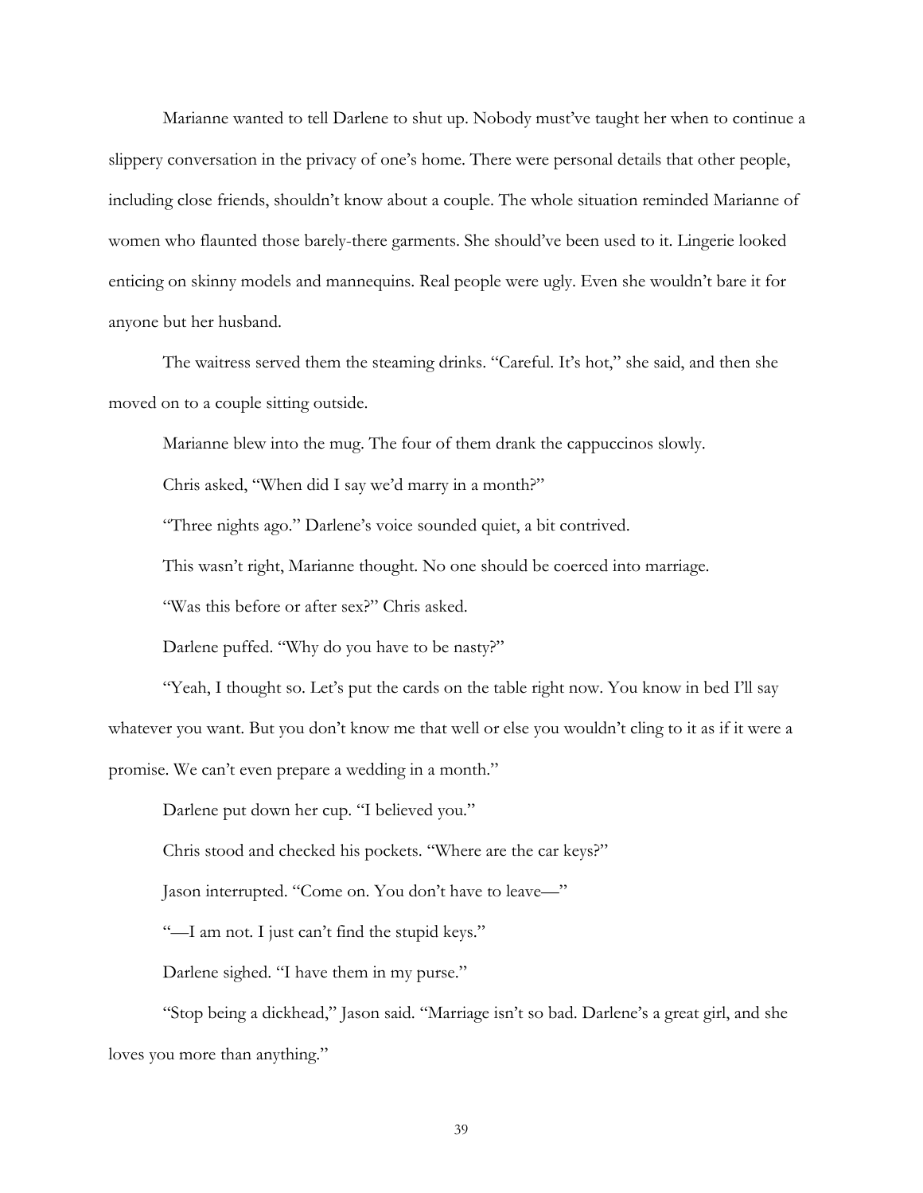Marianne wanted to tell Darlene to shut up. Nobody must've taught her when to continue a slippery conversation in the privacy of one's home. There were personal details that other people, including close friends, shouldn't know about a couple. The whole situation reminded Marianne of women who flaunted those barely-there garments. She should've been used to it. Lingerie looked enticing on skinny models and mannequins. Real people were ugly. Even she wouldn't bare it for anyone but her husband.

The waitress served them the steaming drinks. "Careful. It's hot," she said, and then she moved on to a couple sitting outside.

Marianne blew into the mug. The four of them drank the cappuccinos slowly.

Chris asked, "When did I say we'd marry in a month?"

"Three nights ago." Darlene's voice sounded quiet, a bit contrived.

This wasn't right, Marianne thought. No one should be coerced into marriage.

"Was this before or after sex?" Chris asked.

Darlene puffed. "Why do you have to be nasty?"

"Yeah, I thought so. Let's put the cards on the table right now. You know in bed I'll say whatever you want. But you don't know me that well or else you wouldn't cling to it as if it were a promise. We can't even prepare a wedding in a month."

Darlene put down her cup. "I believed you."

Chris stood and checked his pockets. "Where are the car keys?"

Jason interrupted. "Come on. You don't have to leave—"

"—I am not. I just can't find the stupid keys."

Darlene sighed. "I have them in my purse."

"Stop being a dickhead," Jason said. "Marriage isn't so bad. Darlene's a great girl, and she loves you more than anything."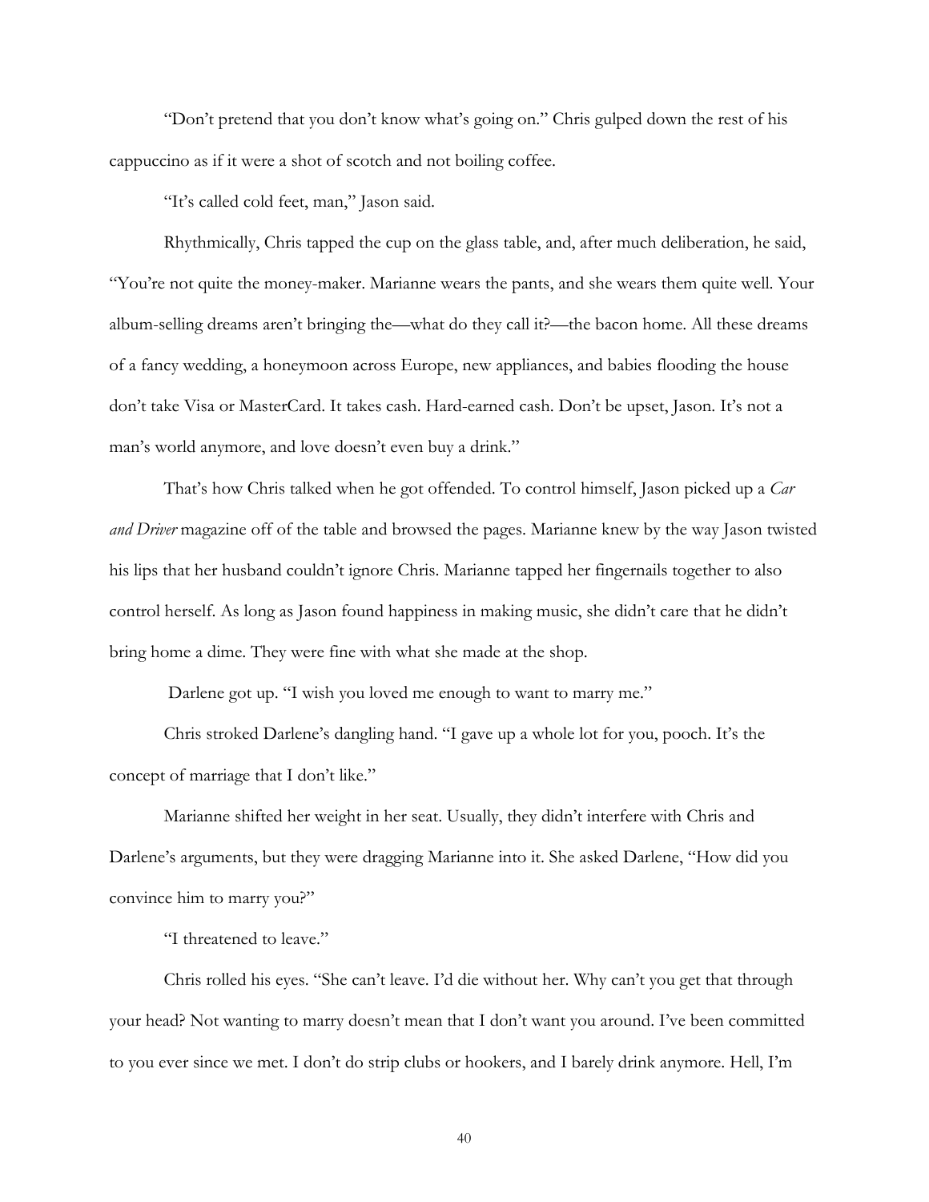"Don't pretend that you don't know what's going on." Chris gulped down the rest of his cappuccino as if it were a shot of scotch and not boiling coffee.

"It's called cold feet, man," Jason said.

Rhythmically, Chris tapped the cup on the glass table, and, after much deliberation, he said, "You're not quite the money-maker. Marianne wears the pants, and she wears them quite well. Your album-selling dreams aren't bringing the—what do they call it?—the bacon home. All these dreams of a fancy wedding, a honeymoon across Europe, new appliances, and babies flooding the house don't take Visa or MasterCard. It takes cash. Hard-earned cash. Don't be upset, Jason. It's not a man's world anymore, and love doesn't even buy a drink."

That's how Chris talked when he got offended. To control himself, Jason picked up a *Car and Driver* magazine off of the table and browsed the pages. Marianne knew by the way Jason twisted his lips that her husband couldn't ignore Chris. Marianne tapped her fingernails together to also control herself. As long as Jason found happiness in making music, she didn't care that he didn't bring home a dime. They were fine with what she made at the shop.

Darlene got up. "I wish you loved me enough to want to marry me."

Chris stroked Darlene's dangling hand. "I gave up a whole lot for you, pooch. It's the concept of marriage that I don't like."

Marianne shifted her weight in her seat. Usually, they didn't interfere with Chris and Darlene's arguments, but they were dragging Marianne into it. She asked Darlene, "How did you convince him to marry you?"

"I threatened to leave."

Chris rolled his eyes. "She can't leave. I'd die without her. Why can't you get that through your head? Not wanting to marry doesn't mean that I don't want you around. I've been committed to you ever since we met. I don't do strip clubs or hookers, and I barely drink anymore. Hell, I'm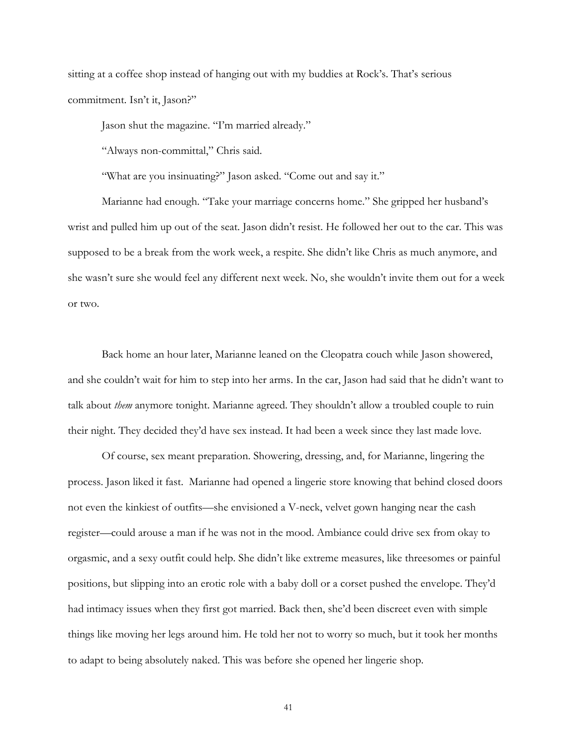sitting at a coffee shop instead of hanging out with my buddies at Rock's. That's serious commitment. Isn't it, Jason?"

Jason shut the magazine. "I'm married already."

"Always non-committal," Chris said.

"What are you insinuating?" Jason asked. "Come out and say it."

Marianne had enough. "Take your marriage concerns home." She gripped her husband's wrist and pulled him up out of the seat. Jason didn't resist. He followed her out to the car. This was supposed to be a break from the work week, a respite. She didn't like Chris as much anymore, and she wasn't sure she would feel any different next week. No, she wouldn't invite them out for a week or two.

Back home an hour later, Marianne leaned on the Cleopatra couch while Jason showered, and she couldn't wait for him to step into her arms. In the car, Jason had said that he didn't want to talk about *them* anymore tonight. Marianne agreed. They shouldn't allow a troubled couple to ruin their night. They decided they'd have sex instead. It had been a week since they last made love.

Of course, sex meant preparation. Showering, dressing, and, for Marianne, lingering the process. Jason liked it fast. Marianne had opened a lingerie store knowing that behind closed doors not even the kinkiest of outfits—she envisioned a V-neck, velvet gown hanging near the cash register—could arouse a man if he was not in the mood. Ambiance could drive sex from okay to orgasmic, and a sexy outfit could help. She didn't like extreme measures, like threesomes or painful positions, but slipping into an erotic role with a baby doll or a corset pushed the envelope. They'd had intimacy issues when they first got married. Back then, she'd been discreet even with simple things like moving her legs around him. He told her not to worry so much, but it took her months to adapt to being absolutely naked. This was before she opened her lingerie shop.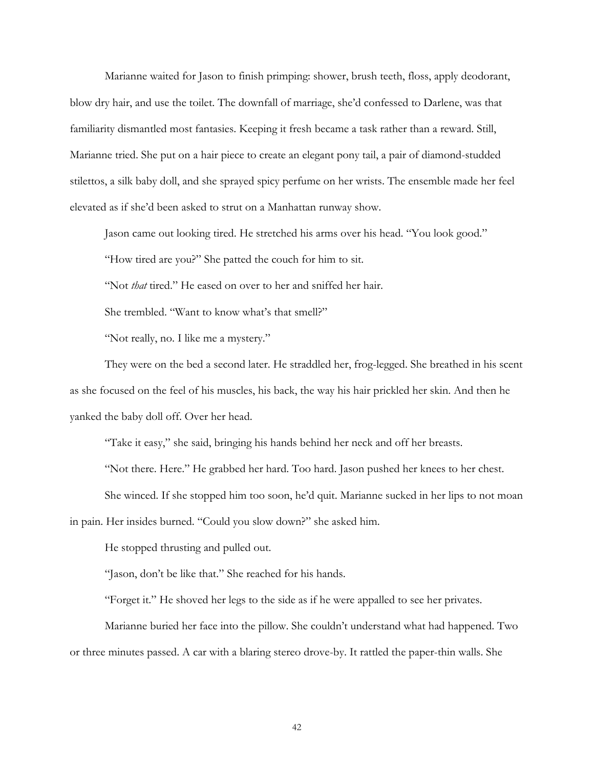Marianne waited for Jason to finish primping: shower, brush teeth, floss, apply deodorant, blow dry hair, and use the toilet. The downfall of marriage, she'd confessed to Darlene, was that familiarity dismantled most fantasies. Keeping it fresh became a task rather than a reward. Still, Marianne tried. She put on a hair piece to create an elegant pony tail, a pair of diamond-studded stilettos, a silk baby doll, and she sprayed spicy perfume on her wrists. The ensemble made her feel elevated as if she'd been asked to strut on a Manhattan runway show.

Jason came out looking tired. He stretched his arms over his head. "You look good."

"How tired are you?" She patted the couch for him to sit.

"Not *that* tired." He eased on over to her and sniffed her hair.

She trembled. "Want to know what's that smell?"

"Not really, no. I like me a mystery."

They were on the bed a second later. He straddled her, frog-legged. She breathed in his scent as she focused on the feel of his muscles, his back, the way his hair prickled her skin. And then he yanked the baby doll off. Over her head.

"Take it easy," she said, bringing his hands behind her neck and off her breasts.

"Not there. Here." He grabbed her hard. Too hard. Jason pushed her knees to her chest.

She winced. If she stopped him too soon, he'd quit. Marianne sucked in her lips to not moan in pain. Her insides burned. "Could you slow down?" she asked him.

He stopped thrusting and pulled out.

"Jason, don't be like that." She reached for his hands.

"Forget it." He shoved her legs to the side as if he were appalled to see her privates.

Marianne buried her face into the pillow. She couldn't understand what had happened. Two or three minutes passed. A car with a blaring stereo drove-by. It rattled the paper-thin walls. She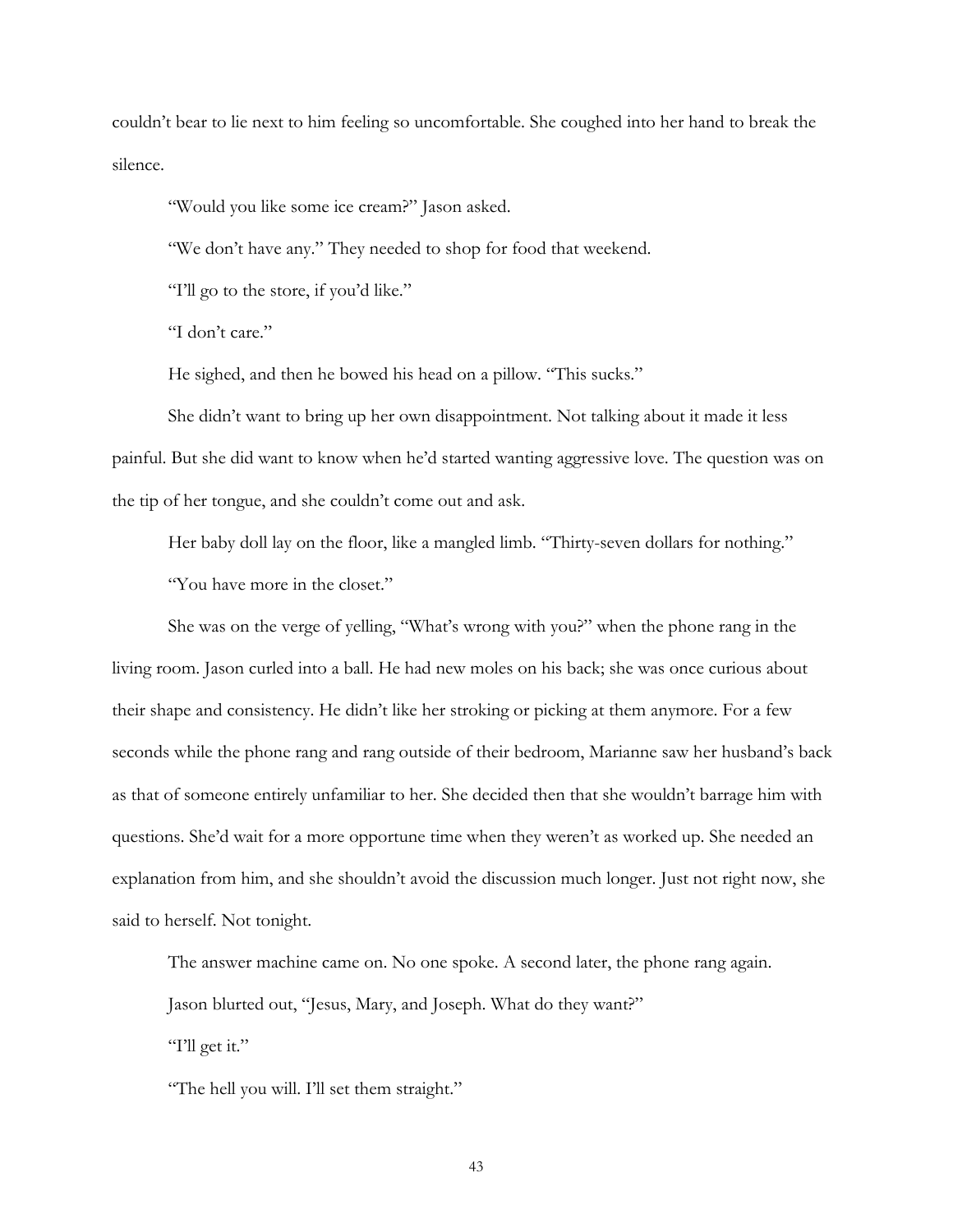couldn't bear to lie next to him feeling so uncomfortable. She coughed into her hand to break the silence.

"Would you like some ice cream?" Jason asked.

"We don't have any." They needed to shop for food that weekend.

"I'll go to the store, if you'd like."

"I don't care."

He sighed, and then he bowed his head on a pillow. "This sucks."

She didn't want to bring up her own disappointment. Not talking about it made it less painful. But she did want to know when he'd started wanting aggressive love. The question was on the tip of her tongue, and she couldn't come out and ask.

Her baby doll lay on the floor, like a mangled limb. "Thirty-seven dollars for nothing."

"You have more in the closet."

She was on the verge of yelling, "What's wrong with you?" when the phone rang in the living room. Jason curled into a ball. He had new moles on his back; she was once curious about their shape and consistency. He didn't like her stroking or picking at them anymore. For a few seconds while the phone rang and rang outside of their bedroom, Marianne saw her husband's back as that of someone entirely unfamiliar to her. She decided then that she wouldn't barrage him with questions. She'd wait for a more opportune time when they weren't as worked up. She needed an explanation from him, and she shouldn't avoid the discussion much longer. Just not right now, she said to herself. Not tonight.

The answer machine came on. No one spoke. A second later, the phone rang again.

Jason blurted out, "Jesus, Mary, and Joseph. What do they want?"

"I'll get it."

"The hell you will. I'll set them straight."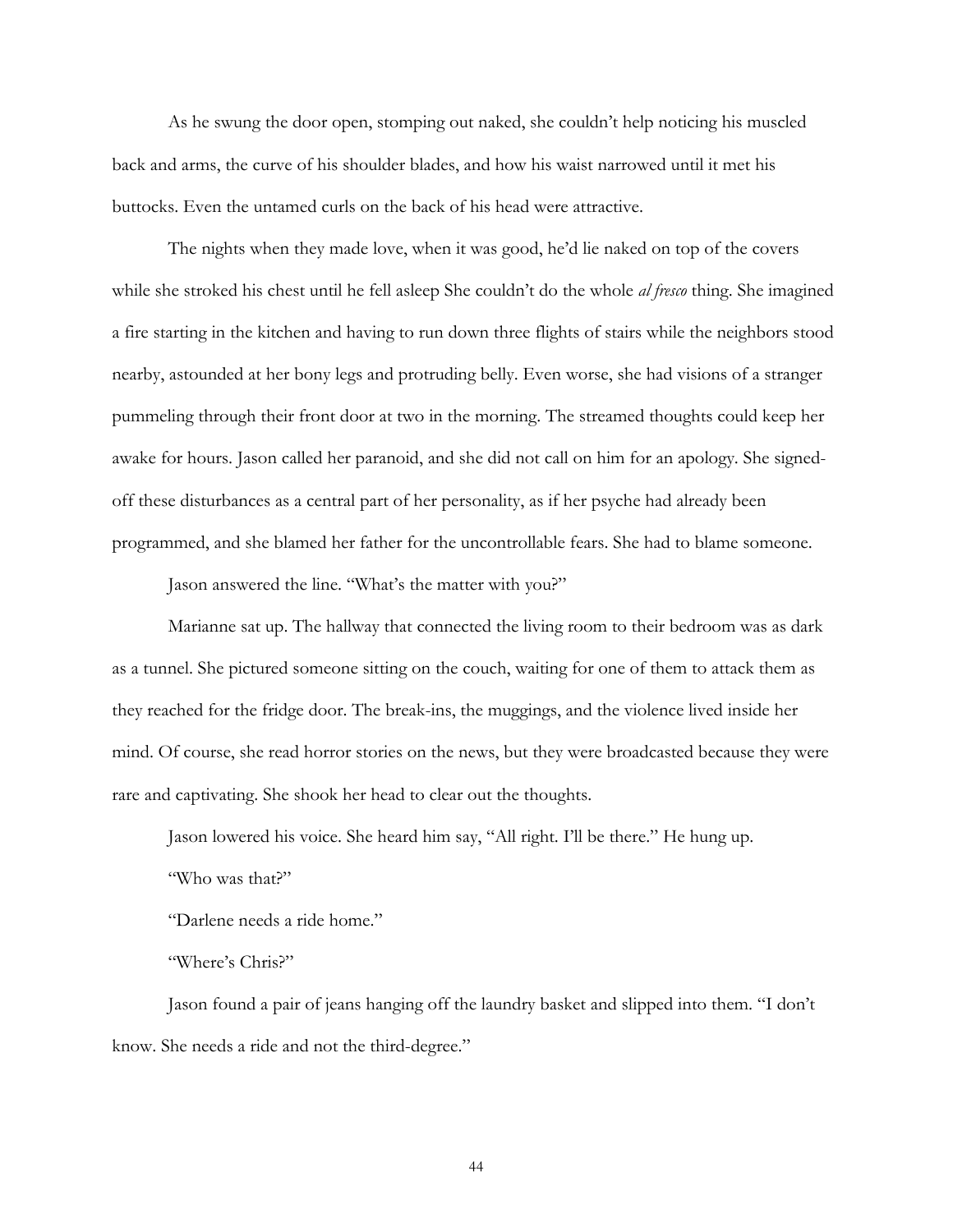As he swung the door open, stomping out naked, she couldn't help noticing his muscled back and arms, the curve of his shoulder blades, and how his waist narrowed until it met his buttocks. Even the untamed curls on the back of his head were attractive.

The nights when they made love, when it was good, he'd lie naked on top of the covers while she stroked his chest until he fell asleep She couldn't do the whole *al fresco* thing. She imagined a fire starting in the kitchen and having to run down three flights of stairs while the neighbors stood nearby, astounded at her bony legs and protruding belly. Even worse, she had visions of a stranger pummeling through their front door at two in the morning. The streamed thoughts could keep her awake for hours. Jason called her paranoid, and she did not call on him for an apology. She signed-off these disturbances as a central part of her personality, as if her psyche had already been programmed, and she blamed her father for the uncontrollable fears. She had to blame someone.

Jason answered the line. "What's the matter with you?"

Marianne sat up. The hallway that connected the living room to their bedroom was as dark as a tunnel. She pictured someone sitting on the couch, waiting for one of them to attack them as they reached for the fridge door. The break-ins, the muggings, and the violence lived inside her mind. Of course, she read horror stories on the news, but they were broadcasted because they were rare and captivating. She shook her head to clear out the thoughts.

Jason lowered his voice. She heard him say, "All right. I'll be there." He hung up.

"Who was that?"

"Darlene needs a ride home."

"Where's Chris?"

Jason found a pair of jeans hanging off the laundry basket and slipped into them. "I don't know. She needs a ride and not the third-degree."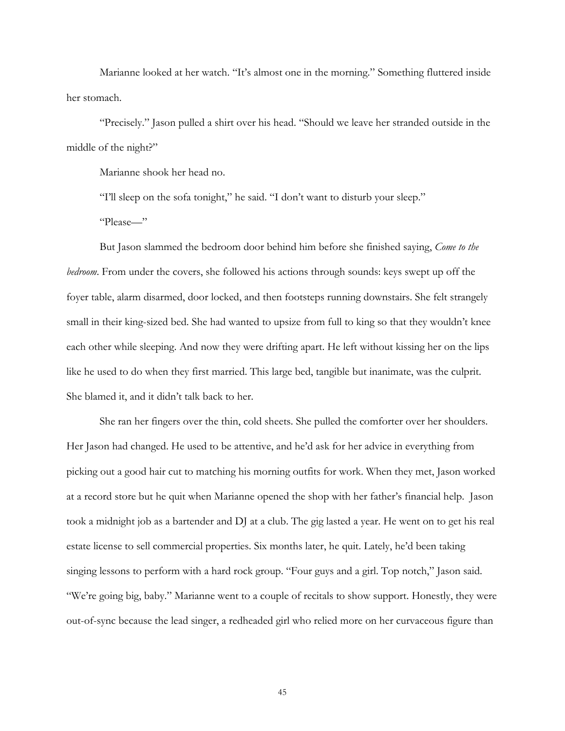Marianne looked at her watch. "It's almost one in the morning." Something fluttered inside her stomach.

"Precisely." Jason pulled a shirt over his head. "Should we leave her stranded outside in the middle of the night?"

Marianne shook her head no.

"I'll sleep on the sofa tonight," he said. "I don't want to disturb your sleep."

"Please—"

But Jason slammed the bedroom door behind him before she finished saying, *Come to the bedroom*. From under the covers, she followed his actions through sounds: keys swept up off the foyer table, alarm disarmed, door locked, and then footsteps running downstairs. She felt strangely small in their king-sized bed. She had wanted to upsize from full to king so that they wouldn't knee each other while sleeping. And now they were drifting apart. He left without kissing her on the lips like he used to do when they first married. This large bed, tangible but inanimate, was the culprit. She blamed it, and it didn't talk back to her.

She ran her fingers over the thin, cold sheets. She pulled the comforter over her shoulders. Her Jason had changed. He used to be attentive, and he'd ask for her advice in everything from picking out a good hair cut to matching his morning outfits for work. When they met, Jason worked at a record store but he quit when Marianne opened the shop with her father's financial help. Jason took a midnight job as a bartender and DJ at a club. The gig lasted a year. He went on to get his real estate license to sell commercial properties. Six months later, he quit. Lately, he'd been taking singing lessons to perform with a hard rock group. "Four guys and a girl. Top notch," Jason said. "We're going big, baby." Marianne went to a couple of recitals to show support. Honestly, they were out-of-sync because the lead singer, a redheaded girl who relied more on her curvaceous figure than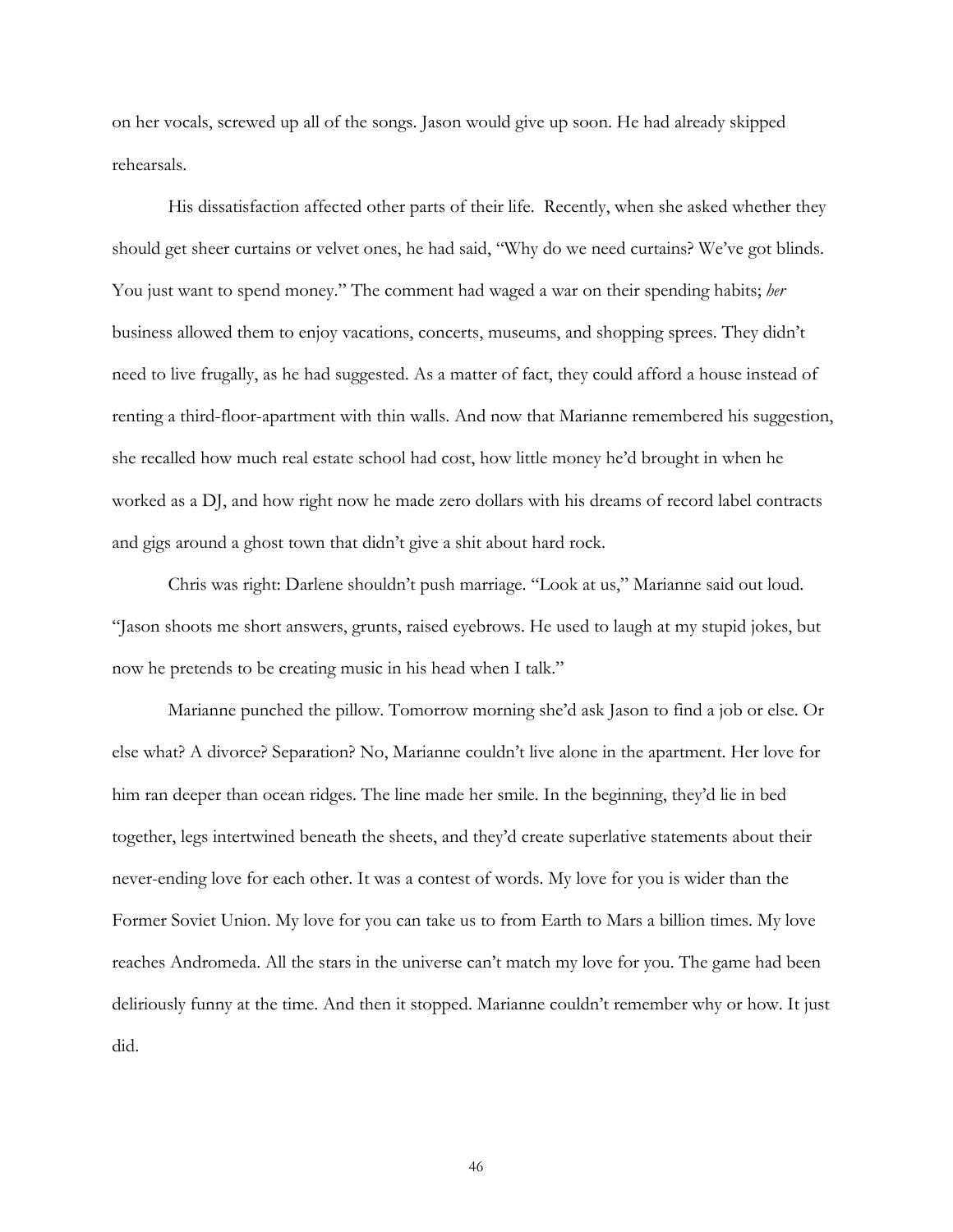on her vocals, screwed up all of the songs. Jason would give up soon. He had already skipped rehearsals.

His dissatisfaction affected other parts of their life. Recently, when she asked whether they should get sheer curtains or velvet ones, he had said, "Why do we need curtains? We've got blinds. You just want to spend money." The comment had waged a war on their spending habits; *her* business allowed them to enjoy vacations, concerts, museums, and shopping sprees. They didn't need to live frugally, as he had suggested. As a matter of fact, they could afford a house instead of renting a third-floor-apartment with thin walls. And now that Marianne remembered his suggestion, she recalled how much real estate school had cost, how little money he'd brought in when he worked as a DJ, and how right now he made zero dollars with his dreams of record label contracts and gigs around a ghost town that didn't give a shit about hard rock.

Chris was right: Darlene shouldn't push marriage. "Look at us," Marianne said out loud. "Jason shoots me short answers, grunts, raised eyebrows. He used to laugh at my stupid jokes, but now he pretends to be creating music in his head when I talk."

Marianne punched the pillow. Tomorrow morning she'd ask Jason to find a job or else. Or else what? A divorce? Separation? No, Marianne couldn't live alone in the apartment. Her love for him ran deeper than ocean ridges. The line made her smile. In the beginning, they'd lie in bed together, legs intertwined beneath the sheets, and they'd create superlative statements about their never-ending love for each other. It was a contest of words. My love for you is wider than the Former Soviet Union. My love for you can take us to from Earth to Mars a billion times. My love reaches Andromeda. All the stars in the universe can't match my love for you. The game had been deliriously funny at the time. And then it stopped. Marianne couldn't remember why or how. It just did.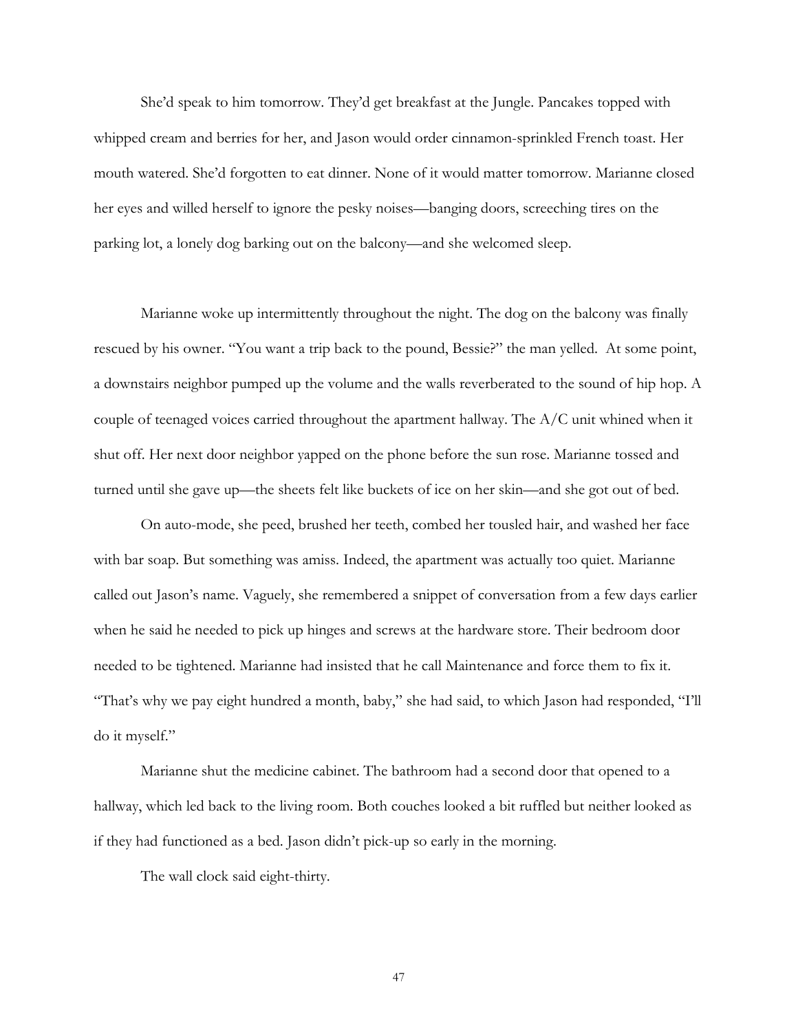She'd speak to him tomorrow. They'd get breakfast at the Jungle. Pancakes topped with whipped cream and berries for her, and Jason would order cinnamon-sprinkled French toast. Her mouth watered. She'd forgotten to eat dinner. None of it would matter tomorrow. Marianne closed her eyes and willed herself to ignore the pesky noises—banging doors, screeching tires on the parking lot, a lonely dog barking out on the balcony—and she welcomed sleep.

Marianne woke up intermittently throughout the night. The dog on the balcony was finally rescued by his owner. "You want a trip back to the pound, Bessie?" the man yelled. At some point, a downstairs neighbor pumped up the volume and the walls reverberated to the sound of hip hop. A couple of teenaged voices carried throughout the apartment hallway. The A/C unit whined when it shut off. Her next door neighbor yapped on the phone before the sun rose. Marianne tossed and turned until she gave up—the sheets felt like buckets of ice on her skin—and she got out of bed.

On auto-mode, she peed, brushed her teeth, combed her tousled hair, and washed her face with bar soap. But something was amiss. Indeed, the apartment was actually too quiet. Marianne called out Jason's name. Vaguely, she remembered a snippet of conversation from a few days earlier when he said he needed to pick up hinges and screws at the hardware store. Their bedroom door needed to be tightened. Marianne had insisted that he call Maintenance and force them to fix it. "That's why we pay eight hundred a month, baby," she had said, to which Jason had responded, "I'll do it myself."

Marianne shut the medicine cabinet. The bathroom had a second door that opened to a hallway, which led back to the living room. Both couches looked a bit ruffled but neither looked as if they had functioned as a bed. Jason didn't pick-up so early in the morning.

The wall clock said eight-thirty.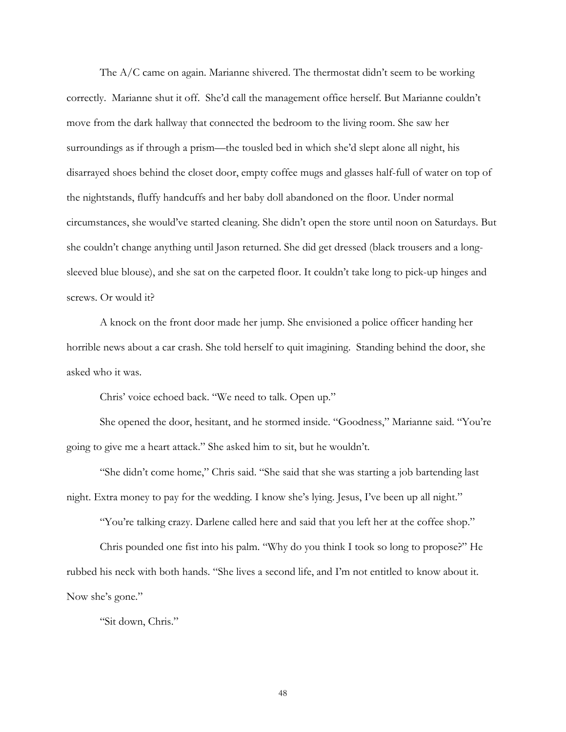The A/C came on again. Marianne shivered. The thermostat didn't seem to be working correctly. Marianne shut it off. She'd call the management office herself. But Marianne couldn't move from the dark hallway that connected the bedroom to the living room. She saw her surroundings as if through a prism—the tousled bed in which she'd slept alone all night, his disarrayed shoes behind the closet door, empty coffee mugs and glasses half-full of water on top of the nightstands, fluffy handcuffs and her baby doll abandoned on the floor. Under normal circumstances, she would've started cleaning. She didn't open the store until noon on Saturdays. But she couldn't change anything until Jason returned. She did get dressed (black trousers and a long-sleeved blue blouse), and she sat on the carpeted floor. It couldn't take long to pick-up hinges and screws. Or would it?

A knock on the front door made her jump. She envisioned a police officer handing her horrible news about a car crash. She told herself to quit imagining. Standing behind the door, she asked who it was.

Chris' voice echoed back. "We need to talk. Open up."

She opened the door, hesitant, and he stormed inside. "Goodness," Marianne said. "You're going to give me a heart attack." She asked him to sit, but he wouldn't.

"She didn't come home," Chris said. "She said that she was starting a job bartending last night. Extra money to pay for the wedding. I know she's lying. Jesus, I've been up all night."

"You're talking crazy. Darlene called here and said that you left her at the coffee shop."

Chris pounded one fist into his palm. "Why do you think I took so long to propose?" He rubbed his neck with both hands. "She lives a second life, and I'm not entitled to know about it. Now she's gone."

"Sit down, Chris."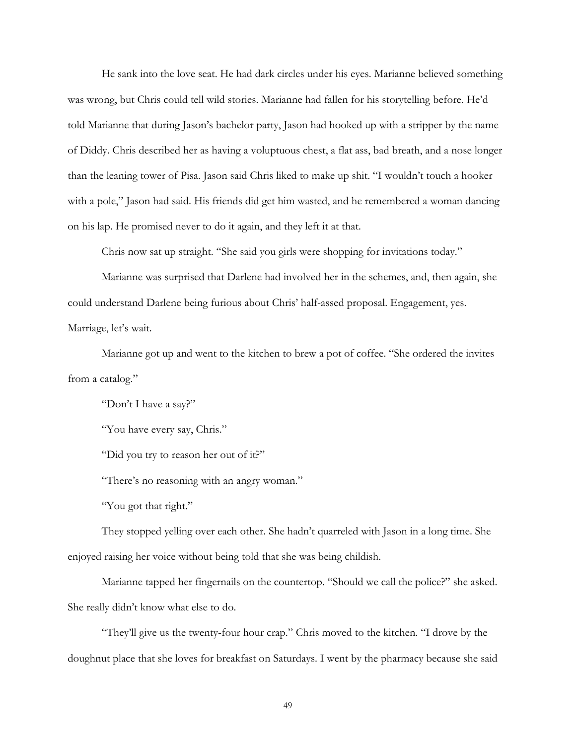He sank into the love seat. He had dark circles under his eyes. Marianne believed something was wrong, but Chris could tell wild stories. Marianne had fallen for his storytelling before. He'd told Marianne that during Jason's bachelor party, Jason had hooked up with a stripper by the name of Diddy. Chris described her as having a voluptuous chest, a flat ass, bad breath, and a nose longer than the leaning tower of Pisa. Jason said Chris liked to make up shit. "I wouldn't touch a hooker with a pole," Jason had said. His friends did get him wasted, and he remembered a woman dancing on his lap. He promised never to do it again, and they left it at that.

Chris now sat up straight. "She said you girls were shopping for invitations today."

Marianne was surprised that Darlene had involved her in the schemes, and, then again, she could understand Darlene being furious about Chris' half-assed proposal. Engagement, yes. Marriage, let's wait.

Marianne got up and went to the kitchen to brew a pot of coffee. "She ordered the invites from a catalog."

"Don't I have a say?"

"You have every say, Chris."

"Did you try to reason her out of it?"

"There's no reasoning with an angry woman."

"You got that right."

They stopped yelling over each other. She hadn't quarreled with Jason in a long time. She enjoyed raising her voice without being told that she was being childish.

Marianne tapped her fingernails on the countertop. "Should we call the police?" she asked. She really didn't know what else to do.

"They'll give us the twenty-four hour crap." Chris moved to the kitchen. "I drove by the doughnut place that she loves for breakfast on Saturdays. I went by the pharmacy because she said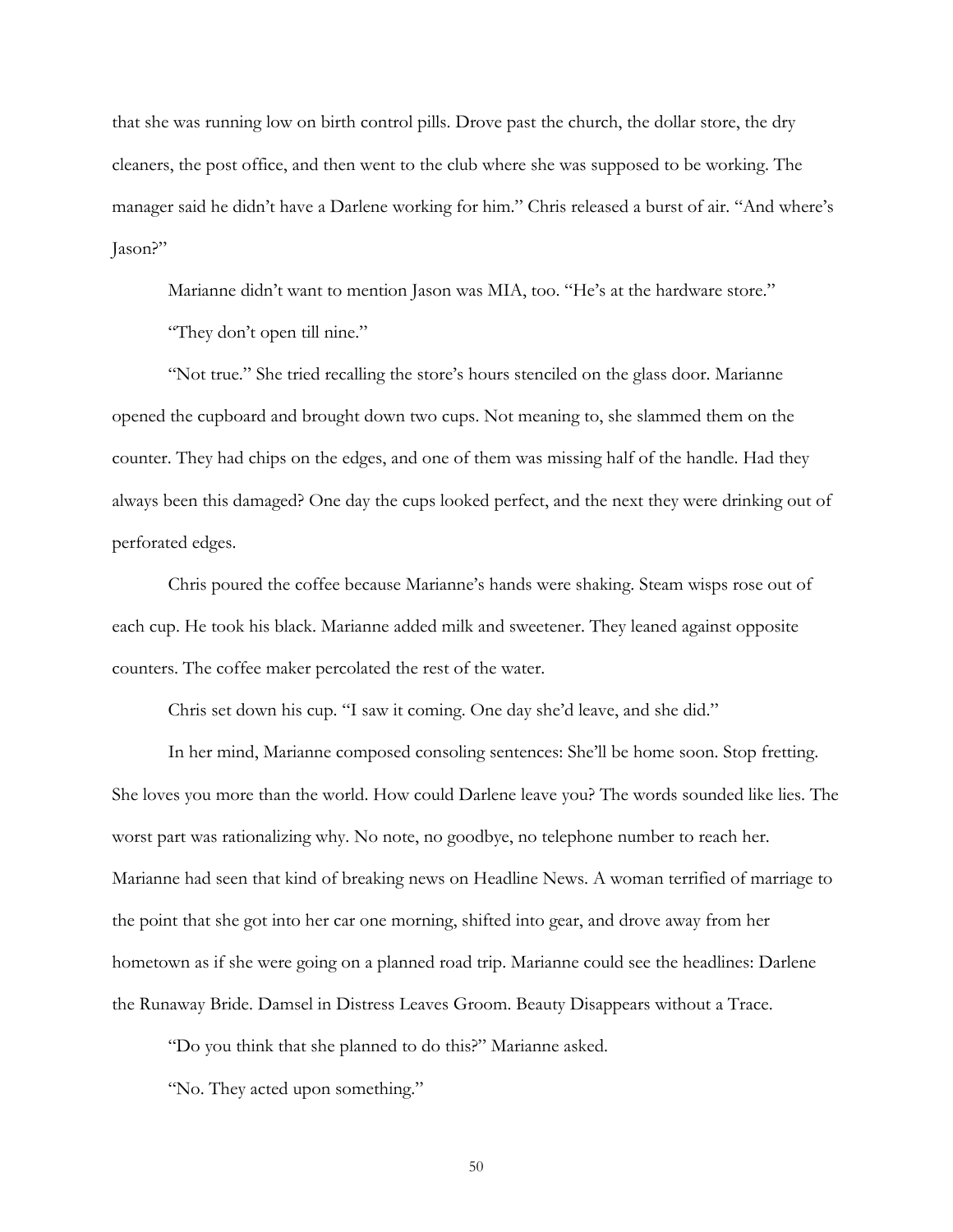that she was running low on birth control pills. Drove past the church, the dollar store, the dry cleaners, the post office, and then went to the club where she was supposed to be working. The manager said he didn't have a Darlene working for him." Chris released a burst of air. "And where's Jason?"

Marianne didn't want to mention Jason was MIA, too. "He's at the hardware store."

"They don't open till nine."

"Not true." She tried recalling the store's hours stenciled on the glass door. Marianne opened the cupboard and brought down two cups. Not meaning to, she slammed them on the counter. They had chips on the edges, and one of them was missing half of the handle. Had they always been this damaged? One day the cups looked perfect, and the next they were drinking out of perforated edges.

Chris poured the coffee because Marianne's hands were shaking. Steam wisps rose out of each cup. He took his black. Marianne added milk and sweetener. They leaned against opposite counters. The coffee maker percolated the rest of the water.

Chris set down his cup. "I saw it coming. One day she'd leave, and she did."

In her mind, Marianne composed consoling sentences: She'll be home soon. Stop fretting. She loves you more than the world. How could Darlene leave you? The words sounded like lies. The worst part was rationalizing why. No note, no goodbye, no telephone number to reach her. Marianne had seen that kind of breaking news on Headline News. A woman terrified of marriage to the point that she got into her car one morning, shifted into gear, and drove away from her hometown as if she were going on a planned road trip. Marianne could see the headlines: Darlene the Runaway Bride. Damsel in Distress Leaves Groom. Beauty Disappears without a Trace.

"Do you think that she planned to do this?" Marianne asked.

"No. They acted upon something."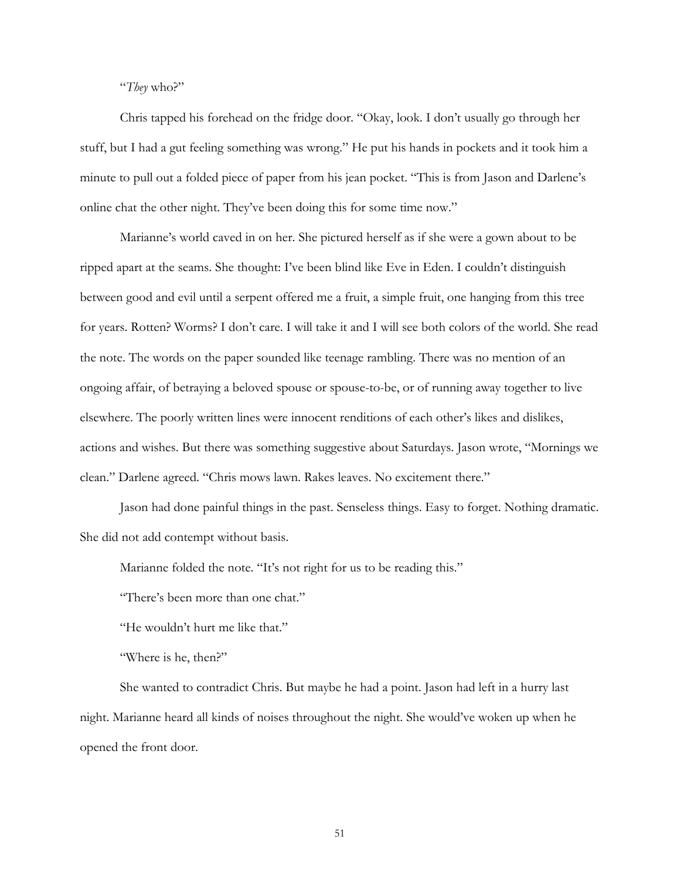"*They* who?"

Chris tapped his forehead on the fridge door. "Okay, look. I don't usually go through her stuff, but I had a gut feeling something was wrong." He put his hands in pockets and it took him a minute to pull out a folded piece of paper from his jean pocket. "This is from Jason and Darlene's online chat the other night. They've been doing this for some time now."

Marianne's world caved in on her. She pictured herself as if she were a gown about to be ripped apart at the seams. She thought: I've been blind like Eve in Eden. I couldn't distinguish between good and evil until a serpent offered me a fruit, a simple fruit, one hanging from this tree for years. Rotten? Worms? I don't care. I will take it and I will see both colors of the world. She read the note. The words on the paper sounded like teenage rambling. There was no mention of an ongoing affair, of betraying a beloved spouse or spouse-to-be, or of running away together to live elsewhere. The poorly written lines were innocent renditions of each other's likes and dislikes, actions and wishes. But there was something suggestive about Saturdays. Jason wrote, "Mornings we clean." Darlene agreed. "Chris mows lawn. Rakes leaves. No excitement there."

Jason had done painful things in the past. Senseless things. Easy to forget. Nothing dramatic. She did not add contempt without basis.

Marianne folded the note. "It's not right for us to be reading this."

"There's been more than one chat."

"He wouldn't hurt me like that."

"Where is he, then?"

She wanted to contradict Chris. But maybe he had a point. Jason had left in a hurry last night. Marianne heard all kinds of noises throughout the night. She would've woken up when he opened the front door.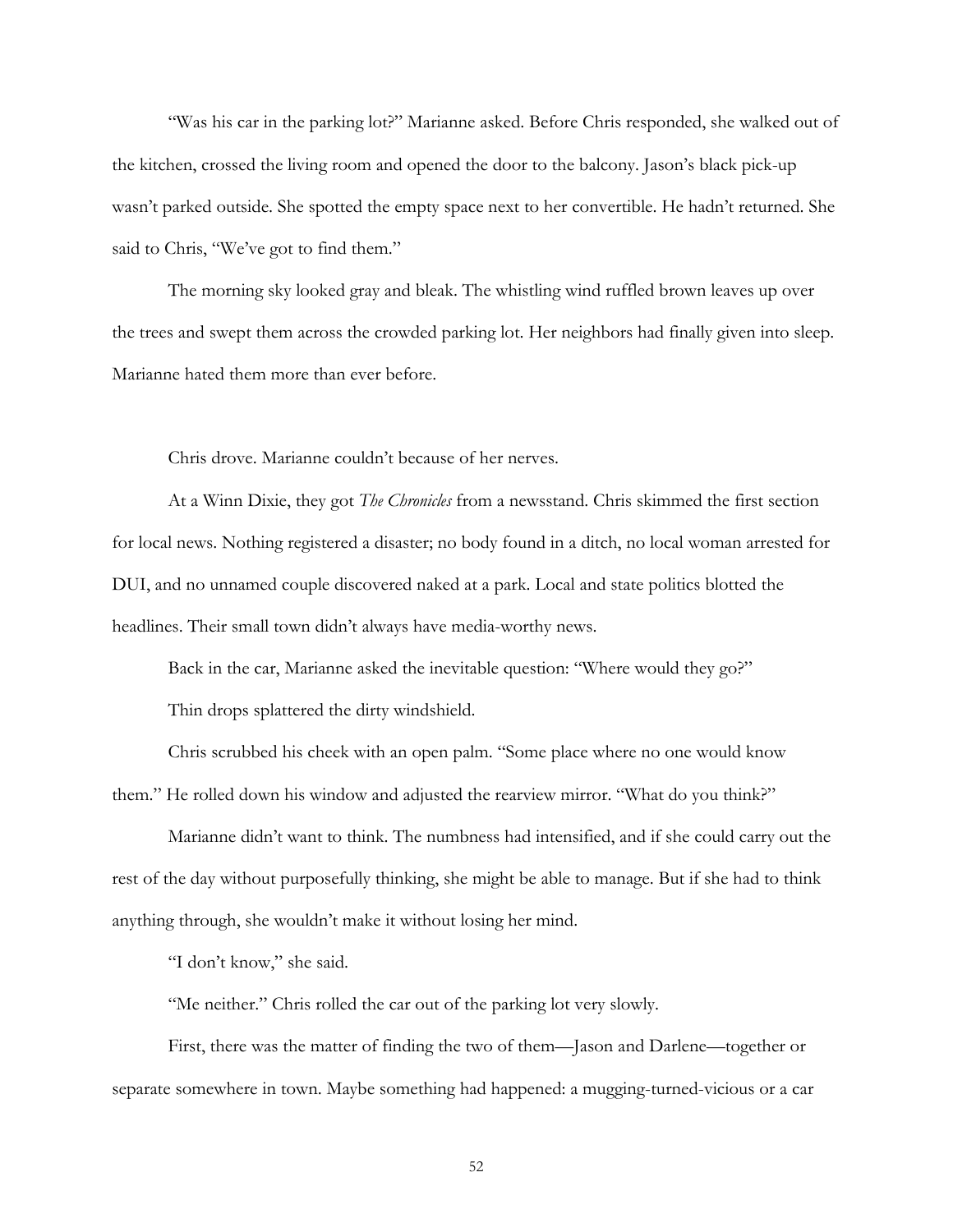"Was his car in the parking lot?" Marianne asked. Before Chris responded, she walked out of the kitchen, crossed the living room and opened the door to the balcony. Jason's black pick-up wasn't parked outside. She spotted the empty space next to her convertible. He hadn't returned. She said to Chris, "We've got to find them."

The morning sky looked gray and bleak. The whistling wind ruffled brown leaves up over the trees and swept them across the crowded parking lot. Her neighbors had finally given into sleep. Marianne hated them more than ever before.

Chris drove. Marianne couldn't because of her nerves.

At a Winn Dixie, they got *The Chronicles* from a newsstand. Chris skimmed the first section for local news. Nothing registered a disaster; no body found in a ditch, no local woman arrested for DUI, and no unnamed couple discovered naked at a park. Local and state politics blotted the headlines. Their small town didn't always have media-worthy news.

Back in the car, Marianne asked the inevitable question: "Where would they go?"

Thin drops splattered the dirty windshield.

Chris scrubbed his cheek with an open palm. "Some place where no one would know them." He rolled down his window and adjusted the rearview mirror. "What do you think?"

Marianne didn't want to think. The numbness had intensified, and if she could carry out the rest of the day without purposefully thinking, she might be able to manage. But if she had to think anything through, she wouldn't make it without losing her mind.

"I don't know," she said.

"Me neither." Chris rolled the car out of the parking lot very slowly.

First, there was the matter of finding the two of them—Jason and Darlene—together or separate somewhere in town. Maybe something had happened: a mugging-turned-vicious or a car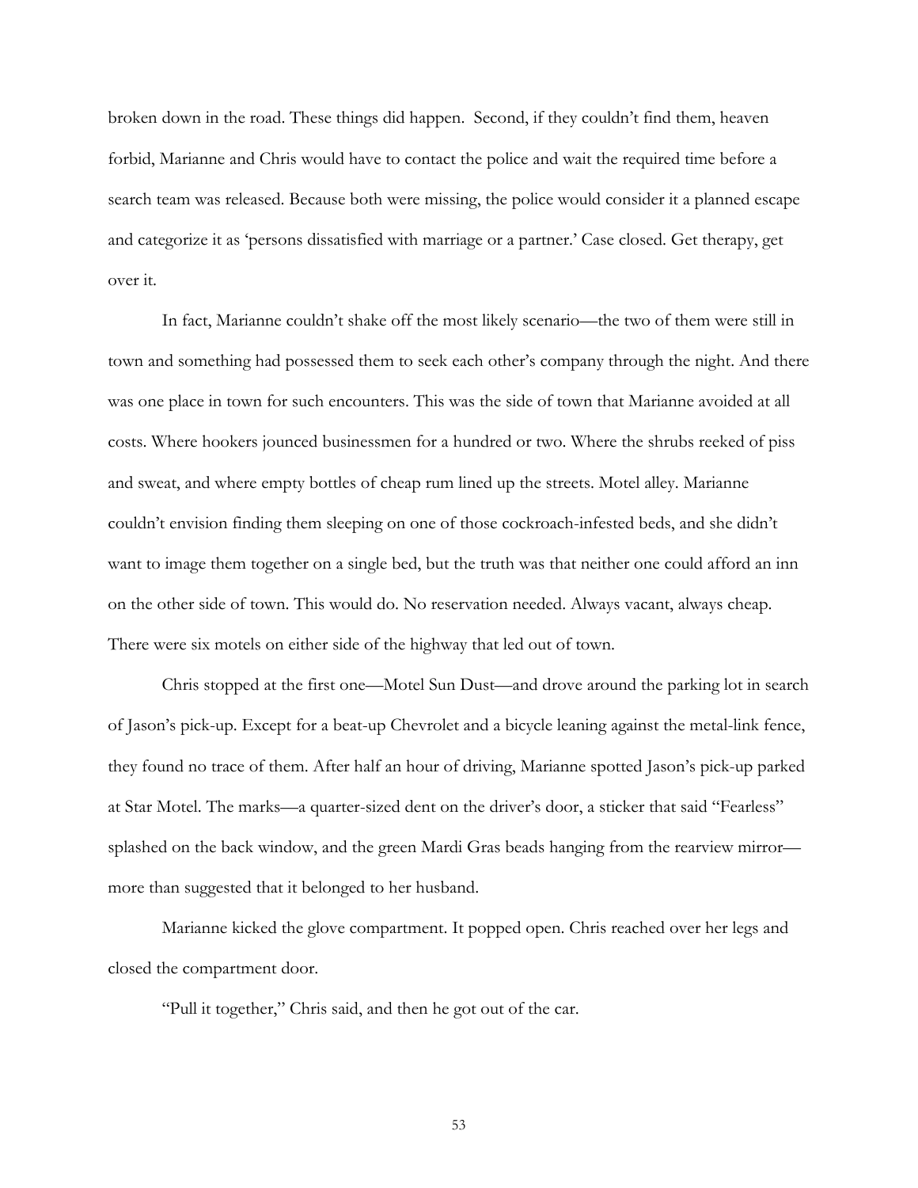broken down in the road. These things did happen. Second, if they couldn't find them, heaven forbid, Marianne and Chris would have to contact the police and wait the required time before a search team was released. Because both were missing, the police would consider it a planned escape and categorize it as 'persons dissatisfied with marriage or a partner.' Case closed. Get therapy, get over it.

In fact, Marianne couldn't shake off the most likely scenario—the two of them were still in town and something had possessed them to seek each other's company through the night. And there was one place in town for such encounters. This was the side of town that Marianne avoided at all costs. Where hookers jounced businessmen for a hundred or two. Where the shrubs reeked of piss and sweat, and where empty bottles of cheap rum lined up the streets. Motel alley. Marianne couldn't envision finding them sleeping on one of those cockroach-infested beds, and she didn't want to image them together on a single bed, but the truth was that neither one could afford an inn on the other side of town. This would do. No reservation needed. Always vacant, always cheap. There were six motels on either side of the highway that led out of town.

Chris stopped at the first one—Motel Sun Dust—and drove around the parking lot in search of Jason's pick-up. Except for a beat-up Chevrolet and a bicycle leaning against the metal-link fence, they found no trace of them. After half an hour of driving, Marianne spotted Jason's pick-up parked at Star Motel. The marks—a quarter-sized dent on the driver's door, a sticker that said "Fearless" splashed on the back window, and the green Mardi Gras beads hanging from the rearview mirror—more than suggested that it belonged to her husband.

Marianne kicked the glove compartment. It popped open. Chris reached over her legs and closed the compartment door.

"Pull it together," Chris said, and then he got out of the car.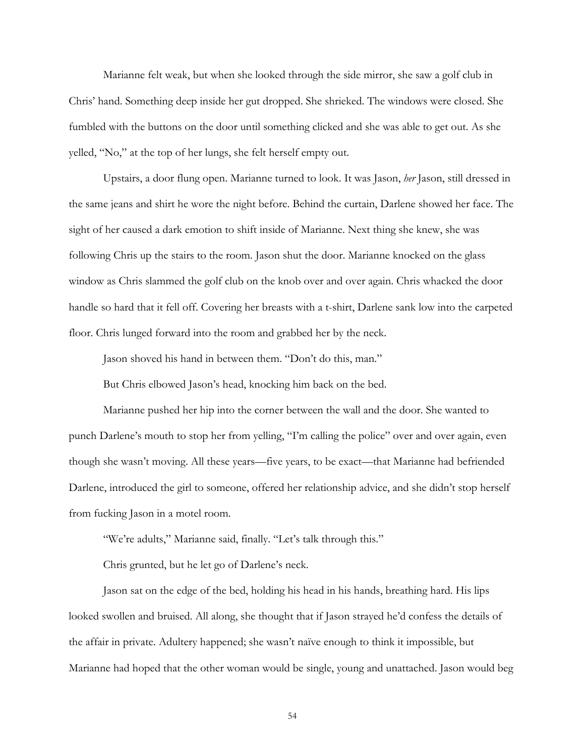Marianne felt weak, but when she looked through the side mirror, she saw a golf club in Chris' hand. Something deep inside her gut dropped. She shrieked. The windows were closed. She fumbled with the buttons on the door until something clicked and she was able to get out. As she yelled, "No," at the top of her lungs, she felt herself empty out.

Upstairs, a door flung open. Marianne turned to look. It was Jason, *her* Jason, still dressed in the same jeans and shirt he wore the night before. Behind the curtain, Darlene showed her face. The sight of her caused a dark emotion to shift inside of Marianne. Next thing she knew, she was following Chris up the stairs to the room. Jason shut the door. Marianne knocked on the glass window as Chris slammed the golf club on the knob over and over again. Chris whacked the door handle so hard that it fell off. Covering her breasts with a t-shirt, Darlene sank low into the carpeted floor. Chris lunged forward into the room and grabbed her by the neck.

Jason shoved his hand in between them. "Don't do this, man."

But Chris elbowed Jason's head, knocking him back on the bed.

Marianne pushed her hip into the corner between the wall and the door. She wanted to punch Darlene's mouth to stop her from yelling, "I'm calling the police" over and over again, even though she wasn't moving. All these years—five years, to be exact—that Marianne had befriended Darlene, introduced the girl to someone, offered her relationship advice, and she didn't stop herself from fucking Jason in a motel room.

"We're adults," Marianne said, finally. "Let's talk through this."

Chris grunted, but he let go of Darlene's neck.

Jason sat on the edge of the bed, holding his head in his hands, breathing hard. His lips looked swollen and bruised. All along, she thought that if Jason strayed he'd confess the details of the affair in private. Adultery happened; she wasn't naïve enough to think it impossible, but Marianne had hoped that the other woman would be single, young and unattached. Jason would beg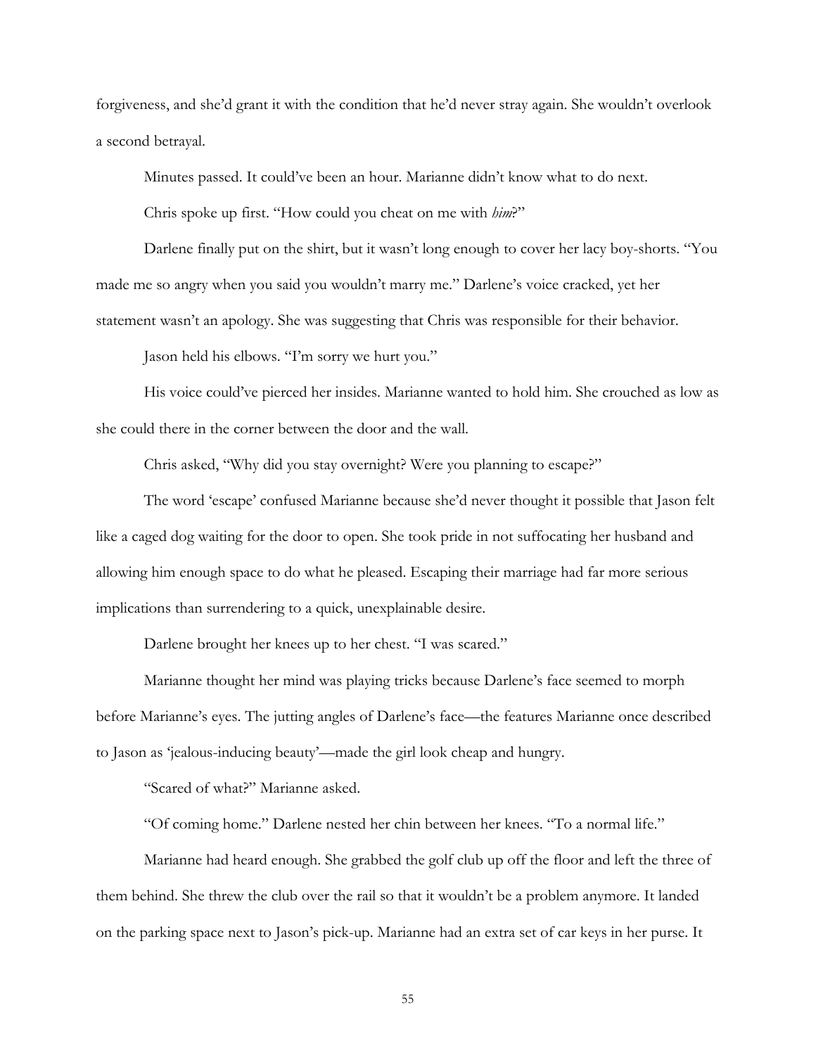forgiveness, and she'd grant it with the condition that he'd never stray again. She wouldn't overlook a second betrayal.

Minutes passed. It could've been an hour. Marianne didn't know what to do next.

Chris spoke up first. "How could you cheat on me with *him*?"

Darlene finally put on the shirt, but it wasn't long enough to cover her lacy boy-shorts. "You made me so angry when you said you wouldn't marry me." Darlene's voice cracked, yet her statement wasn't an apology. She was suggesting that Chris was responsible for their behavior.

Jason held his elbows. "I'm sorry we hurt you."

His voice could've pierced her insides. Marianne wanted to hold him. She crouched as low as she could there in the corner between the door and the wall.

Chris asked, "Why did you stay overnight? Were you planning to escape?"

The word 'escape' confused Marianne because she'd never thought it possible that Jason felt like a caged dog waiting for the door to open. She took pride in not suffocating her husband and allowing him enough space to do what he pleased. Escaping their marriage had far more serious implications than surrendering to a quick, unexplainable desire.

Darlene brought her knees up to her chest. "I was scared."

Marianne thought her mind was playing tricks because Darlene's face seemed to morph before Marianne's eyes. The jutting angles of Darlene's face—the features Marianne once described to Jason as 'jealous-inducing beauty'—made the girl look cheap and hungry.

"Scared of what?" Marianne asked.

"Of coming home." Darlene nested her chin between her knees. "To a normal life."

Marianne had heard enough. She grabbed the golf club up off the floor and left the three of them behind. She threw the club over the rail so that it wouldn't be a problem anymore. It landed on the parking space next to Jason's pick-up. Marianne had an extra set of car keys in her purse. It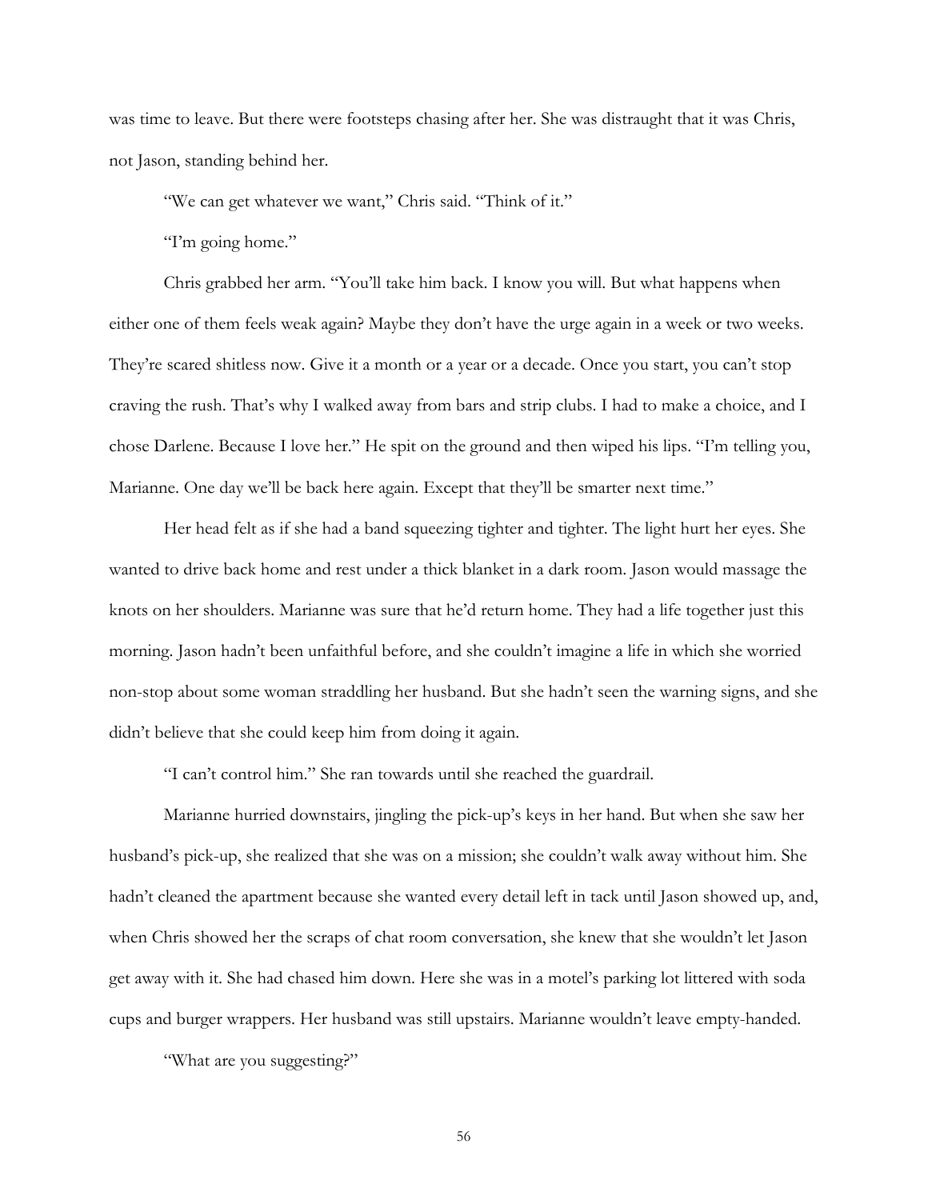was time to leave. But there were footsteps chasing after her. She was distraught that it was Chris, not Jason, standing behind her.

"We can get whatever we want," Chris said. "Think of it."

"I'm going home."

Chris grabbed her arm. "You'll take him back. I know you will. But what happens when either one of them feels weak again? Maybe they don't have the urge again in a week or two weeks. They're scared shitless now. Give it a month or a year or a decade. Once you start, you can't stop craving the rush. That's why I walked away from bars and strip clubs. I had to make a choice, and I chose Darlene. Because I love her." He spit on the ground and then wiped his lips. "I'm telling you, Marianne. One day we'll be back here again. Except that they'll be smarter next time."

Her head felt as if she had a band squeezing tighter and tighter. The light hurt her eyes. She wanted to drive back home and rest under a thick blanket in a dark room. Jason would massage the knots on her shoulders. Marianne was sure that he'd return home. They had a life together just this morning. Jason hadn't been unfaithful before, and she couldn't imagine a life in which she worried non-stop about some woman straddling her husband. But she hadn't seen the warning signs, and she didn't believe that she could keep him from doing it again.

"I can't control him." She ran towards until she reached the guardrail.

Marianne hurried downstairs, jingling the pick-up's keys in her hand. But when she saw her husband's pick-up, she realized that she was on a mission; she couldn't walk away without him. She hadn't cleaned the apartment because she wanted every detail left in tack until Jason showed up, and, when Chris showed her the scraps of chat room conversation, she knew that she wouldn't let Jason get away with it. She had chased him down. Here she was in a motel's parking lot littered with soda cups and burger wrappers. Her husband was still upstairs. Marianne wouldn't leave empty-handed.

"What are you suggesting?"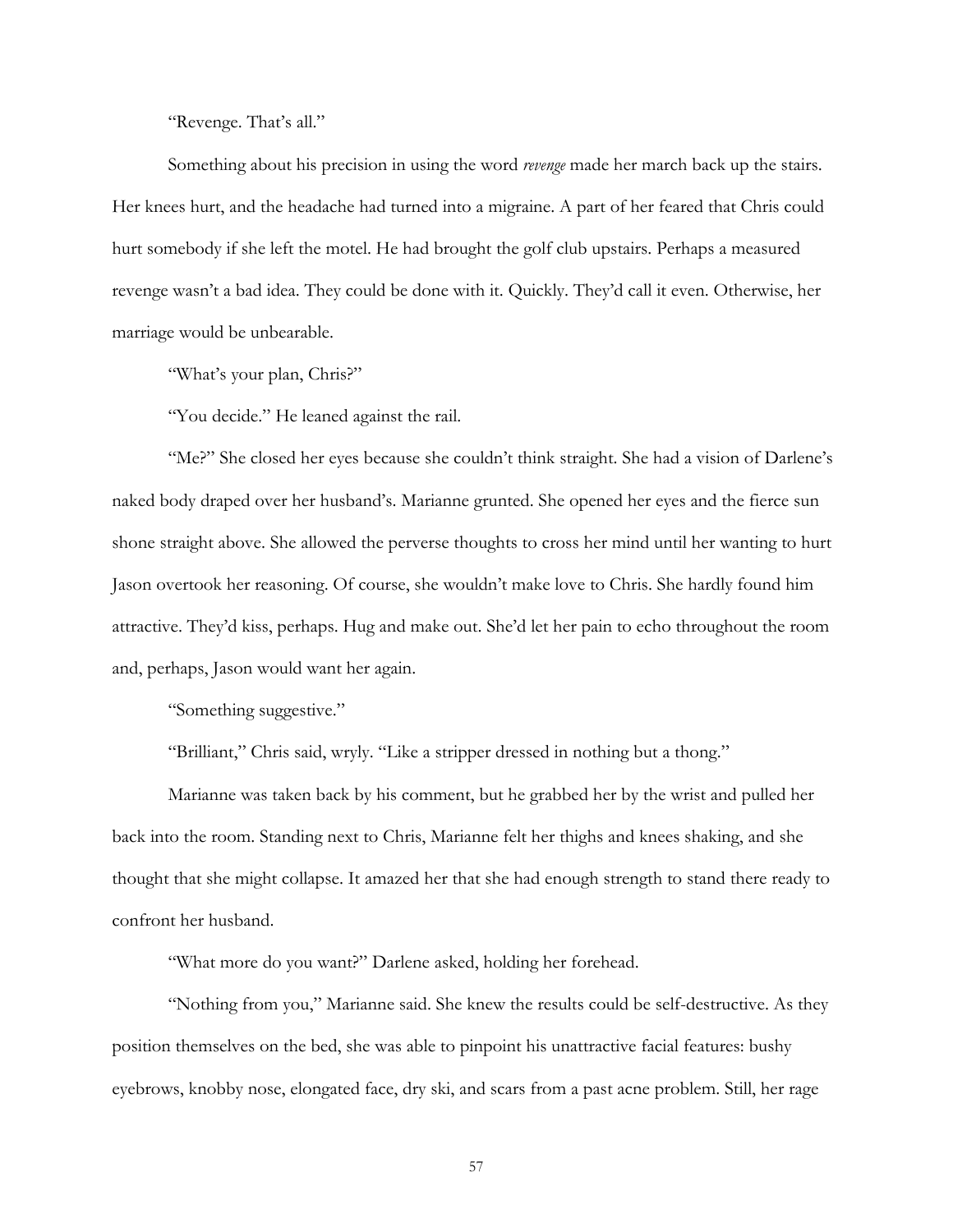"Revenge. That's all."

Something about his precision in using the word *revenge* made her march back up the stairs. Her knees hurt, and the headache had turned into a migraine. A part of her feared that Chris could hurt somebody if she left the motel. He had brought the golf club upstairs. Perhaps a measured revenge wasn't a bad idea. They could be done with it. Quickly. They'd call it even. Otherwise, her marriage would be unbearable.

"What's your plan, Chris?"

"You decide." He leaned against the rail.

"Me?" She closed her eyes because she couldn't think straight. She had a vision of Darlene's naked body draped over her husband's. Marianne grunted. She opened her eyes and the fierce sun shone straight above. She allowed the perverse thoughts to cross her mind until her wanting to hurt Jason overtook her reasoning. Of course, she wouldn't make love to Chris. She hardly found him attractive. They'd kiss, perhaps. Hug and make out. She'd let her pain to echo throughout the room and, perhaps, Jason would want her again.

"Something suggestive."

"Brilliant," Chris said, wryly. "Like a stripper dressed in nothing but a thong."

Marianne was taken back by his comment, but he grabbed her by the wrist and pulled her back into the room. Standing next to Chris, Marianne felt her thighs and knees shaking, and she thought that she might collapse. It amazed her that she had enough strength to stand there ready to confront her husband.

"What more do you want?" Darlene asked, holding her forehead.

"Nothing from you," Marianne said. She knew the results could be self-destructive. As they position themselves on the bed, she was able to pinpoint his unattractive facial features: bushy eyebrows, knobby nose, elongated face, dry ski, and scars from a past acne problem. Still, her rage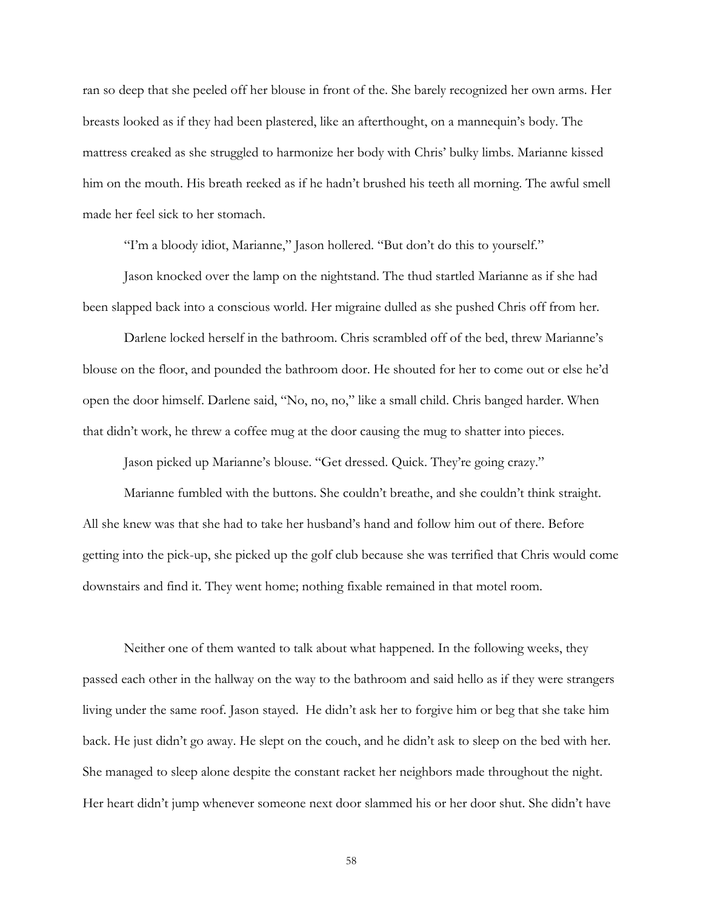ran so deep that she peeled off her blouse in front of the. She barely recognized her own arms. Her breasts looked as if they had been plastered, like an afterthought, on a mannequin's body. The mattress creaked as she struggled to harmonize her body with Chris' bulky limbs. Marianne kissed him on the mouth. His breath reeked as if he hadn't brushed his teeth all morning. The awful smell made her feel sick to her stomach.

"I'm a bloody idiot, Marianne," Jason hollered. "But don't do this to yourself."

Jason knocked over the lamp on the nightstand. The thud startled Marianne as if she had been slapped back into a conscious world. Her migraine dulled as she pushed Chris off from her.

Darlene locked herself in the bathroom. Chris scrambled off of the bed, threw Marianne's blouse on the floor, and pounded the bathroom door. He shouted for her to come out or else he'd open the door himself. Darlene said, "No, no, no," like a small child. Chris banged harder. When that didn't work, he threw a coffee mug at the door causing the mug to shatter into pieces.

Jason picked up Marianne's blouse. "Get dressed. Quick. They're going crazy."

Marianne fumbled with the buttons. She couldn't breathe, and she couldn't think straight. All she knew was that she had to take her husband's hand and follow him out of there. Before getting into the pick-up, she picked up the golf club because she was terrified that Chris would come downstairs and find it. They went home; nothing fixable remained in that motel room.

Neither one of them wanted to talk about what happened. In the following weeks, they passed each other in the hallway on the way to the bathroom and said hello as if they were strangers living under the same roof. Jason stayed. He didn't ask her to forgive him or beg that she take him back. He just didn't go away. He slept on the couch, and he didn't ask to sleep on the bed with her. She managed to sleep alone despite the constant racket her neighbors made throughout the night. Her heart didn't jump whenever someone next door slammed his or her door shut. She didn't have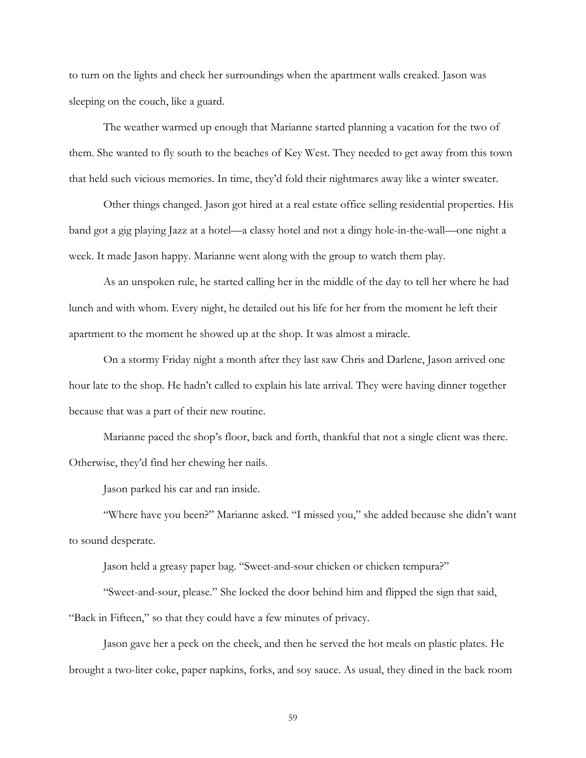to turn on the lights and check her surroundings when the apartment walls creaked. Jason was sleeping on the couch, like a guard.

The weather warmed up enough that Marianne started planning a vacation for the two of them. She wanted to fly south to the beaches of Key West. They needed to get away from this town that held such vicious memories. In time, they'd fold their nightmares away like a winter sweater.

Other things changed. Jason got hired at a real estate office selling residential properties. His band got a gig playing Jazz at a hotel—a classy hotel and not a dingy hole-in-the-wall—one night a week. It made Jason happy. Marianne went along with the group to watch them play.

As an unspoken rule, he started calling her in the middle of the day to tell her where he had lunch and with whom. Every night, he detailed out his life for her from the moment he left their apartment to the moment he showed up at the shop. It was almost a miracle.

On a stormy Friday night a month after they last saw Chris and Darlene, Jason arrived one hour late to the shop. He hadn't called to explain his late arrival. They were having dinner together because that was a part of their new routine.

Marianne paced the shop's floor, back and forth, thankful that not a single client was there. Otherwise, they'd find her chewing her nails.

Jason parked his car and ran inside.

"Where have you been?" Marianne asked. "I missed you," she added because she didn't want to sound desperate.

Jason held a greasy paper bag. "Sweet-and-sour chicken or chicken tempura?"

"Sweet-and-sour, please." She locked the door behind him and flipped the sign that said, "Back in Fifteen," so that they could have a few minutes of privacy.

Jason gave her a peck on the cheek, and then he served the hot meals on plastic plates. He brought a two-liter coke, paper napkins, forks, and soy sauce. As usual, they dined in the back room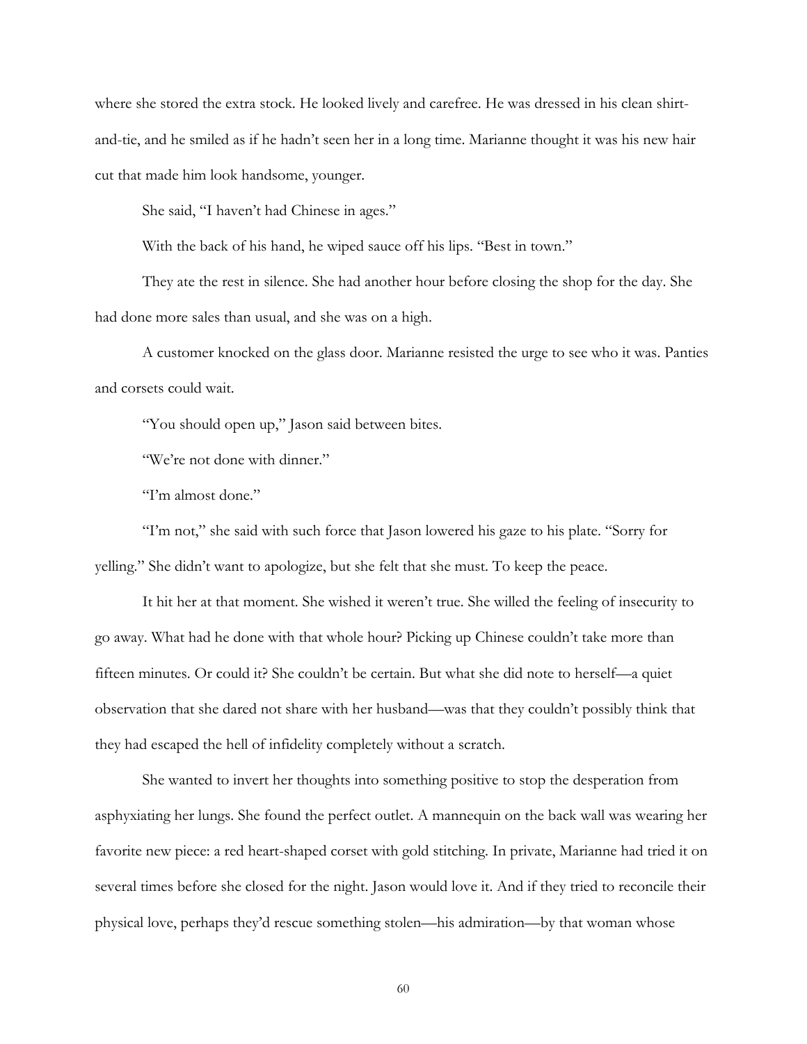where she stored the extra stock. He looked lively and carefree. He was dressed in his clean shirt-and-tie, and he smiled as if he hadn't seen her in a long time. Marianne thought it was his new hair cut that made him look handsome, younger.

She said, "I haven't had Chinese in ages."

With the back of his hand, he wiped sauce off his lips. "Best in town."

They ate the rest in silence. She had another hour before closing the shop for the day. She had done more sales than usual, and she was on a high.

A customer knocked on the glass door. Marianne resisted the urge to see who it was. Panties and corsets could wait.

"You should open up," Jason said between bites.

"We're not done with dinner."

"I'm almost done."

"I'm not," she said with such force that Jason lowered his gaze to his plate. "Sorry for yelling." She didn't want to apologize, but she felt that she must. To keep the peace.

It hit her at that moment. She wished it weren't true. She willed the feeling of insecurity to go away. What had he done with that whole hour? Picking up Chinese couldn't take more than fifteen minutes. Or could it? She couldn't be certain. But what she did note to herself—a quiet observation that she dared not share with her husband—was that they couldn't possibly think that they had escaped the hell of infidelity completely without a scratch.

She wanted to invert her thoughts into something positive to stop the desperation from asphyxiating her lungs. She found the perfect outlet. A mannequin on the back wall was wearing her favorite new piece: a red heart-shaped corset with gold stitching. In private, Marianne had tried it on several times before she closed for the night. Jason would love it. And if they tried to reconcile their physical love, perhaps they'd rescue something stolen—his admiration—by that woman whose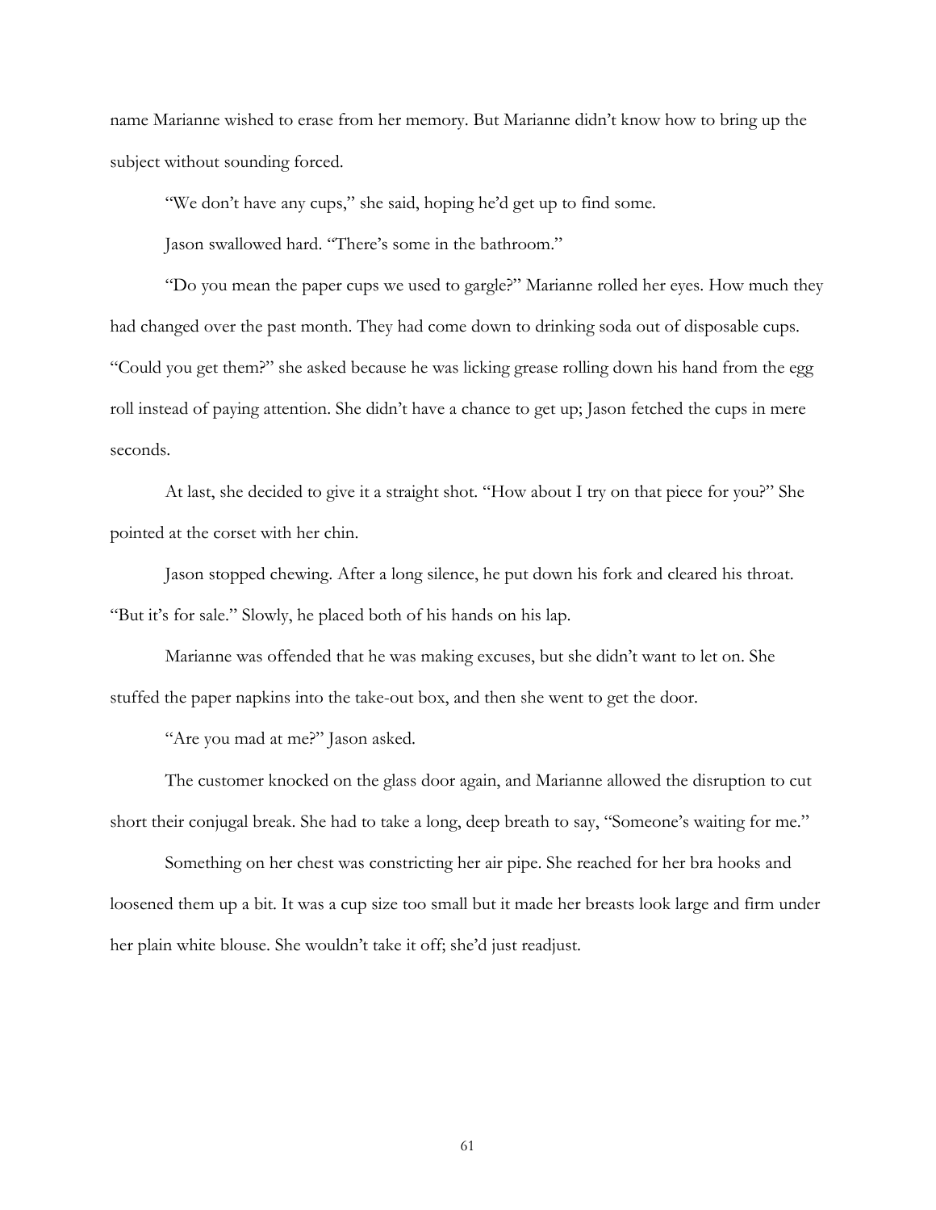name Marianne wished to erase from her memory. But Marianne didn't know how to bring up the subject without sounding forced.

"We don't have any cups," she said, hoping he'd get up to find some.

Jason swallowed hard. "There's some in the bathroom."

"Do you mean the paper cups we used to gargle?" Marianne rolled her eyes. How much they had changed over the past month. They had come down to drinking soda out of disposable cups. "Could you get them?" she asked because he was licking grease rolling down his hand from the egg roll instead of paying attention. She didn't have a chance to get up; Jason fetched the cups in mere seconds.

At last, she decided to give it a straight shot. "How about I try on that piece for you?" She pointed at the corset with her chin.

Jason stopped chewing. After a long silence, he put down his fork and cleared his throat. "But it's for sale." Slowly, he placed both of his hands on his lap.

Marianne was offended that he was making excuses, but she didn't want to let on. She stuffed the paper napkins into the take-out box, and then she went to get the door.

"Are you mad at me?" Jason asked.

The customer knocked on the glass door again, and Marianne allowed the disruption to cut short their conjugal break. She had to take a long, deep breath to say, "Someone's waiting for me."

Something on her chest was constricting her air pipe. She reached for her bra hooks and loosened them up a bit. It was a cup size too small but it made her breasts look large and firm under her plain white blouse. She wouldn't take it off; she'd just readjust.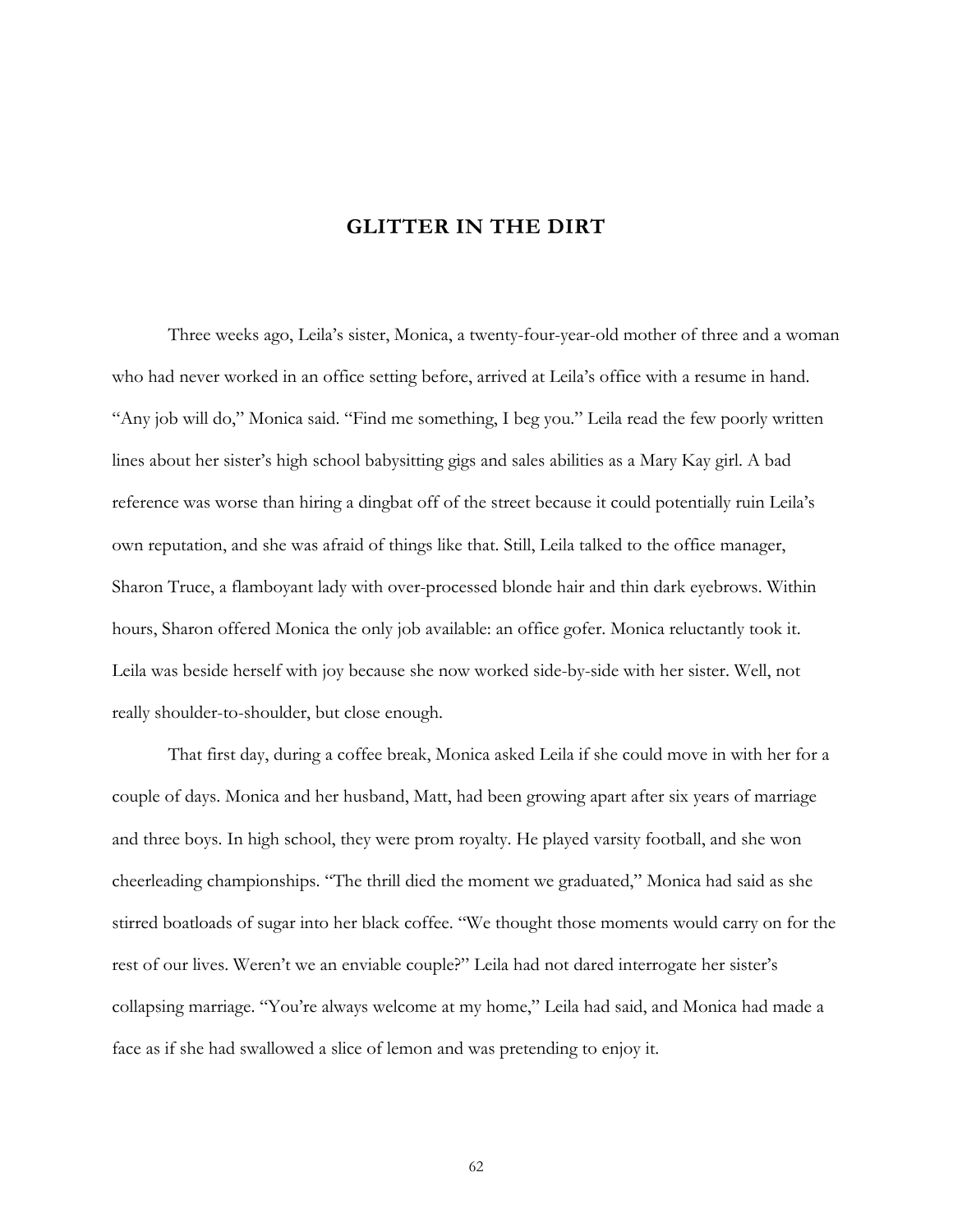## GLITTER IN THE DIRT

Three weeks ago, Leila's sister, Monica, a twenty-four-year-old mother of three and a woman who had never worked in an office setting before, arrived at Leila's office with a resume in hand. "Any job will do," Monica said. "Find me something, I beg you." Leila read the few poorly written lines about her sister's high school babysitting gigs and sales abilities as a Mary Kay girl. A bad reference was worse than hiring a dingbat off of the street because it could potentially ruin Leila's own reputation, and she was afraid of things like that. Still, Leila talked to the office manager, Sharon Truce, a flamboyant lady with over-processed blonde hair and thin dark eyebrows. Within hours, Sharon offered Monica the only job available: an office gofer. Monica reluctantly took it. Leila was beside herself with joy because she now worked side-by-side with her sister. Well, not really shoulder-to-shoulder, but close enough.

That first day, during a coffee break, Monica asked Leila if she could move in with her for a couple of days. Monica and her husband, Matt, had been growing apart after six years of marriage and three boys. In high school, they were prom royalty. He played varsity football, and she won cheerleading championships. "The thrill died the moment we graduated," Monica had said as she stirred boatloads of sugar into her black coffee. "We thought those moments would carry on for the rest of our lives. Weren't we an enviable couple?" Leila had not dared interrogate her sister's collapsing marriage. "You're always welcome at my home," Leila had said, and Monica had made a face as if she had swallowed a slice of lemon and was pretending to enjoy it.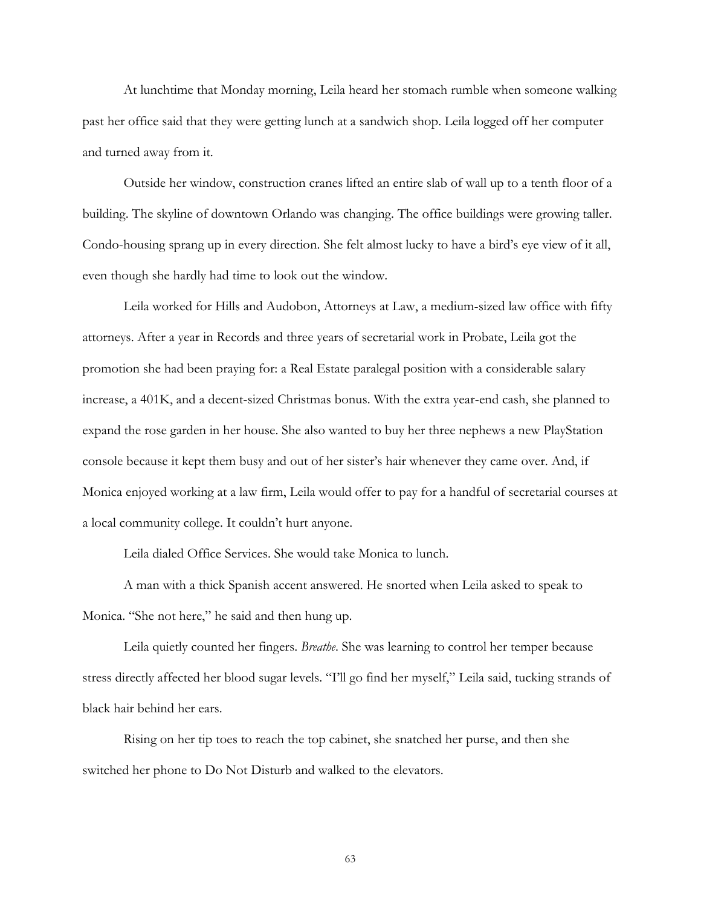At lunchtime that Monday morning, Leila heard her stomach rumble when someone walking past her office said that they were getting lunch at a sandwich shop. Leila logged off her computer and turned away from it.

Outside her window, construction cranes lifted an entire slab of wall up to a tenth floor of a building. The skyline of downtown Orlando was changing. The office buildings were growing taller. Condo-housing sprang up in every direction. She felt almost lucky to have a bird's eye view of it all, even though she hardly had time to look out the window.

Leila worked for Hills and Audobon, Attorneys at Law, a medium-sized law office with fifty attorneys. After a year in Records and three years of secretarial work in Probate, Leila got the promotion she had been praying for: a Real Estate paralegal position with a considerable salary increase, a 401K, and a decent-sized Christmas bonus. With the extra year-end cash, she planned to expand the rose garden in her house. She also wanted to buy her three nephews a new PlayStation console because it kept them busy and out of her sister's hair whenever they came over. And, if Monica enjoyed working at a law firm, Leila would offer to pay for a handful of secretarial courses at a local community college. It couldn't hurt anyone.

Leila dialed Office Services. She would take Monica to lunch.

A man with a thick Spanish accent answered. He snorted when Leila asked to speak to Monica. "She not here," he said and then hung up.

Leila quietly counted her fingers. *Breathe*. She was learning to control her temper because stress directly affected her blood sugar levels. "I'll go find her myself," Leila said, tucking strands of black hair behind her ears.

Rising on her tip toes to reach the top cabinet, she snatched her purse, and then she switched her phone to Do Not Disturb and walked to the elevators.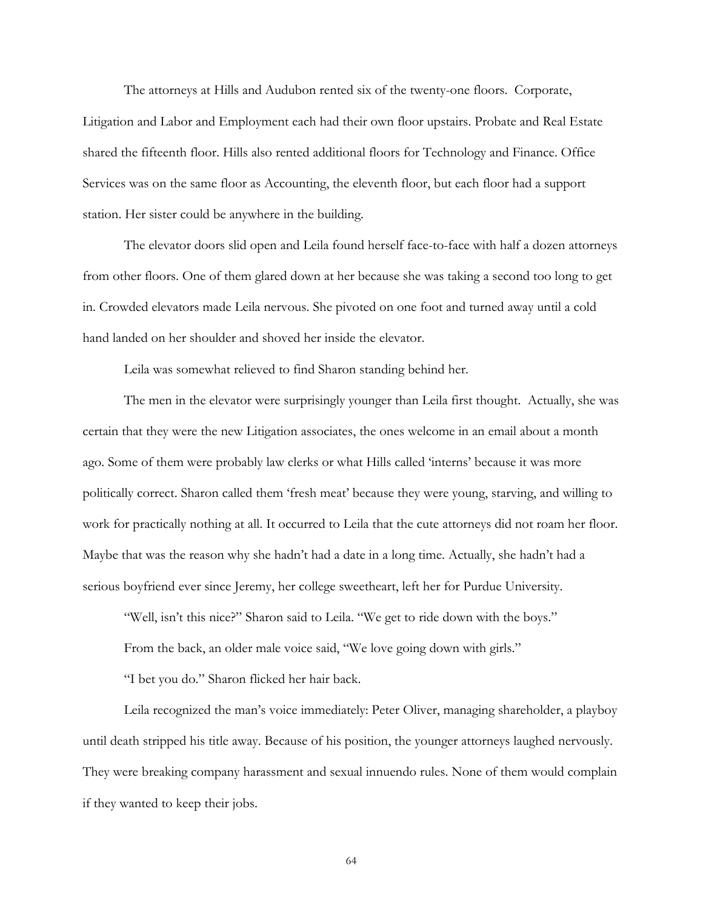The attorneys at Hills and Audubon rented six of the twenty-one floors. Corporate, Litigation and Labor and Employment each had their own floor upstairs. Probate and Real Estate shared the fifteenth floor. Hills also rented additional floors for Technology and Finance. Office Services was on the same floor as Accounting, the eleventh floor, but each floor had a support station. Her sister could be anywhere in the building.

The elevator doors slid open and Leila found herself face-to-face with half a dozen attorneys from other floors. One of them glared down at her because she was taking a second too long to get in. Crowded elevators made Leila nervous. She pivoted on one foot and turned away until a cold hand landed on her shoulder and shoved her inside the elevator.

Leila was somewhat relieved to find Sharon standing behind her.

The men in the elevator were surprisingly younger than Leila first thought. Actually, she was certain that they were the new Litigation associates, the ones welcome in an email about a month ago. Some of them were probably law clerks or what Hills called 'interns' because it was more politically correct. Sharon called them 'fresh meat' because they were young, starving, and willing to work for practically nothing at all. It occurred to Leila that the cute attorneys did not roam her floor. Maybe that was the reason why she hadn't had a date in a long time. Actually, she hadn't had a serious boyfriend ever since Jeremy, her college sweetheart, left her for Purdue University.

"Well, isn't this nice?" Sharon said to Leila. "We get to ride down with the boys."

From the back, an older male voice said, "We love going down with girls."

"I bet you do." Sharon flicked her hair back.

Leila recognized the man's voice immediately: Peter Oliver, managing shareholder, a playboy until death stripped his title away. Because of his position, the younger attorneys laughed nervously. They were breaking company harassment and sexual innuendo rules. None of them would complain if they wanted to keep their jobs.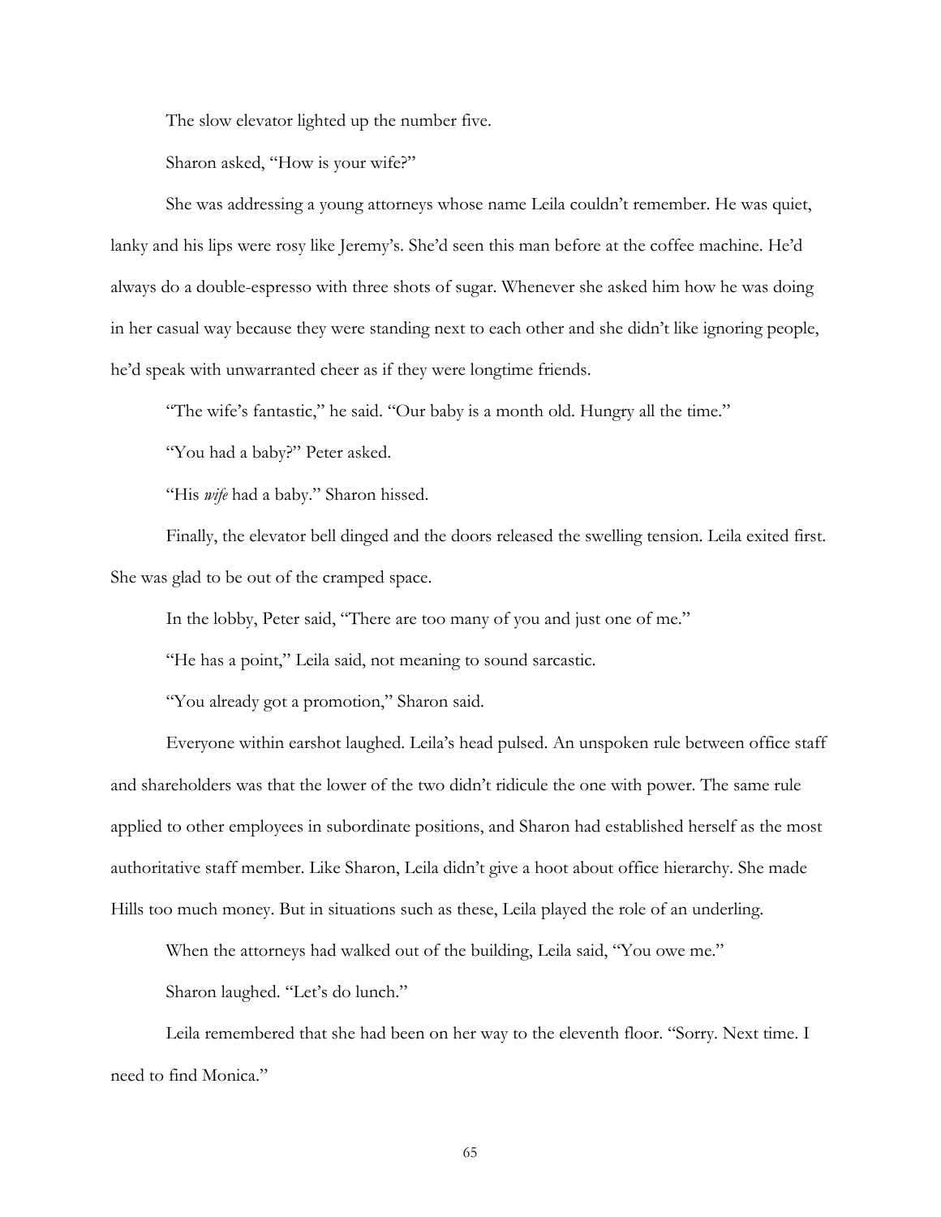The slow elevator lighted up the number five.

Sharon asked, "How is your wife?"

She was addressing a young attorneys whose name Leila couldn't remember. He was quiet, lanky and his lips were rosy like Jeremy's. She'd seen this man before at the coffee machine. He'd always do a double-espresso with three shots of sugar. Whenever she asked him how he was doing in her casual way because they were standing next to each other and she didn't like ignoring people, he'd speak with unwarranted cheer as if they were longtime friends.

"The wife's fantastic," he said. "Our baby is a month old. Hungry all the time."

"You had a baby?" Peter asked.

"His *wife* had a baby." Sharon hissed.

Finally, the elevator bell dinged and the doors released the swelling tension. Leila exited first. She was glad to be out of the cramped space.

In the lobby, Peter said, "There are too many of you and just one of me."

"He has a point," Leila said, not meaning to sound sarcastic.

"You already got a promotion," Sharon said.

Everyone within earshot laughed. Leila's head pulsed. An unspoken rule between office staff and shareholders was that the lower of the two didn't ridicule the one with power. The same rule applied to other employees in subordinate positions, and Sharon had established herself as the most authoritative staff member. Like Sharon, Leila didn't give a hoot about office hierarchy. She made Hills too much money. But in situations such as these, Leila played the role of an underling.

When the attorneys had walked out of the building, Leila said, "You owe me."

Sharon laughed. "Let's do lunch."

Leila remembered that she had been on her way to the eleventh floor. "Sorry. Next time. I need to find Monica."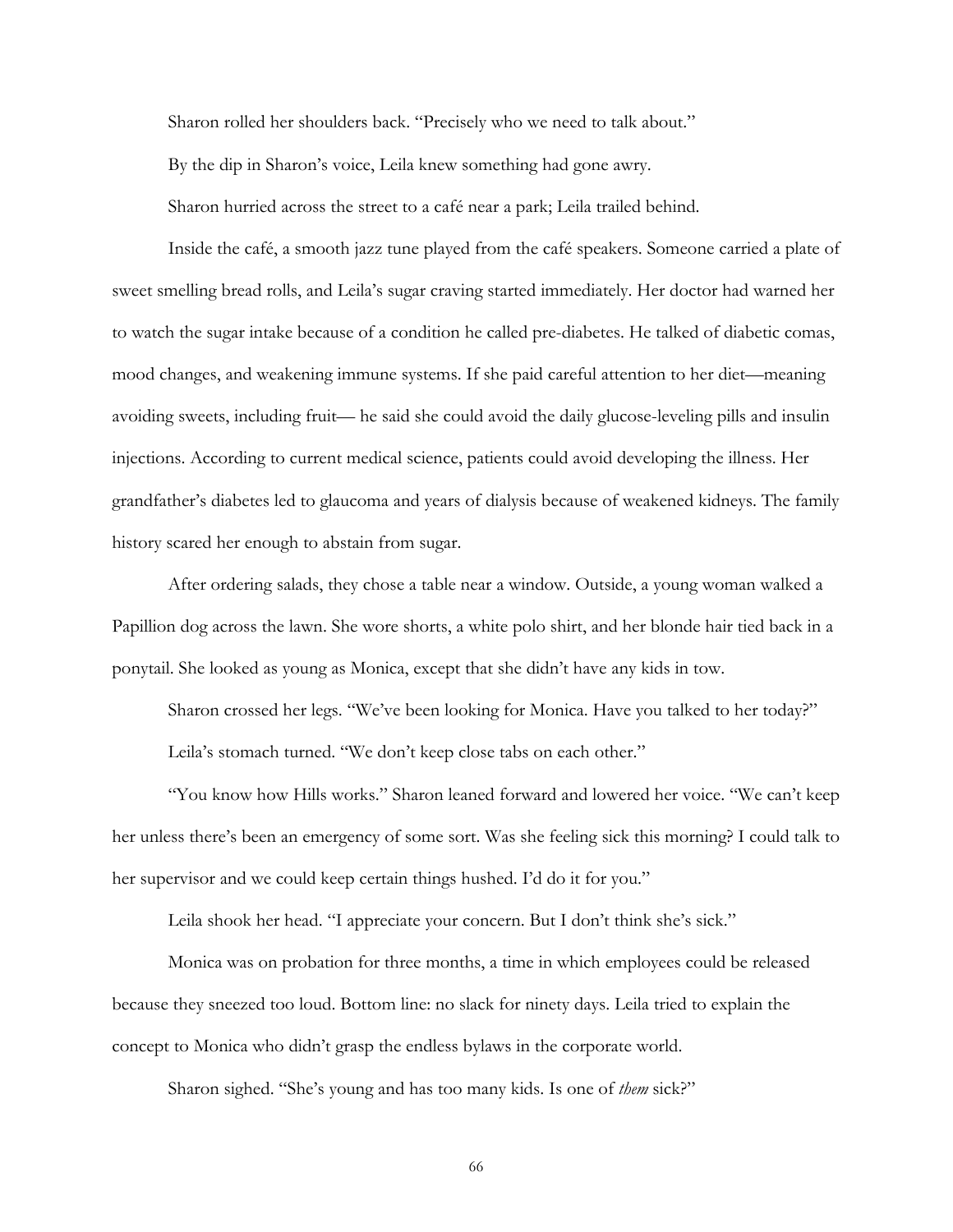Sharon rolled her shoulders back. "Precisely who we need to talk about."

By the dip in Sharon's voice, Leila knew something had gone awry.

Sharon hurried across the street to a café near a park; Leila trailed behind.

Inside the café, a smooth jazz tune played from the café speakers. Someone carried a plate of sweet smelling bread rolls, and Leila's sugar craving started immediately. Her doctor had warned her to watch the sugar intake because of a condition he called pre-diabetes. He talked of diabetic comas, mood changes, and weakening immune systems. If she paid careful attention to her diet—meaning avoiding sweets, including fruit— he said she could avoid the daily glucose-leveling pills and insulin injections. According to current medical science, patients could avoid developing the illness. Her grandfather's diabetes led to glaucoma and years of dialysis because of weakened kidneys. The family history scared her enough to abstain from sugar.

After ordering salads, they chose a table near a window. Outside, a young woman walked a Papillion dog across the lawn. She wore shorts, a white polo shirt, and her blonde hair tied back in a ponytail. She looked as young as Monica, except that she didn't have any kids in tow.

Sharon crossed her legs. "We've been looking for Monica. Have you talked to her today?"

Leila's stomach turned. "We don't keep close tabs on each other."

"You know how Hills works." Sharon leaned forward and lowered her voice. "We can't keep her unless there's been an emergency of some sort. Was she feeling sick this morning? I could talk to her supervisor and we could keep certain things hushed. I'd do it for you."

Leila shook her head. "I appreciate your concern. But I don't think she's sick."

Monica was on probation for three months, a time in which employees could be released because they sneezed too loud. Bottom line: no slack for ninety days. Leila tried to explain the concept to Monica who didn't grasp the endless bylaws in the corporate world.

Sharon sighed. "She's young and has too many kids. Is one of *them* sick?"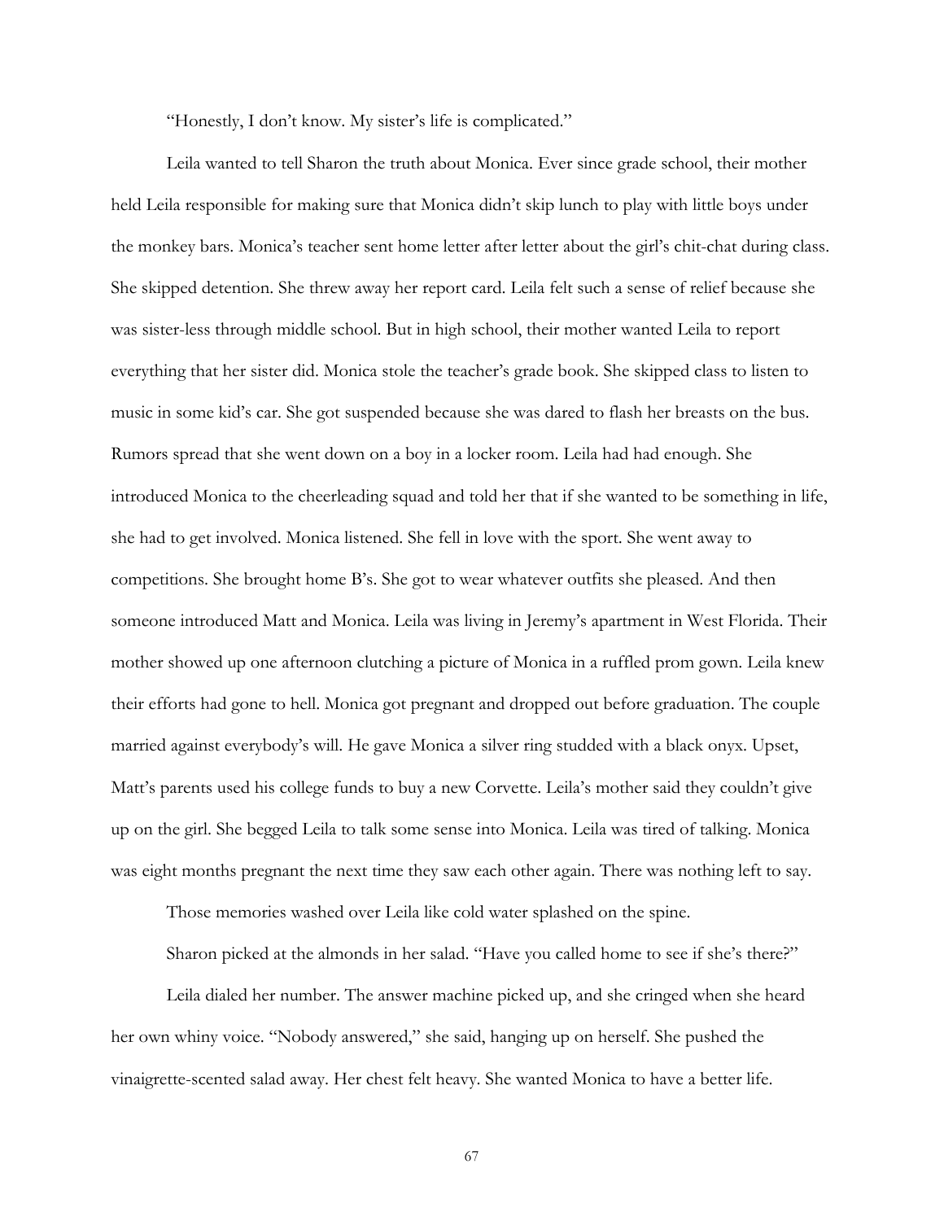"Honestly, I don't know. My sister's life is complicated."

Leila wanted to tell Sharon the truth about Monica. Ever since grade school, their mother held Leila responsible for making sure that Monica didn't skip lunch to play with little boys under the monkey bars. Monica's teacher sent home letter after letter about the girl's chit-chat during class. She skipped detention. She threw away her report card. Leila felt such a sense of relief because she was sister-less through middle school. But in high school, their mother wanted Leila to report everything that her sister did. Monica stole the teacher's grade book. She skipped class to listen to music in some kid's car. She got suspended because she was dared to flash her breasts on the bus. Rumors spread that she went down on a boy in a locker room. Leila had had enough. She introduced Monica to the cheerleading squad and told her that if she wanted to be something in life, she had to get involved. Monica listened. She fell in love with the sport. She went away to competitions. She brought home B's. She got to wear whatever outfits she pleased. And then someone introduced Matt and Monica. Leila was living in Jeremy's apartment in West Florida. Their mother showed up one afternoon clutching a picture of Monica in a ruffled prom gown. Leila knew their efforts had gone to hell. Monica got pregnant and dropped out before graduation. The couple married against everybody's will. He gave Monica a silver ring studded with a black onyx. Upset, Matt's parents used his college funds to buy a new Corvette. Leila's mother said they couldn't give up on the girl. She begged Leila to talk some sense into Monica. Leila was tired of talking. Monica was eight months pregnant the next time they saw each other again. There was nothing left to say.

Those memories washed over Leila like cold water splashed on the spine.

Sharon picked at the almonds in her salad. "Have you called home to see if she's there?"

Leila dialed her number. The answer machine picked up, and she cringed when she heard her own whiny voice. "Nobody answered," she said, hanging up on herself. She pushed the vinaigrette-scented salad away. Her chest felt heavy. She wanted Monica to have a better life.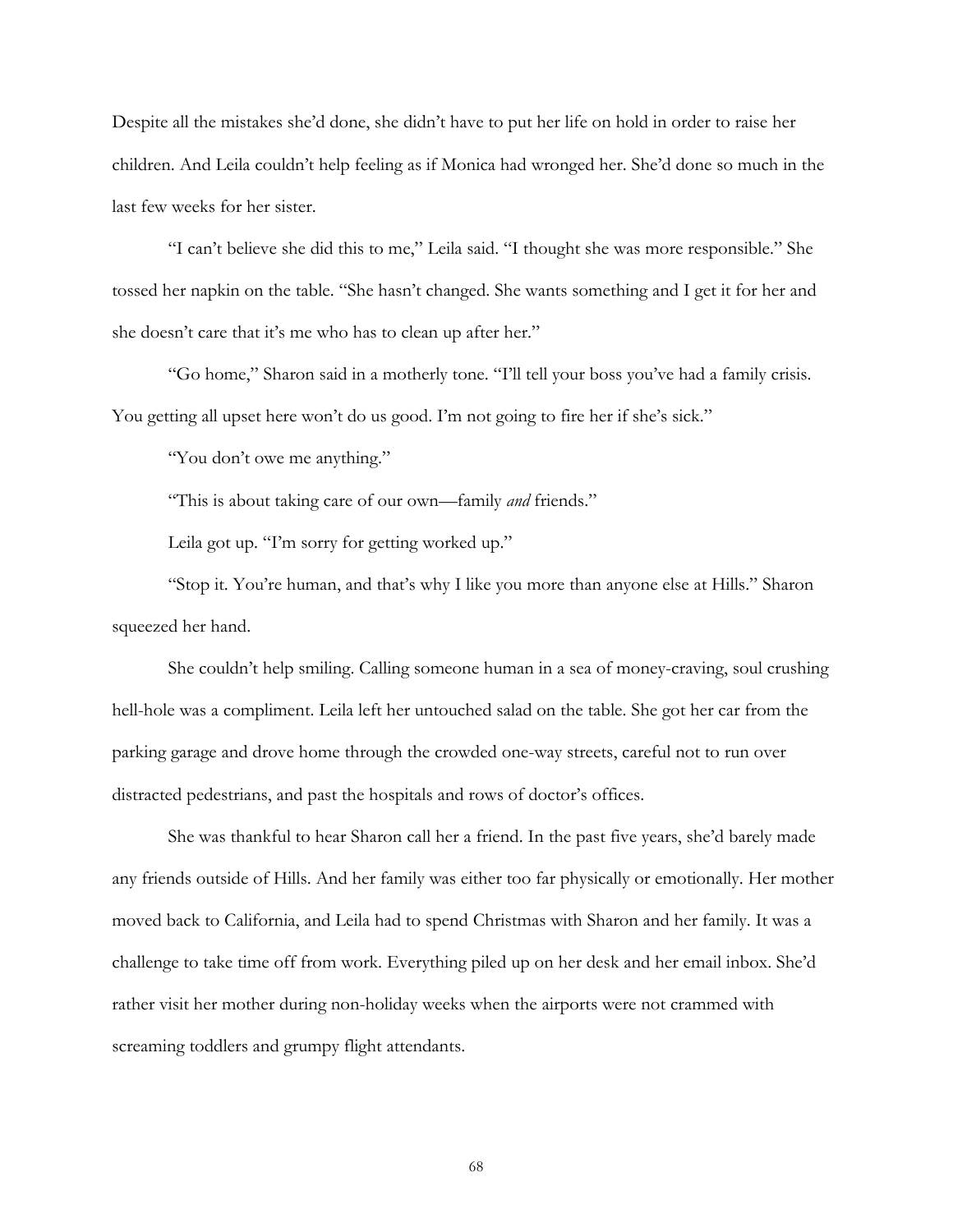Despite all the mistakes she'd done, she didn't have to put her life on hold in order to raise her children. And Leila couldn't help feeling as if Monica had wronged her. She'd done so much in the last few weeks for her sister.

"I can't believe she did this to me," Leila said. "I thought she was more responsible." She tossed her napkin on the table. "She hasn't changed. She wants something and I get it for her and she doesn't care that it's me who has to clean up after her."

"Go home," Sharon said in a motherly tone. "I'll tell your boss you've had a family crisis. You getting all upset here won't do us good. I'm not going to fire her if she's sick."

"You don't owe me anything."

"This is about taking care of our own—family *and* friends."

Leila got up. "I'm sorry for getting worked up."

"Stop it. You're human, and that's why I like you more than anyone else at Hills." Sharon squeezed her hand.

She couldn't help smiling. Calling someone human in a sea of money-craving, soul crushing hell-hole was a compliment. Leila left her untouched salad on the table. She got her car from the parking garage and drove home through the crowded one-way streets, careful not to run over distracted pedestrians, and past the hospitals and rows of doctor's offices.

She was thankful to hear Sharon call her a friend. In the past five years, she'd barely made any friends outside of Hills. And her family was either too far physically or emotionally. Her mother moved back to California, and Leila had to spend Christmas with Sharon and her family. It was a challenge to take time off from work. Everything piled up on her desk and her email inbox. She'd rather visit her mother during non-holiday weeks when the airports were not crammed with screaming toddlers and grumpy flight attendants.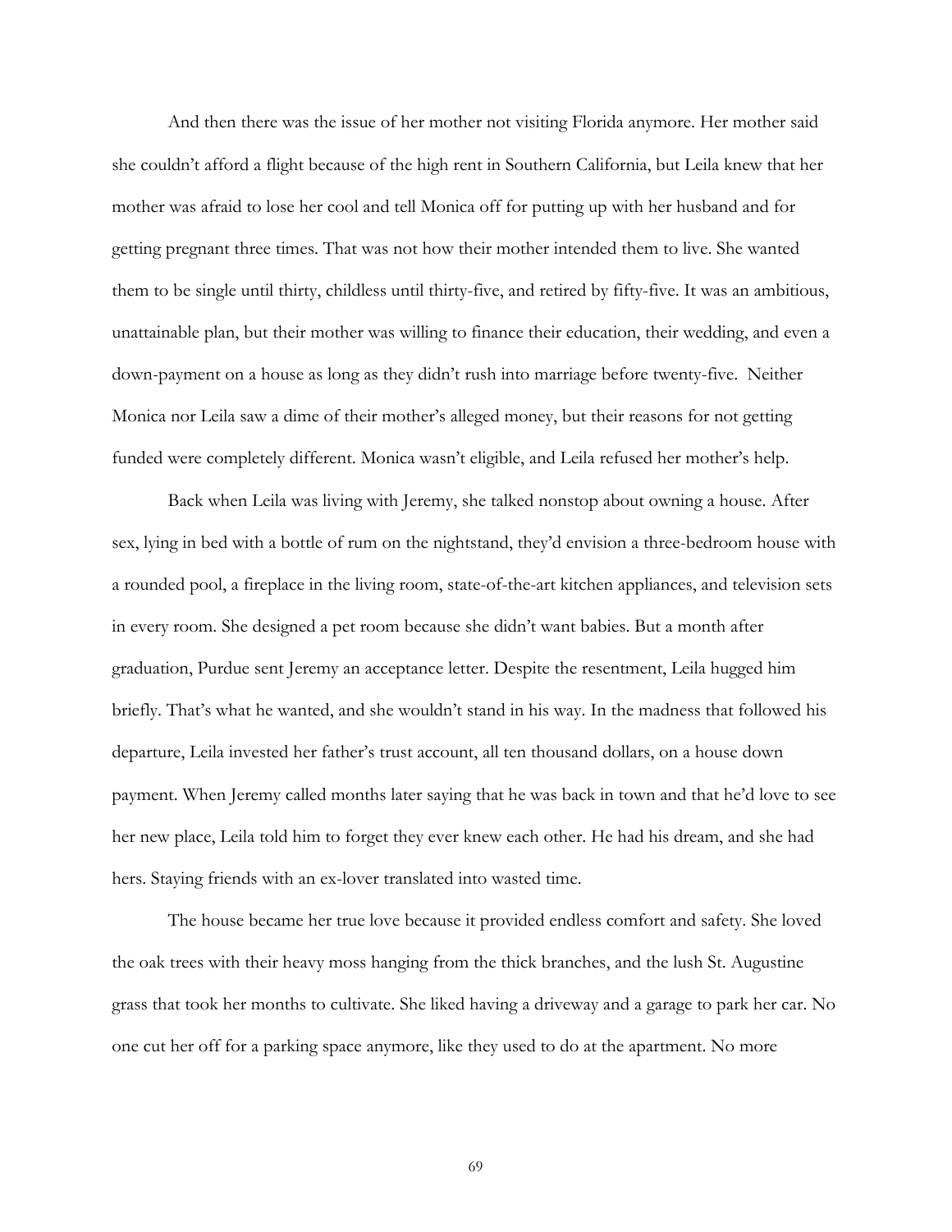And then there was the issue of her mother not visiting Florida anymore. Her mother said she couldn't afford a flight because of the high rent in Southern California, but Leila knew that her mother was afraid to lose her cool and tell Monica off for putting up with her husband and for getting pregnant three times. That was not how their mother intended them to live. She wanted them to be single until thirty, childless until thirty-five, and retired by fifty-five. It was an ambitious, unattainable plan, but their mother was willing to finance their education, their wedding, and even a down-payment on a house as long as they didn't rush into marriage before twenty-five. Neither Monica nor Leila saw a dime of their mother's alleged money, but their reasons for not getting funded were completely different. Monica wasn't eligible, and Leila refused her mother's help.

Back when Leila was living with Jeremy, she talked nonstop about owning a house. After sex, lying in bed with a bottle of rum on the nightstand, they'd envision a three-bedroom house with a rounded pool, a fireplace in the living room, state-of-the-art kitchen appliances, and television sets in every room. She designed a pet room because she didn't want babies. But a month after graduation, Purdue sent Jeremy an acceptance letter. Despite the resentment, Leila hugged him briefly. That's what he wanted, and she wouldn't stand in his way. In the madness that followed his departure, Leila invested her father's trust account, all ten thousand dollars, on a house down payment. When Jeremy called months later saying that he was back in town and that he'd love to see her new place, Leila told him to forget they ever knew each other. He had his dream, and she had hers. Staying friends with an ex-lover translated into wasted time.

The house became her true love because it provided endless comfort and safety. She loved the oak trees with their heavy moss hanging from the thick branches, and the lush St. Augustine grass that took her months to cultivate. She liked having a driveway and a garage to park her car. No one cut her off for a parking space anymore, like they used to do at the apartment. No more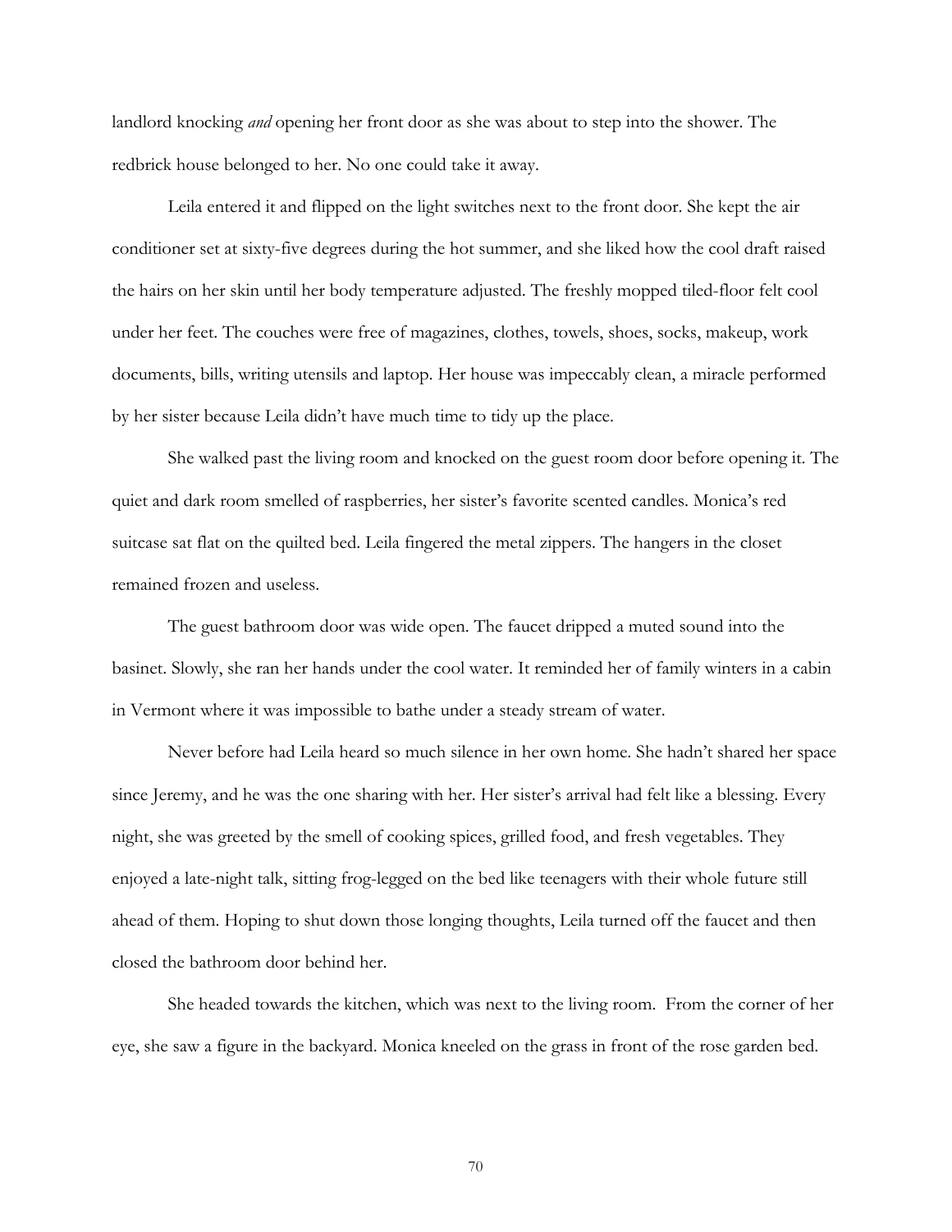landlord knocking *and* opening her front door as she was about to step into the shower. The redbrick house belonged to her. No one could take it away.

Leila entered it and flipped on the light switches next to the front door. She kept the air conditioner set at sixty-five degrees during the hot summer, and she liked how the cool draft raised the hairs on her skin until her body temperature adjusted. The freshly mopped tiled-floor felt cool under her feet. The couches were free of magazines, clothes, towels, shoes, socks, makeup, work documents, bills, writing utensils and laptop. Her house was impeccably clean, a miracle performed by her sister because Leila didn't have much time to tidy up the place.

She walked past the living room and knocked on the guest room door before opening it. The quiet and dark room smelled of raspberries, her sister's favorite scented candles. Monica's red suitcase sat flat on the quilted bed. Leila fingered the metal zippers. The hangers in the closet remained frozen and useless.

The guest bathroom door was wide open. The faucet dripped a muted sound into the basinet. Slowly, she ran her hands under the cool water. It reminded her of family winters in a cabin in Vermont where it was impossible to bathe under a steady stream of water.

Never before had Leila heard so much silence in her own home. She hadn't shared her space since Jeremy, and he was the one sharing with her. Her sister's arrival had felt like a blessing. Every night, she was greeted by the smell of cooking spices, grilled food, and fresh vegetables. They enjoyed a late-night talk, sitting frog-legged on the bed like teenagers with their whole future still ahead of them. Hoping to shut down those longing thoughts, Leila turned off the faucet and then closed the bathroom door behind her.

She headed towards the kitchen, which was next to the living room. From the corner of her eye, she saw a figure in the backyard. Monica kneeled on the grass in front of the rose garden bed.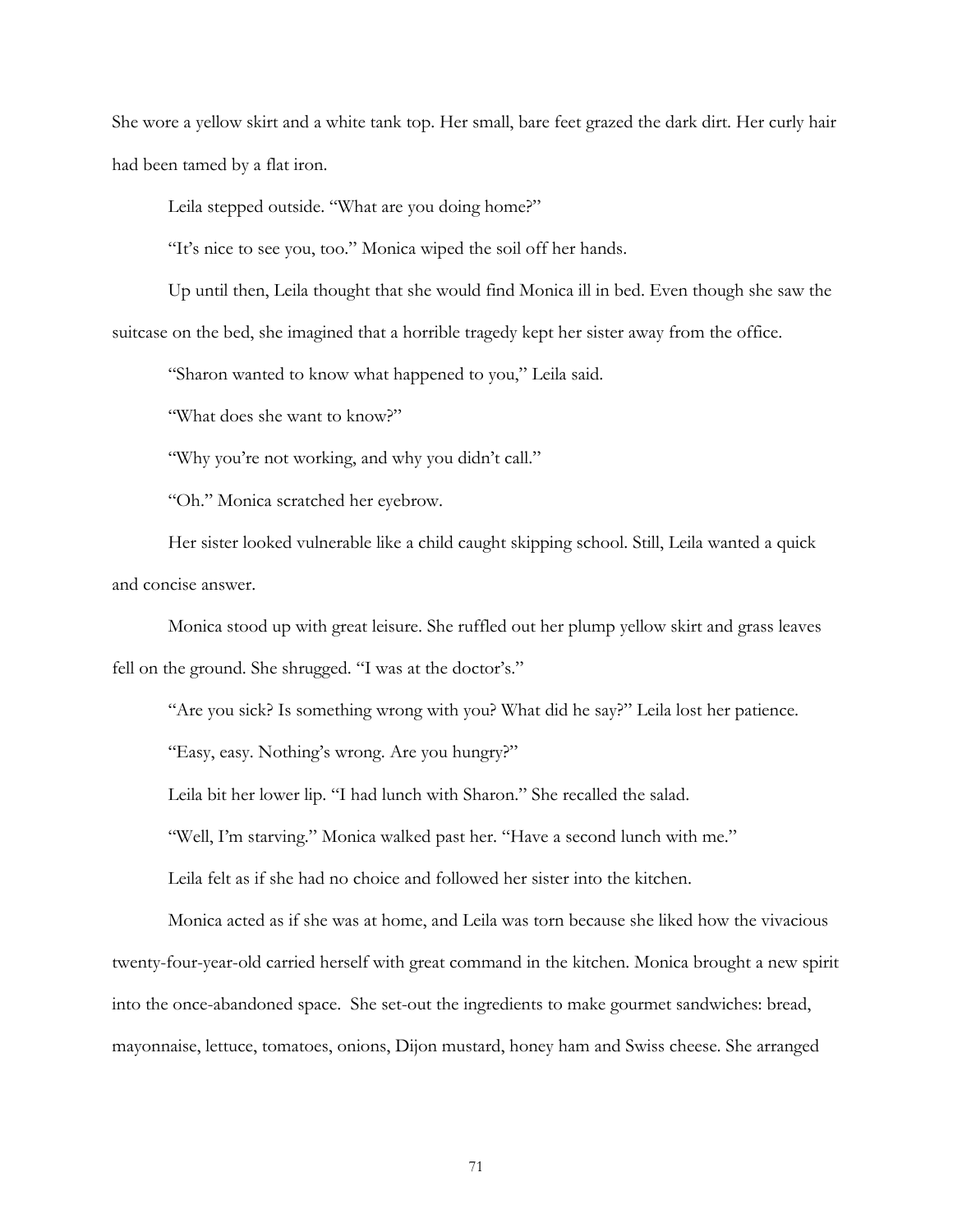She wore a yellow skirt and a white tank top. Her small, bare feet grazed the dark dirt. Her curly hair had been tamed by a flat iron.

Leila stepped outside. "What are you doing home?"

"It's nice to see you, too." Monica wiped the soil off her hands.

Up until then, Leila thought that she would find Monica ill in bed. Even though she saw the suitcase on the bed, she imagined that a horrible tragedy kept her sister away from the office.

"Sharon wanted to know what happened to you," Leila said.

"What does she want to know?"

"Why you're not working, and why you didn't call."

"Oh." Monica scratched her eyebrow.

Her sister looked vulnerable like a child caught skipping school. Still, Leila wanted a quick and concise answer.

Monica stood up with great leisure. She ruffled out her plump yellow skirt and grass leaves fell on the ground. She shrugged. "I was at the doctor's."

"Are you sick? Is something wrong with you? What did he say?" Leila lost her patience.

"Easy, easy. Nothing's wrong. Are you hungry?"

Leila bit her lower lip. "I had lunch with Sharon." She recalled the salad.

"Well, I'm starving." Monica walked past her. "Have a second lunch with me."

Leila felt as if she had no choice and followed her sister into the kitchen.

Monica acted as if she was at home, and Leila was torn because she liked how the vivacious twenty-four-year-old carried herself with great command in the kitchen. Monica brought a new spirit into the once-abandoned space. She set-out the ingredients to make gourmet sandwiches: bread, mayonnaise, lettuce, tomatoes, onions, Dijon mustard, honey ham and Swiss cheese. She arranged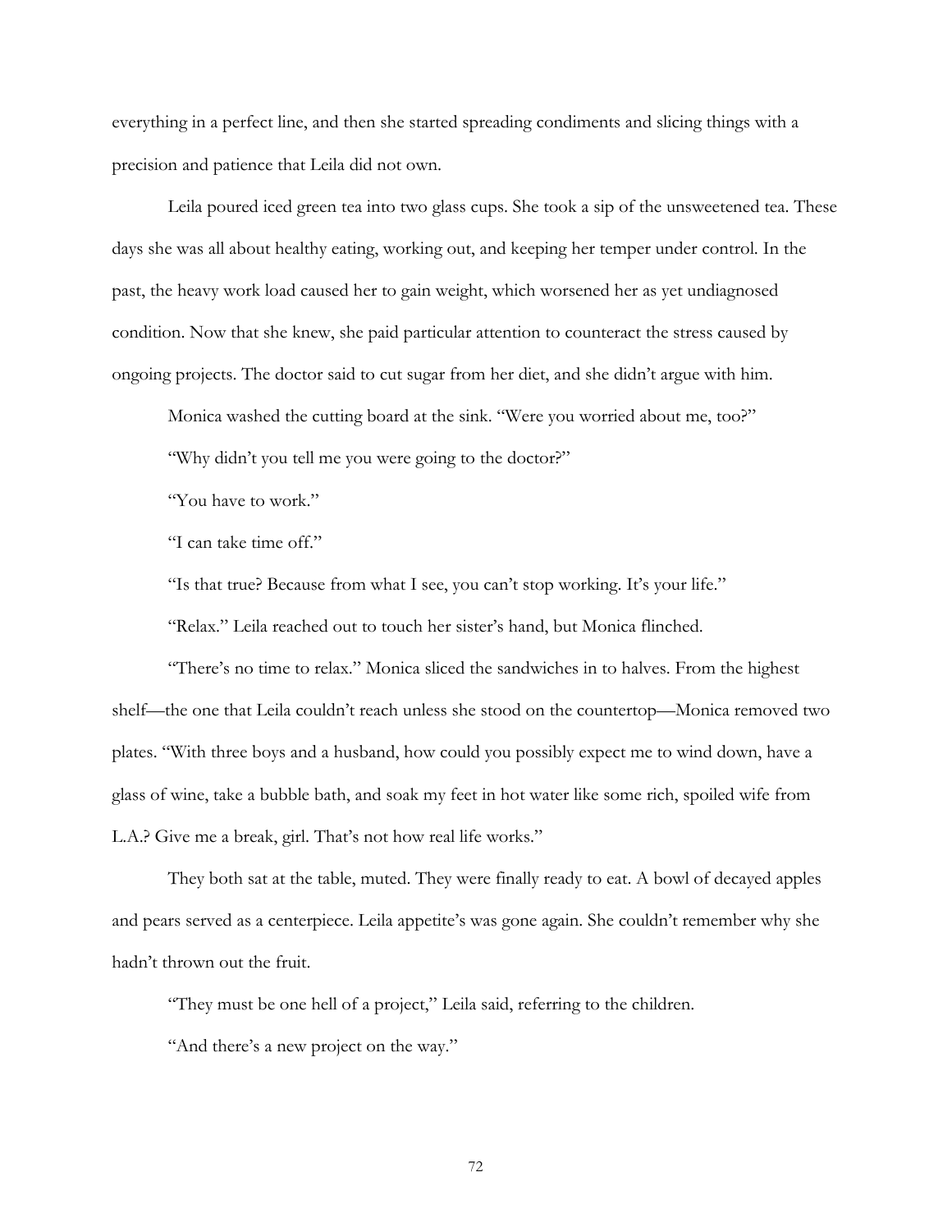everything in a perfect line, and then she started spreading condiments and slicing things with a precision and patience that Leila did not own.

Leila poured iced green tea into two glass cups. She took a sip of the unsweetened tea. These days she was all about healthy eating, working out, and keeping her temper under control. In the past, the heavy work load caused her to gain weight, which worsened her as yet undiagnosed condition. Now that she knew, she paid particular attention to counteract the stress caused by ongoing projects. The doctor said to cut sugar from her diet, and she didn't argue with him.

Monica washed the cutting board at the sink. "Were you worried about me, too?"

"Why didn't you tell me you were going to the doctor?"

"You have to work."

"I can take time off."

"Is that true? Because from what I see, you can't stop working. It's your life."

"Relax." Leila reached out to touch her sister's hand, but Monica flinched.

"There's no time to relax." Monica sliced the sandwiches in to halves. From the highest shelf—the one that Leila couldn't reach unless she stood on the countertop—Monica removed two plates. "With three boys and a husband, how could you possibly expect me to wind down, have a glass of wine, take a bubble bath, and soak my feet in hot water like some rich, spoiled wife from L.A.? Give me a break, girl. That's not how real life works."

They both sat at the table, muted. They were finally ready to eat. A bowl of decayed apples and pears served as a centerpiece. Leila appetite's was gone again. She couldn't remember why she hadn't thrown out the fruit.

"They must be one hell of a project," Leila said, referring to the children.

"And there's a new project on the way."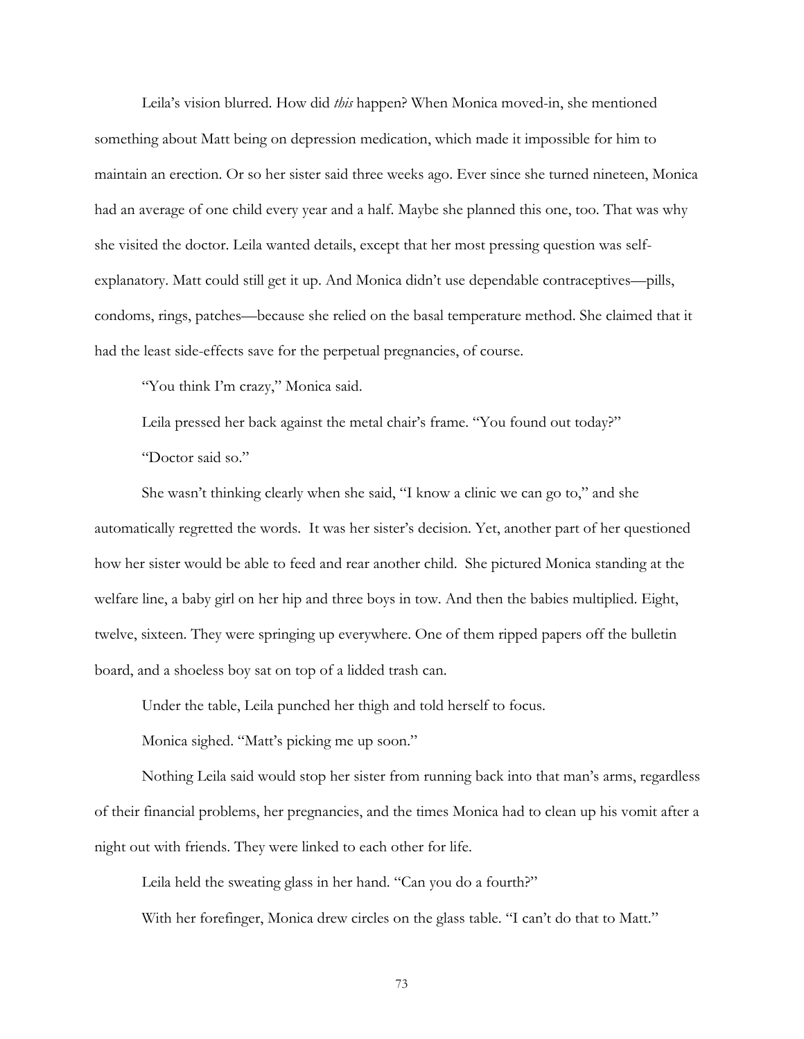Leila's vision blurred. How did *this* happen? When Monica moved-in, she mentioned something about Matt being on depression medication, which made it impossible for him to maintain an erection. Or so her sister said three weeks ago. Ever since she turned nineteen, Monica had an average of one child every year and a half. Maybe she planned this one, too. That was why she visited the doctor. Leila wanted details, except that her most pressing question was self-explanatory. Matt could still get it up. And Monica didn't use dependable contraceptives—pills, condoms, rings, patches—because she relied on the basal temperature method. She claimed that it had the least side-effects save for the perpetual pregnancies, of course.

"You think I'm crazy," Monica said.

Leila pressed her back against the metal chair's frame. "You found out today?"

"Doctor said so."

She wasn't thinking clearly when she said, "I know a clinic we can go to," and she automatically regretted the words. It was her sister's decision. Yet, another part of her questioned how her sister would be able to feed and rear another child. She pictured Monica standing at the welfare line, a baby girl on her hip and three boys in tow. And then the babies multiplied. Eight, twelve, sixteen. They were springing up everywhere. One of them ripped papers off the bulletin board, and a shoeless boy sat on top of a lidded trash can.

Under the table, Leila punched her thigh and told herself to focus.

Monica sighed. "Matt's picking me up soon."

Nothing Leila said would stop her sister from running back into that man's arms, regardless of their financial problems, her pregnancies, and the times Monica had to clean up his vomit after a night out with friends. They were linked to each other for life.

Leila held the sweating glass in her hand. "Can you do a fourth?"

With her forefinger, Monica drew circles on the glass table. "I can't do that to Matt."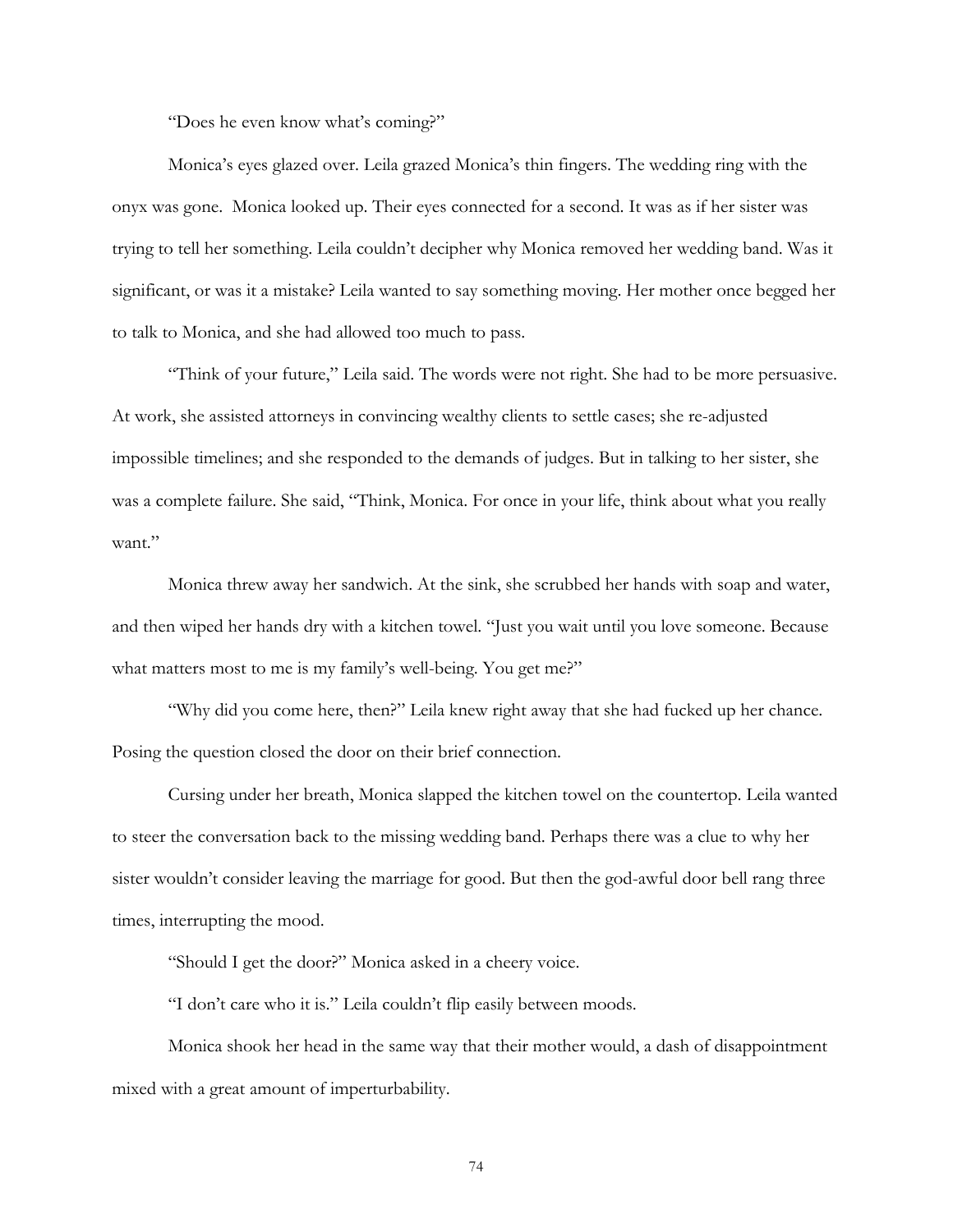"Does he even know what's coming?"

Monica's eyes glazed over. Leila grazed Monica's thin fingers. The wedding ring with the onyx was gone. Monica looked up. Their eyes connected for a second. It was as if her sister was trying to tell her something. Leila couldn't decipher why Monica removed her wedding band. Was it significant, or was it a mistake? Leila wanted to say something moving. Her mother once begged her to talk to Monica, and she had allowed too much to pass.

"Think of your future," Leila said. The words were not right. She had to be more persuasive. At work, she assisted attorneys in convincing wealthy clients to settle cases; she re-adjusted impossible timelines; and she responded to the demands of judges. But in talking to her sister, she was a complete failure. She said, "Think, Monica. For once in your life, think about what you really want."

Monica threw away her sandwich. At the sink, she scrubbed her hands with soap and water, and then wiped her hands dry with a kitchen towel. "Just you wait until you love someone. Because what matters most to me is my family's well-being. You get me?"

"Why did you come here, then?" Leila knew right away that she had fucked up her chance. Posing the question closed the door on their brief connection.

Cursing under her breath, Monica slapped the kitchen towel on the countertop. Leila wanted to steer the conversation back to the missing wedding band. Perhaps there was a clue to why her sister wouldn't consider leaving the marriage for good. But then the god-awful door bell rang three times, interrupting the mood.

"Should I get the door?" Monica asked in a cheery voice.

"I don't care who it is." Leila couldn't flip easily between moods.

Monica shook her head in the same way that their mother would, a dash of disappointment mixed with a great amount of imperturbability.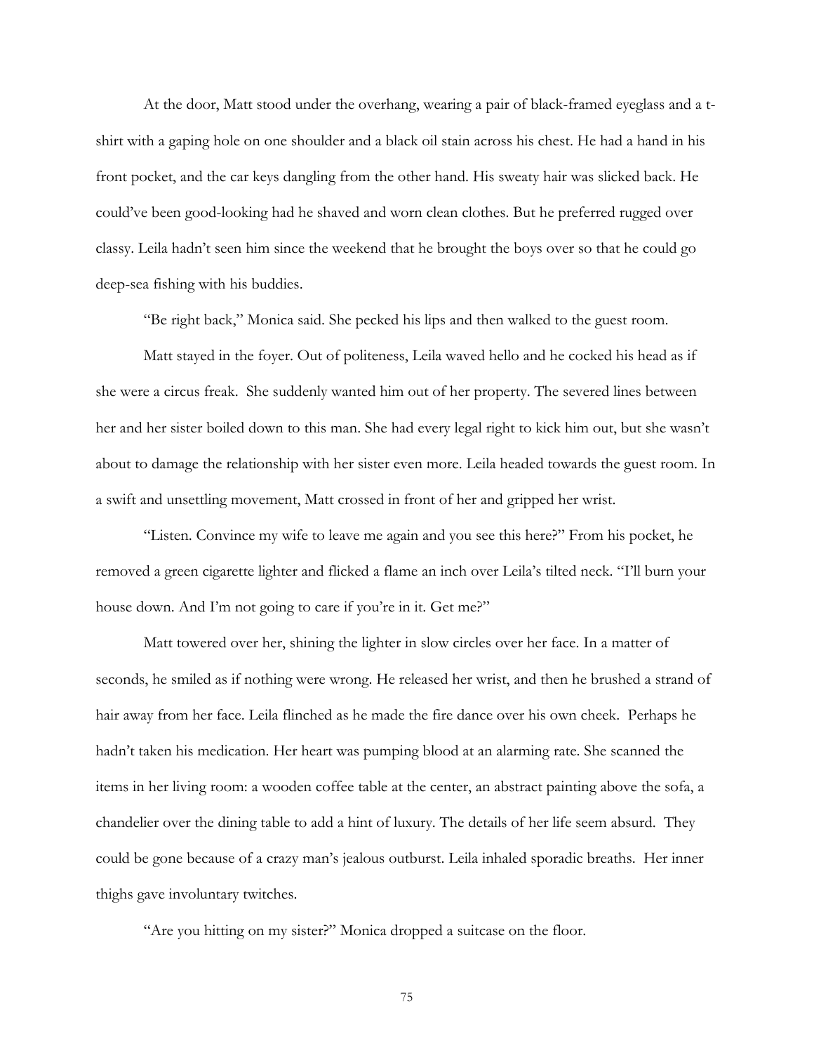At the door, Matt stood under the overhang, wearing a pair of black-framed eyeglass and a t-shirt with a gaping hole on one shoulder and a black oil stain across his chest. He had a hand in his front pocket, and the car keys dangling from the other hand. His sweaty hair was slicked back. He could've been good-looking had he shaved and worn clean clothes. But he preferred rugged over classy. Leila hadn't seen him since the weekend that he brought the boys over so that he could go deep-sea fishing with his buddies.

"Be right back," Monica said. She pecked his lips and then walked to the guest room.

Matt stayed in the foyer. Out of politeness, Leila waved hello and he cocked his head as if she were a circus freak. She suddenly wanted him out of her property. The severed lines between her and her sister boiled down to this man. She had every legal right to kick him out, but she wasn't about to damage the relationship with her sister even more. Leila headed towards the guest room. In a swift and unsettling movement, Matt crossed in front of her and gripped her wrist.

"Listen. Convince my wife to leave me again and you see this here?" From his pocket, he removed a green cigarette lighter and flicked a flame an inch over Leila's tilted neck. "I'll burn your house down. And I'm not going to care if you're in it. Get me?"

Matt towered over her, shining the lighter in slow circles over her face. In a matter of seconds, he smiled as if nothing were wrong. He released her wrist, and then he brushed a strand of hair away from her face. Leila flinched as he made the fire dance over his own cheek. Perhaps he hadn't taken his medication. Her heart was pumping blood at an alarming rate. She scanned the items in her living room: a wooden coffee table at the center, an abstract painting above the sofa, a chandelier over the dining table to add a hint of luxury. The details of her life seem absurd. They could be gone because of a crazy man's jealous outburst. Leila inhaled sporadic breaths. Her inner thighs gave involuntary twitches.

"Are you hitting on my sister?" Monica dropped a suitcase on the floor.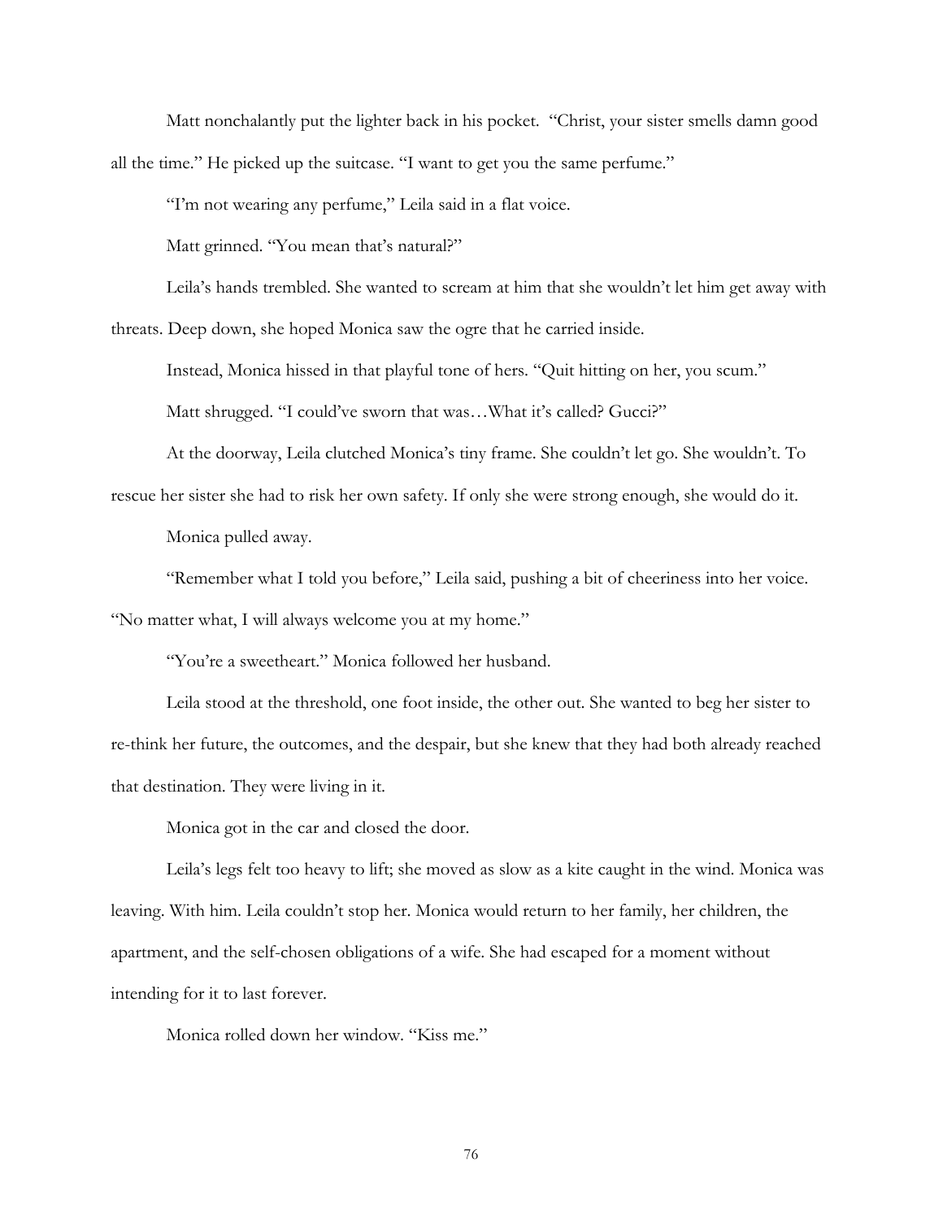Matt nonchalantly put the lighter back in his pocket. "Christ, your sister smells damn good all the time." He picked up the suitcase. "I want to get you the same perfume."

"I'm not wearing any perfume," Leila said in a flat voice.

Matt grinned. "You mean that's natural?"

Leila's hands trembled. She wanted to scream at him that she wouldn't let him get away with threats. Deep down, she hoped Monica saw the ogre that he carried inside.

Instead, Monica hissed in that playful tone of hers. "Quit hitting on her, you scum."

Matt shrugged. "I could've sworn that was…What it's called? Gucci?"

At the doorway, Leila clutched Monica's tiny frame. She couldn't let go. She wouldn't. To rescue her sister she had to risk her own safety. If only she were strong enough, she would do it.

Monica pulled away.

"Remember what I told you before," Leila said, pushing a bit of cheeriness into her voice. "No matter what, I will always welcome you at my home."

"You're a sweetheart." Monica followed her husband.

Leila stood at the threshold, one foot inside, the other out. She wanted to beg her sister to re-think her future, the outcomes, and the despair, but she knew that they had both already reached that destination. They were living in it.

Monica got in the car and closed the door.

Leila's legs felt too heavy to lift; she moved as slow as a kite caught in the wind. Monica was leaving. With him. Leila couldn't stop her. Monica would return to her family, her children, the apartment, and the self-chosen obligations of a wife. She had escaped for a moment without intending for it to last forever.

Monica rolled down her window. "Kiss me."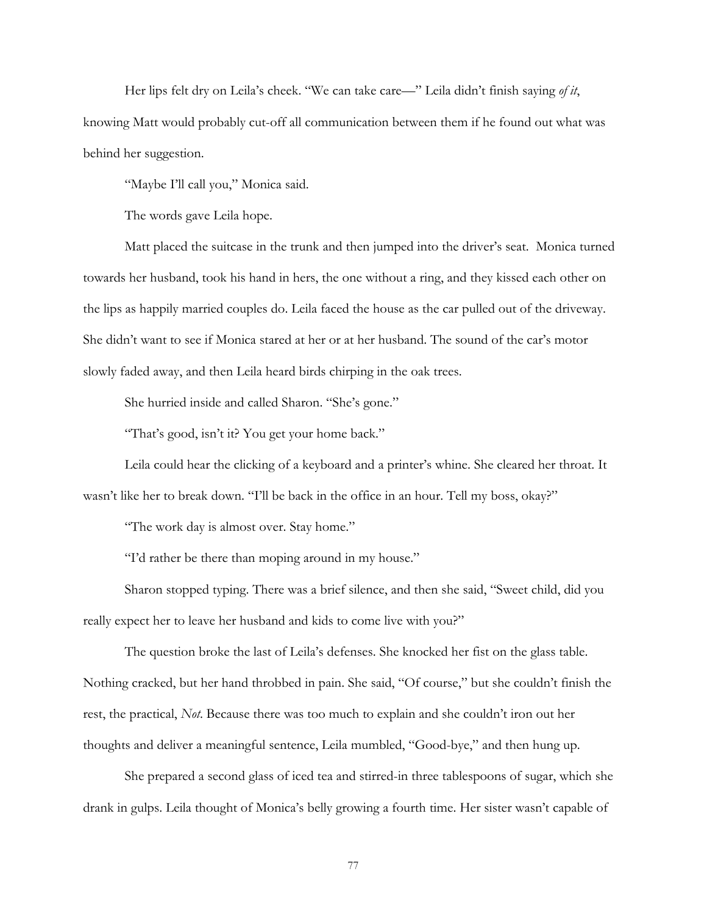Her lips felt dry on Leila's cheek. "We can take care—" Leila didn't finish saying *of it*, knowing Matt would probably cut-off all communication between them if he found out what was behind her suggestion.

"Maybe I'll call you," Monica said.

The words gave Leila hope.

Matt placed the suitcase in the trunk and then jumped into the driver's seat.  Monica turned towards her husband, took his hand in hers, the one without a ring, and they kissed each other on the lips as happily married couples do. Leila faced the house as the car pulled out of the driveway. She didn't want to see if Monica stared at her or at her husband. The sound of the car's motor slowly faded away, and then Leila heard birds chirping in the oak trees.

She hurried inside and called Sharon. "She's gone."

"That's good, isn't it? You get your home back."

Leila could hear the clicking of a keyboard and a printer's whine. She cleared her throat. It wasn't like her to break down. "I'll be back in the office in an hour. Tell my boss, okay?"

"The work day is almost over. Stay home."

"I'd rather be there than moping around in my house."

Sharon stopped typing. There was a brief silence, and then she said, "Sweet child, did you really expect her to leave her husband and kids to come live with you?"

The question broke the last of Leila's defenses. She knocked her fist on the glass table. Nothing cracked, but her hand throbbed in pain. She said, "Of course," but she couldn't finish the rest, the practical, *Not*. Because there was too much to explain and she couldn't iron out her thoughts and deliver a meaningful sentence, Leila mumbled, "Good-bye," and then hung up.

She prepared a second glass of iced tea and stirred-in three tablespoons of sugar, which she drank in gulps. Leila thought of Monica's belly growing a fourth time. Her sister wasn't capable of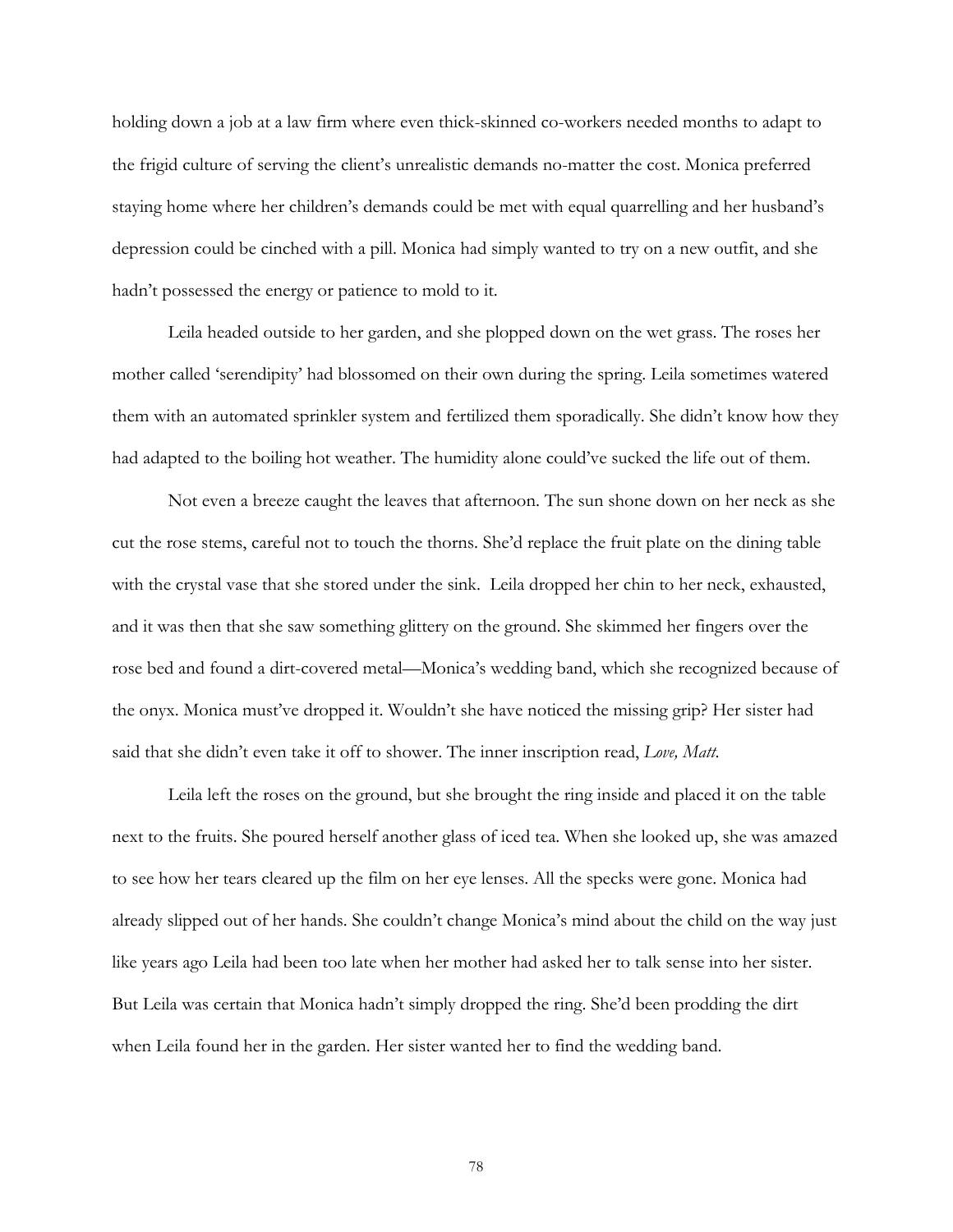holding down a job at a law firm where even thick-skinned co-workers needed months to adapt to the frigid culture of serving the client's unrealistic demands no-matter the cost. Monica preferred staying home where her children's demands could be met with equal quarrelling and her husband's depression could be cinched with a pill. Monica had simply wanted to try on a new outfit, and she hadn't possessed the energy or patience to mold to it.

Leila headed outside to her garden, and she plopped down on the wet grass. The roses her mother called 'serendipity' had blossomed on their own during the spring. Leila sometimes watered them with an automated sprinkler system and fertilized them sporadically. She didn't know how they had adapted to the boiling hot weather. The humidity alone could've sucked the life out of them.

Not even a breeze caught the leaves that afternoon. The sun shone down on her neck as she cut the rose stems, careful not to touch the thorns. She'd replace the fruit plate on the dining table with the crystal vase that she stored under the sink. Leila dropped her chin to her neck, exhausted, and it was then that she saw something glittery on the ground. She skimmed her fingers over the rose bed and found a dirt-covered metal—Monica's wedding band, which she recognized because of the onyx. Monica must've dropped it. Wouldn't she have noticed the missing grip? Her sister had said that she didn't even take it off to shower. The inner inscription read, *Love, Matt.*

Leila left the roses on the ground, but she brought the ring inside and placed it on the table next to the fruits. She poured herself another glass of iced tea. When she looked up, she was amazed to see how her tears cleared up the film on her eye lenses. All the specks were gone. Monica had already slipped out of her hands. She couldn't change Monica's mind about the child on the way just like years ago Leila had been too late when her mother had asked her to talk sense into her sister. But Leila was certain that Monica hadn't simply dropped the ring. She'd been prodding the dirt when Leila found her in the garden. Her sister wanted her to find the wedding band.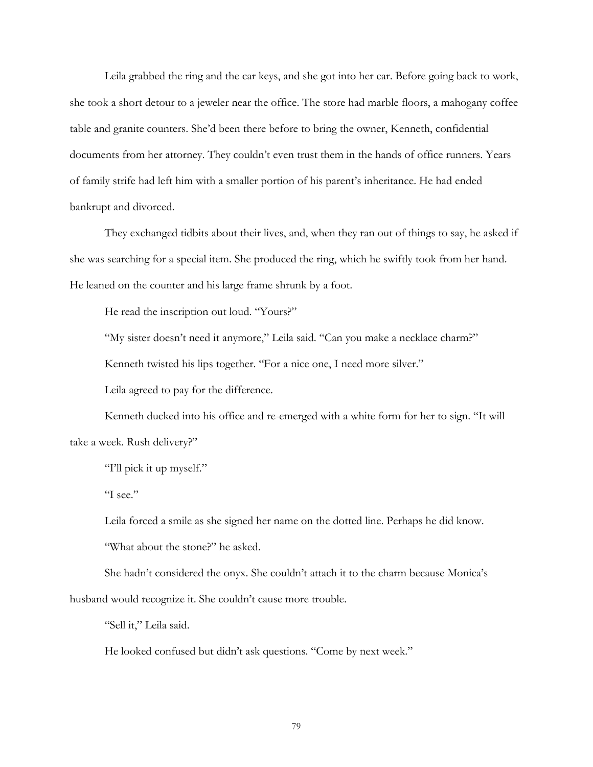Leila grabbed the ring and the car keys, and she got into her car. Before going back to work, she took a short detour to a jeweler near the office. The store had marble floors, a mahogany coffee table and granite counters. She'd been there before to bring the owner, Kenneth, confidential documents from her attorney. They couldn't even trust them in the hands of office runners. Years of family strife had left him with a smaller portion of his parent's inheritance. He had ended bankrupt and divorced.

They exchanged tidbits about their lives, and, when they ran out of things to say, he asked if she was searching for a special item. She produced the ring, which he swiftly took from her hand. He leaned on the counter and his large frame shrunk by a foot.

He read the inscription out loud. "Yours?"

"My sister doesn't need it anymore," Leila said. "Can you make a necklace charm?"

Kenneth twisted his lips together. "For a nice one, I need more silver."

Leila agreed to pay for the difference.

Kenneth ducked into his office and re-emerged with a white form for her to sign. "It will take a week. Rush delivery?"

"I'll pick it up myself."

"I see."

Leila forced a smile as she signed her name on the dotted line. Perhaps he did know.

"What about the stone?" he asked.

She hadn't considered the onyx. She couldn't attach it to the charm because Monica's husband would recognize it. She couldn't cause more trouble.

"Sell it," Leila said.

He looked confused but didn't ask questions. "Come by next week."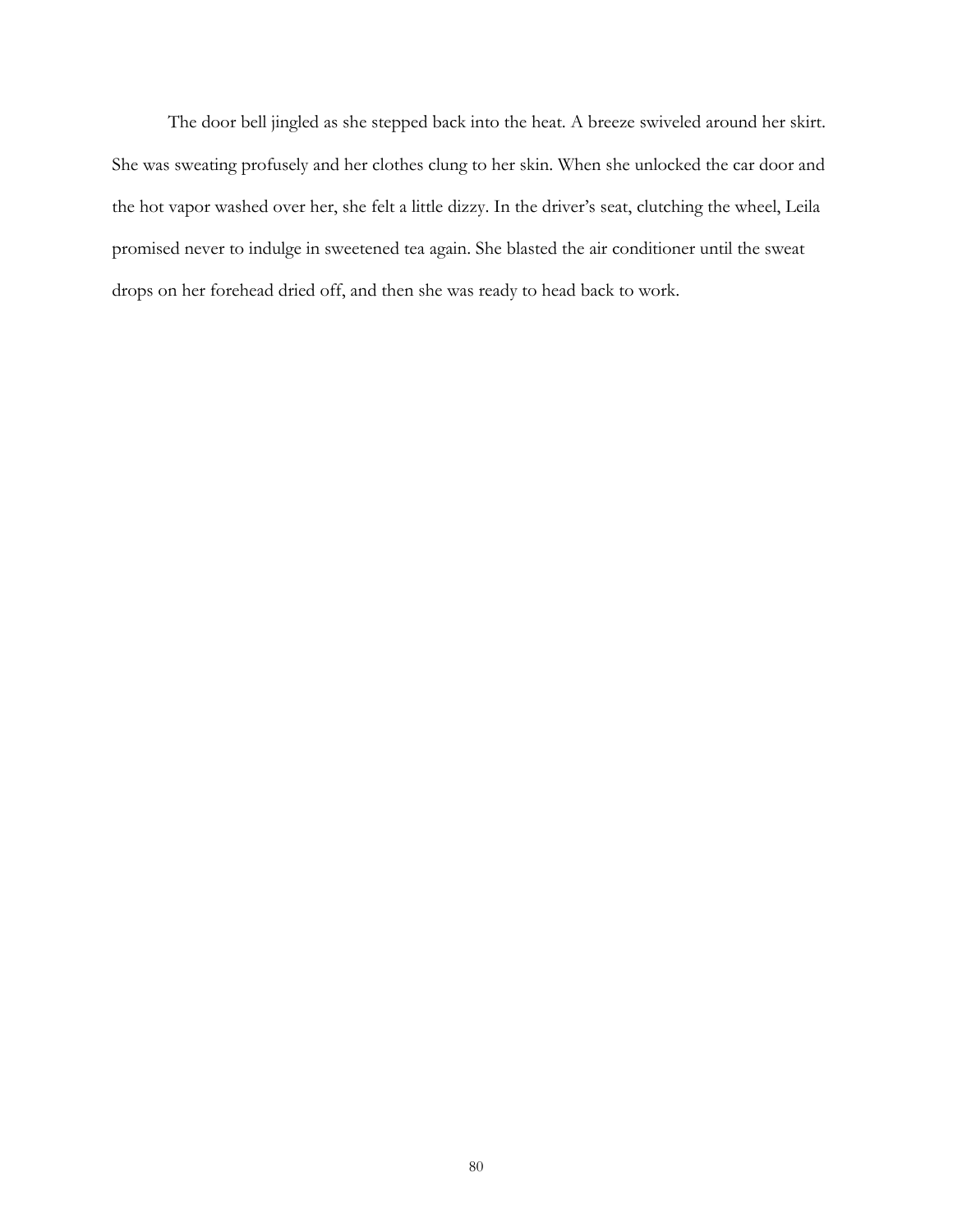The door bell jingled as she stepped back into the heat. A breeze swiveled around her skirt. She was sweating profusely and her clothes clung to her skin. When she unlocked the car door and the hot vapor washed over her, she felt a little dizzy. In the driver's seat, clutching the wheel, Leila promised never to indulge in sweetened tea again. She blasted the air conditioner until the sweat drops on her forehead dried off, and then she was ready to head back to work.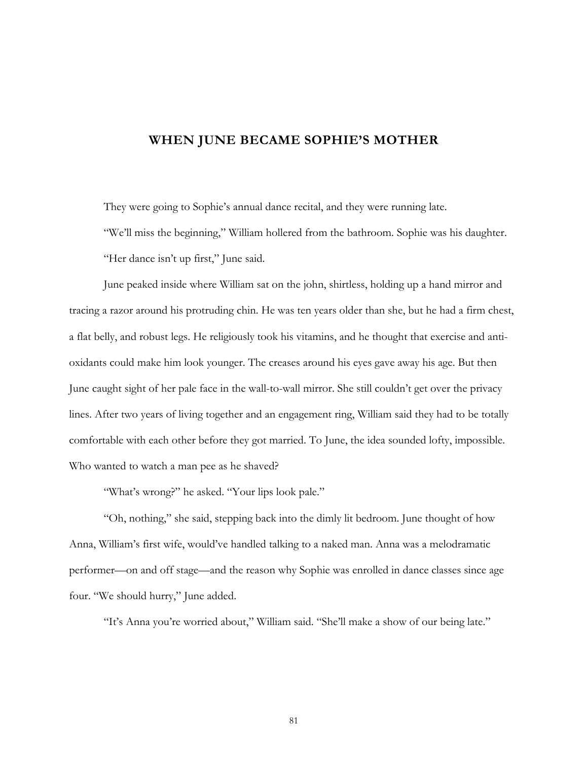# WHEN JUNE BECAME SOPHIE'S MOTHER

They were going to Sophie's annual dance recital, and they were running late.

"We'll miss the beginning," William hollered from the bathroom. Sophie was his daughter.

"Her dance isn't up first," June said.

June peaked inside where William sat on the john, shirtless, holding up a hand mirror and tracing a razor around his protruding chin. He was ten years older than she, but he had a firm chest, a flat belly, and robust legs. He religiously took his vitamins, and he thought that exercise and anti-oxidants could make him look younger. The creases around his eyes gave away his age. But then June caught sight of her pale face in the wall-to-wall mirror. She still couldn't get over the privacy lines. After two years of living together and an engagement ring, William said they had to be totally comfortable with each other before they got married. To June, the idea sounded lofty, impossible. Who wanted to watch a man pee as he shaved?

"What's wrong?" he asked. "Your lips look pale."

"Oh, nothing," she said, stepping back into the dimly lit bedroom. June thought of how Anna, William's first wife, would've handled talking to a naked man. Anna was a melodramatic performer—on and off stage—and the reason why Sophie was enrolled in dance classes since age four. "We should hurry," June added.

"It's Anna you're worried about," William said. "She'll make a show of our being late."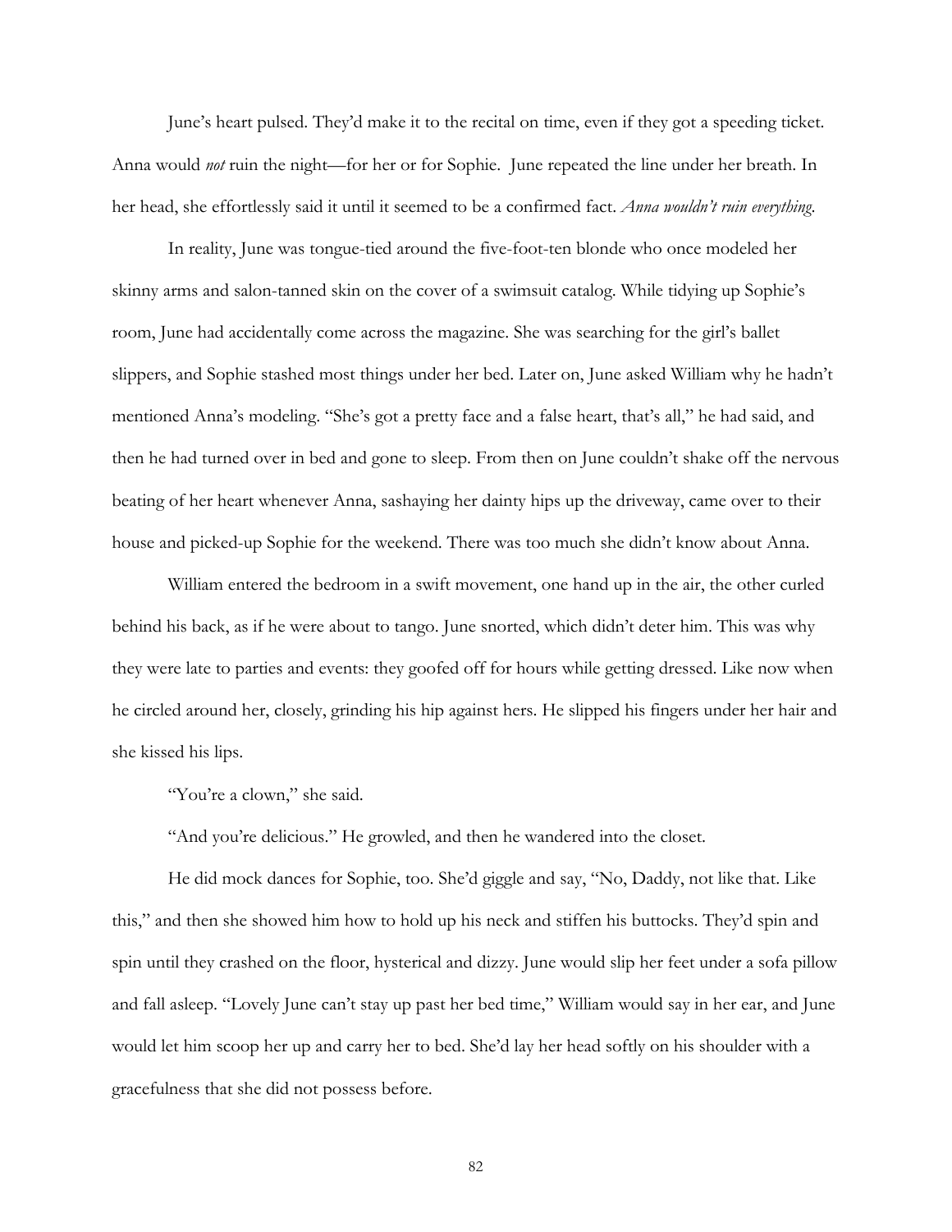June's heart pulsed. They'd make it to the recital on time, even if they got a speeding ticket. Anna would *not* ruin the night—for her or for Sophie. June repeated the line under her breath. In her head, she effortlessly said it until it seemed to be a confirmed fact. *Anna wouldn't ruin everything*.

In reality, June was tongue-tied around the five-foot-ten blonde who once modeled her skinny arms and salon-tanned skin on the cover of a swimsuit catalog. While tidying up Sophie's room, June had accidentally come across the magazine. She was searching for the girl's ballet slippers, and Sophie stashed most things under her bed. Later on, June asked William why he hadn't mentioned Anna's modeling. "She's got a pretty face and a false heart, that's all," he had said, and then he had turned over in bed and gone to sleep. From then on June couldn't shake off the nervous beating of her heart whenever Anna, sashaying her dainty hips up the driveway, came over to their house and picked-up Sophie for the weekend. There was too much she didn't know about Anna.

William entered the bedroom in a swift movement, one hand up in the air, the other curled behind his back, as if he were about to tango. June snorted, which didn't deter him. This was why they were late to parties and events: they goofed off for hours while getting dressed. Like now when he circled around her, closely, grinding his hip against hers. He slipped his fingers under her hair and she kissed his lips.

"You're a clown," she said.

"And you're delicious." He growled, and then he wandered into the closet.

He did mock dances for Sophie, too. She'd giggle and say, "No, Daddy, not like that. Like this," and then she showed him how to hold up his neck and stiffen his buttocks. They'd spin and spin until they crashed on the floor, hysterical and dizzy. June would slip her feet under a sofa pillow and fall asleep. "Lovely June can't stay up past her bed time," William would say in her ear, and June would let him scoop her up and carry her to bed. She'd lay her head softly on his shoulder with a gracefulness that she did not possess before.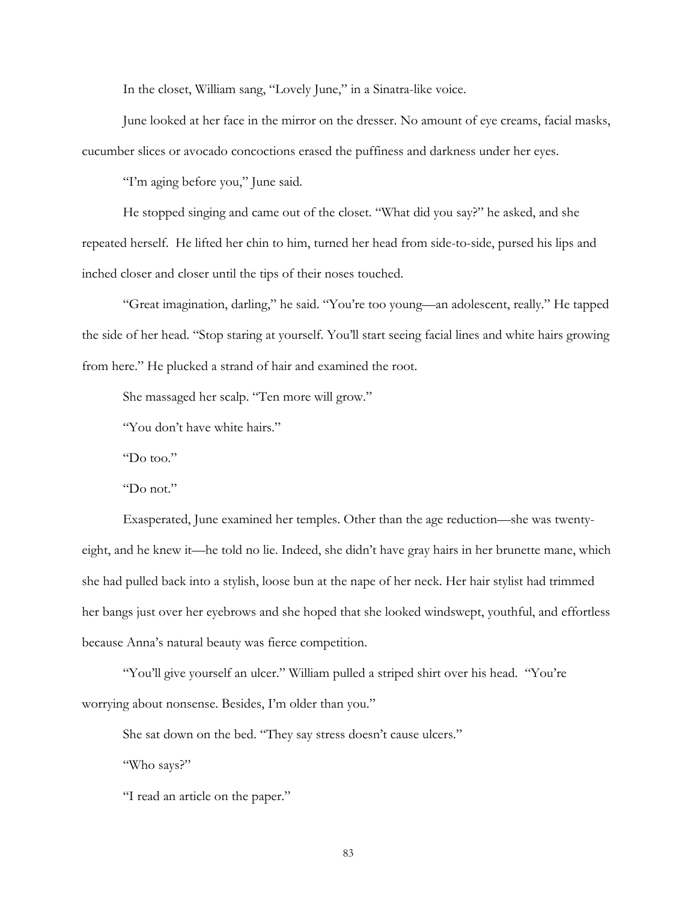In the closet, William sang, "Lovely June," in a Sinatra-like voice.

June looked at her face in the mirror on the dresser. No amount of eye creams, facial masks, cucumber slices or avocado concoctions erased the puffiness and darkness under her eyes.

"I'm aging before you," June said.

He stopped singing and came out of the closet. "What did you say?" he asked, and she repeated herself. He lifted her chin to him, turned her head from side-to-side, pursed his lips and inched closer and closer until the tips of their noses touched.

"Great imagination, darling," he said. "You're too young—an adolescent, really." He tapped the side of her head. "Stop staring at yourself. You'll start seeing facial lines and white hairs growing from here." He plucked a strand of hair and examined the root.

She massaged her scalp. "Ten more will grow."

"You don't have white hairs."

"Do too."

"Do not."

Exasperated, June examined her temples. Other than the age reduction—she was twenty-eight, and he knew it—he told no lie. Indeed, she didn't have gray hairs in her brunette mane, which she had pulled back into a stylish, loose bun at the nape of her neck. Her hair stylist had trimmed her bangs just over her eyebrows and she hoped that she looked windswept, youthful, and effortless because Anna's natural beauty was fierce competition.

"You'll give yourself an ulcer." William pulled a striped shirt over his head. "You're worrying about nonsense. Besides, I'm older than you."

She sat down on the bed. "They say stress doesn't cause ulcers."

"Who says?"

"I read an article on the paper."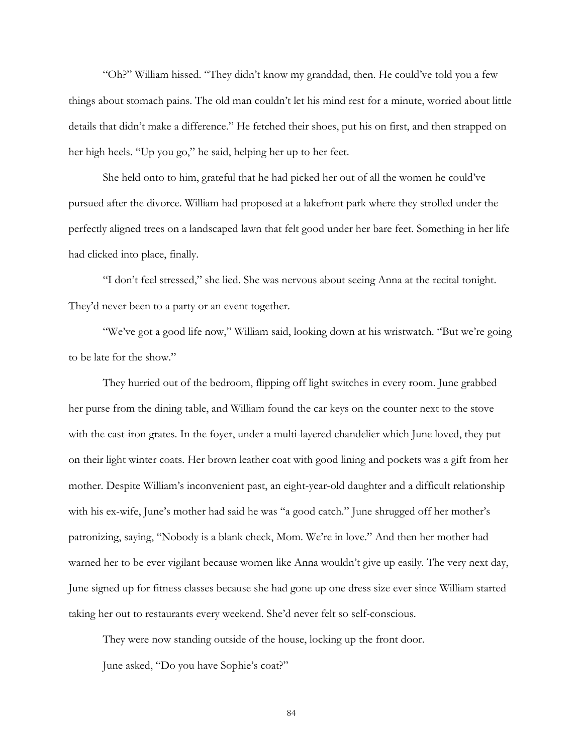"Oh?" William hissed. "They didn't know my granddad, then. He could've told you a few things about stomach pains. The old man couldn't let his mind rest for a minute, worried about little details that didn't make a difference." He fetched their shoes, put his on first, and then strapped on her high heels. "Up you go," he said, helping her up to her feet.

She held onto to him, grateful that he had picked her out of all the women he could've pursued after the divorce. William had proposed at a lakefront park where they strolled under the perfectly aligned trees on a landscaped lawn that felt good under her bare feet. Something in her life had clicked into place, finally.

"I don't feel stressed," she lied. She was nervous about seeing Anna at the recital tonight. They'd never been to a party or an event together.

"We've got a good life now," William said, looking down at his wristwatch. "But we're going to be late for the show."

They hurried out of the bedroom, flipping off light switches in every room. June grabbed her purse from the dining table, and William found the car keys on the counter next to the stove with the cast-iron grates. In the foyer, under a multi-layered chandelier which June loved, they put on their light winter coats. Her brown leather coat with good lining and pockets was a gift from her mother. Despite William's inconvenient past, an eight-year-old daughter and a difficult relationship with his ex-wife, June's mother had said he was "a good catch." June shrugged off her mother's patronizing, saying, "Nobody is a blank check, Mom. We're in love." And then her mother had warned her to be ever vigilant because women like Anna wouldn't give up easily. The very next day, June signed up for fitness classes because she had gone up one dress size ever since William started taking her out to restaurants every weekend. She'd never felt so self-conscious.

They were now standing outside of the house, locking up the front door.

June asked, "Do you have Sophie's coat?"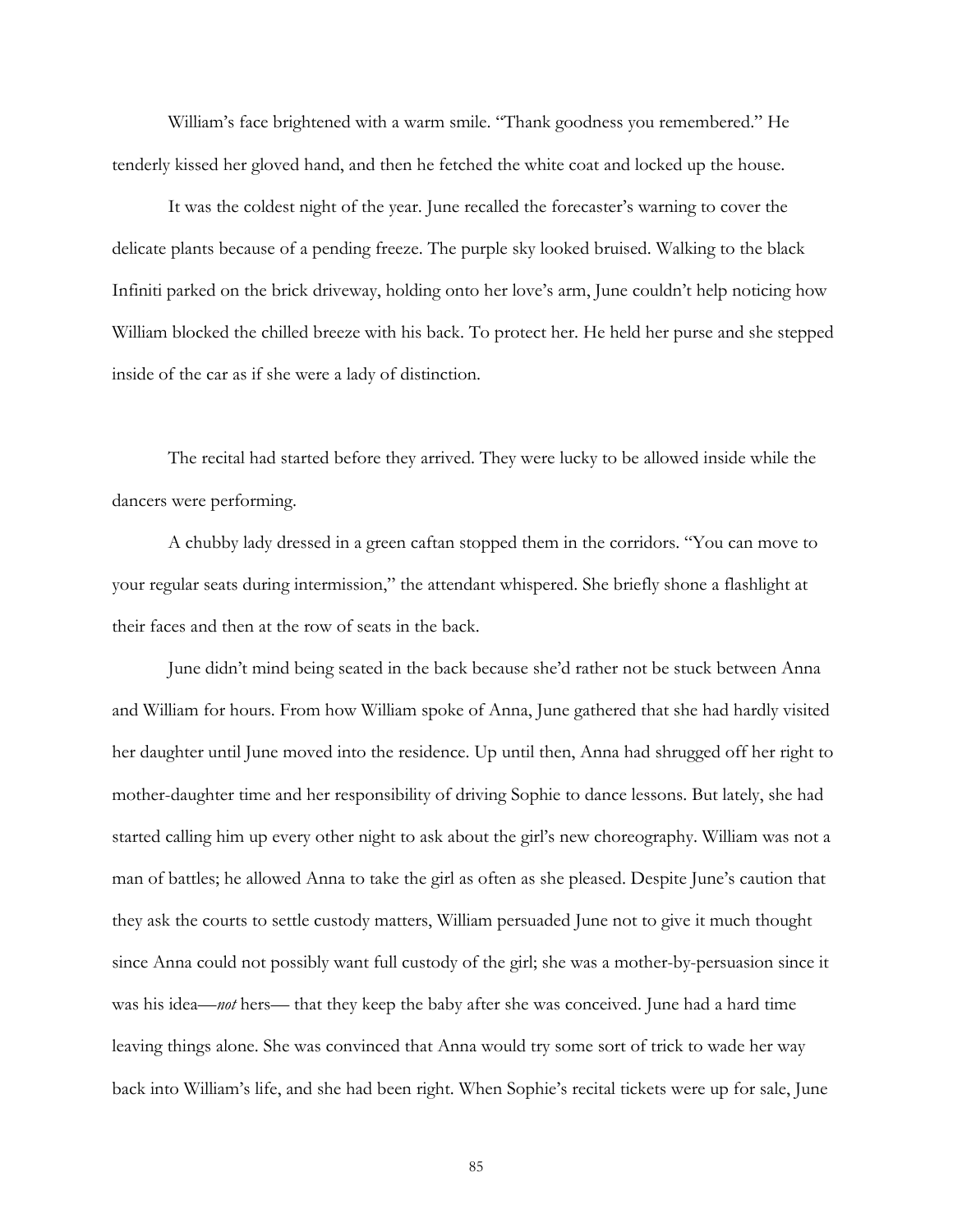William's face brightened with a warm smile. "Thank goodness you remembered." He tenderly kissed her gloved hand, and then he fetched the white coat and locked up the house.

It was the coldest night of the year. June recalled the forecaster's warning to cover the delicate plants because of a pending freeze. The purple sky looked bruised. Walking to the black Infiniti parked on the brick driveway, holding onto her love's arm, June couldn't help noticing how William blocked the chilled breeze with his back. To protect her. He held her purse and she stepped inside of the car as if she were a lady of distinction.

The recital had started before they arrived. They were lucky to be allowed inside while the dancers were performing.

A chubby lady dressed in a green caftan stopped them in the corridors. "You can move to your regular seats during intermission," the attendant whispered. She briefly shone a flashlight at their faces and then at the row of seats in the back.

June didn't mind being seated in the back because she'd rather not be stuck between Anna and William for hours. From how William spoke of Anna, June gathered that she had hardly visited her daughter until June moved into the residence. Up until then, Anna had shrugged off her right to mother-daughter time and her responsibility of driving Sophie to dance lessons. But lately, she had started calling him up every other night to ask about the girl's new choreography. William was not a man of battles; he allowed Anna to take the girl as often as she pleased. Despite June's caution that they ask the courts to settle custody matters, William persuaded June not to give it much thought since Anna could not possibly want full custody of the girl; she was a mother-by-persuasion since it was his idea—*not* hers— that they keep the baby after she was conceived. June had a hard time leaving things alone. She was convinced that Anna would try some sort of trick to wade her way back into William's life, and she had been right. When Sophie's recital tickets were up for sale, June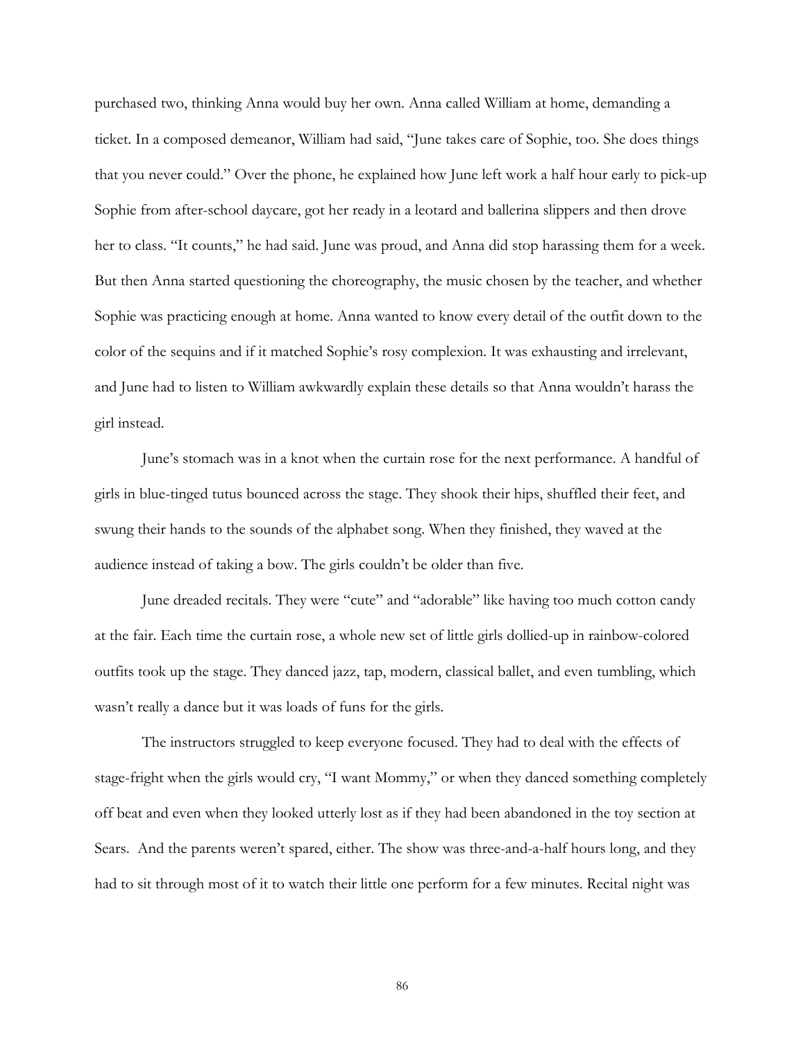purchased two, thinking Anna would buy her own. Anna called William at home, demanding a ticket. In a composed demeanor, William had said, "June takes care of Sophie, too. She does things that you never could." Over the phone, he explained how June left work a half hour early to pick-up Sophie from after-school daycare, got her ready in a leotard and ballerina slippers and then drove her to class. "It counts," he had said. June was proud, and Anna did stop harassing them for a week. But then Anna started questioning the choreography, the music chosen by the teacher, and whether Sophie was practicing enough at home. Anna wanted to know every detail of the outfit down to the color of the sequins and if it matched Sophie's rosy complexion. It was exhausting and irrelevant, and June had to listen to William awkwardly explain these details so that Anna wouldn't harass the girl instead.

June's stomach was in a knot when the curtain rose for the next performance. A handful of girls in blue-tinged tutus bounced across the stage. They shook their hips, shuffled their feet, and swung their hands to the sounds of the alphabet song. When they finished, they waved at the audience instead of taking a bow. The girls couldn't be older than five.

June dreaded recitals. They were "cute" and "adorable" like having too much cotton candy at the fair. Each time the curtain rose, a whole new set of little girls dollied-up in rainbow-colored outfits took up the stage. They danced jazz, tap, modern, classical ballet, and even tumbling, which wasn't really a dance but it was loads of funs for the girls.

The instructors struggled to keep everyone focused. They had to deal with the effects of stage-fright when the girls would cry, "I want Mommy," or when they danced something completely off beat and even when they looked utterly lost as if they had been abandoned in the toy section at Sears. And the parents weren't spared, either. The show was three-and-a-half hours long, and they had to sit through most of it to watch their little one perform for a few minutes. Recital night was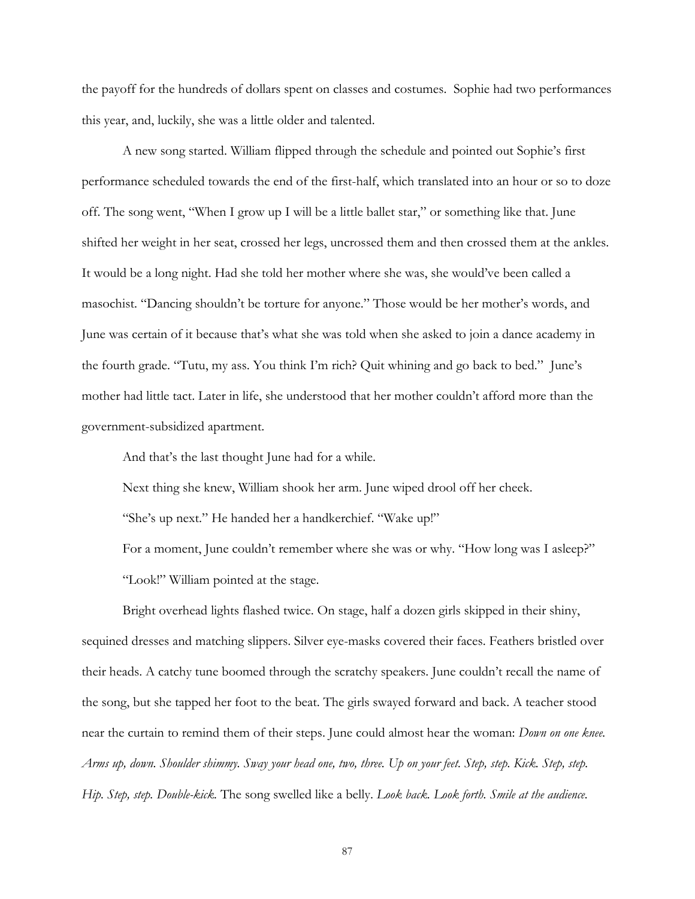the payoff for the hundreds of dollars spent on classes and costumes. Sophie had two performances this year, and, luckily, she was a little older and talented.

A new song started. William flipped through the schedule and pointed out Sophie's first performance scheduled towards the end of the first-half, which translated into an hour or so to doze off. The song went, "When I grow up I will be a little ballet star," or something like that. June shifted her weight in her seat, crossed her legs, uncrossed them and then crossed them at the ankles. It would be a long night. Had she told her mother where she was, she would've been called a masochist. "Dancing shouldn't be torture for anyone." Those would be her mother's words, and June was certain of it because that's what she was told when she asked to join a dance academy in the fourth grade. "Tutu, my ass. You think I'm rich? Quit whining and go back to bed." June's mother had little tact. Later in life, she understood that her mother couldn't afford more than the government-subsidized apartment.

And that's the last thought June had for a while.

Next thing she knew, William shook her arm. June wiped drool off her cheek.

"She's up next." He handed her a handkerchief. "Wake up!"

For a moment, June couldn't remember where she was or why. "How long was I asleep?"

"Look!" William pointed at the stage.

Bright overhead lights flashed twice. On stage, half a dozen girls skipped in their shiny, sequined dresses and matching slippers. Silver eye-masks covered their faces. Feathers bristled over their heads. A catchy tune boomed through the scratchy speakers. June couldn't recall the name of the song, but she tapped her foot to the beat. The girls swayed forward and back. A teacher stood near the curtain to remind them of their steps. June could almost hear the woman: *Down on one knee. Arms up, down. Shoulder shimmy. Sway your head one, two, three. Up on your feet. Step, step. Kick. Step, step. Hip. Step, step. Double-kick.* The song swelled like a belly. *Look back. Look forth. Smile at the audience.*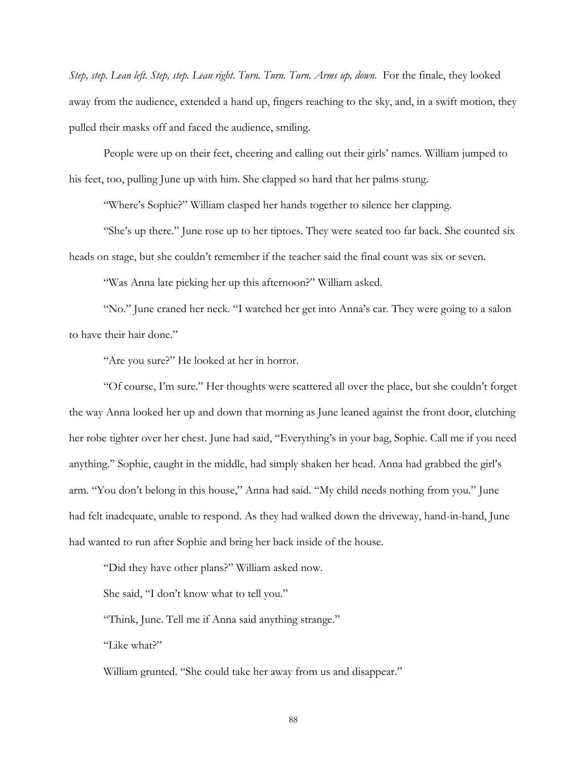*Step, step. Lean left. Step, step. Lean right. Turn. Turn. Turn. Arms up, down.* For the finale, they looked away from the audience, extended a hand up, fingers reaching to the sky, and, in a swift motion, they pulled their masks off and faced the audience, smiling.

People were up on their feet, cheering and calling out their girls' names. William jumped to his feet, too, pulling June up with him. She clapped so hard that her palms stung.

"Where's Sophie?" William clasped her hands together to silence her clapping.

"She's up there." June rose up to her tiptoes. They were seated too far back. She counted six heads on stage, but she couldn't remember if the teacher said the final count was six or seven.

"Was Anna late picking her up this afternoon?" William asked.

"No." June craned her neck. "I watched her get into Anna's car. They were going to a salon to have their hair done."

"Are you sure?" He looked at her in horror.

"Of course, I'm sure." Her thoughts were scattered all over the place, but she couldn't forget the way Anna looked her up and down that morning as June leaned against the front door, clutching her robe tighter over her chest. June had said, "Everything's in your bag, Sophie. Call me if you need anything." Sophie, caught in the middle, had simply shaken her head. Anna had grabbed the girl's arm. "You don't belong in this house," Anna had said. "My child needs nothing from you." June had felt inadequate, unable to respond. As they had walked down the driveway, hand-in-hand, June had wanted to run after Sophie and bring her back inside of the house.

"Did they have other plans?" William asked now.

She said, "I don't know what to tell you."

"Think, June. Tell me if Anna said anything strange."

"Like what?"

William grunted. "She could take her away from us and disappear."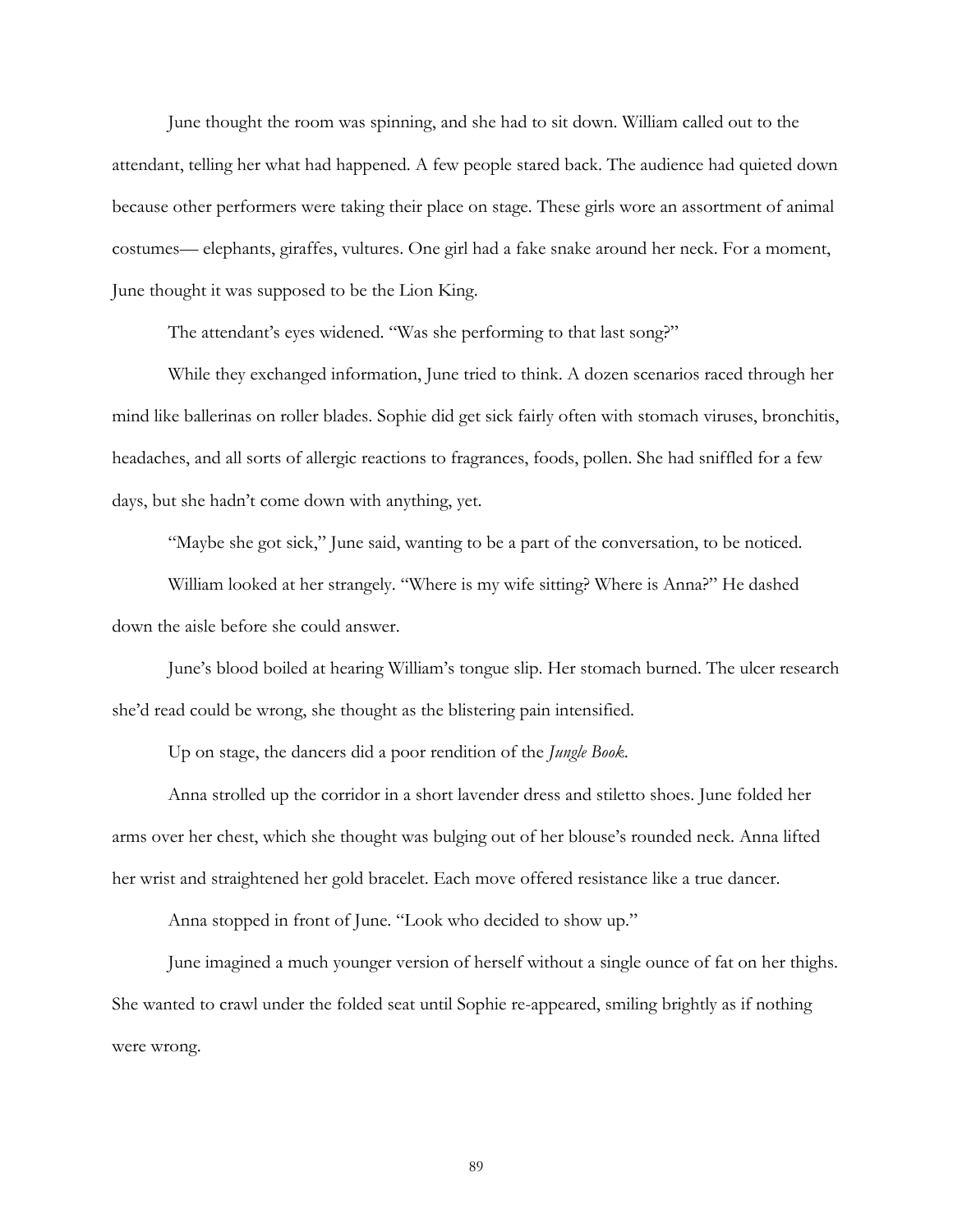June thought the room was spinning, and she had to sit down. William called out to the attendant, telling her what had happened. A few people stared back. The audience had quieted down because other performers were taking their place on stage. These girls wore an assortment of animal costumes— elephants, giraffes, vultures. One girl had a fake snake around her neck. For a moment, June thought it was supposed to be the Lion King.

The attendant's eyes widened. "Was she performing to that last song?"

While they exchanged information, June tried to think. A dozen scenarios raced through her mind like ballerinas on roller blades. Sophie did get sick fairly often with stomach viruses, bronchitis, headaches, and all sorts of allergic reactions to fragrances, foods, pollen. She had sniffled for a few days, but she hadn't come down with anything, yet.

"Maybe she got sick," June said, wanting to be a part of the conversation, to be noticed.

William looked at her strangely. "Where is my wife sitting? Where is Anna?" He dashed down the aisle before she could answer.

June's blood boiled at hearing William's tongue slip. Her stomach burned. The ulcer research she'd read could be wrong, she thought as the blistering pain intensified.

Up on stage, the dancers did a poor rendition of the *Jungle Book*.

Anna strolled up the corridor in a short lavender dress and stiletto shoes. June folded her arms over her chest, which she thought was bulging out of her blouse's rounded neck. Anna lifted her wrist and straightened her gold bracelet. Each move offered resistance like a true dancer.

Anna stopped in front of June. "Look who decided to show up."

June imagined a much younger version of herself without a single ounce of fat on her thighs. She wanted to crawl under the folded seat until Sophie re-appeared, smiling brightly as if nothing were wrong.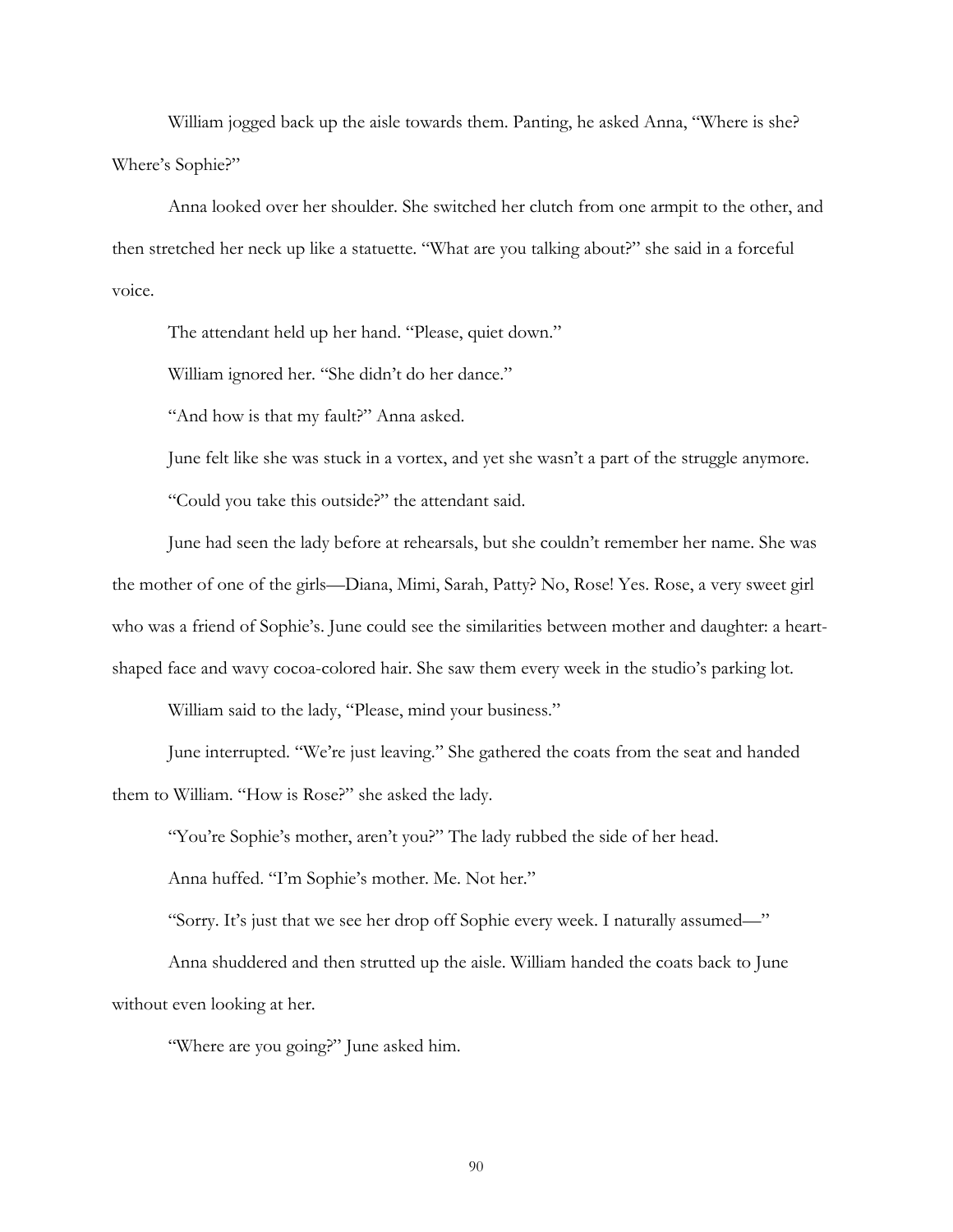William jogged back up the aisle towards them. Panting, he asked Anna, "Where is she? Where's Sophie?"

Anna looked over her shoulder. She switched her clutch from one armpit to the other, and then stretched her neck up like a statuette. "What are you talking about?" she said in a forceful voice.

The attendant held up her hand. "Please, quiet down."

William ignored her. "She didn't do her dance."

"And how is that my fault?" Anna asked.

June felt like she was stuck in a vortex, and yet she wasn't a part of the struggle anymore.

"Could you take this outside?" the attendant said.

June had seen the lady before at rehearsals, but she couldn't remember her name. She was the mother of one of the girls—Diana, Mimi, Sarah, Patty? No, Rose! Yes. Rose, a very sweet girl who was a friend of Sophie's. June could see the similarities between mother and daughter: a heart-shaped face and wavy cocoa-colored hair. She saw them every week in the studio's parking lot.

William said to the lady, "Please, mind your business."

June interrupted. "We're just leaving." She gathered the coats from the seat and handed them to William. "How is Rose?" she asked the lady.

"You're Sophie's mother, aren't you?" The lady rubbed the side of her head.

Anna huffed. "I'm Sophie's mother. Me. Not her."

"Sorry. It's just that we see her drop off Sophie every week. I naturally assumed—"

Anna shuddered and then strutted up the aisle. William handed the coats back to June without even looking at her.

"Where are you going?" June asked him.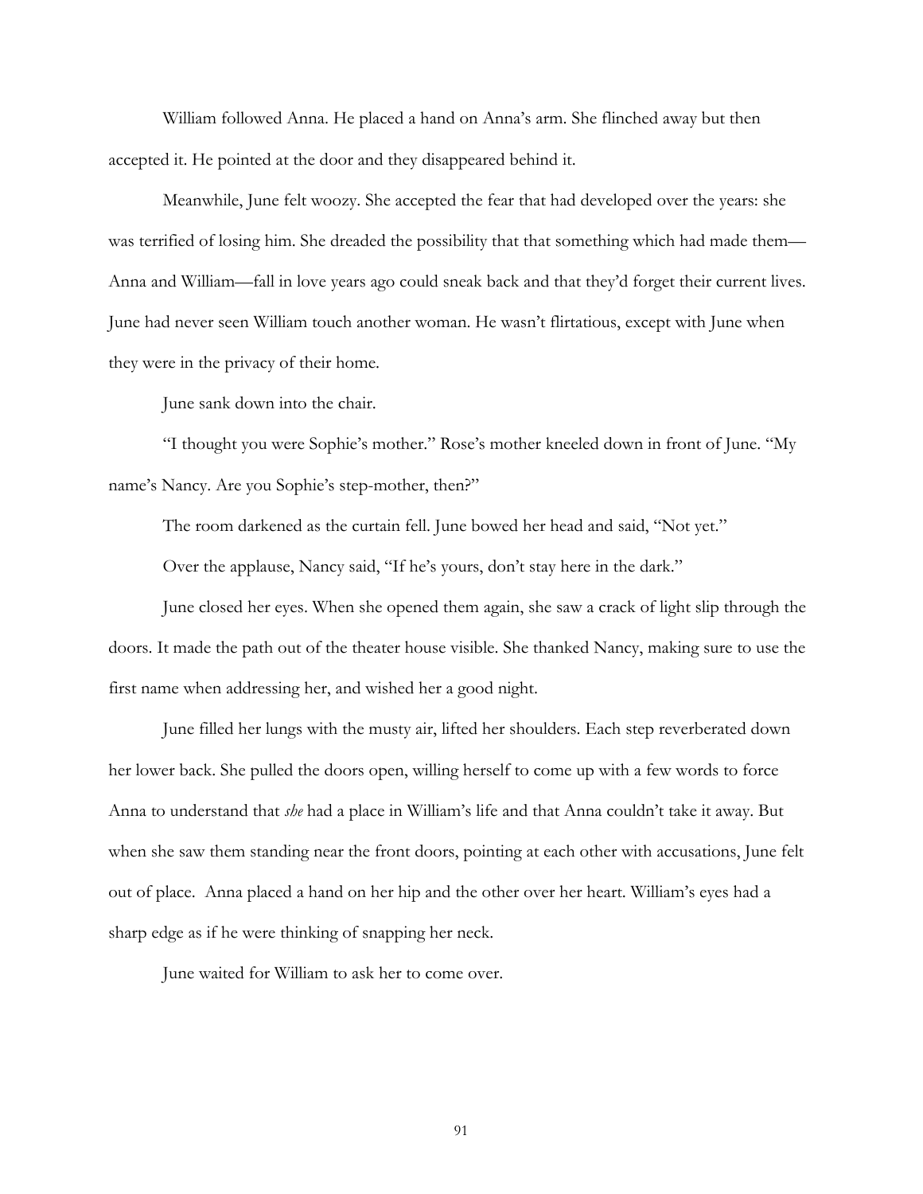William followed Anna. He placed a hand on Anna's arm. She flinched away but then accepted it. He pointed at the door and they disappeared behind it.

Meanwhile, June felt woozy. She accepted the fear that had developed over the years: she was terrified of losing him. She dreaded the possibility that that something which had made them—Anna and William—fall in love years ago could sneak back and that they'd forget their current lives. June had never seen William touch another woman. He wasn't flirtatious, except with June when they were in the privacy of their home.

June sank down into the chair.

"I thought you were Sophie's mother." Rose's mother kneeled down in front of June. "My name's Nancy. Are you Sophie's step-mother, then?"

The room darkened as the curtain fell. June bowed her head and said, "Not yet."

Over the applause, Nancy said, "If he's yours, don't stay here in the dark."

June closed her eyes. When she opened them again, she saw a crack of light slip through the doors. It made the path out of the theater house visible. She thanked Nancy, making sure to use the first name when addressing her, and wished her a good night.

June filled her lungs with the musty air, lifted her shoulders. Each step reverberated down her lower back. She pulled the doors open, willing herself to come up with a few words to force Anna to understand that *she* had a place in William's life and that Anna couldn't take it away. But when she saw them standing near the front doors, pointing at each other with accusations, June felt out of place. Anna placed a hand on her hip and the other over her heart. William's eyes had a sharp edge as if he were thinking of snapping her neck.

June waited for William to ask her to come over.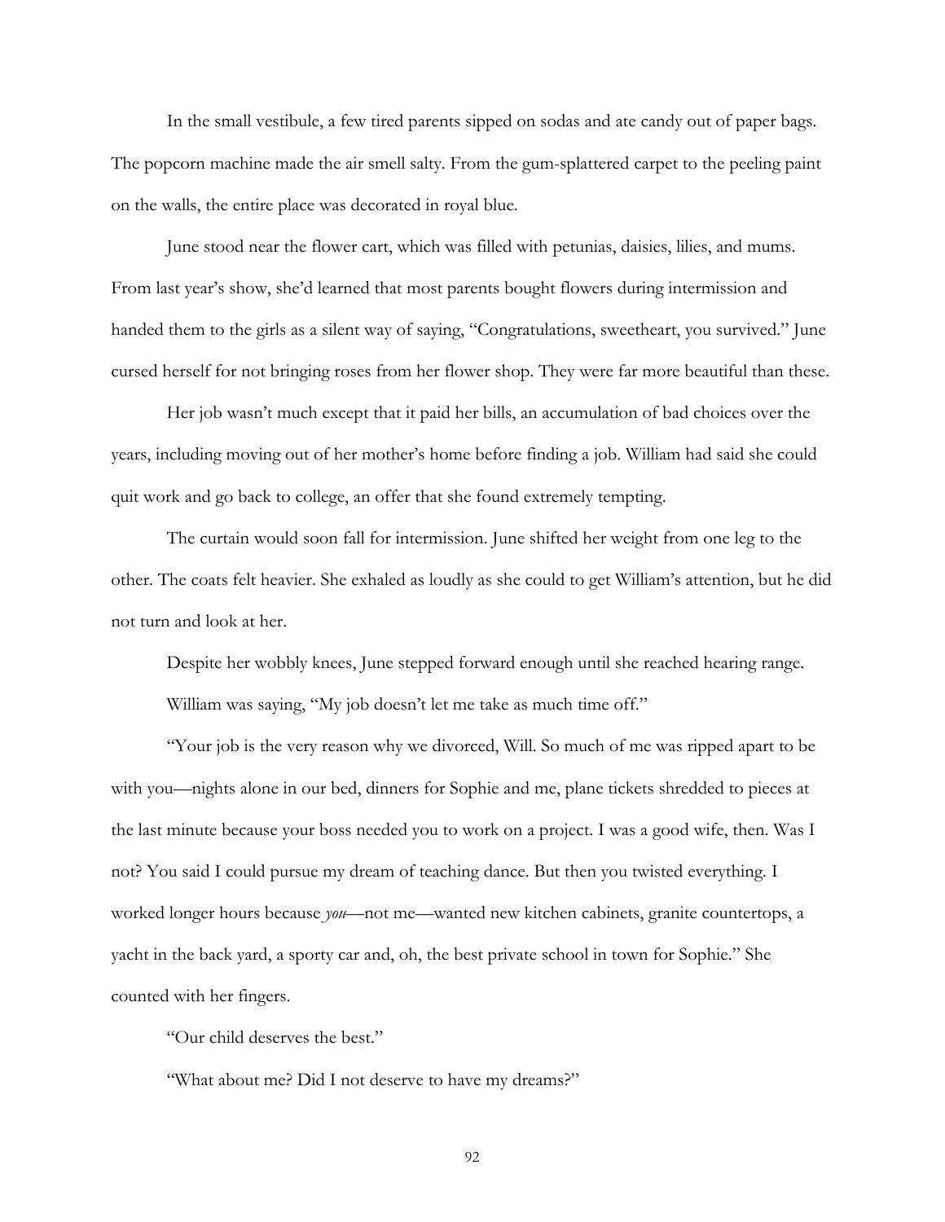In the small vestibule, a few tired parents sipped on sodas and ate candy out of paper bags. The popcorn machine made the air smell salty. From the gum-splattered carpet to the peeling paint on the walls, the entire place was decorated in royal blue.

June stood near the flower cart, which was filled with petunias, daisies, lilies, and mums. From last year's show, she'd learned that most parents bought flowers during intermission and handed them to the girls as a silent way of saying, "Congratulations, sweetheart, you survived." June cursed herself for not bringing roses from her flower shop. They were far more beautiful than these.

Her job wasn't much except that it paid her bills, an accumulation of bad choices over the years, including moving out of her mother's home before finding a job. William had said she could quit work and go back to college, an offer that she found extremely tempting.

The curtain would soon fall for intermission. June shifted her weight from one leg to the other. The coats felt heavier. She exhaled as loudly as she could to get William's attention, but he did not turn and look at her.

Despite her wobbly knees, June stepped forward enough until she reached hearing range.

William was saying, "My job doesn't let me take as much time off."

"Your job is the very reason why we divorced, Will. So much of me was ripped apart to be with you—nights alone in our bed, dinners for Sophie and me, plane tickets shredded to pieces at the last minute because your boss needed you to work on a project. I was a good wife, then. Was I not? You said I could pursue my dream of teaching dance. But then you twisted everything. I worked longer hours because *you*—not me—wanted new kitchen cabinets, granite countertops, a yacht in the back yard, a sporty car and, oh, the best private school in town for Sophie." She counted with her fingers.

"Our child deserves the best."

"What about me? Did I not deserve to have my dreams?"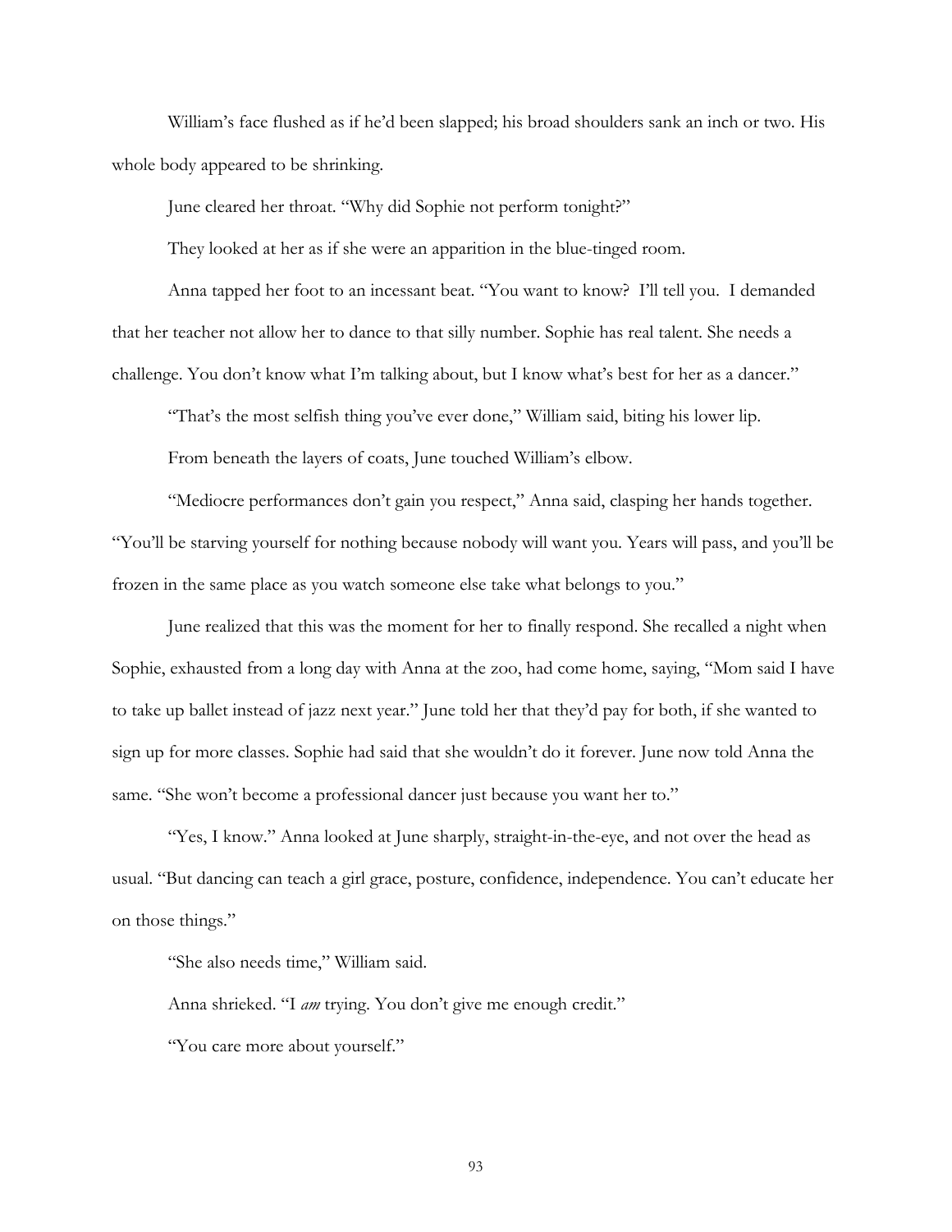William's face flushed as if he'd been slapped; his broad shoulders sank an inch or two. His whole body appeared to be shrinking.

June cleared her throat. "Why did Sophie not perform tonight?"

They looked at her as if she were an apparition in the blue-tinged room.

Anna tapped her foot to an incessant beat. "You want to know? I'll tell you. I demanded that her teacher not allow her to dance to that silly number. Sophie has real talent. She needs a challenge. You don't know what I'm talking about, but I know what's best for her as a dancer."

"That's the most selfish thing you've ever done," William said, biting his lower lip.

From beneath the layers of coats, June touched William's elbow.

"Mediocre performances don't gain you respect," Anna said, clasping her hands together. "You'll be starving yourself for nothing because nobody will want you. Years will pass, and you'll be frozen in the same place as you watch someone else take what belongs to you."

June realized that this was the moment for her to finally respond. She recalled a night when Sophie, exhausted from a long day with Anna at the zoo, had come home, saying, "Mom said I have to take up ballet instead of jazz next year." June told her that they'd pay for both, if she wanted to sign up for more classes. Sophie had said that she wouldn't do it forever. June now told Anna the same. "She won't become a professional dancer just because you want her to."

"Yes, I know." Anna looked at June sharply, straight-in-the-eye, and not over the head as usual. "But dancing can teach a girl grace, posture, confidence, independence. You can't educate her on those things."

"She also needs time," William said.

Anna shrieked. "I *am* trying. You don't give me enough credit."

"You care more about yourself."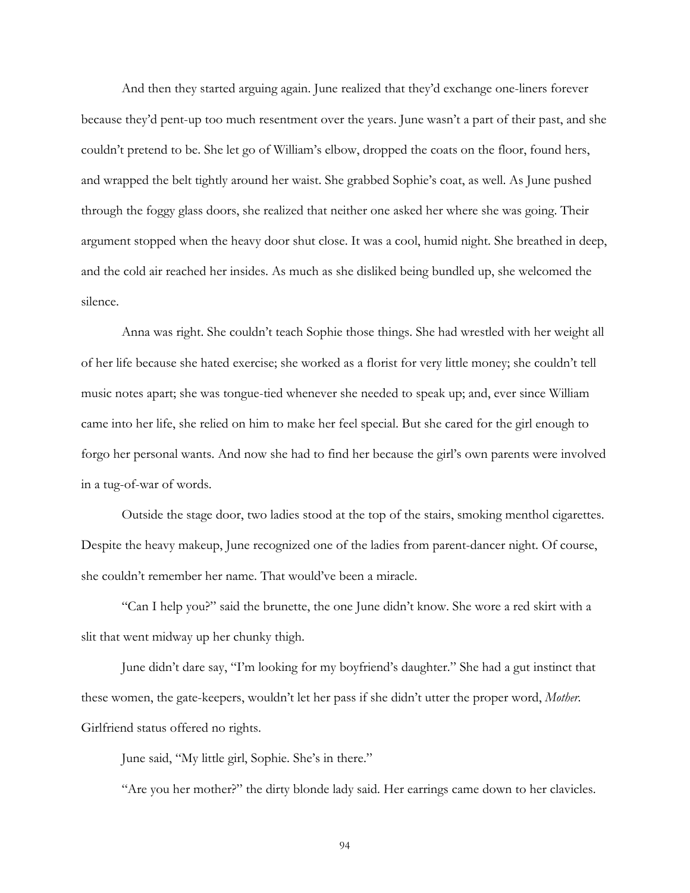And then they started arguing again. June realized that they'd exchange one-liners forever because they'd pent-up too much resentment over the years. June wasn't a part of their past, and she couldn't pretend to be. She let go of William's elbow, dropped the coats on the floor, found hers, and wrapped the belt tightly around her waist. She grabbed Sophie's coat, as well. As June pushed through the foggy glass doors, she realized that neither one asked her where she was going. Their argument stopped when the heavy door shut close. It was a cool, humid night. She breathed in deep, and the cold air reached her insides. As much as she disliked being bundled up, she welcomed the silence.

Anna was right. She couldn't teach Sophie those things. She had wrestled with her weight all of her life because she hated exercise; she worked as a florist for very little money; she couldn't tell music notes apart; she was tongue-tied whenever she needed to speak up; and, ever since William came into her life, she relied on him to make her feel special. But she cared for the girl enough to forgo her personal wants. And now she had to find her because the girl's own parents were involved in a tug-of-war of words.

Outside the stage door, two ladies stood at the top of the stairs, smoking menthol cigarettes. Despite the heavy makeup, June recognized one of the ladies from parent-dancer night. Of course, she couldn't remember her name. That would've been a miracle.

"Can I help you?" said the brunette, the one June didn't know. She wore a red skirt with a slit that went midway up her chunky thigh.

June didn't dare say, "I'm looking for my boyfriend's daughter." She had a gut instinct that these women, the gate-keepers, wouldn't let her pass if she didn't utter the proper word, *Mother*. Girlfriend status offered no rights.

June said, "My little girl, Sophie. She's in there."

"Are you her mother?" the dirty blonde lady said. Her earrings came down to her clavicles.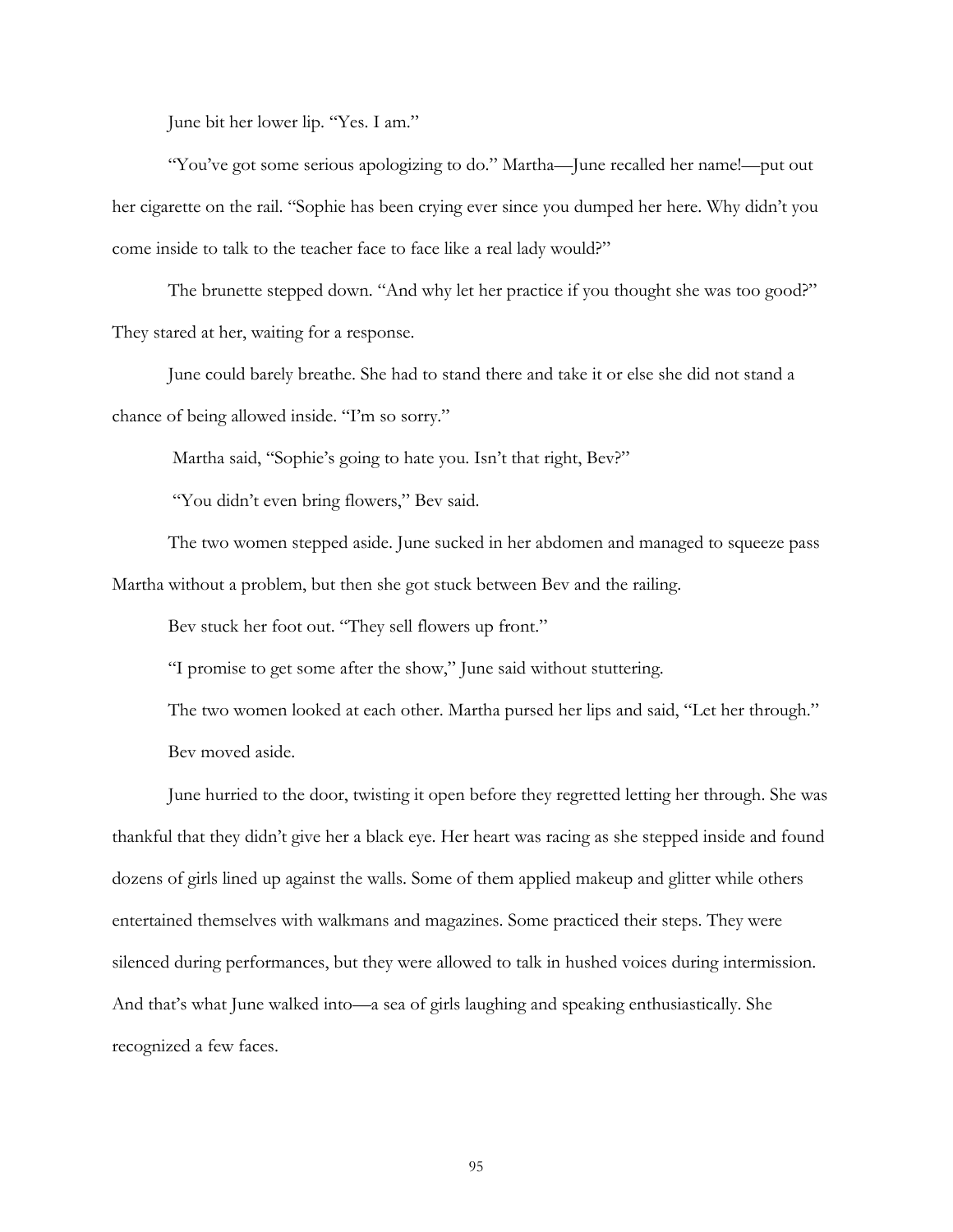June bit her lower lip. "Yes. I am."

"You've got some serious apologizing to do." Martha—June recalled her name!—put out her cigarette on the rail. "Sophie has been crying ever since you dumped her here. Why didn't you come inside to talk to the teacher face to face like a real lady would?"

The brunette stepped down. "And why let her practice if you thought she was too good?" They stared at her, waiting for a response.

June could barely breathe. She had to stand there and take it or else she did not stand a chance of being allowed inside. "I'm so sorry."

Martha said, "Sophie's going to hate you. Isn't that right, Bev?"

"You didn't even bring flowers," Bev said.

The two women stepped aside. June sucked in her abdomen and managed to squeeze pass Martha without a problem, but then she got stuck between Bev and the railing.

Bev stuck her foot out. "They sell flowers up front."

"I promise to get some after the show," June said without stuttering.

The two women looked at each other. Martha pursed her lips and said, "Let her through."

Bev moved aside.

June hurried to the door, twisting it open before they regretted letting her through. She was thankful that they didn't give her a black eye. Her heart was racing as she stepped inside and found dozens of girls lined up against the walls. Some of them applied makeup and glitter while others entertained themselves with walkmans and magazines. Some practiced their steps. They were silenced during performances, but they were allowed to talk in hushed voices during intermission. And that's what June walked into—a sea of girls laughing and speaking enthusiastically. She recognized a few faces.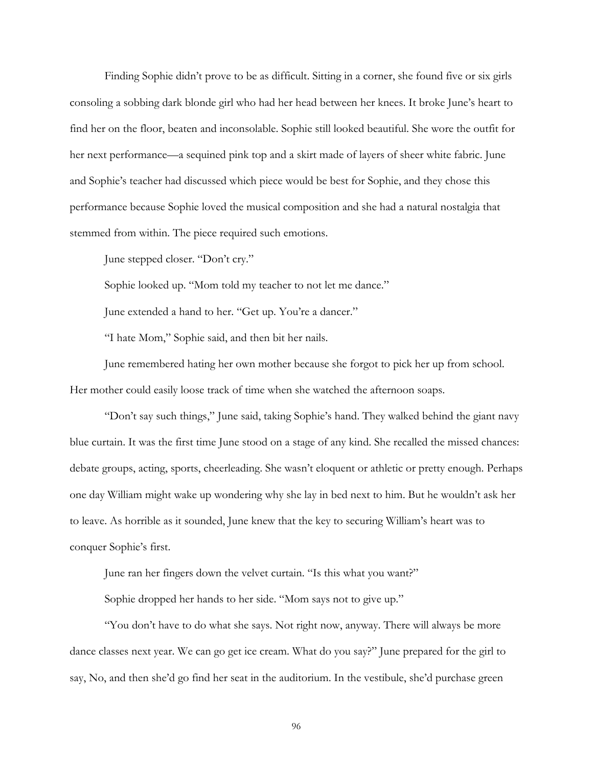Finding Sophie didn't prove to be as difficult. Sitting in a corner, she found five or six girls consoling a sobbing dark blonde girl who had her head between her knees. It broke June's heart to find her on the floor, beaten and inconsolable. Sophie still looked beautiful. She wore the outfit for her next performance—a sequined pink top and a skirt made of layers of sheer white fabric. June and Sophie's teacher had discussed which piece would be best for Sophie, and they chose this performance because Sophie loved the musical composition and she had a natural nostalgia that stemmed from within. The piece required such emotions.

June stepped closer. "Don't cry."

Sophie looked up. "Mom told my teacher to not let me dance."

June extended a hand to her. "Get up. You're a dancer."

"I hate Mom," Sophie said, and then bit her nails.

June remembered hating her own mother because she forgot to pick her up from school. Her mother could easily loose track of time when she watched the afternoon soaps.

"Don't say such things," June said, taking Sophie's hand. They walked behind the giant navy blue curtain. It was the first time June stood on a stage of any kind. She recalled the missed chances: debate groups, acting, sports, cheerleading. She wasn't eloquent or athletic or pretty enough. Perhaps one day William might wake up wondering why she lay in bed next to him. But he wouldn't ask her to leave. As horrible as it sounded, June knew that the key to securing William's heart was to conquer Sophie's first.

June ran her fingers down the velvet curtain. "Is this what you want?"

Sophie dropped her hands to her side. "Mom says not to give up."

"You don't have to do what she says. Not right now, anyway. There will always be more dance classes next year. We can go get ice cream. What do you say?" June prepared for the girl to say, No, and then she'd go find her seat in the auditorium. In the vestibule, she'd purchase green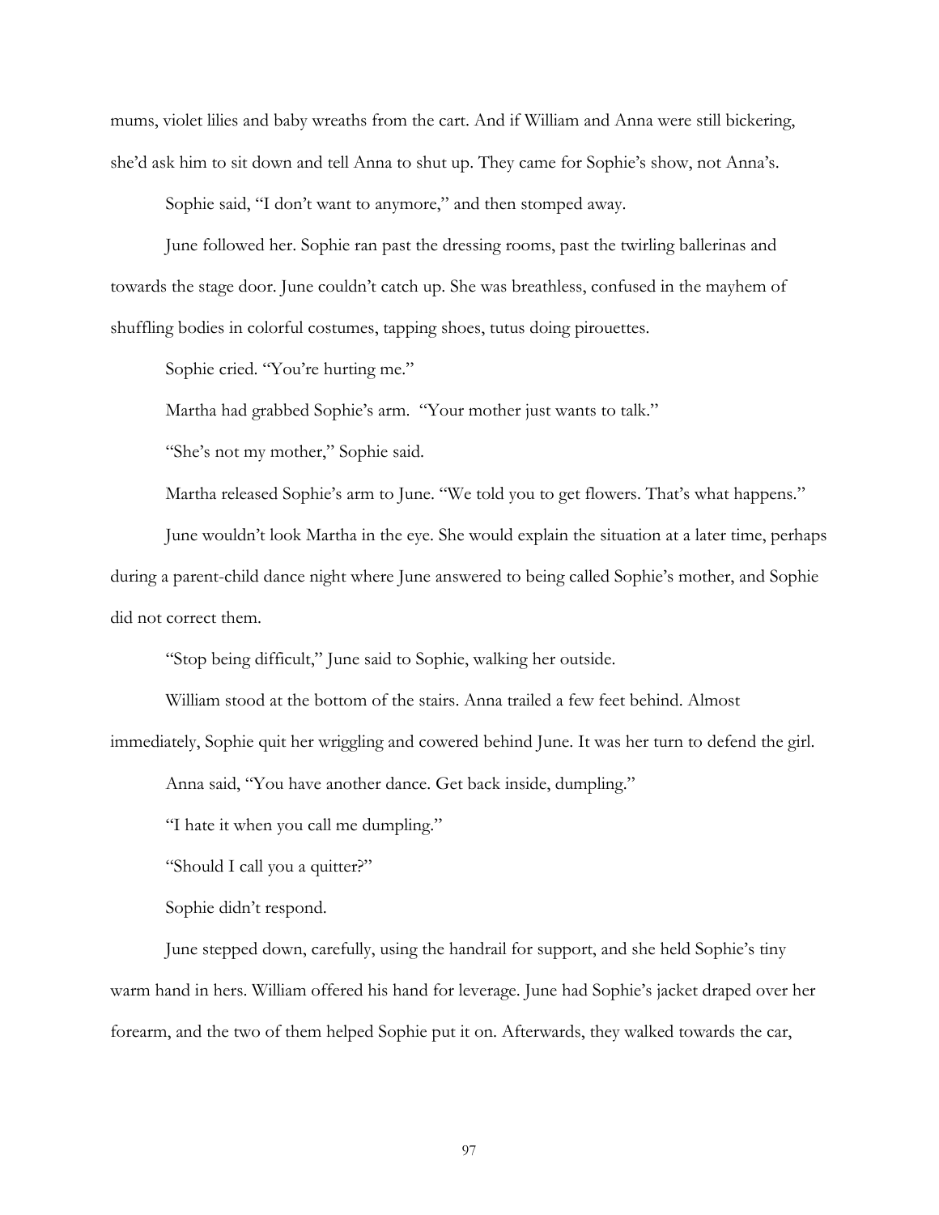mums, violet lilies and baby wreaths from the cart. And if William and Anna were still bickering, she'd ask him to sit down and tell Anna to shut up. They came for Sophie's show, not Anna's.

Sophie said, "I don't want to anymore," and then stomped away.

June followed her. Sophie ran past the dressing rooms, past the twirling ballerinas and towards the stage door. June couldn't catch up. She was breathless, confused in the mayhem of shuffling bodies in colorful costumes, tapping shoes, tutus doing pirouettes.

Sophie cried. "You're hurting me."

Martha had grabbed Sophie's arm. "Your mother just wants to talk."

"She's not my mother," Sophie said.

Martha released Sophie's arm to June. "We told you to get flowers. That's what happens."

June wouldn't look Martha in the eye. She would explain the situation at a later time, perhaps during a parent-child dance night where June answered to being called Sophie's mother, and Sophie did not correct them.

"Stop being difficult," June said to Sophie, walking her outside.

William stood at the bottom of the stairs. Anna trailed a few feet behind. Almost immediately, Sophie quit her wriggling and cowered behind June. It was her turn to defend the girl.

Anna said, "You have another dance. Get back inside, dumpling."

"I hate it when you call me dumpling."

"Should I call you a quitter?"

Sophie didn't respond.

June stepped down, carefully, using the handrail for support, and she held Sophie's tiny warm hand in hers. William offered his hand for leverage. June had Sophie's jacket draped over her forearm, and the two of them helped Sophie put it on. Afterwards, they walked towards the car,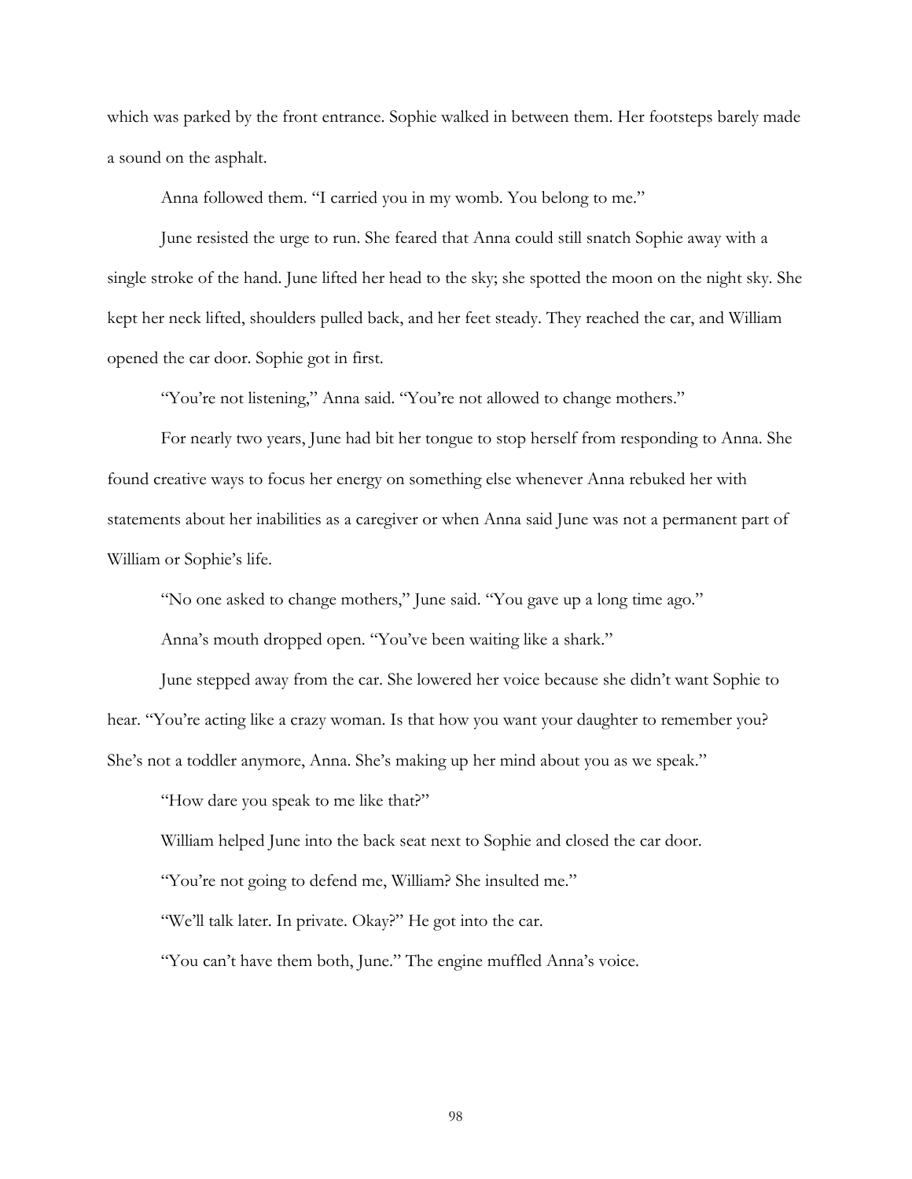which was parked by the front entrance. Sophie walked in between them. Her footsteps barely made a sound on the asphalt.

Anna followed them. "I carried you in my womb. You belong to me."

June resisted the urge to run. She feared that Anna could still snatch Sophie away with a single stroke of the hand. June lifted her head to the sky; she spotted the moon on the night sky. She kept her neck lifted, shoulders pulled back, and her feet steady. They reached the car, and William opened the car door. Sophie got in first.

"You're not listening," Anna said. "You're not allowed to change mothers."

For nearly two years, June had bit her tongue to stop herself from responding to Anna. She found creative ways to focus her energy on something else whenever Anna rebuked her with statements about her inabilities as a caregiver or when Anna said June was not a permanent part of William or Sophie's life.

"No one asked to change mothers," June said. "You gave up a long time ago."

Anna's mouth dropped open. "You've been waiting like a shark."

June stepped away from the car. She lowered her voice because she didn't want Sophie to hear. "You're acting like a crazy woman. Is that how you want your daughter to remember you? She's not a toddler anymore, Anna. She's making up her mind about you as we speak."

"How dare you speak to me like that?"

William helped June into the back seat next to Sophie and closed the car door.

"You're not going to defend me, William? She insulted me."

"We'll talk later. In private. Okay?" He got into the car.

"You can't have them both, June." The engine muffled Anna's voice.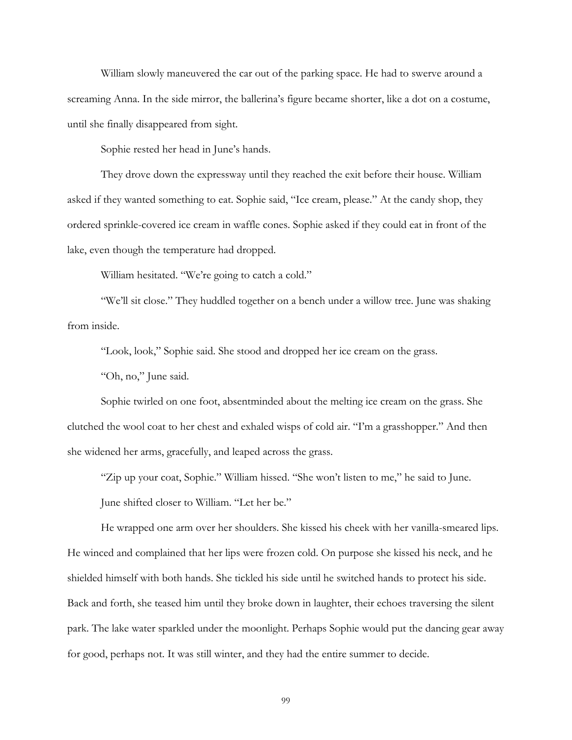William slowly maneuvered the car out of the parking space. He had to swerve around a screaming Anna. In the side mirror, the ballerina's figure became shorter, like a dot on a costume, until she finally disappeared from sight.

Sophie rested her head in June's hands.

They drove down the expressway until they reached the exit before their house. William asked if they wanted something to eat. Sophie said, "Ice cream, please." At the candy shop, they ordered sprinkle-covered ice cream in waffle cones. Sophie asked if they could eat in front of the lake, even though the temperature had dropped.

William hesitated. "We're going to catch a cold."

"We'll sit close." They huddled together on a bench under a willow tree. June was shaking from inside.

"Look, look," Sophie said. She stood and dropped her ice cream on the grass.

"Oh, no," June said.

Sophie twirled on one foot, absentminded about the melting ice cream on the grass. She clutched the wool coat to her chest and exhaled wisps of cold air. "I'm a grasshopper." And then she widened her arms, gracefully, and leaped across the grass.

"Zip up your coat, Sophie." William hissed. "She won't listen to me," he said to June.

June shifted closer to William. "Let her be."

He wrapped one arm over her shoulders. She kissed his cheek with her vanilla-smeared lips. He winced and complained that her lips were frozen cold. On purpose she kissed his neck, and he shielded himself with both hands. She tickled his side until he switched hands to protect his side. Back and forth, she teased him until they broke down in laughter, their echoes traversing the silent park. The lake water sparkled under the moonlight. Perhaps Sophie would put the dancing gear away for good, perhaps not. It was still winter, and they had the entire summer to decide.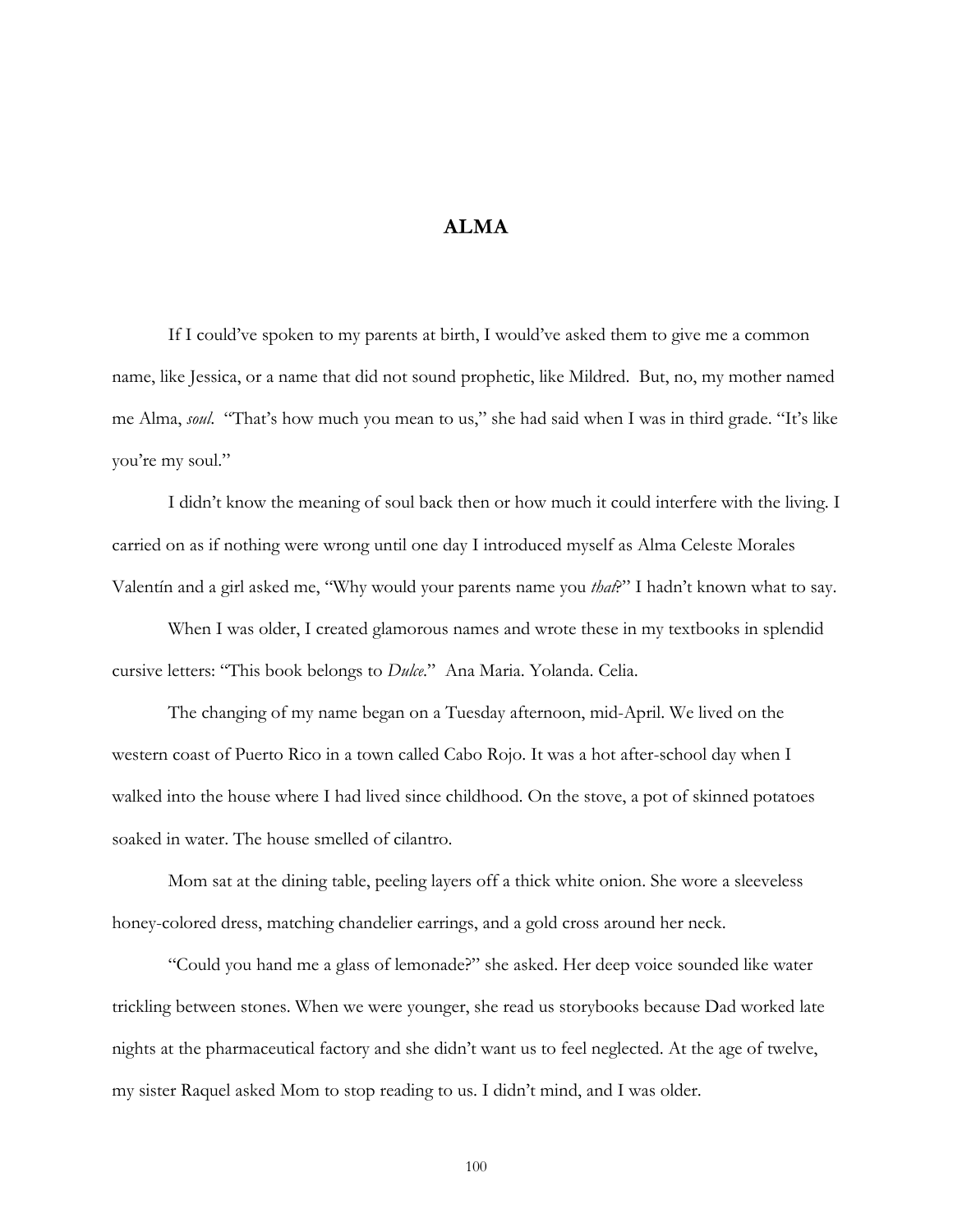# ALMA

If I could've spoken to my parents at birth, I would've asked them to give me a common name, like Jessica, or a name that did not sound prophetic, like Mildred. But, no, my mother named me Alma, *soul*. "That's how much you mean to us," she had said when I was in third grade. "It's like you're my soul."

I didn't know the meaning of soul back then or how much it could interfere with the living. I carried on as if nothing were wrong until one day I introduced myself as Alma Celeste Morales Valentín and a girl asked me, "Why would your parents name you *that*?" I hadn't known what to say.

When I was older, I created glamorous names and wrote these in my textbooks in splendid cursive letters: "This book belongs to *Dulce*." Ana Maria. Yolanda. Celia.

The changing of my name began on a Tuesday afternoon, mid-April. We lived on the western coast of Puerto Rico in a town called Cabo Rojo. It was a hot after-school day when I walked into the house where I had lived since childhood. On the stove, a pot of skinned potatoes soaked in water. The house smelled of cilantro.

Mom sat at the dining table, peeling layers off a thick white onion. She wore a sleeveless honey-colored dress, matching chandelier earrings, and a gold cross around her neck.

"Could you hand me a glass of lemonade?" she asked. Her deep voice sounded like water trickling between stones. When we were younger, she read us storybooks because Dad worked late nights at the pharmaceutical factory and she didn't want us to feel neglected. At the age of twelve, my sister Raquel asked Mom to stop reading to us. I didn't mind, and I was older.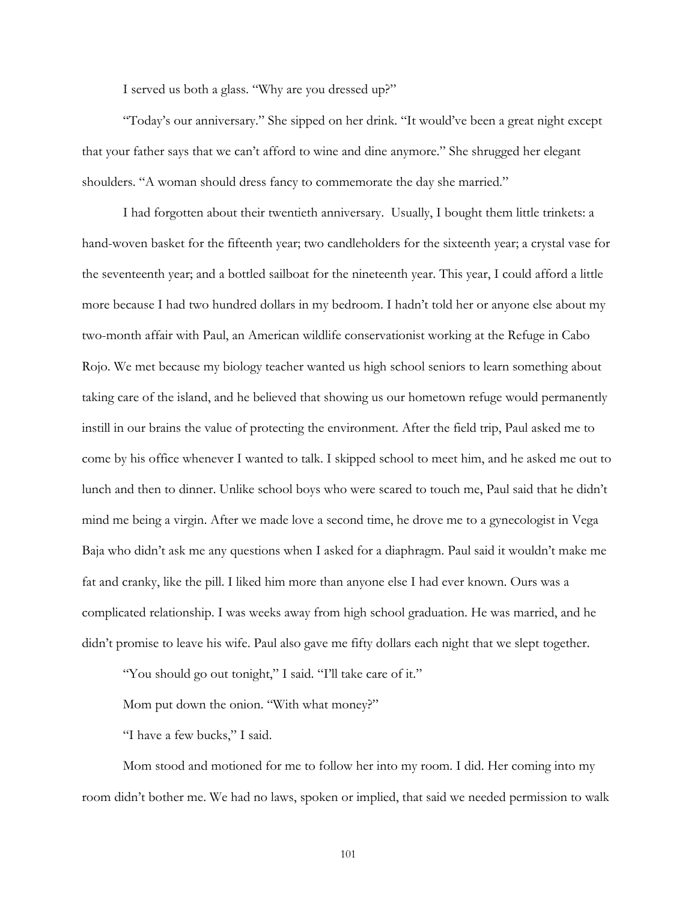I served us both a glass. "Why are you dressed up?"

"Today's our anniversary." She sipped on her drink. "It would've been a great night except that your father says that we can't afford to wine and dine anymore." She shrugged her elegant shoulders. "A woman should dress fancy to commemorate the day she married."

I had forgotten about their twentieth anniversary. Usually, I bought them little trinkets: a hand-woven basket for the fifteenth year; two candleholders for the sixteenth year; a crystal vase for the seventeenth year; and a bottled sailboat for the nineteenth year. This year, I could afford a little more because I had two hundred dollars in my bedroom. I hadn't told her or anyone else about my two-month affair with Paul, an American wildlife conservationist working at the Refuge in Cabo Rojo. We met because my biology teacher wanted us high school seniors to learn something about taking care of the island, and he believed that showing us our hometown refuge would permanently instill in our brains the value of protecting the environment. After the field trip, Paul asked me to come by his office whenever I wanted to talk. I skipped school to meet him, and he asked me out to lunch and then to dinner. Unlike school boys who were scared to touch me, Paul said that he didn't mind me being a virgin. After we made love a second time, he drove me to a gynecologist in Vega Baja who didn't ask me any questions when I asked for a diaphragm. Paul said it wouldn't make me fat and cranky, like the pill. I liked him more than anyone else I had ever known. Ours was a complicated relationship. I was weeks away from high school graduation. He was married, and he didn't promise to leave his wife. Paul also gave me fifty dollars each night that we slept together.

"You should go out tonight," I said. "I'll take care of it."

Mom put down the onion. "With what money?"

"I have a few bucks," I said.

Mom stood and motioned for me to follow her into my room. I did. Her coming into my room didn't bother me. We had no laws, spoken or implied, that said we needed permission to walk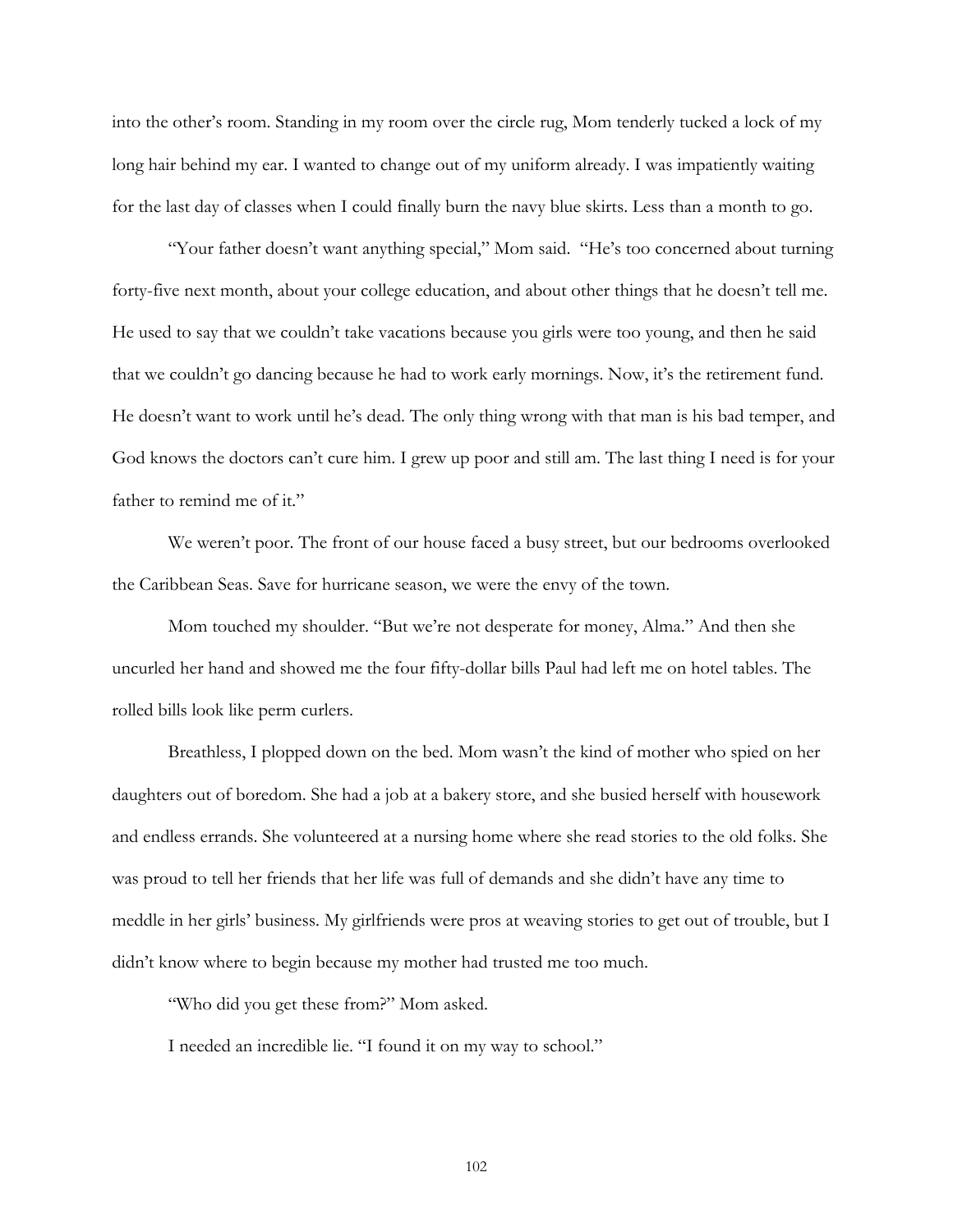into the other's room. Standing in my room over the circle rug, Mom tenderly tucked a lock of my long hair behind my ear. I wanted to change out of my uniform already. I was impatiently waiting for the last day of classes when I could finally burn the navy blue skirts. Less than a month to go.

"Your father doesn't want anything special," Mom said. "He's too concerned about turning forty-five next month, about your college education, and about other things that he doesn't tell me. He used to say that we couldn't take vacations because you girls were too young, and then he said that we couldn't go dancing because he had to work early mornings. Now, it's the retirement fund. He doesn't want to work until he's dead. The only thing wrong with that man is his bad temper, and God knows the doctors can't cure him. I grew up poor and still am. The last thing I need is for your father to remind me of it."

We weren't poor. The front of our house faced a busy street, but our bedrooms overlooked the Caribbean Seas. Save for hurricane season, we were the envy of the town.

Mom touched my shoulder. "But we're not desperate for money, Alma." And then she uncurled her hand and showed me the four fifty-dollar bills Paul had left me on hotel tables. The rolled bills look like perm curlers.

Breathless, I plopped down on the bed. Mom wasn't the kind of mother who spied on her daughters out of boredom. She had a job at a bakery store, and she busied herself with housework and endless errands. She volunteered at a nursing home where she read stories to the old folks. She was proud to tell her friends that her life was full of demands and she didn't have any time to meddle in her girls' business. My girlfriends were pros at weaving stories to get out of trouble, but I didn't know where to begin because my mother had trusted me too much.

"Who did you get these from?" Mom asked.

I needed an incredible lie. "I found it on my way to school."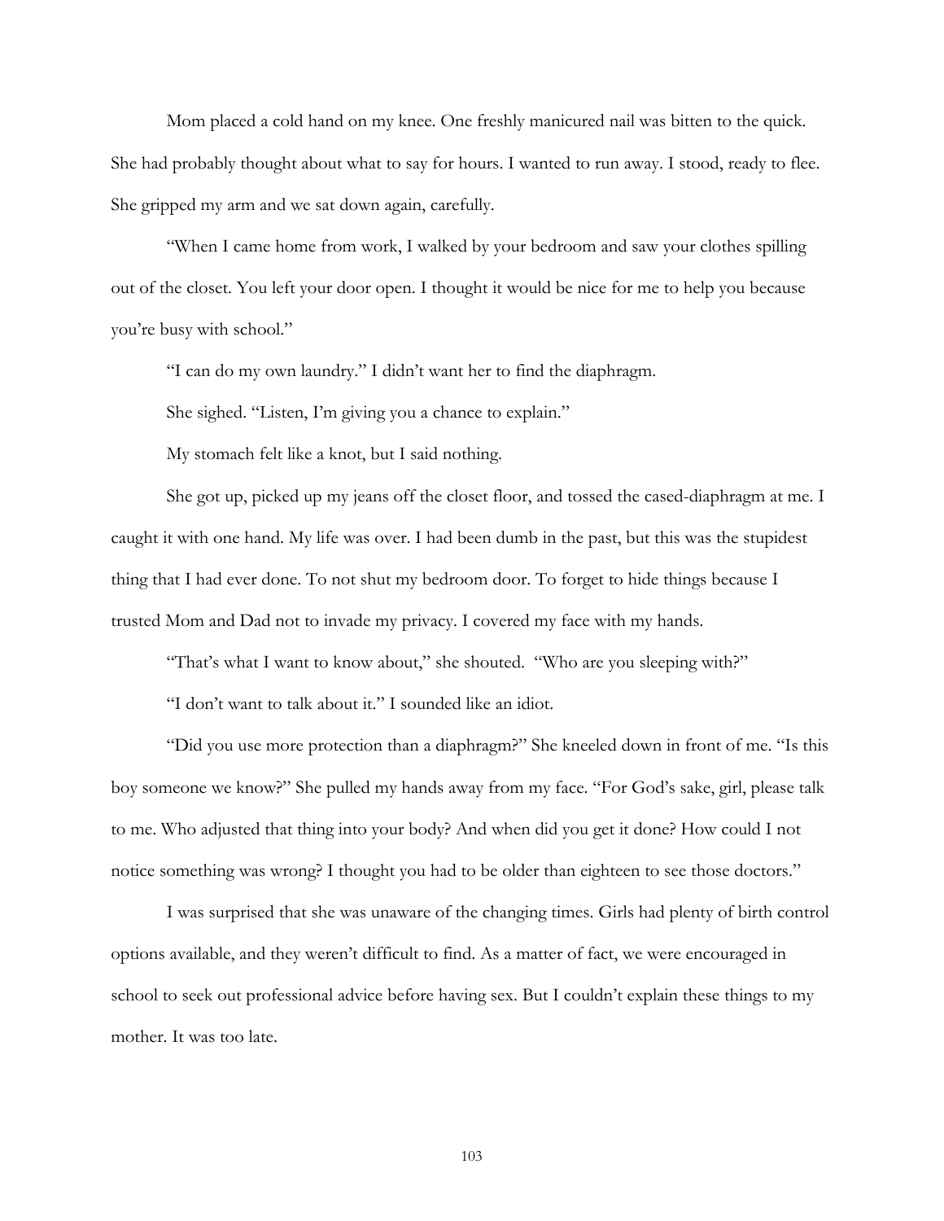Mom placed a cold hand on my knee. One freshly manicured nail was bitten to the quick. She had probably thought about what to say for hours. I wanted to run away. I stood, ready to flee. She gripped my arm and we sat down again, carefully.

"When I came home from work, I walked by your bedroom and saw your clothes spilling out of the closet. You left your door open. I thought it would be nice for me to help you because you're busy with school."

"I can do my own laundry." I didn't want her to find the diaphragm.

She sighed. "Listen, I'm giving you a chance to explain."

My stomach felt like a knot, but I said nothing.

She got up, picked up my jeans off the closet floor, and tossed the cased-diaphragm at me. I caught it with one hand. My life was over. I had been dumb in the past, but this was the stupidest thing that I had ever done. To not shut my bedroom door. To forget to hide things because I trusted Mom and Dad not to invade my privacy. I covered my face with my hands.

"That's what I want to know about," she shouted. "Who are you sleeping with?"

"I don't want to talk about it." I sounded like an idiot.

"Did you use more protection than a diaphragm?" She kneeled down in front of me. "Is this boy someone we know?" She pulled my hands away from my face. "For God's sake, girl, please talk to me. Who adjusted that thing into your body? And when did you get it done? How could I not notice something was wrong? I thought you had to be older than eighteen to see those doctors."

I was surprised that she was unaware of the changing times. Girls had plenty of birth control options available, and they weren't difficult to find. As a matter of fact, we were encouraged in school to seek out professional advice before having sex. But I couldn't explain these things to my mother. It was too late.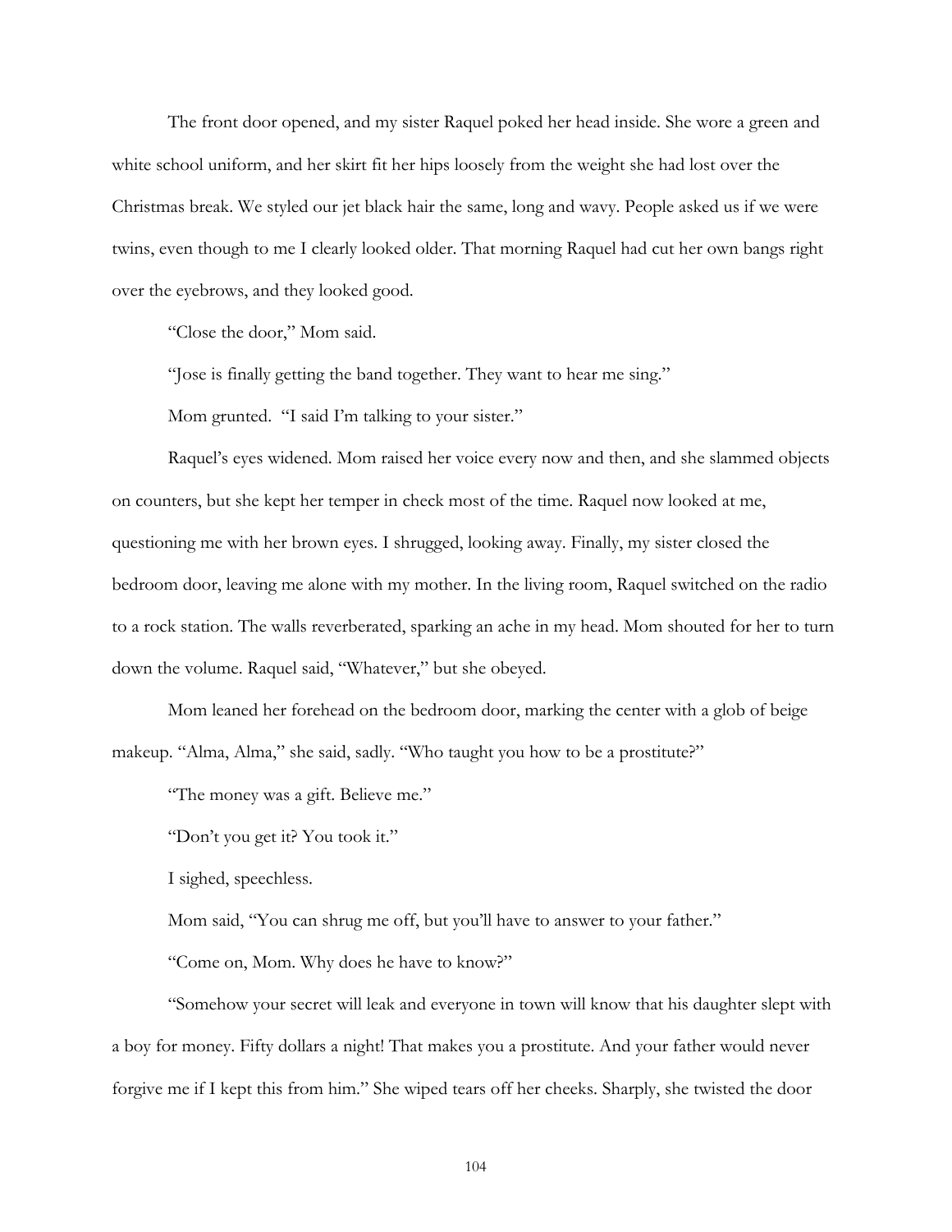The front door opened, and my sister Raquel poked her head inside. She wore a green and white school uniform, and her skirt fit her hips loosely from the weight she had lost over the Christmas break. We styled our jet black hair the same, long and wavy. People asked us if we were twins, even though to me I clearly looked older. That morning Raquel had cut her own bangs right over the eyebrows, and they looked good.

"Close the door," Mom said.

"Jose is finally getting the band together. They want to hear me sing."

Mom grunted. "I said I'm talking to your sister."

Raquel's eyes widened. Mom raised her voice every now and then, and she slammed objects on counters, but she kept her temper in check most of the time. Raquel now looked at me, questioning me with her brown eyes. I shrugged, looking away. Finally, my sister closed the bedroom door, leaving me alone with my mother. In the living room, Raquel switched on the radio to a rock station. The walls reverberated, sparking an ache in my head. Mom shouted for her to turn down the volume. Raquel said, "Whatever," but she obeyed.

Mom leaned her forehead on the bedroom door, marking the center with a glob of beige makeup. "Alma, Alma," she said, sadly. "Who taught you how to be a prostitute?"

"The money was a gift. Believe me."

"Don't you get it? You took it."

I sighed, speechless.

Mom said, "You can shrug me off, but you'll have to answer to your father."

"Come on, Mom. Why does he have to know?"

"Somehow your secret will leak and everyone in town will know that his daughter slept with a boy for money. Fifty dollars a night! That makes you a prostitute. And your father would never forgive me if I kept this from him." She wiped tears off her cheeks. Sharply, she twisted the door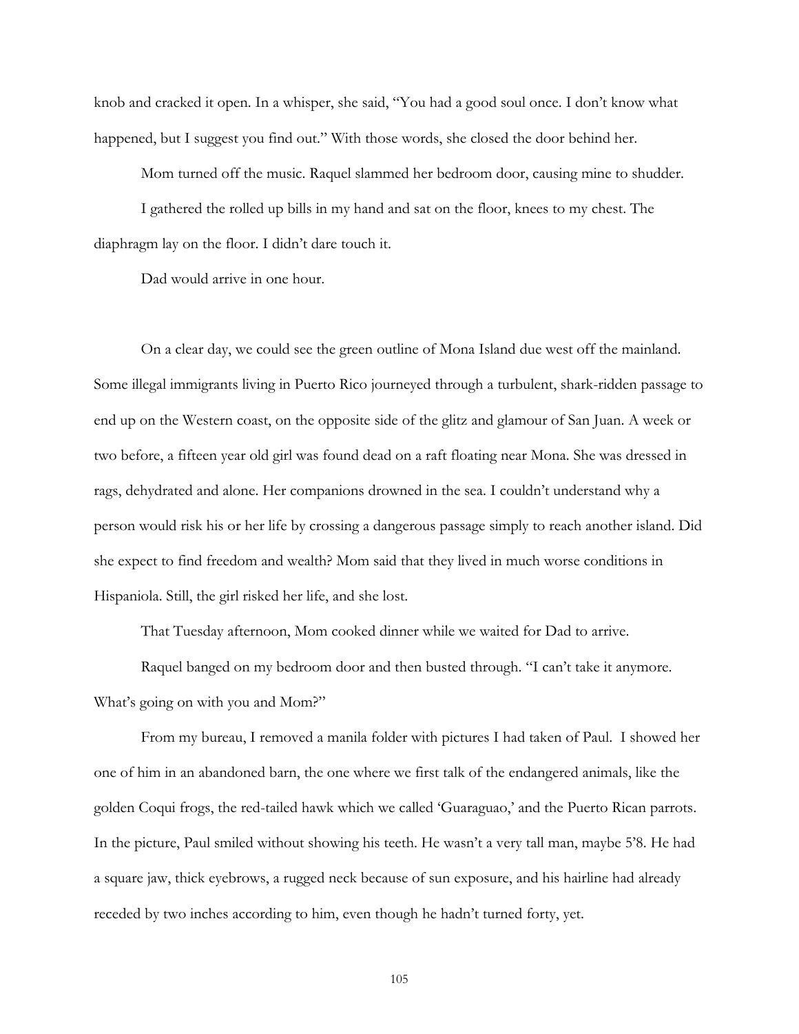knob and cracked it open. In a whisper, she said, "You had a good soul once. I don't know what happened, but I suggest you find out." With those words, she closed the door behind her.

Mom turned off the music. Raquel slammed her bedroom door, causing mine to shudder.

I gathered the rolled up bills in my hand and sat on the floor, knees to my chest. The diaphragm lay on the floor. I didn't dare touch it.

Dad would arrive in one hour.

On a clear day, we could see the green outline of Mona Island due west off the mainland. Some illegal immigrants living in Puerto Rico journeyed through a turbulent, shark-ridden passage to end up on the Western coast, on the opposite side of the glitz and glamour of San Juan. A week or two before, a fifteen year old girl was found dead on a raft floating near Mona. She was dressed in rags, dehydrated and alone. Her companions drowned in the sea. I couldn't understand why a person would risk his or her life by crossing a dangerous passage simply to reach another island. Did she expect to find freedom and wealth? Mom said that they lived in much worse conditions in Hispaniola. Still, the girl risked her life, and she lost.

That Tuesday afternoon, Mom cooked dinner while we waited for Dad to arrive.

Raquel banged on my bedroom door and then busted through. "I can't take it anymore. What's going on with you and Mom?"

From my bureau, I removed a manila folder with pictures I had taken of Paul. I showed her one of him in an abandoned barn, the one where we first talk of the endangered animals, like the golden Coqui frogs, the red-tailed hawk which we called 'Guaraguao,' and the Puerto Rican parrots. In the picture, Paul smiled without showing his teeth. He wasn't a very tall man, maybe 5'8. He had a square jaw, thick eyebrows, a rugged neck because of sun exposure, and his hairline had already receded by two inches according to him, even though he hadn't turned forty, yet.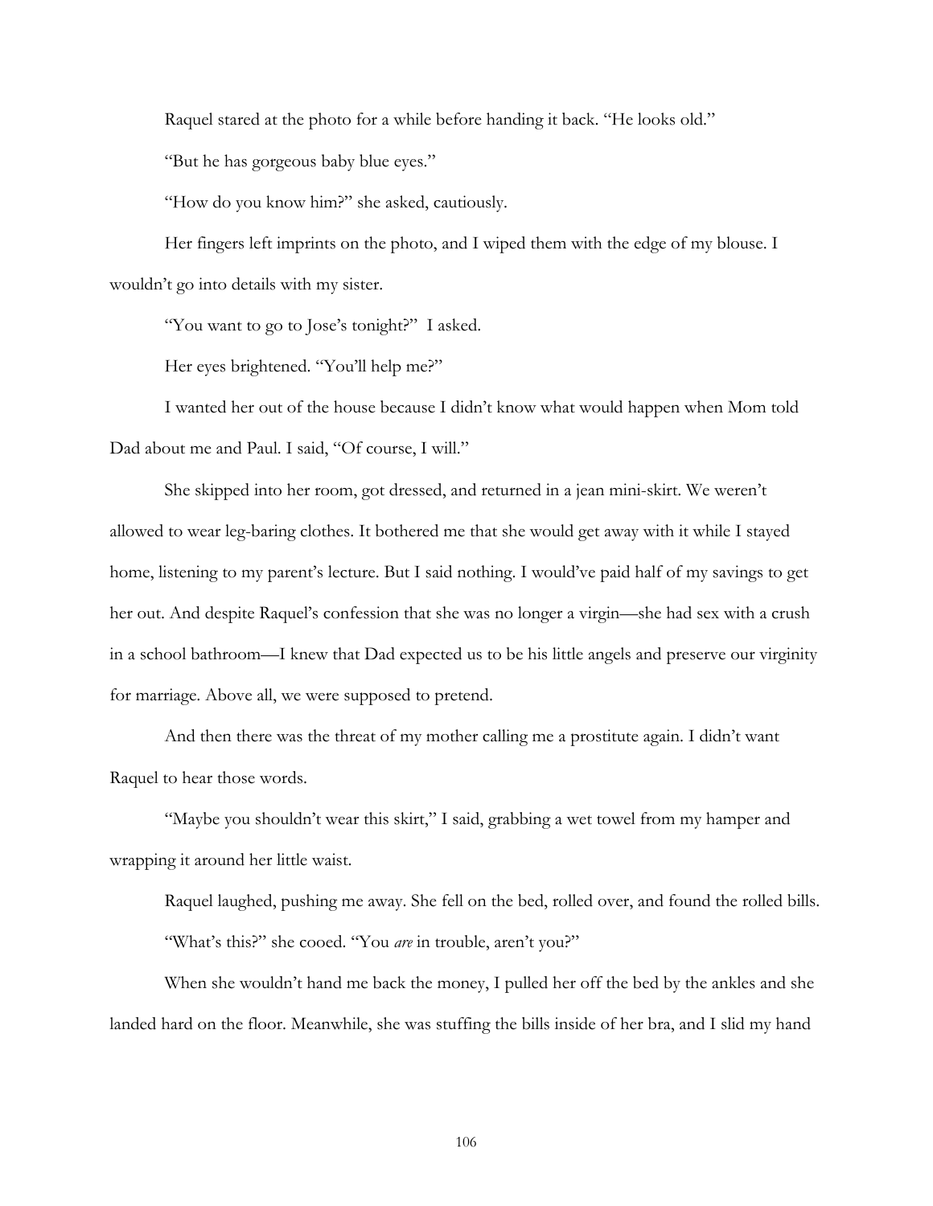Raquel stared at the photo for a while before handing it back. "He looks old."

"But he has gorgeous baby blue eyes."

"How do you know him?" she asked, cautiously.

Her fingers left imprints on the photo, and I wiped them with the edge of my blouse. I wouldn't go into details with my sister.

"You want to go to Jose's tonight?" I asked.

Her eyes brightened. "You'll help me?"

I wanted her out of the house because I didn't know what would happen when Mom told Dad about me and Paul. I said, "Of course, I will."

She skipped into her room, got dressed, and returned in a jean mini-skirt. We weren't allowed to wear leg-baring clothes. It bothered me that she would get away with it while I stayed home, listening to my parent's lecture. But I said nothing. I would've paid half of my savings to get her out. And despite Raquel's confession that she was no longer a virgin—she had sex with a crush in a school bathroom—I knew that Dad expected us to be his little angels and preserve our virginity for marriage. Above all, we were supposed to pretend.

And then there was the threat of my mother calling me a prostitute again. I didn't want Raquel to hear those words.

"Maybe you shouldn't wear this skirt," I said, grabbing a wet towel from my hamper and wrapping it around her little waist.

Raquel laughed, pushing me away. She fell on the bed, rolled over, and found the rolled bills.

"What's this?" she cooed. "You *are* in trouble, aren't you?"

When she wouldn't hand me back the money, I pulled her off the bed by the ankles and she landed hard on the floor. Meanwhile, she was stuffing the bills inside of her bra, and I slid my hand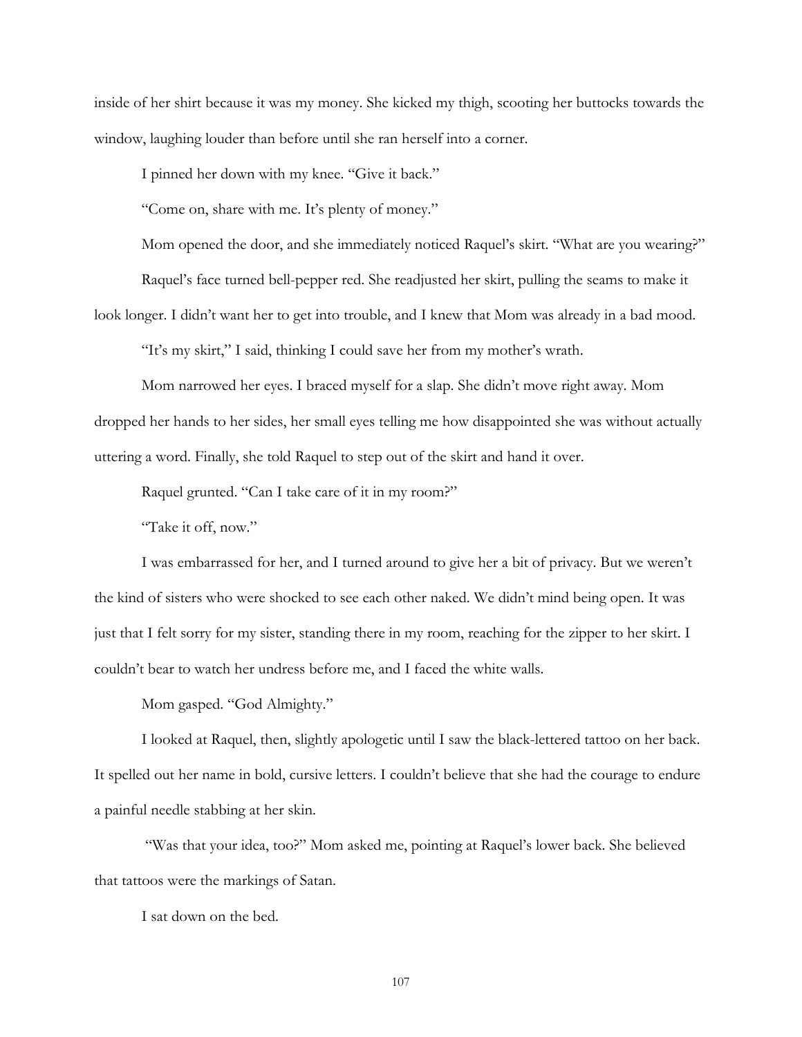inside of her shirt because it was my money. She kicked my thigh, scooting her buttocks towards the window, laughing louder than before until she ran herself into a corner.

I pinned her down with my knee. "Give it back."

"Come on, share with me. It's plenty of money."

Mom opened the door, and she immediately noticed Raquel's skirt. "What are you wearing?"

Raquel's face turned bell-pepper red. She readjusted her skirt, pulling the seams to make it look longer. I didn't want her to get into trouble, and I knew that Mom was already in a bad mood.

"It's my skirt," I said, thinking I could save her from my mother's wrath.

Mom narrowed her eyes. I braced myself for a slap. She didn't move right away. Mom dropped her hands to her sides, her small eyes telling me how disappointed she was without actually uttering a word. Finally, she told Raquel to step out of the skirt and hand it over.

Raquel grunted. "Can I take care of it in my room?"

"Take it off, now."

I was embarrassed for her, and I turned around to give her a bit of privacy. But we weren't the kind of sisters who were shocked to see each other naked. We didn't mind being open. It was just that I felt sorry for my sister, standing there in my room, reaching for the zipper to her skirt. I couldn't bear to watch her undress before me, and I faced the white walls.

Mom gasped. "God Almighty."

I looked at Raquel, then, slightly apologetic until I saw the black-lettered tattoo on her back. It spelled out her name in bold, cursive letters. I couldn't believe that she had the courage to endure a painful needle stabbing at her skin.

"Was that your idea, too?" Mom asked me, pointing at Raquel's lower back. She believed that tattoos were the markings of Satan.

I sat down on the bed.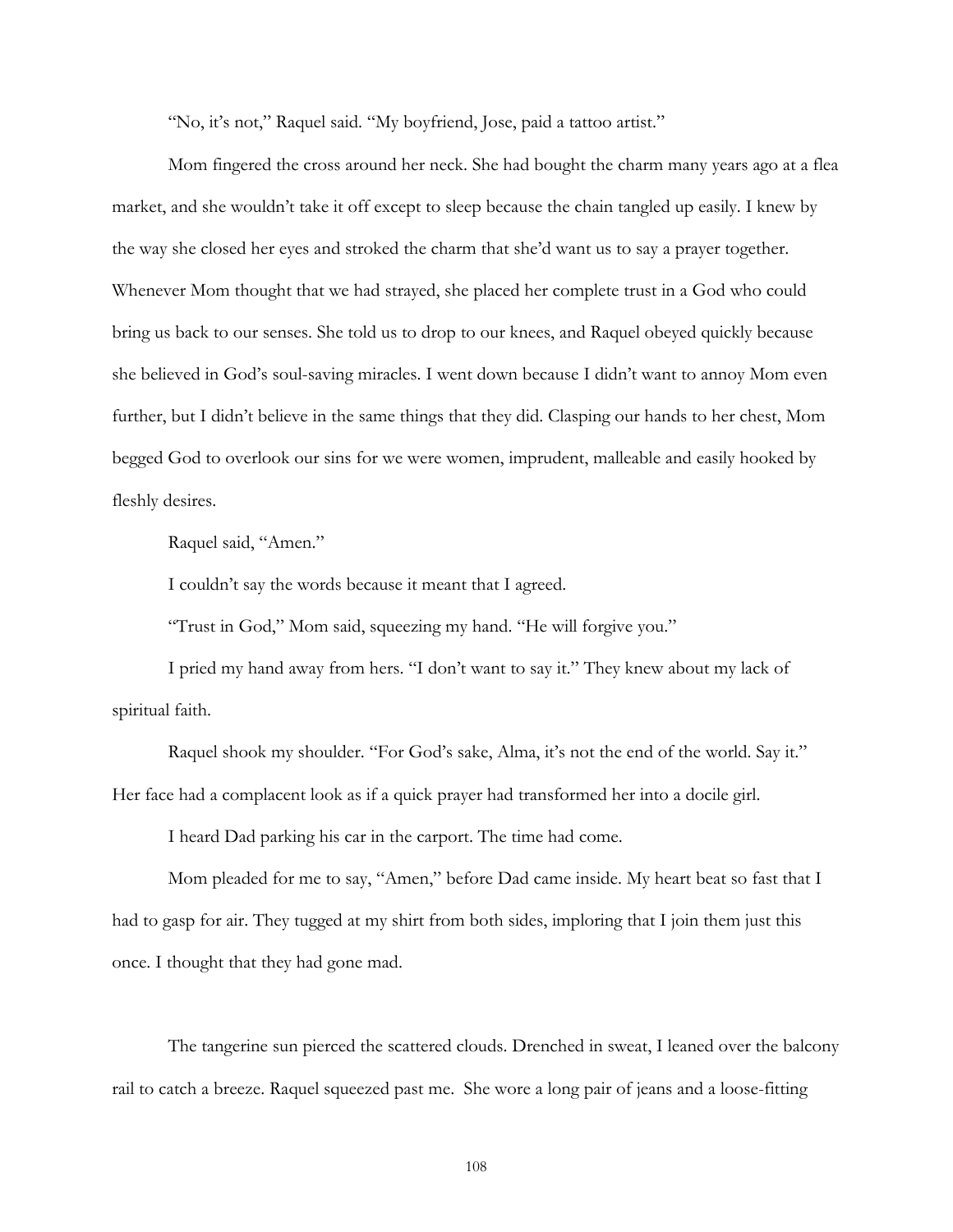"No, it's not," Raquel said. "My boyfriend, Jose, paid a tattoo artist."

Mom fingered the cross around her neck. She had bought the charm many years ago at a flea market, and she wouldn't take it off except to sleep because the chain tangled up easily. I knew by the way she closed her eyes and stroked the charm that she'd want us to say a prayer together. Whenever Mom thought that we had strayed, she placed her complete trust in a God who could bring us back to our senses. She told us to drop to our knees, and Raquel obeyed quickly because she believed in God's soul-saving miracles. I went down because I didn't want to annoy Mom even further, but I didn't believe in the same things that they did. Clasping our hands to her chest, Mom begged God to overlook our sins for we were women, imprudent, malleable and easily hooked by fleshly desires.

Raquel said, "Amen."

I couldn't say the words because it meant that I agreed.

"Trust in God," Mom said, squeezing my hand. "He will forgive you."

I pried my hand away from hers. "I don't want to say it." They knew about my lack of spiritual faith.

Raquel shook my shoulder. "For God's sake, Alma, it's not the end of the world. Say it." Her face had a complacent look as if a quick prayer had transformed her into a docile girl.

I heard Dad parking his car in the carport. The time had come.

Mom pleaded for me to say, "Amen," before Dad came inside. My heart beat so fast that I had to gasp for air. They tugged at my shirt from both sides, imploring that I join them just this once. I thought that they had gone mad.

The tangerine sun pierced the scattered clouds. Drenched in sweat, I leaned over the balcony rail to catch a breeze. Raquel squeezed past me. She wore a long pair of jeans and a loose-fitting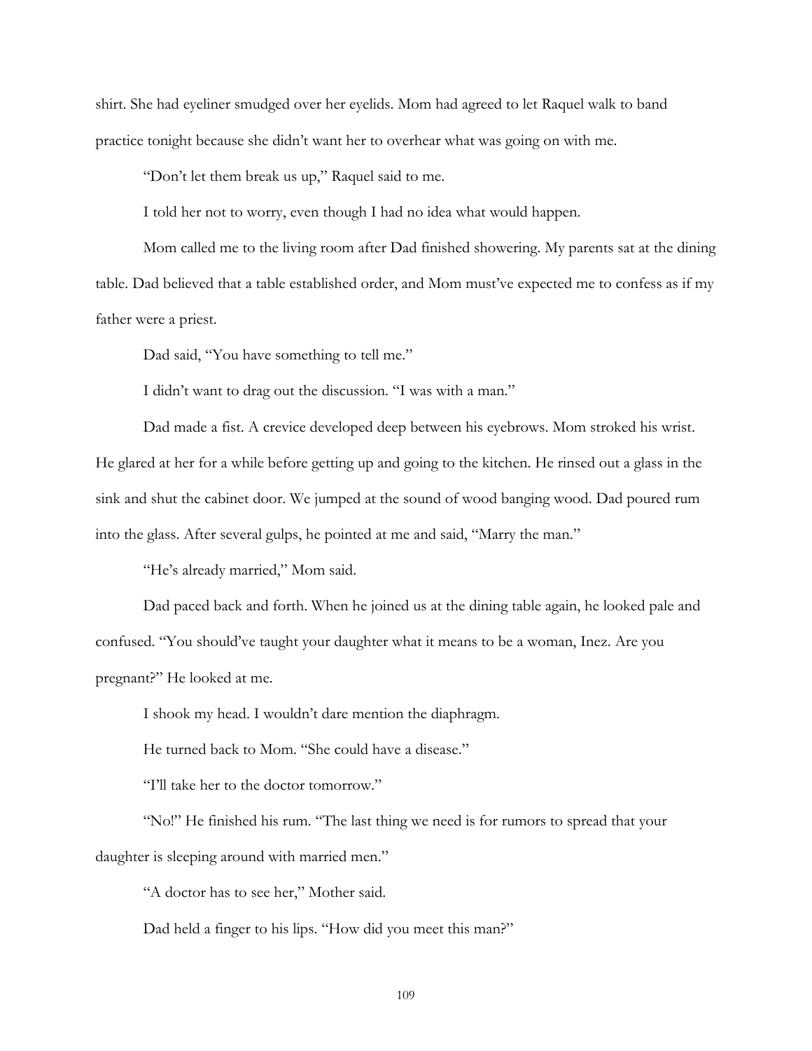shirt. She had eyeliner smudged over her eyelids. Mom had agreed to let Raquel walk to band practice tonight because she didn't want her to overhear what was going on with me.

"Don't let them break us up," Raquel said to me.

I told her not to worry, even though I had no idea what would happen.

Mom called me to the living room after Dad finished showering. My parents sat at the dining table. Dad believed that a table established order, and Mom must've expected me to confess as if my father were a priest.

Dad said, "You have something to tell me."

I didn't want to drag out the discussion. "I was with a man."

Dad made a fist. A crevice developed deep between his eyebrows. Mom stroked his wrist. He glared at her for a while before getting up and going to the kitchen. He rinsed out a glass in the sink and shut the cabinet door. We jumped at the sound of wood banging wood. Dad poured rum into the glass. After several gulps, he pointed at me and said, "Marry the man."

"He's already married," Mom said.

Dad paced back and forth. When he joined us at the dining table again, he looked pale and confused. "You should've taught your daughter what it means to be a woman, Inez. Are you pregnant?" He looked at me.

I shook my head. I wouldn't dare mention the diaphragm.

He turned back to Mom. "She could have a disease."

"I'll take her to the doctor tomorrow."

"No!" He finished his rum. "The last thing we need is for rumors to spread that your daughter is sleeping around with married men."

"A doctor has to see her," Mother said.

Dad held a finger to his lips. "How did you meet this man?"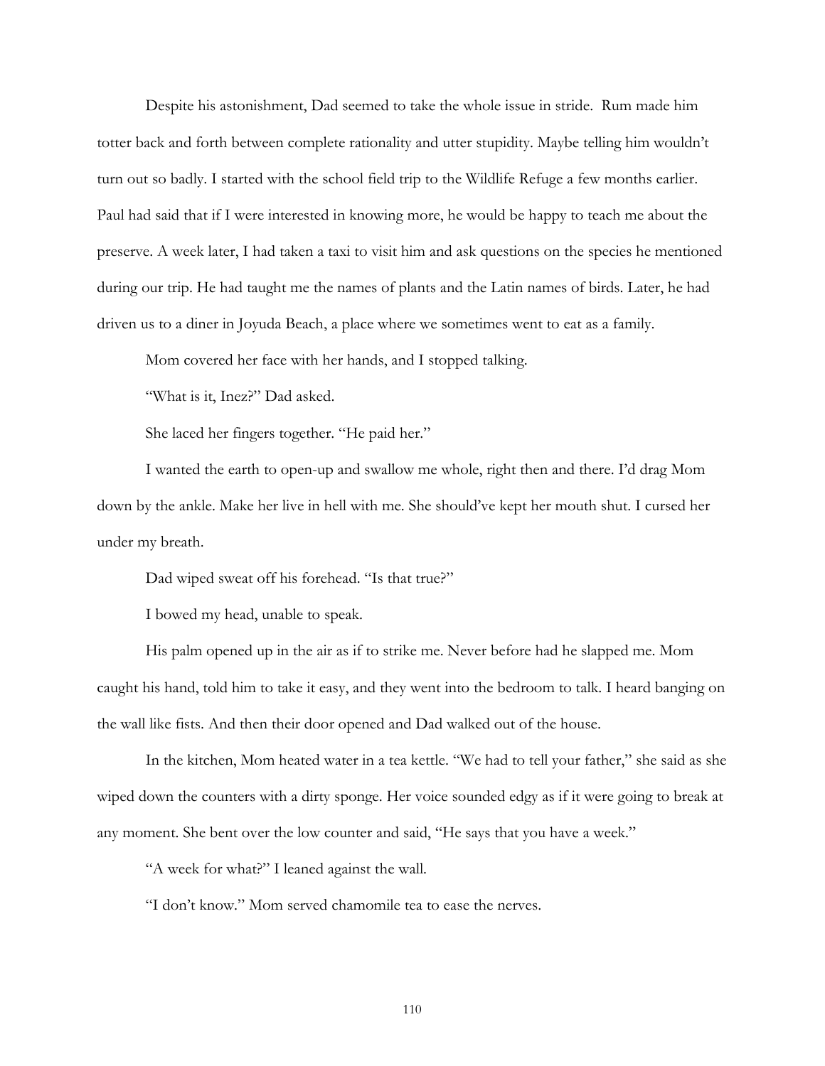Despite his astonishment, Dad seemed to take the whole issue in stride. Rum made him totter back and forth between complete rationality and utter stupidity. Maybe telling him wouldn't turn out so badly. I started with the school field trip to the Wildlife Refuge a few months earlier. Paul had said that if I were interested in knowing more, he would be happy to teach me about the preserve. A week later, I had taken a taxi to visit him and ask questions on the species he mentioned during our trip. He had taught me the names of plants and the Latin names of birds. Later, he had driven us to a diner in Joyuda Beach, a place where we sometimes went to eat as a family.

Mom covered her face with her hands, and I stopped talking.

"What is it, Inez?" Dad asked.

She laced her fingers together. "He paid her."

I wanted the earth to open-up and swallow me whole, right then and there. I'd drag Mom down by the ankle. Make her live in hell with me. She should've kept her mouth shut. I cursed her under my breath.

Dad wiped sweat off his forehead. "Is that true?"

I bowed my head, unable to speak.

His palm opened up in the air as if to strike me. Never before had he slapped me. Mom caught his hand, told him to take it easy, and they went into the bedroom to talk. I heard banging on the wall like fists. And then their door opened and Dad walked out of the house.

In the kitchen, Mom heated water in a tea kettle. "We had to tell your father," she said as she wiped down the counters with a dirty sponge. Her voice sounded edgy as if it were going to break at any moment. She bent over the low counter and said, "He says that you have a week."

"A week for what?" I leaned against the wall.

"I don't know." Mom served chamomile tea to ease the nerves.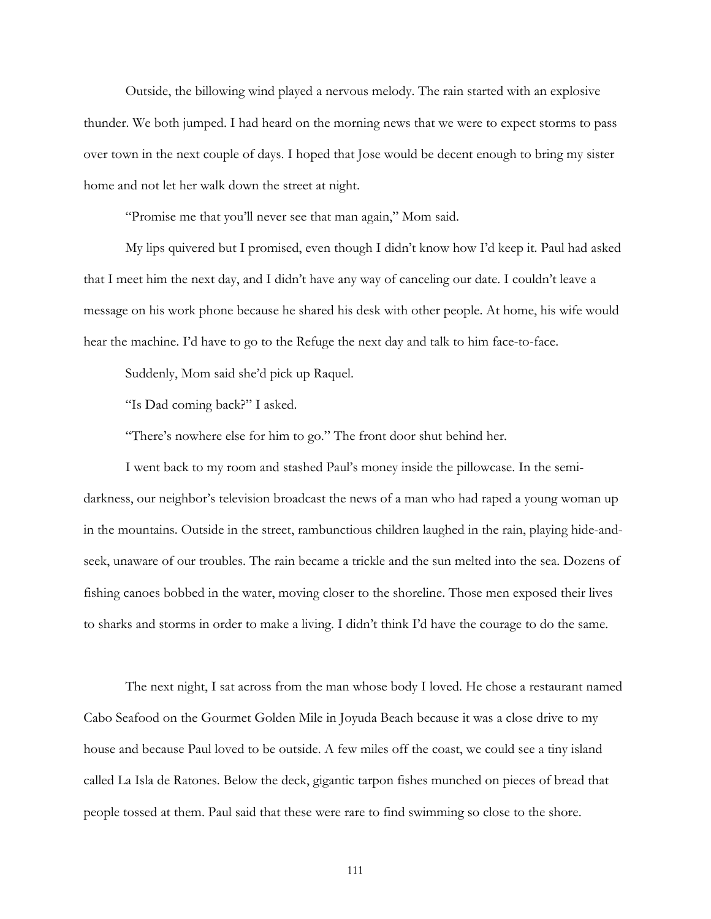Outside, the billowing wind played a nervous melody. The rain started with an explosive thunder. We both jumped. I had heard on the morning news that we were to expect storms to pass over town in the next couple of days. I hoped that Jose would be decent enough to bring my sister home and not let her walk down the street at night.

"Promise me that you'll never see that man again," Mom said.

My lips quivered but I promised, even though I didn't know how I'd keep it. Paul had asked that I meet him the next day, and I didn't have any way of canceling our date. I couldn't leave a message on his work phone because he shared his desk with other people. At home, his wife would hear the machine. I'd have to go to the Refuge the next day and talk to him face-to-face.

Suddenly, Mom said she'd pick up Raquel.

"Is Dad coming back?" I asked.

"There's nowhere else for him to go." The front door shut behind her.

I went back to my room and stashed Paul's money inside the pillowcase. In the semi-darkness, our neighbor's television broadcast the news of a man who had raped a young woman up in the mountains. Outside in the street, rambunctious children laughed in the rain, playing hide-and-seek, unaware of our troubles. The rain became a trickle and the sun melted into the sea. Dozens of fishing canoes bobbed in the water, moving closer to the shoreline. Those men exposed their lives to sharks and storms in order to make a living. I didn't think I'd have the courage to do the same.

The next night, I sat across from the man whose body I loved. He chose a restaurant named Cabo Seafood on the Gourmet Golden Mile in Joyuda Beach because it was a close drive to my house and because Paul loved to be outside. A few miles off the coast, we could see a tiny island called La Isla de Ratones. Below the deck, gigantic tarpon fishes munched on pieces of bread that people tossed at them. Paul said that these were rare to find swimming so close to the shore.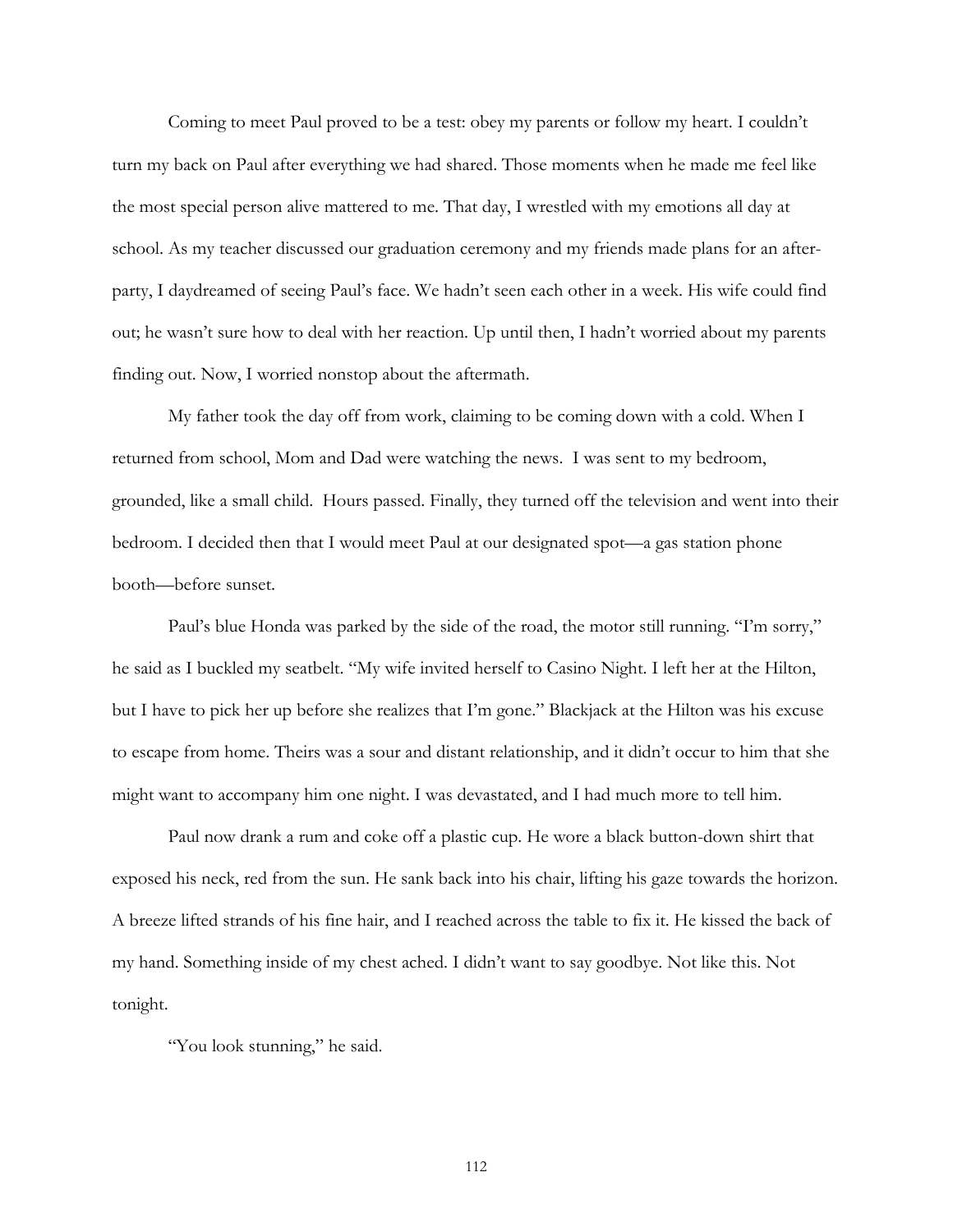Coming to meet Paul proved to be a test: obey my parents or follow my heart. I couldn't turn my back on Paul after everything we had shared. Those moments when he made me feel like the most special person alive mattered to me. That day, I wrestled with my emotions all day at school. As my teacher discussed our graduation ceremony and my friends made plans for an after-party, I daydreamed of seeing Paul's face. We hadn't seen each other in a week. His wife could find out; he wasn't sure how to deal with her reaction. Up until then, I hadn't worried about my parents finding out. Now, I worried nonstop about the aftermath.

My father took the day off from work, claiming to be coming down with a cold. When I returned from school, Mom and Dad were watching the news. I was sent to my bedroom, grounded, like a small child. Hours passed. Finally, they turned off the television and went into their bedroom. I decided then that I would meet Paul at our designated spot—a gas station phone booth—before sunset.

Paul's blue Honda was parked by the side of the road, the motor still running. "I'm sorry," he said as I buckled my seatbelt. "My wife invited herself to Casino Night. I left her at the Hilton, but I have to pick her up before she realizes that I'm gone." Blackjack at the Hilton was his excuse to escape from home. Theirs was a sour and distant relationship, and it didn't occur to him that she might want to accompany him one night. I was devastated, and I had much more to tell him.

Paul now drank a rum and coke off a plastic cup. He wore a black button-down shirt that exposed his neck, red from the sun. He sank back into his chair, lifting his gaze towards the horizon. A breeze lifted strands of his fine hair, and I reached across the table to fix it. He kissed the back of my hand. Something inside of my chest ached. I didn't want to say goodbye. Not like this. Not tonight.

"You look stunning," he said.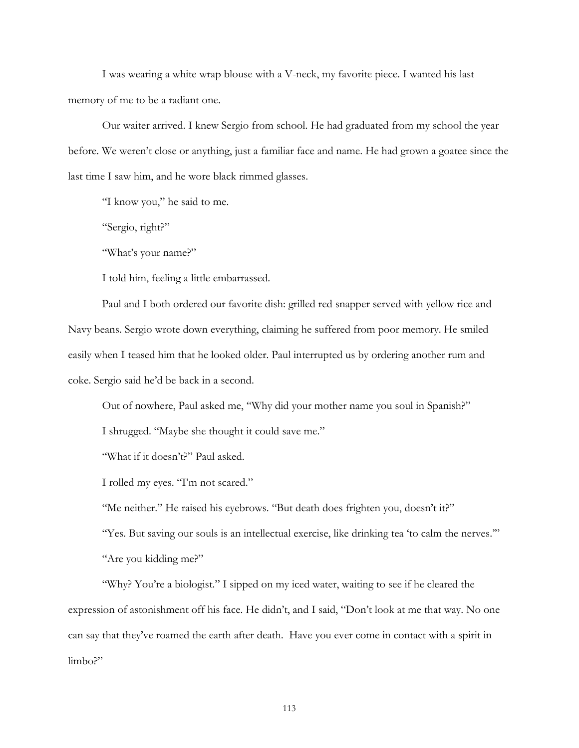I was wearing a white wrap blouse with a V-neck, my favorite piece. I wanted his last memory of me to be a radiant one.

Our waiter arrived. I knew Sergio from school. He had graduated from my school the year before. We weren't close or anything, just a familiar face and name. He had grown a goatee since the last time I saw him, and he wore black rimmed glasses.

"I know you," he said to me.

"Sergio, right?"

"What's your name?"

I told him, feeling a little embarrassed.

Paul and I both ordered our favorite dish: grilled red snapper served with yellow rice and Navy beans. Sergio wrote down everything, claiming he suffered from poor memory. He smiled easily when I teased him that he looked older. Paul interrupted us by ordering another rum and coke. Sergio said he'd be back in a second.

Out of nowhere, Paul asked me, "Why did your mother name you soul in Spanish?"

I shrugged. "Maybe she thought it could save me."

"What if it doesn't?" Paul asked.

I rolled my eyes. "I'm not scared."

"Me neither." He raised his eyebrows. "But death does frighten you, doesn't it?"

"Yes. But saving our souls is an intellectual exercise, like drinking tea 'to calm the nerves.'"

"Are you kidding me?"

"Why? You're a biologist." I sipped on my iced water, waiting to see if he cleared the expression of astonishment off his face. He didn't, and I said, "Don't look at me that way. No one can say that they've roamed the earth after death. Have you ever come in contact with a spirit in limbo?"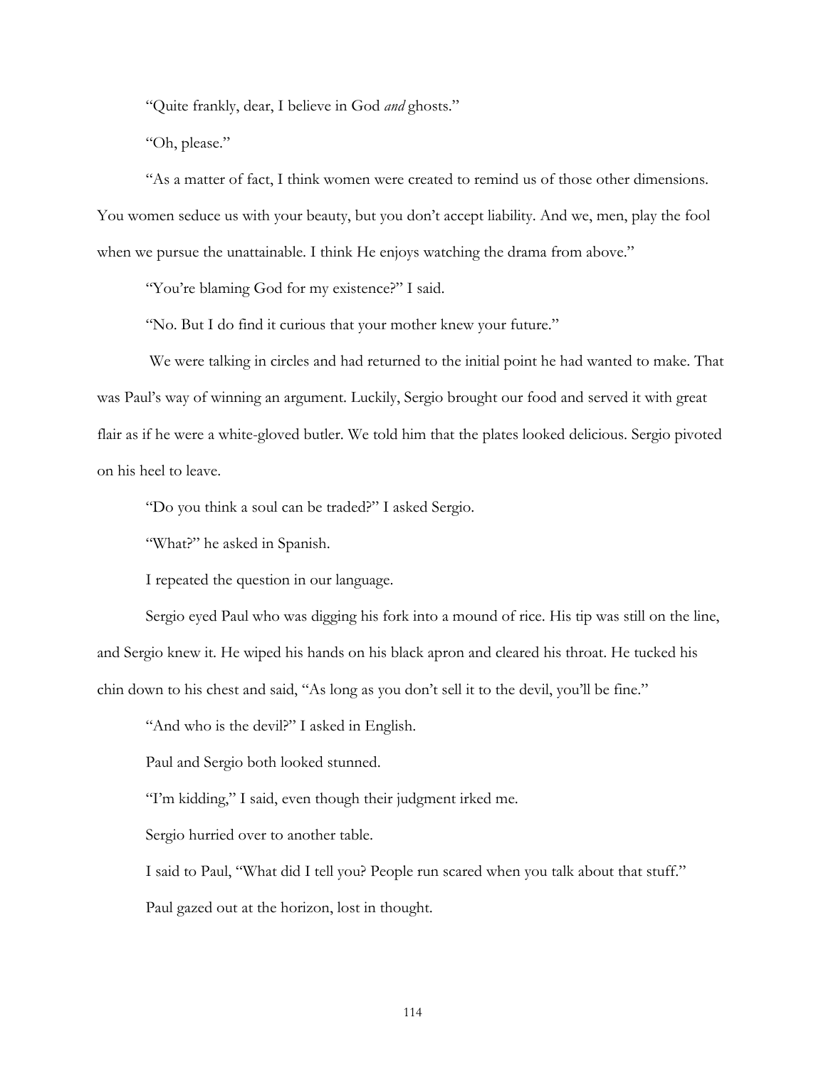"Quite frankly, dear, I believe in God *and* ghosts."

"Oh, please."

"As a matter of fact, I think women were created to remind us of those other dimensions. You women seduce us with your beauty, but you don't accept liability. And we, men, play the fool when we pursue the unattainable. I think He enjoys watching the drama from above."

"You're blaming God for my existence?" I said.

"No. But I do find it curious that your mother knew your future."

We were talking in circles and had returned to the initial point he had wanted to make. That was Paul's way of winning an argument. Luckily, Sergio brought our food and served it with great flair as if he were a white-gloved butler. We told him that the plates looked delicious. Sergio pivoted on his heel to leave.

"Do you think a soul can be traded?" I asked Sergio.

"What?" he asked in Spanish.

I repeated the question in our language.

Sergio eyed Paul who was digging his fork into a mound of rice. His tip was still on the line, and Sergio knew it. He wiped his hands on his black apron and cleared his throat. He tucked his chin down to his chest and said, "As long as you don't sell it to the devil, you'll be fine."

"And who is the devil?" I asked in English.

Paul and Sergio both looked stunned.

"I'm kidding," I said, even though their judgment irked me.

Sergio hurried over to another table.

I said to Paul, "What did I tell you? People run scared when you talk about that stuff."

Paul gazed out at the horizon, lost in thought.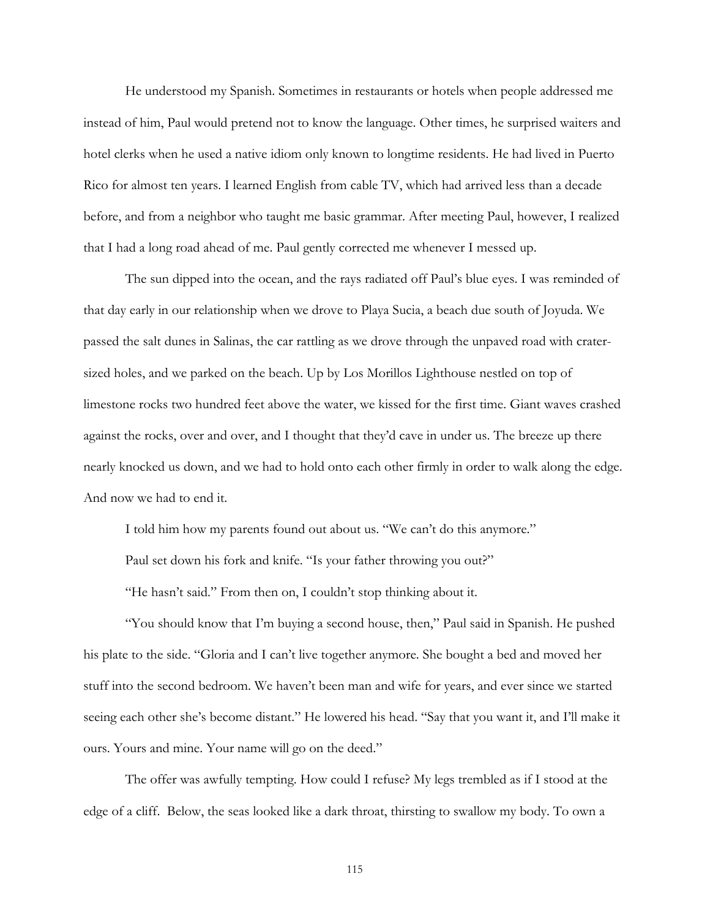He understood my Spanish. Sometimes in restaurants or hotels when people addressed me instead of him, Paul would pretend not to know the language. Other times, he surprised waiters and hotel clerks when he used a native idiom only known to longtime residents. He had lived in Puerto Rico for almost ten years. I learned English from cable TV, which had arrived less than a decade before, and from a neighbor who taught me basic grammar. After meeting Paul, however, I realized that I had a long road ahead of me. Paul gently corrected me whenever I messed up.

The sun dipped into the ocean, and the rays radiated off Paul's blue eyes. I was reminded of that day early in our relationship when we drove to Playa Sucia, a beach due south of Joyuda. We passed the salt dunes in Salinas, the car rattling as we drove through the unpaved road with crater-sized holes, and we parked on the beach. Up by Los Morillos Lighthouse nestled on top of limestone rocks two hundred feet above the water, we kissed for the first time. Giant waves crashed against the rocks, over and over, and I thought that they'd cave in under us. The breeze up there nearly knocked us down, and we had to hold onto each other firmly in order to walk along the edge. And now we had to end it.

I told him how my parents found out about us. "We can't do this anymore."

Paul set down his fork and knife. "Is your father throwing you out?"

"He hasn't said." From then on, I couldn't stop thinking about it.

"You should know that I'm buying a second house, then," Paul said in Spanish. He pushed his plate to the side. "Gloria and I can't live together anymore. She bought a bed and moved her stuff into the second bedroom. We haven't been man and wife for years, and ever since we started seeing each other she's become distant." He lowered his head. "Say that you want it, and I'll make it ours. Yours and mine. Your name will go on the deed."

The offer was awfully tempting. How could I refuse? My legs trembled as if I stood at the edge of a cliff. Below, the seas looked like a dark throat, thirsting to swallow my body. To own a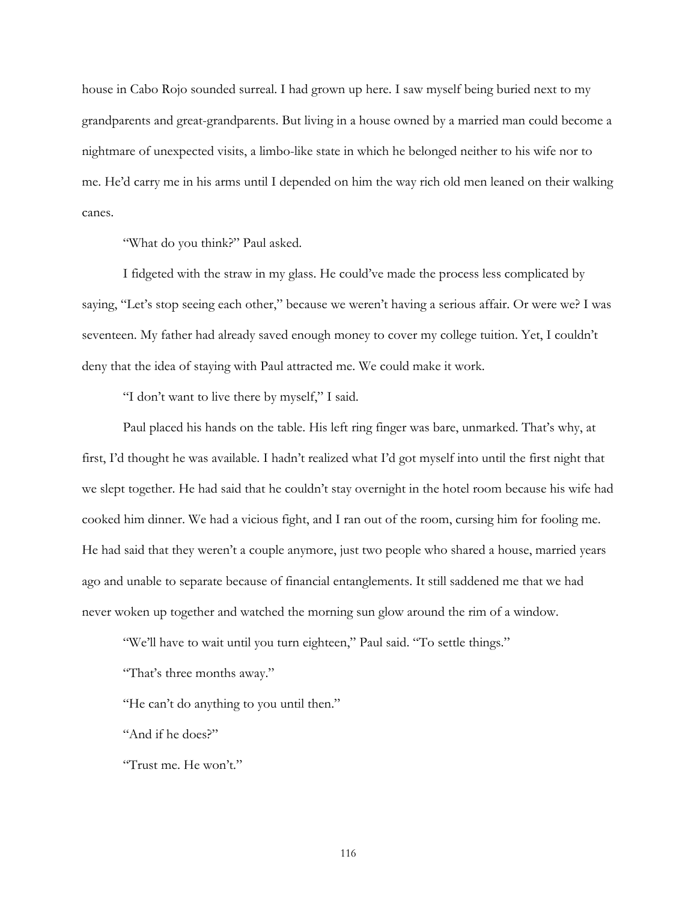house in Cabo Rojo sounded surreal. I had grown up here. I saw myself being buried next to my grandparents and great-grandparents. But living in a house owned by a married man could become a nightmare of unexpected visits, a limbo-like state in which he belonged neither to his wife nor to me. He'd carry me in his arms until I depended on him the way rich old men leaned on their walking canes.

"What do you think?" Paul asked.

I fidgeted with the straw in my glass. He could've made the process less complicated by saying, "Let's stop seeing each other," because we weren't having a serious affair. Or were we? I was seventeen. My father had already saved enough money to cover my college tuition. Yet, I couldn't deny that the idea of staying with Paul attracted me. We could make it work.

"I don't want to live there by myself," I said.

Paul placed his hands on the table. His left ring finger was bare, unmarked. That's why, at first, I'd thought he was available. I hadn't realized what I'd got myself into until the first night that we slept together. He had said that he couldn't stay overnight in the hotel room because his wife had cooked him dinner. We had a vicious fight, and I ran out of the room, cursing him for fooling me. He had said that they weren't a couple anymore, just two people who shared a house, married years ago and unable to separate because of financial entanglements. It still saddened me that we had never woken up together and watched the morning sun glow around the rim of a window.

"We'll have to wait until you turn eighteen," Paul said. "To settle things."

"That's three months away."

"He can't do anything to you until then."

"And if he does?"

"Trust me. He won't."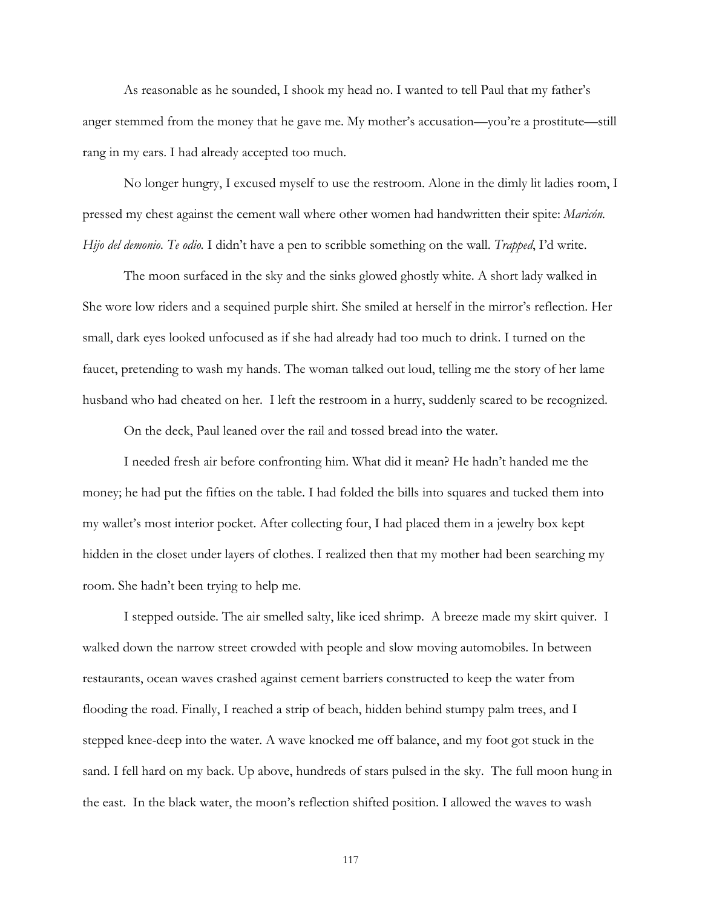As reasonable as he sounded, I shook my head no. I wanted to tell Paul that my father's anger stemmed from the money that he gave me. My mother's accusation—you're a prostitute—still rang in my ears. I had already accepted too much.

No longer hungry, I excused myself to use the restroom. Alone in the dimly lit ladies room, I pressed my chest against the cement wall where other women had handwritten their spite: *Maricón. Hijo del demonio. Te odio.* I didn't have a pen to scribble something on the wall. *Trapped*, I'd write.

The moon surfaced in the sky and the sinks glowed ghostly white. A short lady walked in She wore low riders and a sequined purple shirt. She smiled at herself in the mirror's reflection. Her small, dark eyes looked unfocused as if she had already had too much to drink. I turned on the faucet, pretending to wash my hands. The woman talked out loud, telling me the story of her lame husband who had cheated on her. I left the restroom in a hurry, suddenly scared to be recognized.

On the deck, Paul leaned over the rail and tossed bread into the water.

I needed fresh air before confronting him. What did it mean? He hadn't handed me the money; he had put the fifties on the table. I had folded the bills into squares and tucked them into my wallet's most interior pocket. After collecting four, I had placed them in a jewelry box kept hidden in the closet under layers of clothes. I realized then that my mother had been searching my room. She hadn't been trying to help me.

I stepped outside. The air smelled salty, like iced shrimp. A breeze made my skirt quiver. I walked down the narrow street crowded with people and slow moving automobiles. In between restaurants, ocean waves crashed against cement barriers constructed to keep the water from flooding the road. Finally, I reached a strip of beach, hidden behind stumpy palm trees, and I stepped knee-deep into the water. A wave knocked me off balance, and my foot got stuck in the sand. I fell hard on my back. Up above, hundreds of stars pulsed in the sky. The full moon hung in the east. In the black water, the moon's reflection shifted position. I allowed the waves to wash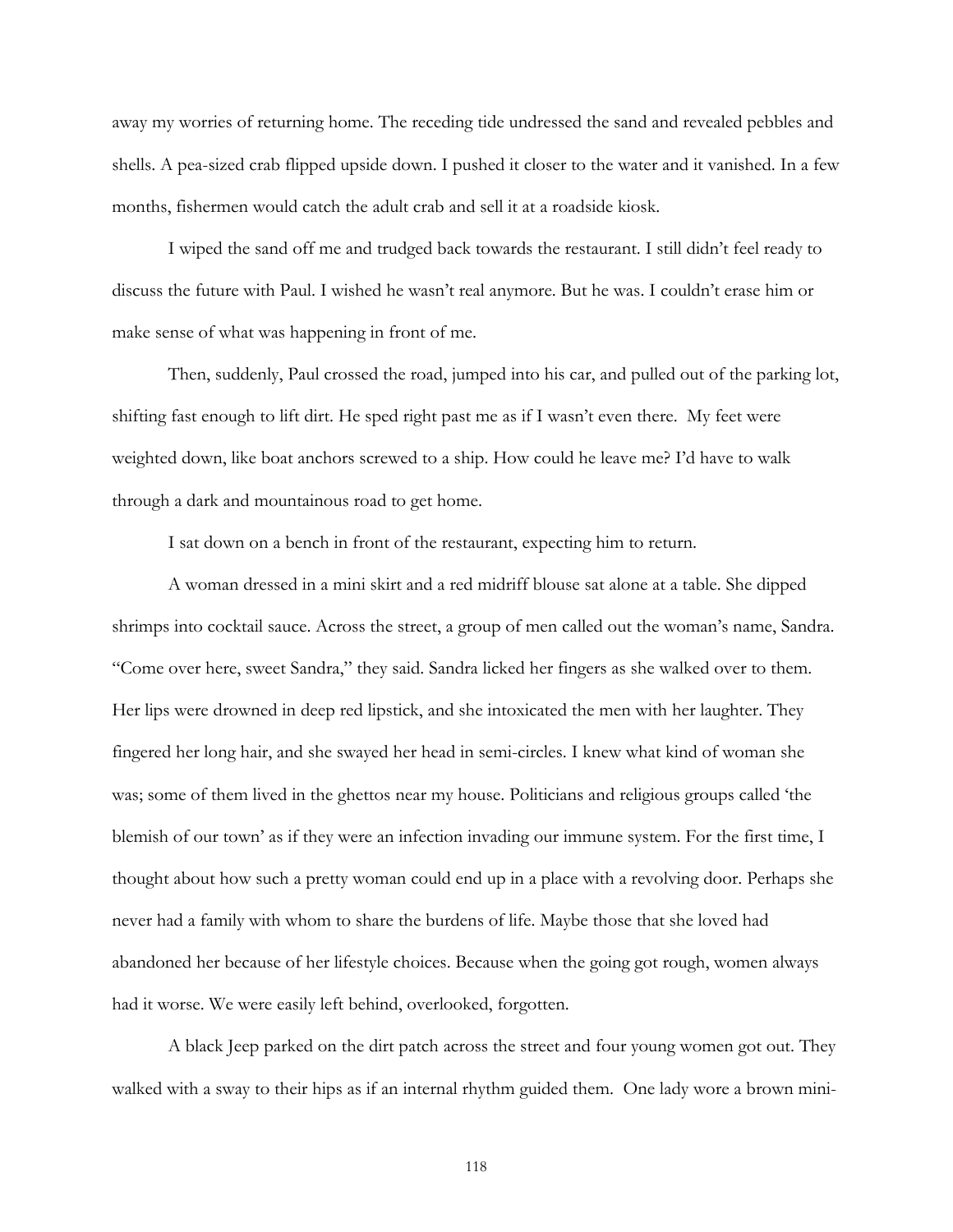away my worries of returning home. The receding tide undressed the sand and revealed pebbles and shells. A pea-sized crab flipped upside down. I pushed it closer to the water and it vanished. In a few months, fishermen would catch the adult crab and sell it at a roadside kiosk.

I wiped the sand off me and trudged back towards the restaurant. I still didn't feel ready to discuss the future with Paul. I wished he wasn't real anymore. But he was. I couldn't erase him or make sense of what was happening in front of me.

Then, suddenly, Paul crossed the road, jumped into his car, and pulled out of the parking lot, shifting fast enough to lift dirt. He sped right past me as if I wasn't even there. My feet were weighted down, like boat anchors screwed to a ship. How could he leave me? I'd have to walk through a dark and mountainous road to get home.

I sat down on a bench in front of the restaurant, expecting him to return.

A woman dressed in a mini skirt and a red midriff blouse sat alone at a table. She dipped shrimps into cocktail sauce. Across the street, a group of men called out the woman's name, Sandra. "Come over here, sweet Sandra," they said. Sandra licked her fingers as she walked over to them. Her lips were drowned in deep red lipstick, and she intoxicated the men with her laughter. They fingered her long hair, and she swayed her head in semi-circles. I knew what kind of woman she was; some of them lived in the ghettos near my house. Politicians and religious groups called 'the blemish of our town' as if they were an infection invading our immune system. For the first time, I thought about how such a pretty woman could end up in a place with a revolving door. Perhaps she never had a family with whom to share the burdens of life. Maybe those that she loved had abandoned her because of her lifestyle choices. Because when the going got rough, women always had it worse. We were easily left behind, overlooked, forgotten.

A black Jeep parked on the dirt patch across the street and four young women got out. They walked with a sway to their hips as if an internal rhythm guided them. One lady wore a brown mini-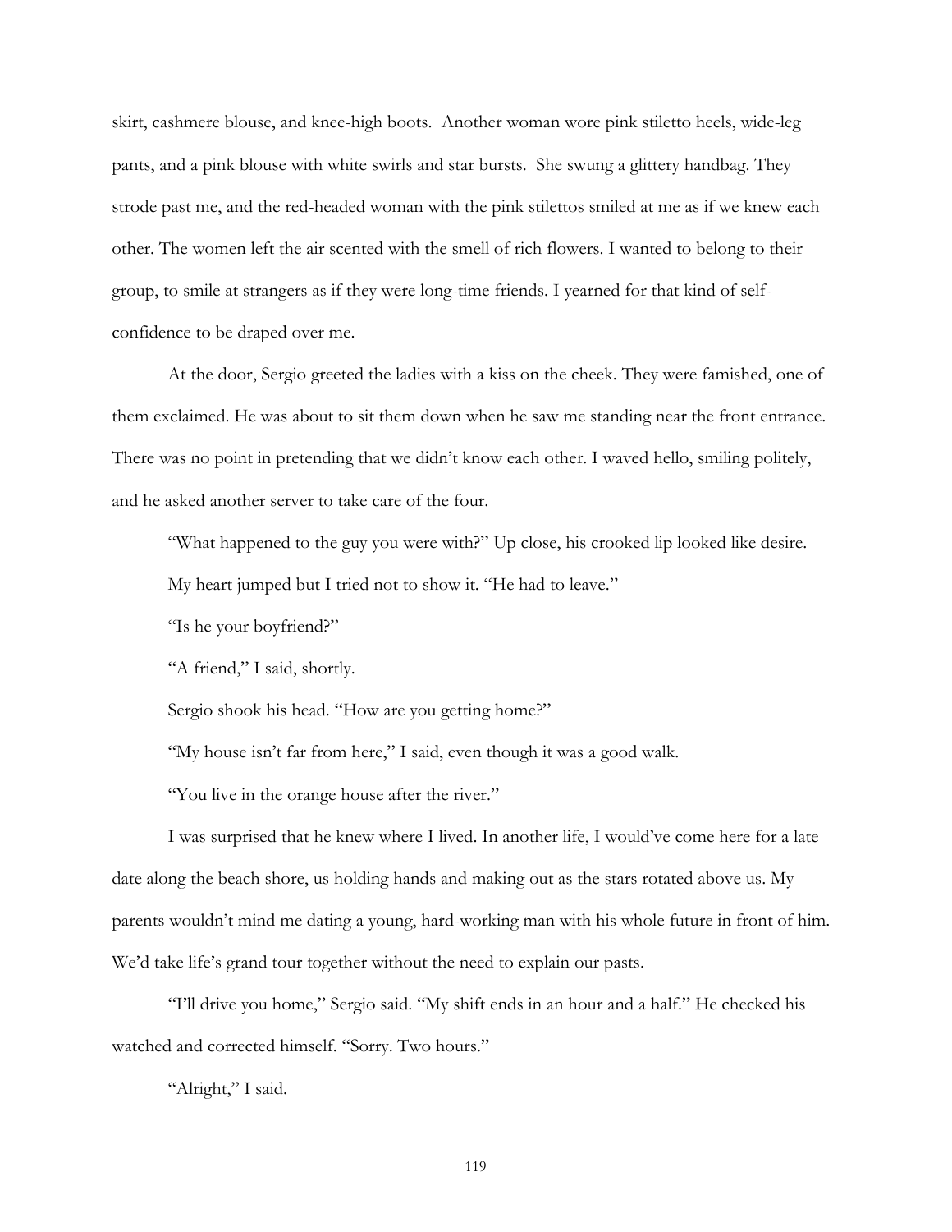skirt, cashmere blouse, and knee-high boots. Another woman wore pink stiletto heels, wide-leg pants, and a pink blouse with white swirls and star bursts. She swung a glittery handbag. They strode past me, and the red-headed woman with the pink stilettos smiled at me as if we knew each other. The women left the air scented with the smell of rich flowers. I wanted to belong to their group, to smile at strangers as if they were long-time friends. I yearned for that kind of self-confidence to be draped over me.

At the door, Sergio greeted the ladies with a kiss on the cheek. They were famished, one of them exclaimed. He was about to sit them down when he saw me standing near the front entrance. There was no point in pretending that we didn't know each other. I waved hello, smiling politely, and he asked another server to take care of the four.

"What happened to the guy you were with?" Up close, his crooked lip looked like desire.

My heart jumped but I tried not to show it. "He had to leave."

"Is he your boyfriend?"

"A friend," I said, shortly.

Sergio shook his head. "How are you getting home?"

"My house isn't far from here," I said, even though it was a good walk.

"You live in the orange house after the river."

I was surprised that he knew where I lived. In another life, I would've come here for a late date along the beach shore, us holding hands and making out as the stars rotated above us. My parents wouldn't mind me dating a young, hard-working man with his whole future in front of him. We'd take life's grand tour together without the need to explain our pasts.

"I'll drive you home," Sergio said. "My shift ends in an hour and a half." He checked his watched and corrected himself. "Sorry. Two hours."

"Alright," I said.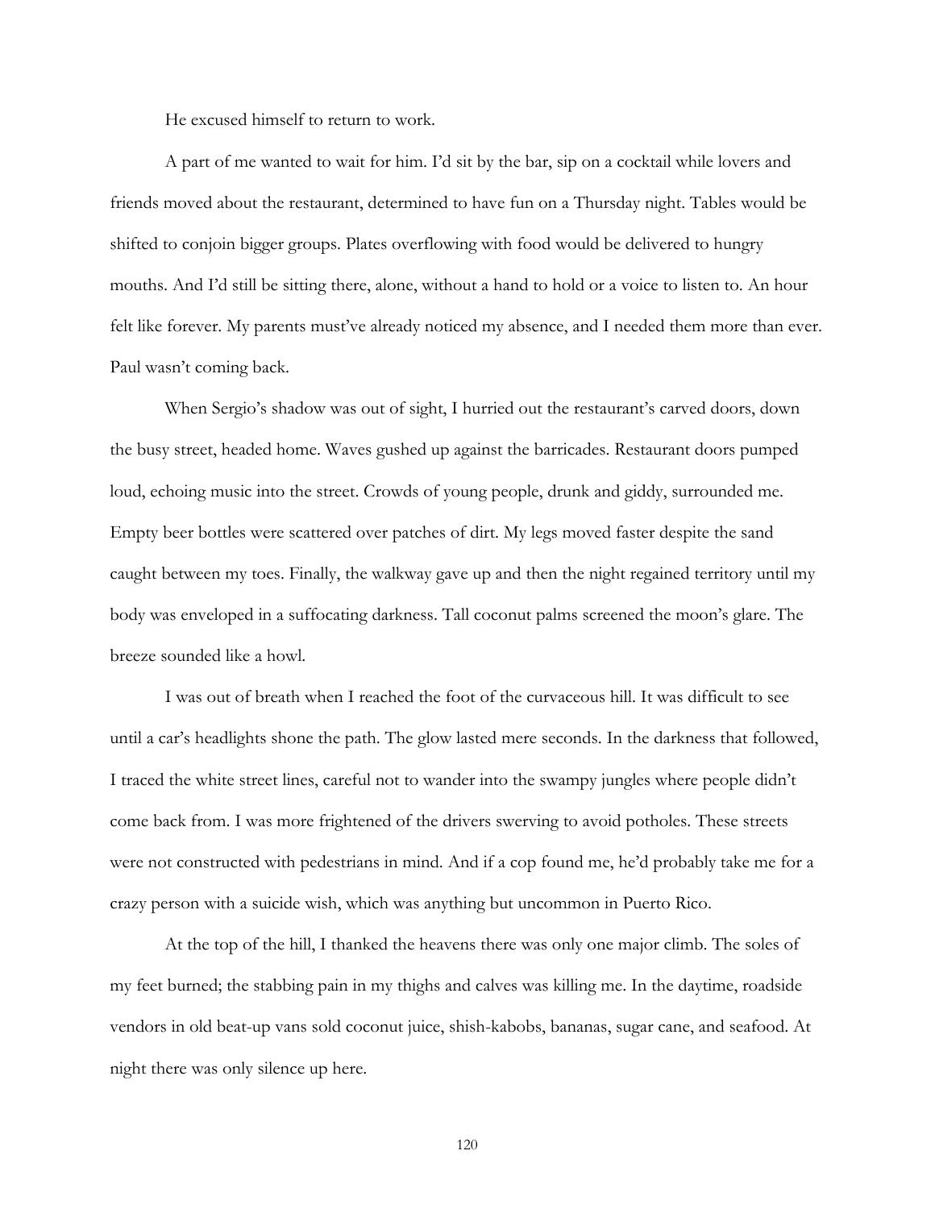He excused himself to return to work.

A part of me wanted to wait for him. I'd sit by the bar, sip on a cocktail while lovers and friends moved about the restaurant, determined to have fun on a Thursday night. Tables would be shifted to conjoin bigger groups. Plates overflowing with food would be delivered to hungry mouths. And I'd still be sitting there, alone, without a hand to hold or a voice to listen to. An hour felt like forever. My parents must've already noticed my absence, and I needed them more than ever. Paul wasn't coming back.

When Sergio's shadow was out of sight, I hurried out the restaurant's carved doors, down the busy street, headed home. Waves gushed up against the barricades. Restaurant doors pumped loud, echoing music into the street. Crowds of young people, drunk and giddy, surrounded me. Empty beer bottles were scattered over patches of dirt. My legs moved faster despite the sand caught between my toes. Finally, the walkway gave up and then the night regained territory until my body was enveloped in a suffocating darkness. Tall coconut palms screened the moon's glare. The breeze sounded like a howl.

I was out of breath when I reached the foot of the curvaceous hill. It was difficult to see until a car's headlights shone the path. The glow lasted mere seconds. In the darkness that followed, I traced the white street lines, careful not to wander into the swampy jungles where people didn't come back from. I was more frightened of the drivers swerving to avoid potholes. These streets were not constructed with pedestrians in mind. And if a cop found me, he'd probably take me for a crazy person with a suicide wish, which was anything but uncommon in Puerto Rico.

At the top of the hill, I thanked the heavens there was only one major climb. The soles of my feet burned; the stabbing pain in my thighs and calves was killing me. In the daytime, roadside vendors in old beat-up vans sold coconut juice, shish-kabobs, bananas, sugar cane, and seafood. At night there was only silence up here.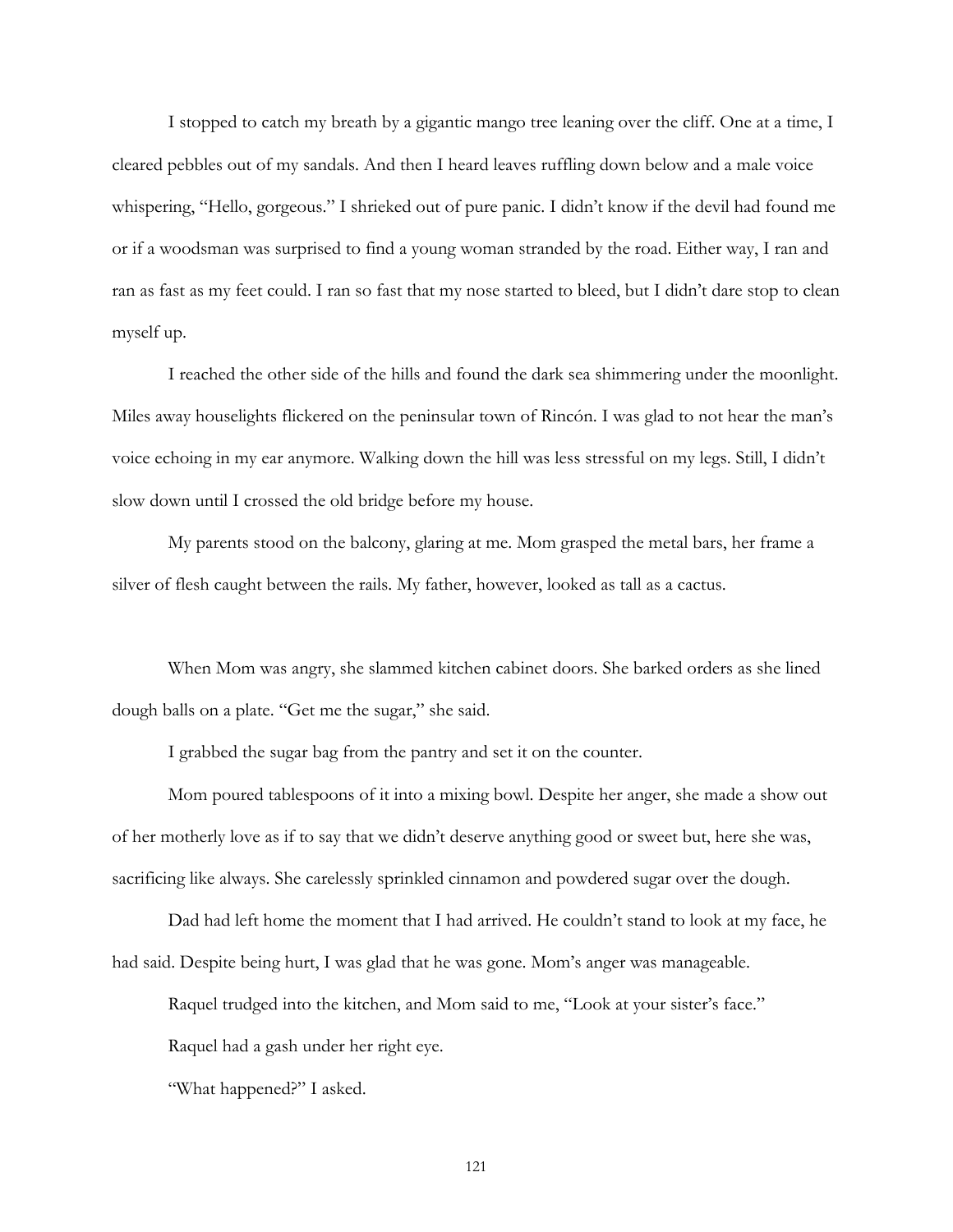I stopped to catch my breath by a gigantic mango tree leaning over the cliff. One at a time, I cleared pebbles out of my sandals. And then I heard leaves ruffling down below and a male voice whispering, "Hello, gorgeous." I shrieked out of pure panic. I didn't know if the devil had found me or if a woodsman was surprised to find a young woman stranded by the road. Either way, I ran and ran as fast as my feet could. I ran so fast that my nose started to bleed, but I didn't dare stop to clean myself up.

I reached the other side of the hills and found the dark sea shimmering under the moonlight. Miles away houselights flickered on the peninsular town of Rincón. I was glad to not hear the man's voice echoing in my ear anymore. Walking down the hill was less stressful on my legs. Still, I didn't slow down until I crossed the old bridge before my house.

My parents stood on the balcony, glaring at me. Mom grasped the metal bars, her frame a silver of flesh caught between the rails. My father, however, looked as tall as a cactus.

When Mom was angry, she slammed kitchen cabinet doors. She barked orders as she lined dough balls on a plate. "Get me the sugar," she said.

I grabbed the sugar bag from the pantry and set it on the counter.

Mom poured tablespoons of it into a mixing bowl. Despite her anger, she made a show out of her motherly love as if to say that we didn't deserve anything good or sweet but, here she was, sacrificing like always. She carelessly sprinkled cinnamon and powdered sugar over the dough.

Dad had left home the moment that I had arrived. He couldn't stand to look at my face, he had said. Despite being hurt, I was glad that he was gone. Mom's anger was manageable.

Raquel trudged into the kitchen, and Mom said to me, "Look at your sister's face."

Raquel had a gash under her right eye.

"What happened?" I asked.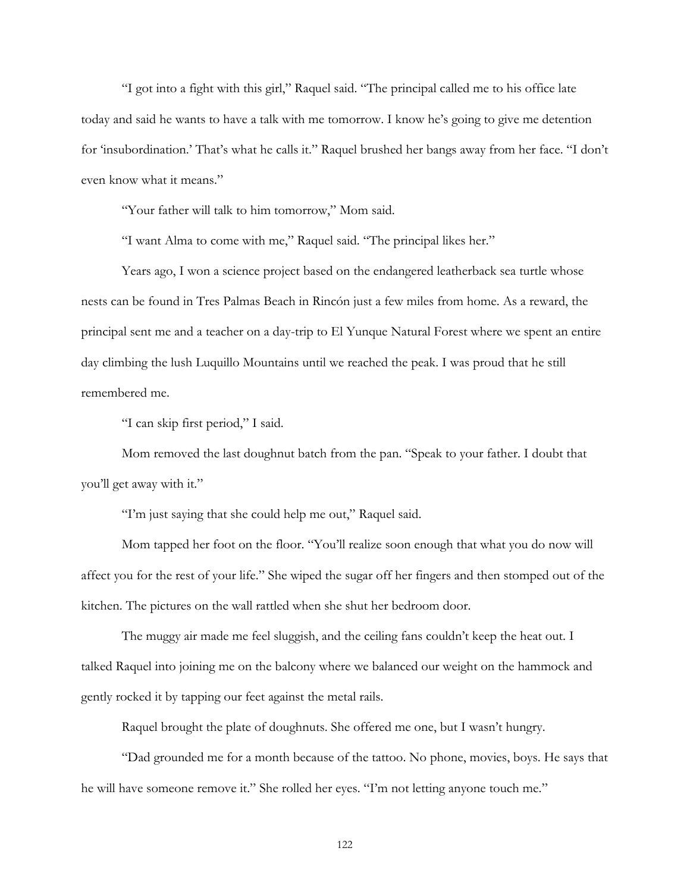"I got into a fight with this girl," Raquel said. "The principal called me to his office late today and said he wants to have a talk with me tomorrow. I know he's going to give me detention for 'insubordination.' That's what he calls it." Raquel brushed her bangs away from her face. "I don't even know what it means."

"Your father will talk to him tomorrow," Mom said.

"I want Alma to come with me," Raquel said. "The principal likes her."

Years ago, I won a science project based on the endangered leatherback sea turtle whose nests can be found in Tres Palmas Beach in Rincón just a few miles from home. As a reward, the principal sent me and a teacher on a day-trip to El Yunque Natural Forest where we spent an entire day climbing the lush Luquillo Mountains until we reached the peak. I was proud that he still remembered me.

"I can skip first period," I said.

Mom removed the last doughnut batch from the pan. "Speak to your father. I doubt that you'll get away with it."

"I'm just saying that she could help me out," Raquel said.

Mom tapped her foot on the floor. "You'll realize soon enough that what you do now will affect you for the rest of your life." She wiped the sugar off her fingers and then stomped out of the kitchen. The pictures on the wall rattled when she shut her bedroom door.

The muggy air made me feel sluggish, and the ceiling fans couldn't keep the heat out. I talked Raquel into joining me on the balcony where we balanced our weight on the hammock and gently rocked it by tapping our feet against the metal rails.

Raquel brought the plate of doughnuts. She offered me one, but I wasn't hungry.

"Dad grounded me for a month because of the tattoo. No phone, movies, boys. He says that he will have someone remove it." She rolled her eyes. "I'm not letting anyone touch me."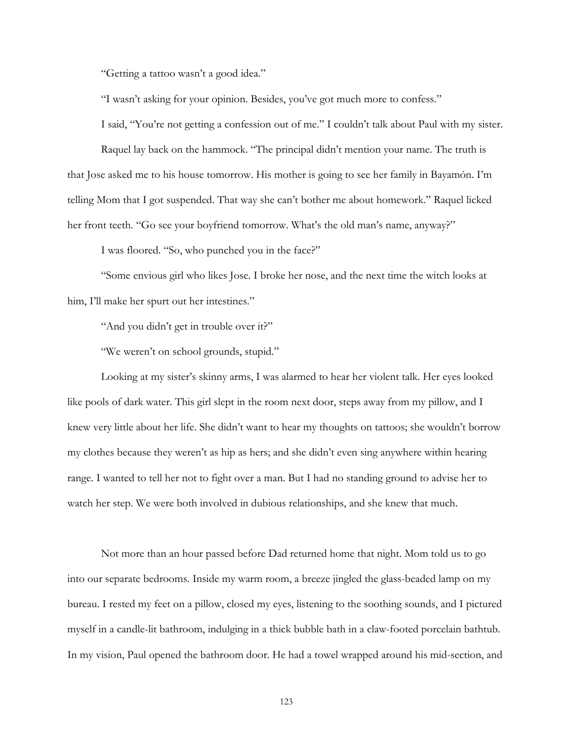"Getting a tattoo wasn't a good idea."

"I wasn't asking for your opinion. Besides, you've got much more to confess."

I said, "You're not getting a confession out of me." I couldn't talk about Paul with my sister.

Raquel lay back on the hammock. "The principal didn't mention your name. The truth is that Jose asked me to his house tomorrow. His mother is going to see her family in Bayamón. I'm telling Mom that I got suspended. That way she can't bother me about homework." Raquel licked her front teeth. "Go see your boyfriend tomorrow. What's the old man's name, anyway?"

I was floored. "So, who punched you in the face?"

"Some envious girl who likes Jose. I broke her nose, and the next time the witch looks at him, I'll make her spurt out her intestines."

"And you didn't get in trouble over it?"

"We weren't on school grounds, stupid."

Looking at my sister's skinny arms, I was alarmed to hear her violent talk. Her eyes looked like pools of dark water. This girl slept in the room next door, steps away from my pillow, and I knew very little about her life. She didn't want to hear my thoughts on tattoos; she wouldn't borrow my clothes because they weren't as hip as hers; and she didn't even sing anywhere within hearing range. I wanted to tell her not to fight over a man. But I had no standing ground to advise her to watch her step. We were both involved in dubious relationships, and she knew that much.

Not more than an hour passed before Dad returned home that night. Mom told us to go into our separate bedrooms. Inside my warm room, a breeze jingled the glass-beaded lamp on my bureau. I rested my feet on a pillow, closed my eyes, listening to the soothing sounds, and I pictured myself in a candle-lit bathroom, indulging in a thick bubble bath in a claw-footed porcelain bathtub. In my vision, Paul opened the bathroom door. He had a towel wrapped around his mid-section, and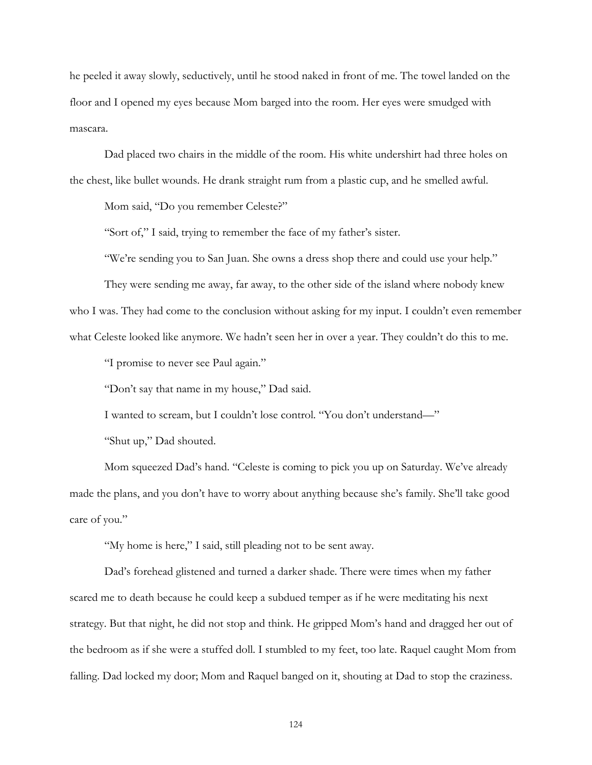he peeled it away slowly, seductively, until he stood naked in front of me. The towel landed on the floor and I opened my eyes because Mom barged into the room. Her eyes were smudged with mascara.

Dad placed two chairs in the middle of the room. His white undershirt had three holes on the chest, like bullet wounds. He drank straight rum from a plastic cup, and he smelled awful.

Mom said, "Do you remember Celeste?"

"Sort of," I said, trying to remember the face of my father's sister.

"We're sending you to San Juan. She owns a dress shop there and could use your help."

They were sending me away, far away, to the other side of the island where nobody knew who I was. They had come to the conclusion without asking for my input. I couldn't even remember what Celeste looked like anymore. We hadn't seen her in over a year. They couldn't do this to me.

"I promise to never see Paul again."

"Don't say that name in my house," Dad said.

I wanted to scream, but I couldn't lose control. "You don't understand—"

"Shut up," Dad shouted.

Mom squeezed Dad's hand. "Celeste is coming to pick you up on Saturday. We've already made the plans, and you don't have to worry about anything because she's family. She'll take good care of you."

"My home is here," I said, still pleading not to be sent away.

Dad's forehead glistened and turned a darker shade. There were times when my father scared me to death because he could keep a subdued temper as if he were meditating his next strategy. But that night, he did not stop and think. He gripped Mom's hand and dragged her out of the bedroom as if she were a stuffed doll. I stumbled to my feet, too late. Raquel caught Mom from falling. Dad locked my door; Mom and Raquel banged on it, shouting at Dad to stop the craziness.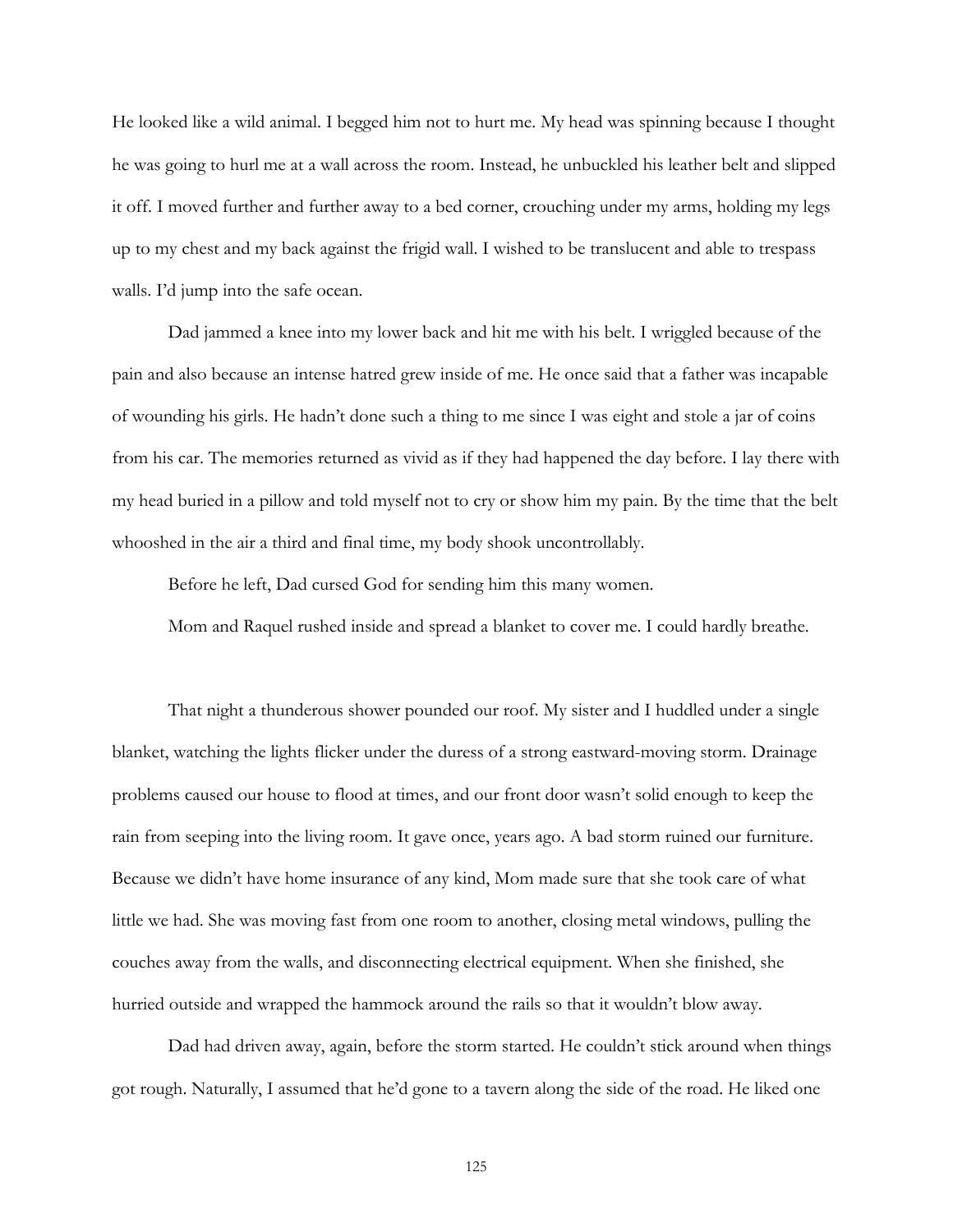He looked like a wild animal. I begged him not to hurt me. My head was spinning because I thought he was going to hurl me at a wall across the room. Instead, he unbuckled his leather belt and slipped it off. I moved further and further away to a bed corner, crouching under my arms, holding my legs up to my chest and my back against the frigid wall. I wished to be translucent and able to trespass walls. I'd jump into the safe ocean.

Dad jammed a knee into my lower back and hit me with his belt. I wriggled because of the pain and also because an intense hatred grew inside of me. He once said that a father was incapable of wounding his girls. He hadn't done such a thing to me since I was eight and stole a jar of coins from his car. The memories returned as vivid as if they had happened the day before. I lay there with my head buried in a pillow and told myself not to cry or show him my pain. By the time that the belt whooshed in the air a third and final time, my body shook uncontrollably.

Before he left, Dad cursed God for sending him this many women.

Mom and Raquel rushed inside and spread a blanket to cover me. I could hardly breathe.

That night a thunderous shower pounded our roof. My sister and I huddled under a single blanket, watching the lights flicker under the duress of a strong eastward-moving storm. Drainage problems caused our house to flood at times, and our front door wasn't solid enough to keep the rain from seeping into the living room. It gave once, years ago. A bad storm ruined our furniture. Because we didn't have home insurance of any kind, Mom made sure that she took care of what little we had. She was moving fast from one room to another, closing metal windows, pulling the couches away from the walls, and disconnecting electrical equipment. When she finished, she hurried outside and wrapped the hammock around the rails so that it wouldn't blow away.

Dad had driven away, again, before the storm started. He couldn't stick around when things got rough. Naturally, I assumed that he'd gone to a tavern along the side of the road. He liked one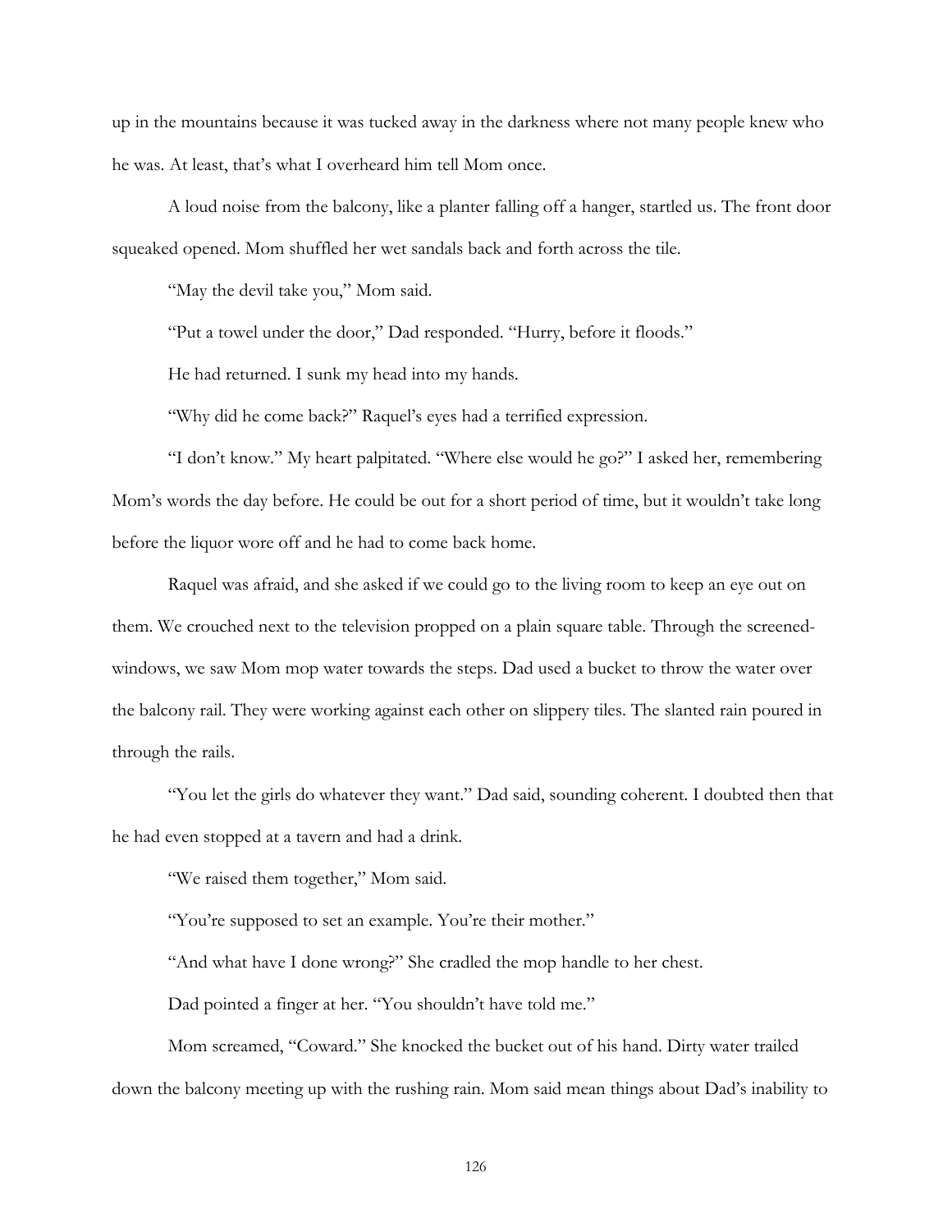up in the mountains because it was tucked away in the darkness where not many people knew who he was. At least, that's what I overheard him tell Mom once.

A loud noise from the balcony, like a planter falling off a hanger, startled us. The front door squeaked opened. Mom shuffled her wet sandals back and forth across the tile.

"May the devil take you," Mom said.

"Put a towel under the door," Dad responded. "Hurry, before it floods."

He had returned. I sunk my head into my hands.

"Why did he come back?" Raquel's eyes had a terrified expression.

"I don't know." My heart palpitated. "Where else would he go?" I asked her, remembering Mom's words the day before. He could be out for a short period of time, but it wouldn't take long before the liquor wore off and he had to come back home.

Raquel was afraid, and she asked if we could go to the living room to keep an eye out on them. We crouched next to the television propped on a plain square table. Through the screened-windows, we saw Mom mop water towards the steps. Dad used a bucket to throw the water over the balcony rail. They were working against each other on slippery tiles. The slanted rain poured in through the rails.

"You let the girls do whatever they want." Dad said, sounding coherent. I doubted then that he had even stopped at a tavern and had a drink.

"We raised them together," Mom said.

"You're supposed to set an example. You're their mother."

"And what have I done wrong?" She cradled the mop handle to her chest.

Dad pointed a finger at her. "You shouldn't have told me."

Mom screamed, "Coward." She knocked the bucket out of his hand. Dirty water trailed down the balcony meeting up with the rushing rain. Mom said mean things about Dad's inability to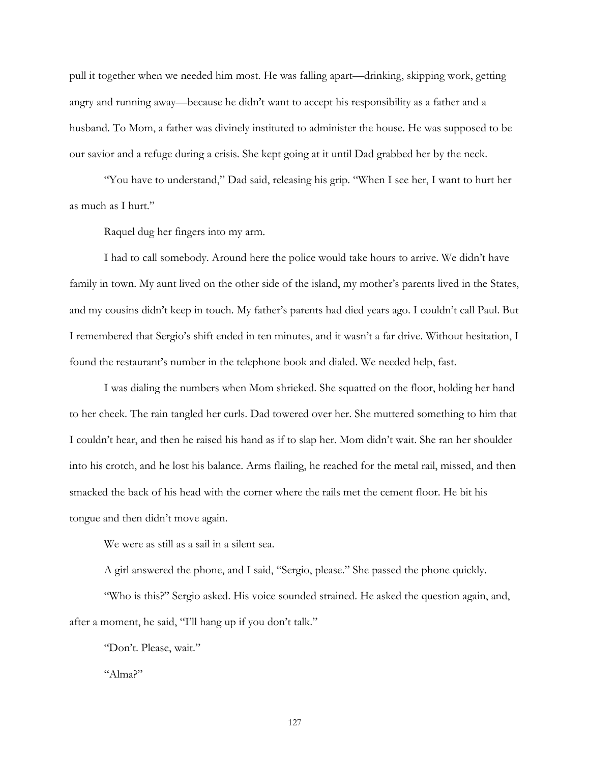pull it together when we needed him most. He was falling apart—drinking, skipping work, getting angry and running away—because he didn't want to accept his responsibility as a father and a husband. To Mom, a father was divinely instituted to administer the house. He was supposed to be our savior and a refuge during a crisis. She kept going at it until Dad grabbed her by the neck.

"You have to understand," Dad said, releasing his grip. "When I see her, I want to hurt her as much as I hurt."

Raquel dug her fingers into my arm.

I had to call somebody. Around here the police would take hours to arrive. We didn't have family in town. My aunt lived on the other side of the island, my mother's parents lived in the States, and my cousins didn't keep in touch. My father's parents had died years ago. I couldn't call Paul. But I remembered that Sergio's shift ended in ten minutes, and it wasn't a far drive. Without hesitation, I found the restaurant's number in the telephone book and dialed. We needed help, fast.

I was dialing the numbers when Mom shrieked. She squatted on the floor, holding her hand to her cheek. The rain tangled her curls. Dad towered over her. She muttered something to him that I couldn't hear, and then he raised his hand as if to slap her. Mom didn't wait. She ran her shoulder into his crotch, and he lost his balance. Arms flailing, he reached for the metal rail, missed, and then smacked the back of his head with the corner where the rails met the cement floor. He bit his tongue and then didn't move again.

We were as still as a sail in a silent sea.

A girl answered the phone, and I said, "Sergio, please." She passed the phone quickly.

"Who is this?" Sergio asked. His voice sounded strained. He asked the question again, and, after a moment, he said, "I'll hang up if you don't talk."

"Don't. Please, wait."

"Alma?"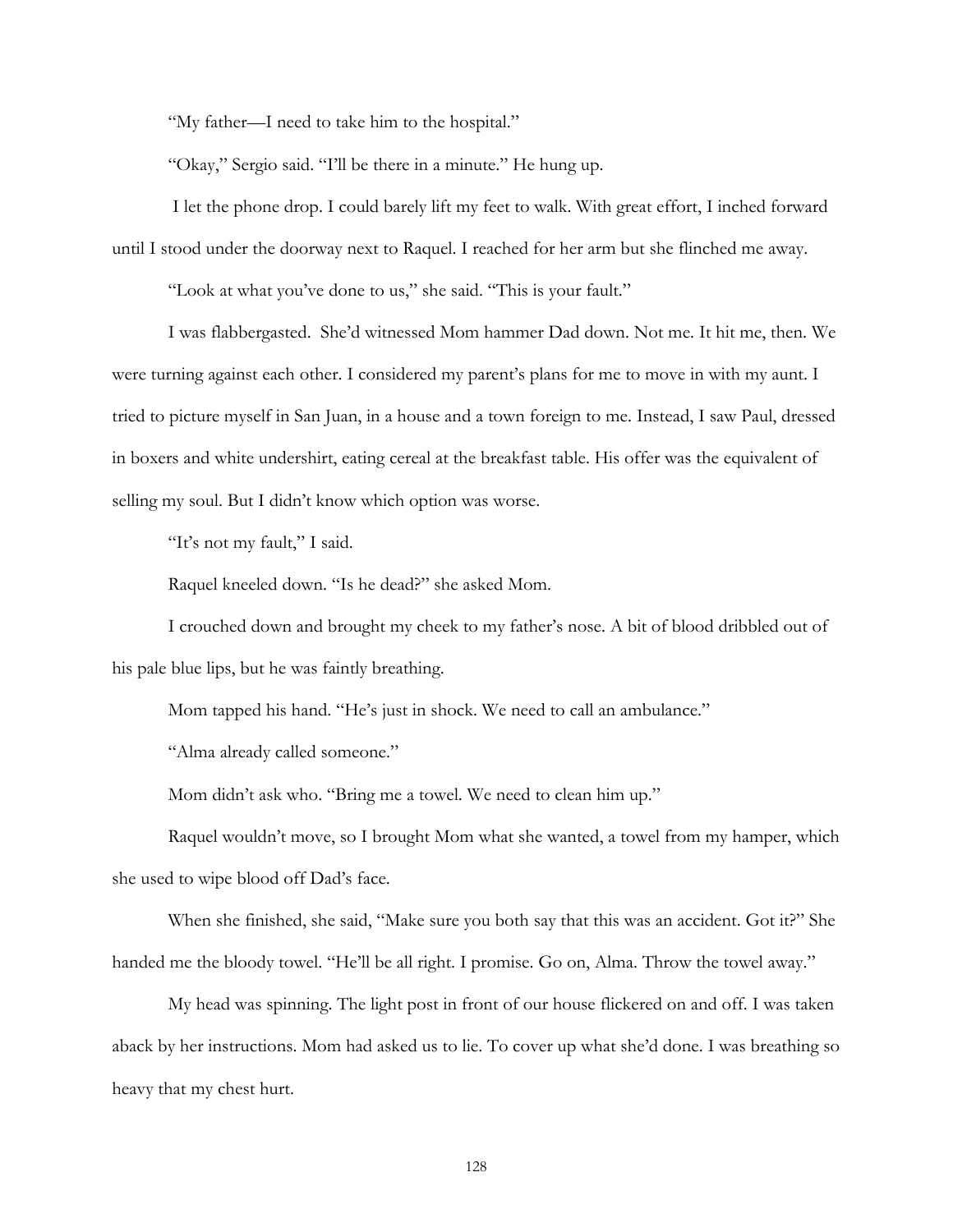"My father—I need to take him to the hospital."

"Okay," Sergio said. "I'll be there in a minute." He hung up.

I let the phone drop. I could barely lift my feet to walk. With great effort, I inched forward until I stood under the doorway next to Raquel. I reached for her arm but she flinched me away.

"Look at what you've done to us," she said. "This is your fault."

I was flabbergasted. She'd witnessed Mom hammer Dad down. Not me. It hit me, then. We were turning against each other. I considered my parent's plans for me to move in with my aunt. I tried to picture myself in San Juan, in a house and a town foreign to me. Instead, I saw Paul, dressed in boxers and white undershirt, eating cereal at the breakfast table. His offer was the equivalent of selling my soul. But I didn't know which option was worse.

"It's not my fault," I said.

Raquel kneeled down. "Is he dead?" she asked Mom.

I crouched down and brought my cheek to my father's nose. A bit of blood dribbled out of his pale blue lips, but he was faintly breathing.

Mom tapped his hand. "He's just in shock. We need to call an ambulance."

"Alma already called someone."

Mom didn't ask who. "Bring me a towel. We need to clean him up."

Raquel wouldn't move, so I brought Mom what she wanted, a towel from my hamper, which she used to wipe blood off Dad's face.

When she finished, she said, "Make sure you both say that this was an accident. Got it?" She handed me the bloody towel. "He'll be all right. I promise. Go on, Alma. Throw the towel away."

My head was spinning. The light post in front of our house flickered on and off. I was taken aback by her instructions. Mom had asked us to lie. To cover up what she'd done. I was breathing so heavy that my chest hurt.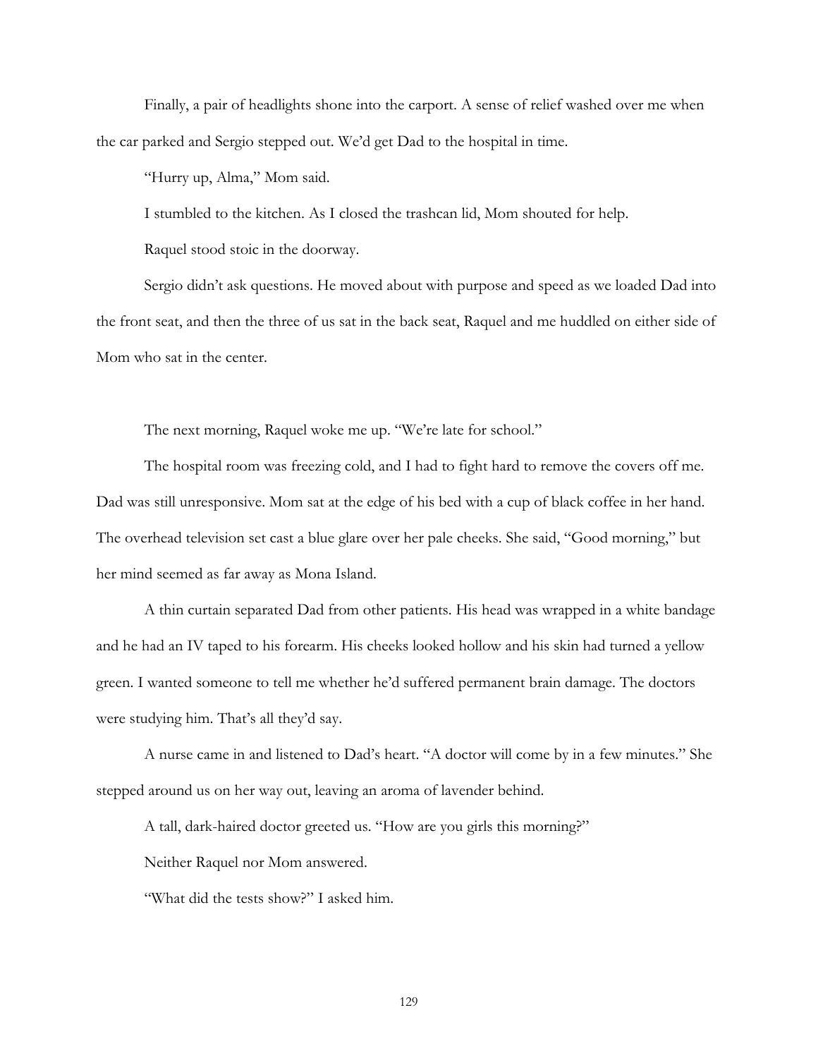Finally, a pair of headlights shone into the carport. A sense of relief washed over me when the car parked and Sergio stepped out. We'd get Dad to the hospital in time.

"Hurry up, Alma," Mom said.

I stumbled to the kitchen. As I closed the trashcan lid, Mom shouted for help.

Raquel stood stoic in the doorway.

Sergio didn't ask questions. He moved about with purpose and speed as we loaded Dad into the front seat, and then the three of us sat in the back seat, Raquel and me huddled on either side of Mom who sat in the center.

The next morning, Raquel woke me up. "We're late for school."

The hospital room was freezing cold, and I had to fight hard to remove the covers off me. Dad was still unresponsive. Mom sat at the edge of his bed with a cup of black coffee in her hand. The overhead television set cast a blue glare over her pale cheeks. She said, "Good morning," but her mind seemed as far away as Mona Island.

A thin curtain separated Dad from other patients. His head was wrapped in a white bandage and he had an IV taped to his forearm. His cheeks looked hollow and his skin had turned a yellow green. I wanted someone to tell me whether he'd suffered permanent brain damage. The doctors were studying him. That's all they'd say.

A nurse came in and listened to Dad's heart. "A doctor will come by in a few minutes." She stepped around us on her way out, leaving an aroma of lavender behind.

A tall, dark-haired doctor greeted us. "How are you girls this morning?"

Neither Raquel nor Mom answered.

"What did the tests show?" I asked him.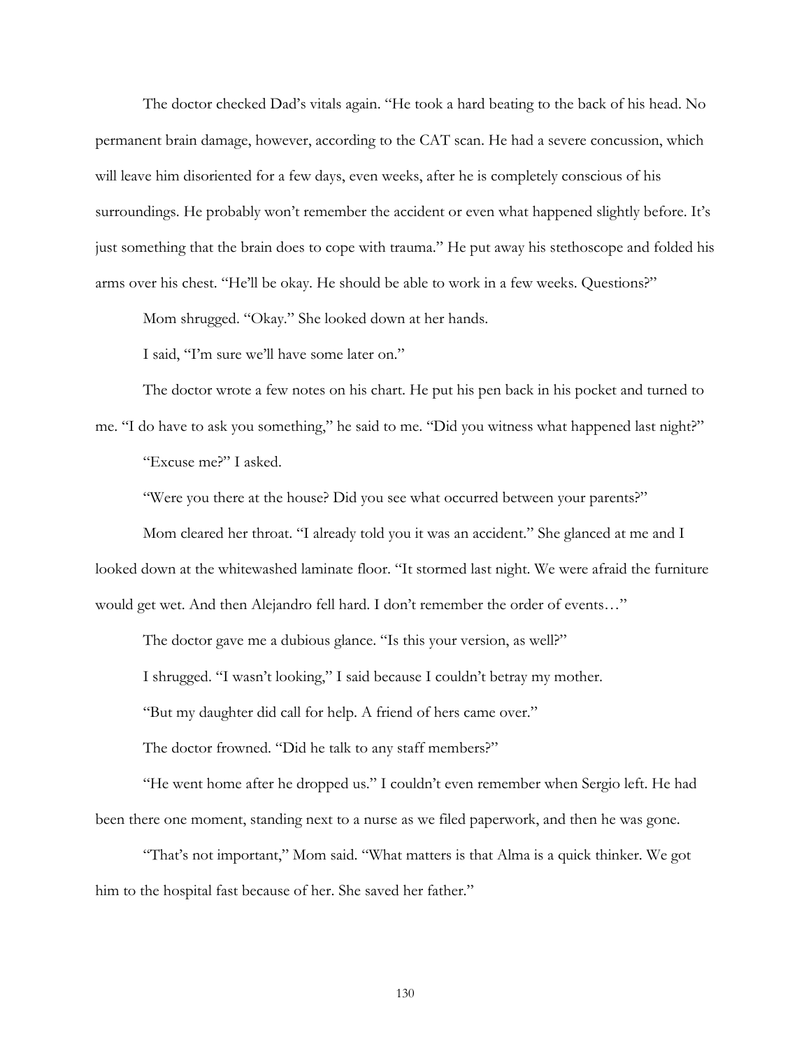The doctor checked Dad's vitals again. "He took a hard beating to the back of his head. No permanent brain damage, however, according to the CAT scan. He had a severe concussion, which will leave him disoriented for a few days, even weeks, after he is completely conscious of his surroundings. He probably won't remember the accident or even what happened slightly before. It's just something that the brain does to cope with trauma." He put away his stethoscope and folded his arms over his chest. "He'll be okay. He should be able to work in a few weeks. Questions?"

Mom shrugged. "Okay." She looked down at her hands.

I said, "I'm sure we'll have some later on."

The doctor wrote a few notes on his chart. He put his pen back in his pocket and turned to me. "I do have to ask you something," he said to me. "Did you witness what happened last night?"

"Excuse me?" I asked.

"Were you there at the house? Did you see what occurred between your parents?"

Mom cleared her throat. "I already told you it was an accident." She glanced at me and I looked down at the whitewashed laminate floor. "It stormed last night. We were afraid the furniture would get wet. And then Alejandro fell hard. I don't remember the order of events…"

The doctor gave me a dubious glance. "Is this your version, as well?"

I shrugged. "I wasn't looking," I said because I couldn't betray my mother.

"But my daughter did call for help. A friend of hers came over."

The doctor frowned. "Did he talk to any staff members?"

"He went home after he dropped us." I couldn't even remember when Sergio left. He had been there one moment, standing next to a nurse as we filed paperwork, and then he was gone.

"That's not important," Mom said. "What matters is that Alma is a quick thinker. We got him to the hospital fast because of her. She saved her father."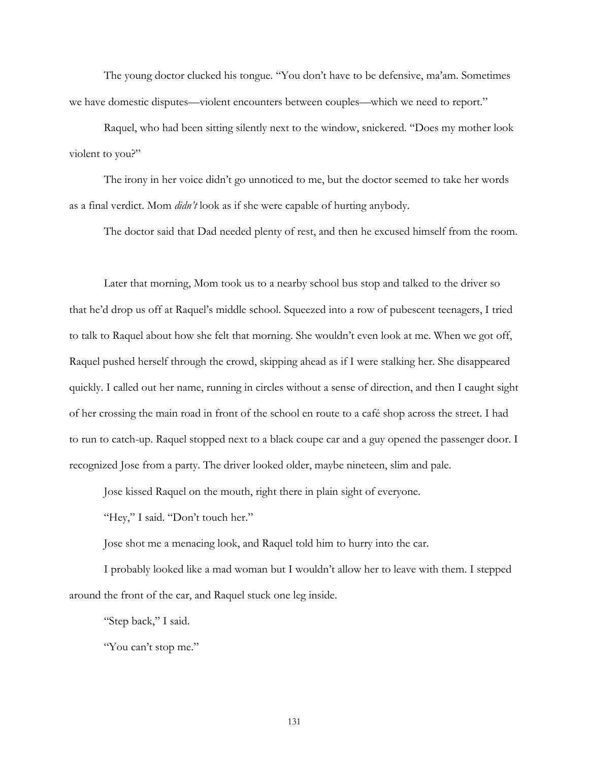The young doctor clucked his tongue. "You don't have to be defensive, ma'am. Sometimes we have domestic disputes—violent encounters between couples—which we need to report."

Raquel, who had been sitting silently next to the window, snickered. "Does my mother look violent to you?"

The irony in her voice didn't go unnoticed to me, but the doctor seemed to take her words as a final verdict. Mom *didn't* look as if she were capable of hurting anybody.

The doctor said that Dad needed plenty of rest, and then he excused himself from the room.

Later that morning, Mom took us to a nearby school bus stop and talked to the driver so that he'd drop us off at Raquel's middle school. Squeezed into a row of pubescent teenagers, I tried to talk to Raquel about how she felt that morning. She wouldn't even look at me. When we got off, Raquel pushed herself through the crowd, skipping ahead as if I were stalking her. She disappeared quickly. I called out her name, running in circles without a sense of direction, and then I caught sight of her crossing the main road in front of the school en route to a café shop across the street. I had to run to catch-up. Raquel stopped next to a black coupe car and a guy opened the passenger door. I recognized Jose from a party. The driver looked older, maybe nineteen, slim and pale.

Jose kissed Raquel on the mouth, right there in plain sight of everyone.

"Hey," I said. "Don't touch her."

Jose shot me a menacing look, and Raquel told him to hurry into the car.

I probably looked like a mad woman but I wouldn't allow her to leave with them. I stepped around the front of the car, and Raquel stuck one leg inside.

"Step back," I said.

"You can't stop me."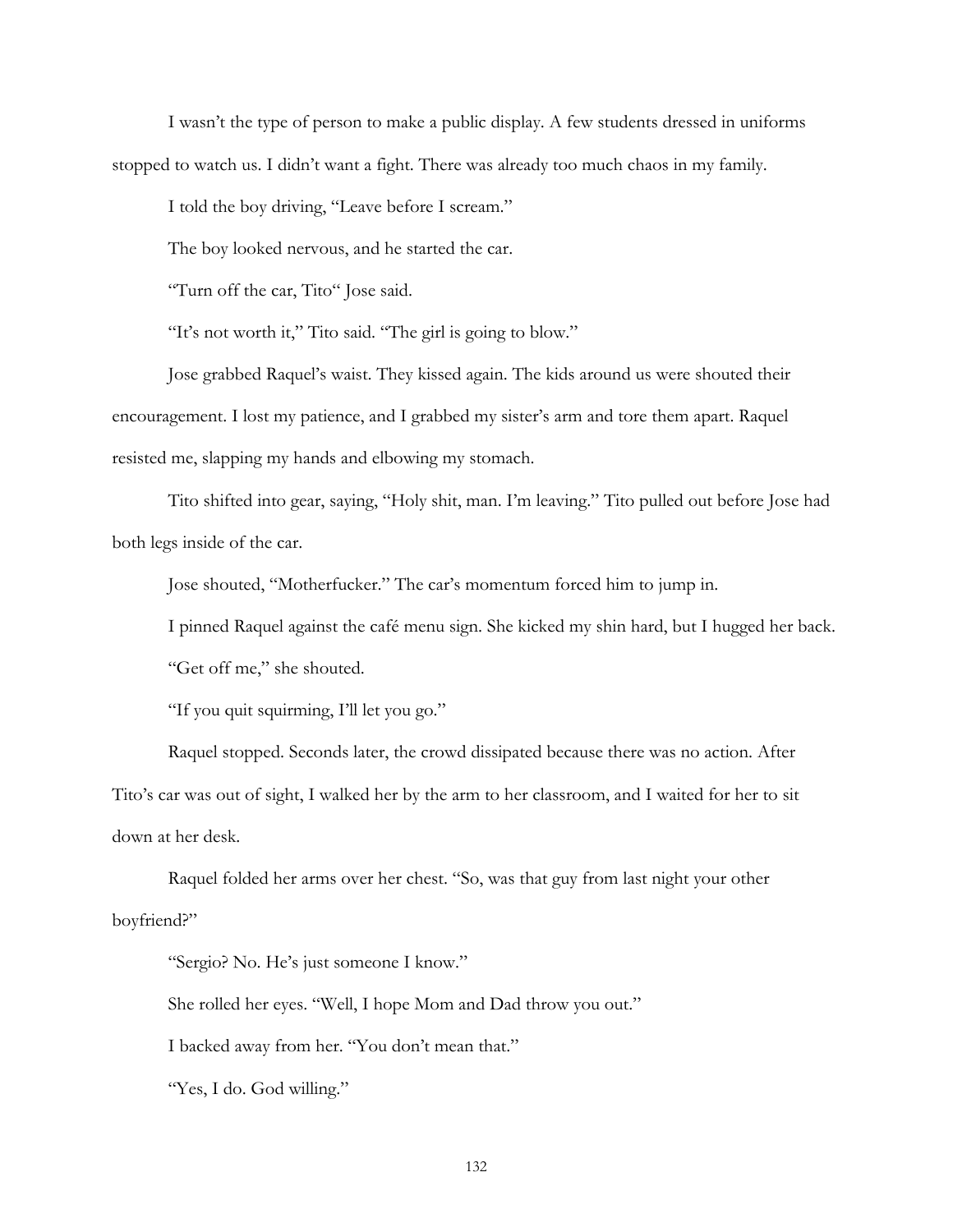I wasn't the type of person to make a public display. A few students dressed in uniforms stopped to watch us. I didn't want a fight. There was already too much chaos in my family.

I told the boy driving, "Leave before I scream."

The boy looked nervous, and he started the car.

"Turn off the car, Tito" Jose said.

"It's not worth it," Tito said. "The girl is going to blow."

Jose grabbed Raquel's waist. They kissed again. The kids around us were shouted their encouragement. I lost my patience, and I grabbed my sister's arm and tore them apart. Raquel resisted me, slapping my hands and elbowing my stomach.

Tito shifted into gear, saying, "Holy shit, man. I'm leaving." Tito pulled out before Jose had both legs inside of the car.

Jose shouted, "Motherfucker." The car's momentum forced him to jump in.

I pinned Raquel against the café menu sign. She kicked my shin hard, but I hugged her back.

"Get off me," she shouted.

"If you quit squirming, I'll let you go."

Raquel stopped. Seconds later, the crowd dissipated because there was no action. After Tito's car was out of sight, I walked her by the arm to her classroom, and I waited for her to sit down at her desk.

Raquel folded her arms over her chest. "So, was that guy from last night your other boyfriend?"

"Sergio? No. He's just someone I know."

She rolled her eyes. "Well, I hope Mom and Dad throw you out."

I backed away from her. "You don't mean that."

"Yes, I do. God willing."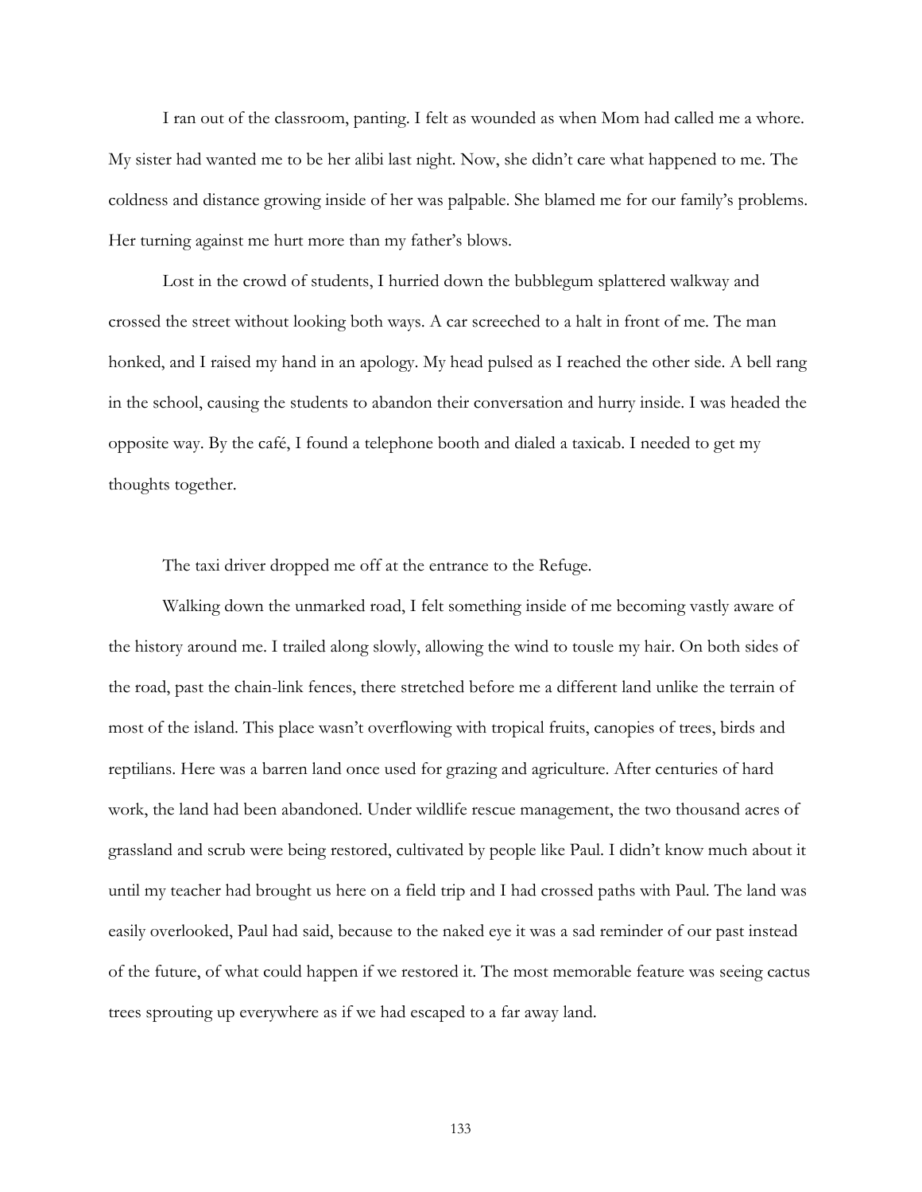I ran out of the classroom, panting. I felt as wounded as when Mom had called me a whore. My sister had wanted me to be her alibi last night. Now, she didn't care what happened to me. The coldness and distance growing inside of her was palpable. She blamed me for our family's problems. Her turning against me hurt more than my father's blows.

Lost in the crowd of students, I hurried down the bubblegum splattered walkway and crossed the street without looking both ways. A car screeched to a halt in front of me. The man honked, and I raised my hand in an apology. My head pulsed as I reached the other side. A bell rang in the school, causing the students to abandon their conversation and hurry inside. I was headed the opposite way. By the café, I found a telephone booth and dialed a taxicab. I needed to get my thoughts together.

The taxi driver dropped me off at the entrance to the Refuge.

Walking down the unmarked road, I felt something inside of me becoming vastly aware of the history around me. I trailed along slowly, allowing the wind to tousle my hair. On both sides of the road, past the chain-link fences, there stretched before me a different land unlike the terrain of most of the island. This place wasn't overflowing with tropical fruits, canopies of trees, birds and reptilians. Here was a barren land once used for grazing and agriculture. After centuries of hard work, the land had been abandoned. Under wildlife rescue management, the two thousand acres of grassland and scrub were being restored, cultivated by people like Paul. I didn't know much about it until my teacher had brought us here on a field trip and I had crossed paths with Paul. The land was easily overlooked, Paul had said, because to the naked eye it was a sad reminder of our past instead of the future, of what could happen if we restored it. The most memorable feature was seeing cactus trees sprouting up everywhere as if we had escaped to a far away land.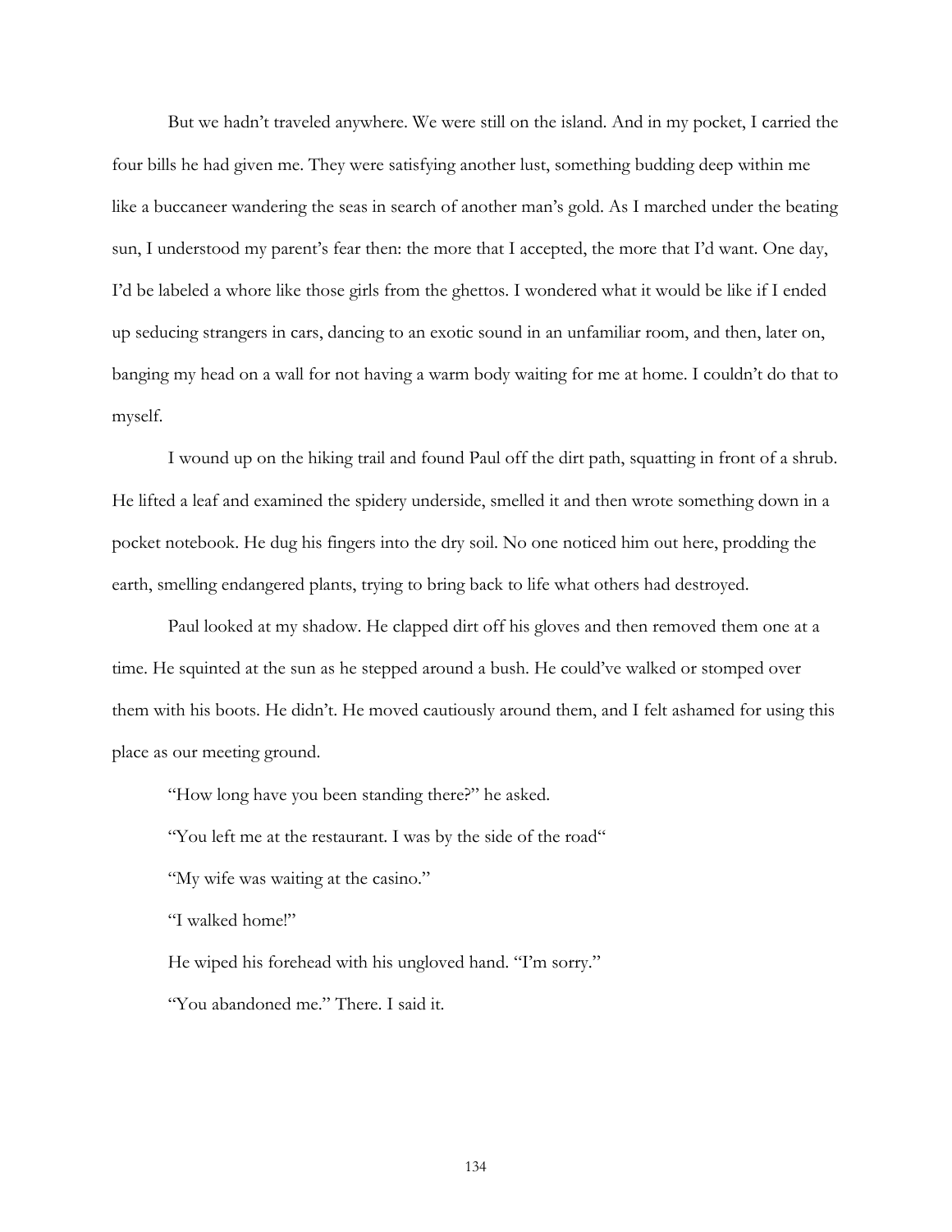But we hadn't traveled anywhere. We were still on the island. And in my pocket, I carried the four bills he had given me. They were satisfying another lust, something budding deep within me like a buccaneer wandering the seas in search of another man's gold. As I marched under the beating sun, I understood my parent's fear then: the more that I accepted, the more that I'd want. One day, I'd be labeled a whore like those girls from the ghettos. I wondered what it would be like if I ended up seducing strangers in cars, dancing to an exotic sound in an unfamiliar room, and then, later on, banging my head on a wall for not having a warm body waiting for me at home. I couldn't do that to myself.

I wound up on the hiking trail and found Paul off the dirt path, squatting in front of a shrub. He lifted a leaf and examined the spidery underside, smelled it and then wrote something down in a pocket notebook. He dug his fingers into the dry soil. No one noticed him out here, prodding the earth, smelling endangered plants, trying to bring back to life what others had destroyed.

Paul looked at my shadow. He clapped dirt off his gloves and then removed them one at a time. He squinted at the sun as he stepped around a bush. He could've walked or stomped over them with his boots. He didn't. He moved cautiously around them, and I felt ashamed for using this place as our meeting ground.

"How long have you been standing there?" he asked.

"You left me at the restaurant. I was by the side of the road"

"My wife was waiting at the casino."

"I walked home!"

He wiped his forehead with his ungloved hand. "I'm sorry."

"You abandoned me." There. I said it.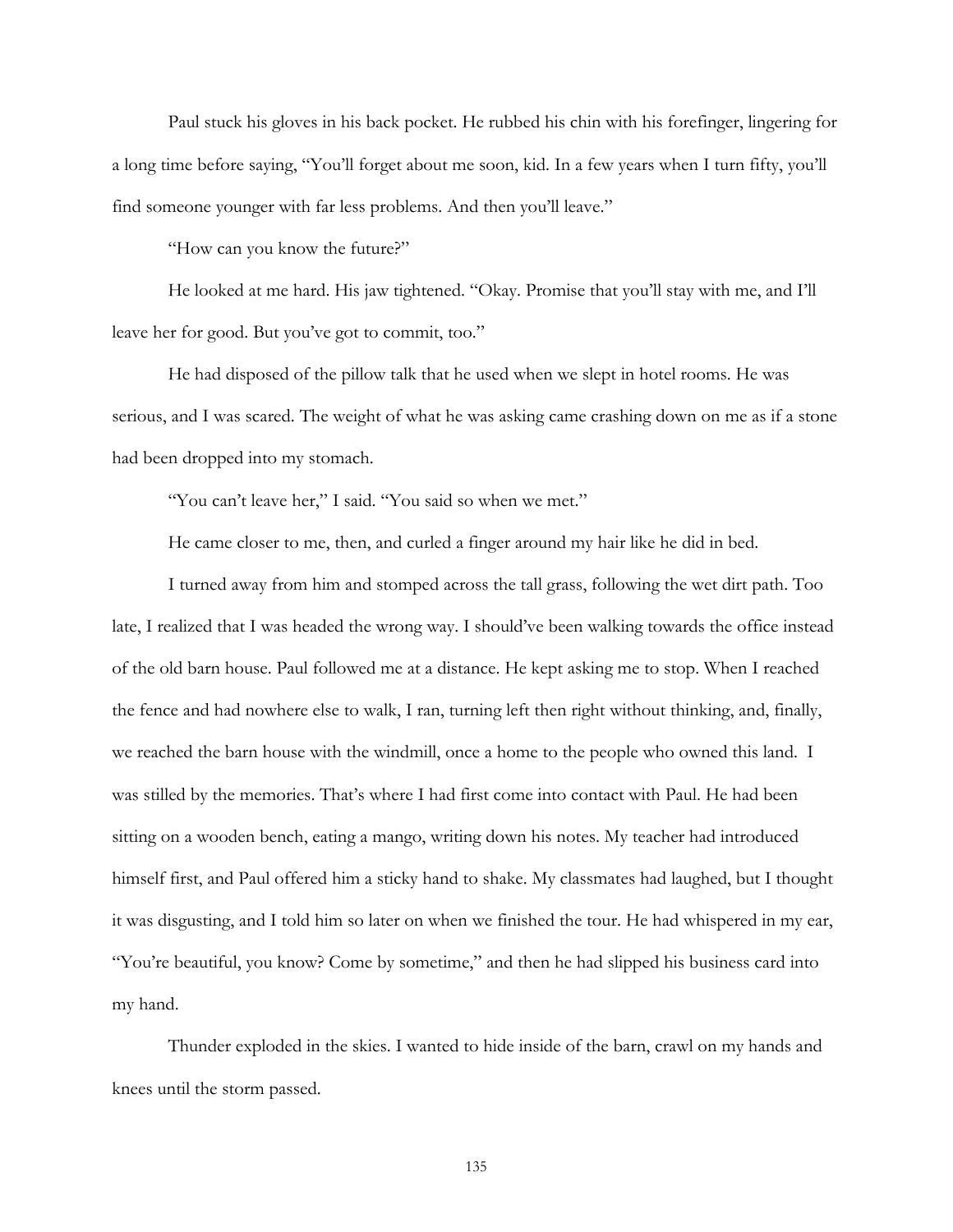Paul stuck his gloves in his back pocket. He rubbed his chin with his forefinger, lingering for a long time before saying, "You'll forget about me soon, kid. In a few years when I turn fifty, you'll find someone younger with far less problems. And then you'll leave."

"How can you know the future?"

He looked at me hard. His jaw tightened. "Okay. Promise that you'll stay with me, and I'll leave her for good. But you've got to commit, too."

He had disposed of the pillow talk that he used when we slept in hotel rooms. He was serious, and I was scared. The weight of what he was asking came crashing down on me as if a stone had been dropped into my stomach.

"You can't leave her," I said. "You said so when we met."

He came closer to me, then, and curled a finger around my hair like he did in bed.

I turned away from him and stomped across the tall grass, following the wet dirt path. Too late, I realized that I was headed the wrong way. I should've been walking towards the office instead of the old barn house. Paul followed me at a distance. He kept asking me to stop. When I reached the fence and had nowhere else to walk, I ran, turning left then right without thinking, and, finally, we reached the barn house with the windmill, once a home to the people who owned this land. I was stilled by the memories. That's where I had first come into contact with Paul. He had been sitting on a wooden bench, eating a mango, writing down his notes. My teacher had introduced himself first, and Paul offered him a sticky hand to shake. My classmates had laughed, but I thought it was disgusting, and I told him so later on when we finished the tour. He had whispered in my ear, "You're beautiful, you know? Come by sometime," and then he had slipped his business card into my hand.

Thunder exploded in the skies. I wanted to hide inside of the barn, crawl on my hands and knees until the storm passed.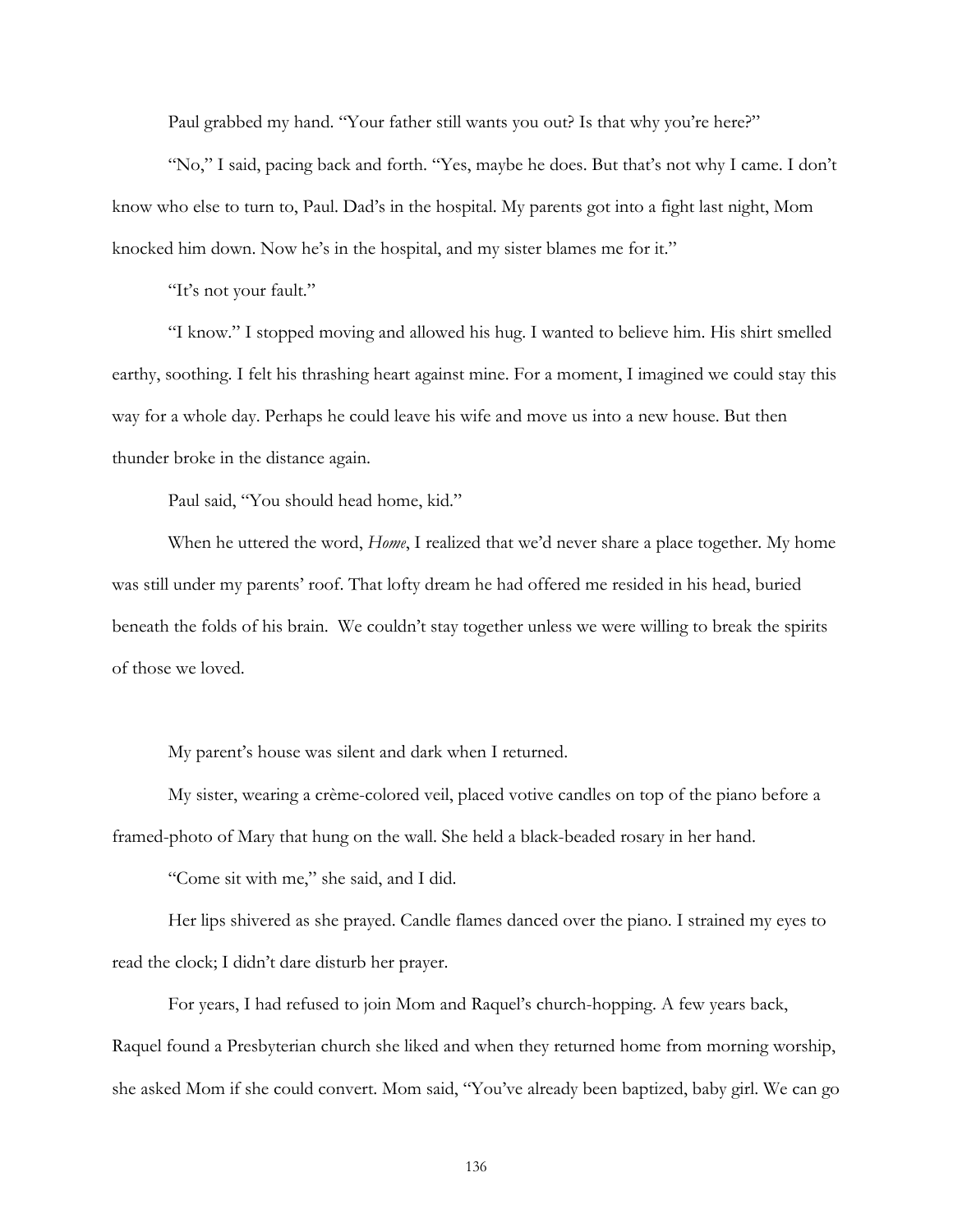Paul grabbed my hand. "Your father still wants you out? Is that why you're here?"

"No," I said, pacing back and forth. "Yes, maybe he does. But that's not why I came. I don't know who else to turn to, Paul. Dad's in the hospital. My parents got into a fight last night, Mom knocked him down. Now he's in the hospital, and my sister blames me for it."

"It's not your fault."

"I know." I stopped moving and allowed his hug. I wanted to believe him. His shirt smelled earthy, soothing. I felt his thrashing heart against mine. For a moment, I imagined we could stay this way for a whole day. Perhaps he could leave his wife and move us into a new house. But then thunder broke in the distance again.

Paul said, "You should head home, kid."

When he uttered the word, *Home*, I realized that we'd never share a place together. My home was still under my parents' roof. That lofty dream he had offered me resided in his head, buried beneath the folds of his brain. We couldn't stay together unless we were willing to break the spirits of those we loved.

My parent's house was silent and dark when I returned.

My sister, wearing a crème-colored veil, placed votive candles on top of the piano before a framed-photo of Mary that hung on the wall. She held a black-beaded rosary in her hand.

"Come sit with me," she said, and I did.

Her lips shivered as she prayed. Candle flames danced over the piano. I strained my eyes to read the clock; I didn't dare disturb her prayer.

For years, I had refused to join Mom and Raquel's church-hopping. A few years back, Raquel found a Presbyterian church she liked and when they returned home from morning worship, she asked Mom if she could convert. Mom said, "You've already been baptized, baby girl. We can go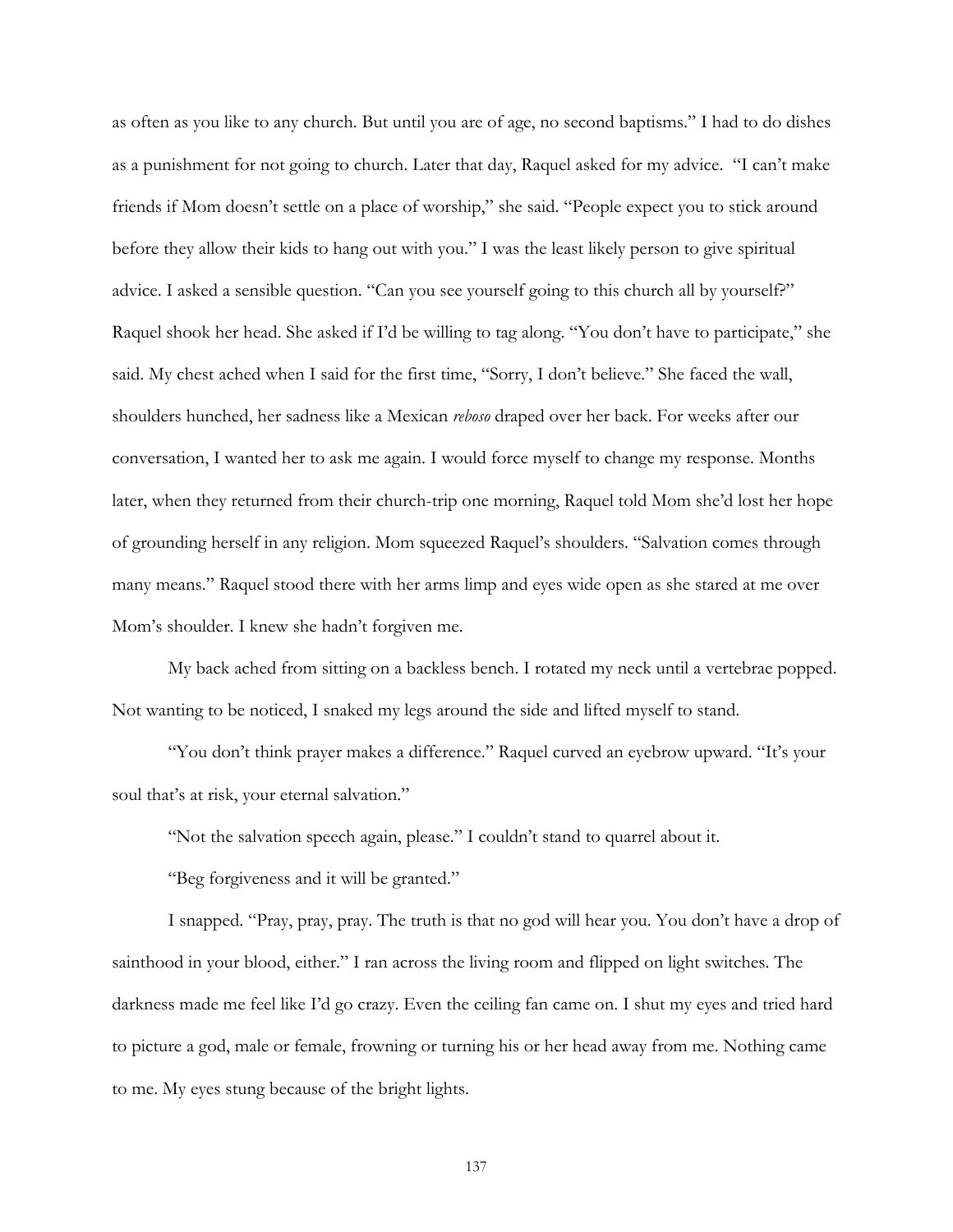as often as you like to any church. But until you are of age, no second baptisms." I had to do dishes as a punishment for not going to church. Later that day, Raquel asked for my advice. "I can't make friends if Mom doesn't settle on a place of worship," she said. "People expect you to stick around before they allow their kids to hang out with you." I was the least likely person to give spiritual advice. I asked a sensible question. "Can you see yourself going to this church all by yourself?" Raquel shook her head. She asked if I'd be willing to tag along. "You don't have to participate," she said. My chest ached when I said for the first time, "Sorry, I don't believe." She faced the wall, shoulders hunched, her sadness like a Mexican *reboso* draped over her back. For weeks after our conversation, I wanted her to ask me again. I would force myself to change my response. Months later, when they returned from their church-trip one morning, Raquel told Mom she'd lost her hope of grounding herself in any religion. Mom squeezed Raquel's shoulders. "Salvation comes through many means." Raquel stood there with her arms limp and eyes wide open as she stared at me over Mom's shoulder. I knew she hadn't forgiven me.

My back ached from sitting on a backless bench. I rotated my neck until a vertebrae popped. Not wanting to be noticed, I snaked my legs around the side and lifted myself to stand.

"You don't think prayer makes a difference." Raquel curved an eyebrow upward. "It's your soul that's at risk, your eternal salvation."

"Not the salvation speech again, please." I couldn't stand to quarrel about it.

"Beg forgiveness and it will be granted."

I snapped. "Pray, pray, pray. The truth is that no god will hear you. You don't have a drop of sainthood in your blood, either." I ran across the living room and flipped on light switches. The darkness made me feel like I'd go crazy. Even the ceiling fan came on. I shut my eyes and tried hard to picture a god, male or female, frowning or turning his or her head away from me. Nothing came to me. My eyes stung because of the bright lights.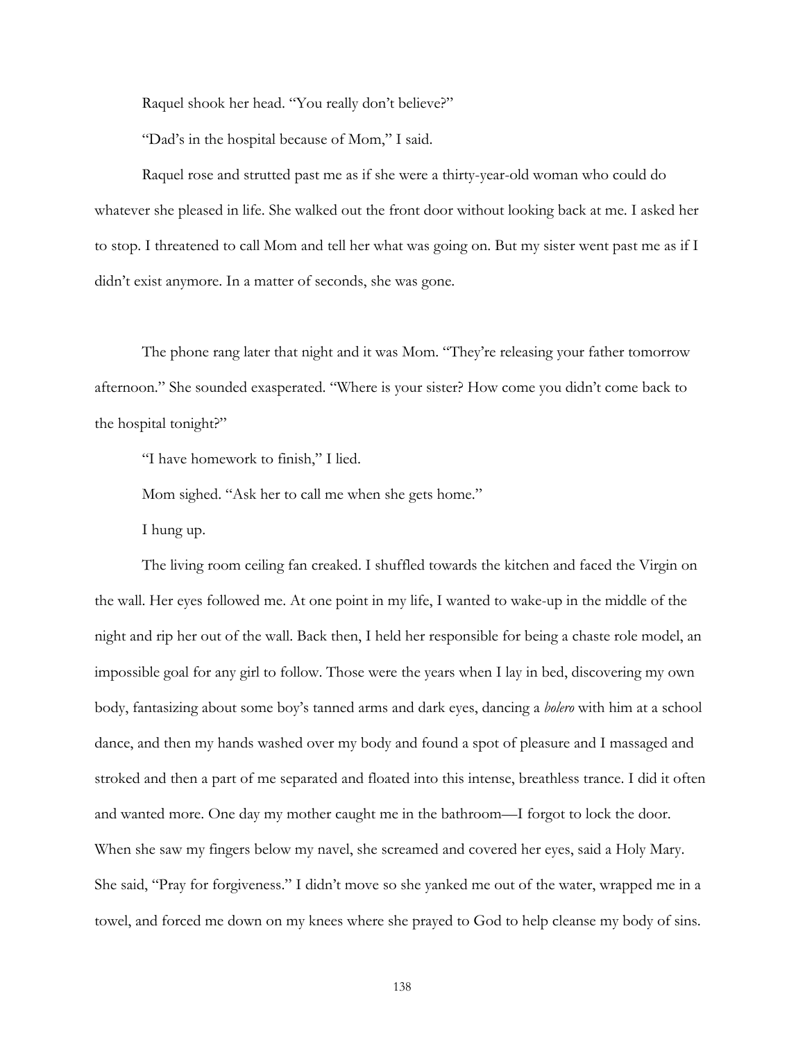Raquel shook her head. "You really don't believe?"

"Dad's in the hospital because of Mom," I said.

Raquel rose and strutted past me as if she were a thirty-year-old woman who could do whatever she pleased in life. She walked out the front door without looking back at me. I asked her to stop. I threatened to call Mom and tell her what was going on. But my sister went past me as if I didn't exist anymore. In a matter of seconds, she was gone.

The phone rang later that night and it was Mom. "They're releasing your father tomorrow afternoon." She sounded exasperated. "Where is your sister? How come you didn't come back to the hospital tonight?"

"I have homework to finish," I lied.

Mom sighed. "Ask her to call me when she gets home."

I hung up.

The living room ceiling fan creaked. I shuffled towards the kitchen and faced the Virgin on the wall. Her eyes followed me. At one point in my life, I wanted to wake-up in the middle of the night and rip her out of the wall. Back then, I held her responsible for being a chaste role model, an impossible goal for any girl to follow. Those were the years when I lay in bed, discovering my own body, fantasizing about some boy's tanned arms and dark eyes, dancing a *bolero* with him at a school dance, and then my hands washed over my body and found a spot of pleasure and I massaged and stroked and then a part of me separated and floated into this intense, breathless trance. I did it often and wanted more. One day my mother caught me in the bathroom—I forgot to lock the door. When she saw my fingers below my navel, she screamed and covered her eyes, said a Holy Mary. She said, "Pray for forgiveness." I didn't move so she yanked me out of the water, wrapped me in a towel, and forced me down on my knees where she prayed to God to help cleanse my body of sins.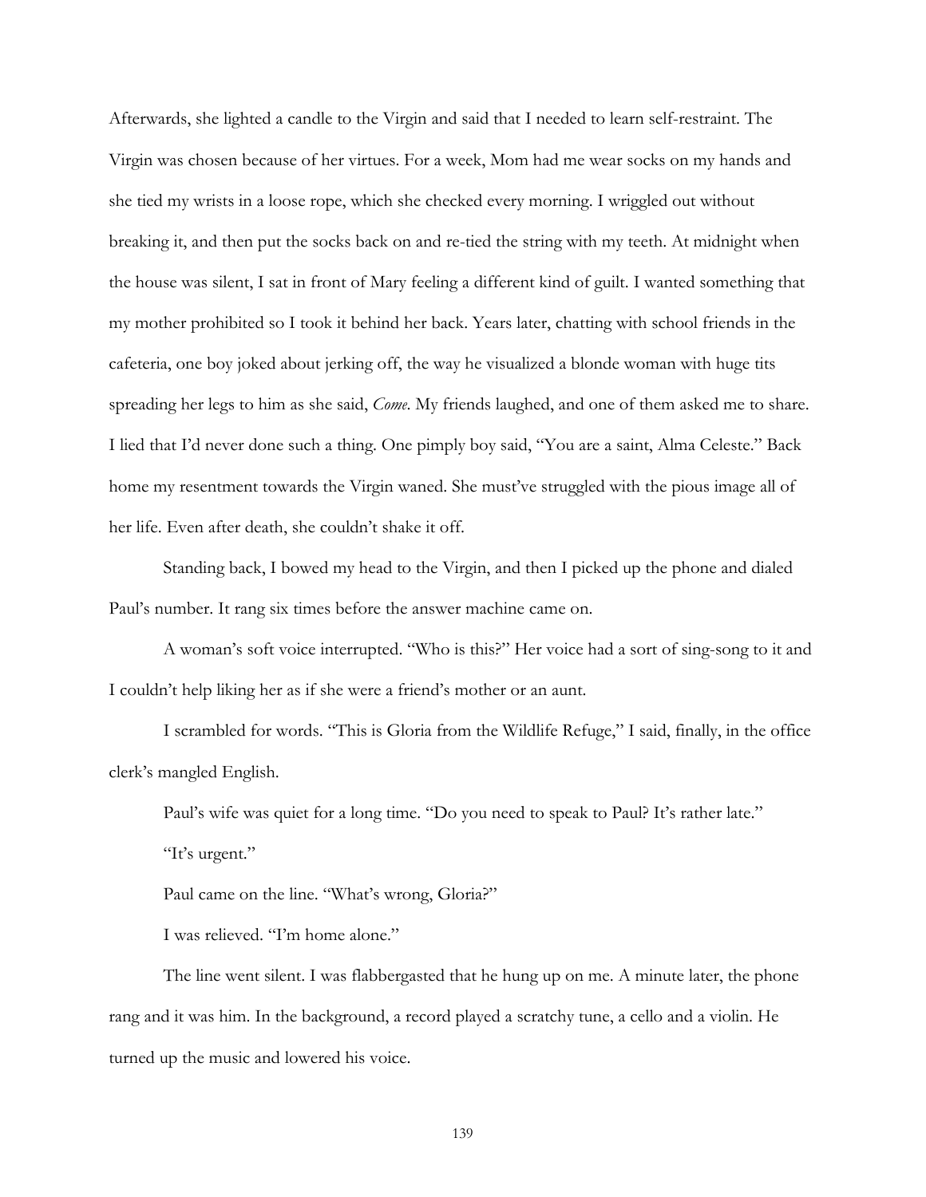Afterwards, she lighted a candle to the Virgin and said that I needed to learn self-restraint. The Virgin was chosen because of her virtues. For a week, Mom had me wear socks on my hands and she tied my wrists in a loose rope, which she checked every morning. I wriggled out without breaking it, and then put the socks back on and re-tied the string with my teeth. At midnight when the house was silent, I sat in front of Mary feeling a different kind of guilt. I wanted something that my mother prohibited so I took it behind her back. Years later, chatting with school friends in the cafeteria, one boy joked about jerking off, the way he visualized a blonde woman with huge tits spreading her legs to him as she said, *Come.* My friends laughed, and one of them asked me to share. I lied that I'd never done such a thing. One pimply boy said, "You are a saint, Alma Celeste." Back home my resentment towards the Virgin waned. She must've struggled with the pious image all of her life. Even after death, she couldn't shake it off.

Standing back, I bowed my head to the Virgin, and then I picked up the phone and dialed Paul's number. It rang six times before the answer machine came on.

A woman's soft voice interrupted. "Who is this?" Her voice had a sort of sing-song to it and I couldn't help liking her as if she were a friend's mother or an aunt.

I scrambled for words. "This is Gloria from the Wildlife Refuge," I said, finally, in the office clerk's mangled English.

Paul's wife was quiet for a long time. "Do you need to speak to Paul? It's rather late."

"It's urgent."

Paul came on the line. "What's wrong, Gloria?"

I was relieved. "I'm home alone."

The line went silent. I was flabbergasted that he hung up on me. A minute later, the phone rang and it was him. In the background, a record played a scratchy tune, a cello and a violin. He turned up the music and lowered his voice.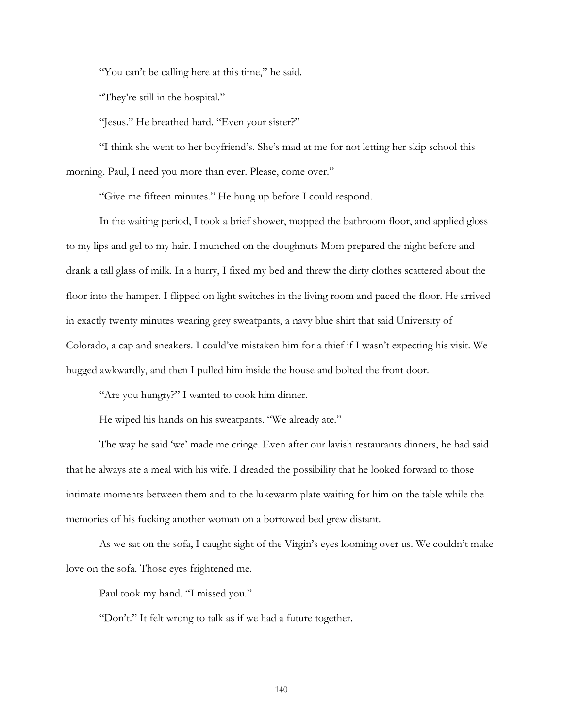"You can't be calling here at this time," he said.

"They're still in the hospital."

"Jesus." He breathed hard. "Even your sister?"

"I think she went to her boyfriend's. She's mad at me for not letting her skip school this morning. Paul, I need you more than ever. Please, come over."

"Give me fifteen minutes." He hung up before I could respond.

In the waiting period, I took a brief shower, mopped the bathroom floor, and applied gloss to my lips and gel to my hair. I munched on the doughnuts Mom prepared the night before and drank a tall glass of milk. In a hurry, I fixed my bed and threw the dirty clothes scattered about the floor into the hamper. I flipped on light switches in the living room and paced the floor. He arrived in exactly twenty minutes wearing grey sweatpants, a navy blue shirt that said University of Colorado, a cap and sneakers. I could've mistaken him for a thief if I wasn't expecting his visit. We hugged awkwardly, and then I pulled him inside the house and bolted the front door.

"Are you hungry?" I wanted to cook him dinner.

He wiped his hands on his sweatpants. "We already ate."

The way he said 'we' made me cringe. Even after our lavish restaurants dinners, he had said that he always ate a meal with his wife. I dreaded the possibility that he looked forward to those intimate moments between them and to the lukewarm plate waiting for him on the table while the memories of his fucking another woman on a borrowed bed grew distant.

As we sat on the sofa, I caught sight of the Virgin's eyes looming over us. We couldn't make love on the sofa. Those eyes frightened me.

Paul took my hand. "I missed you."

"Don't." It felt wrong to talk as if we had a future together.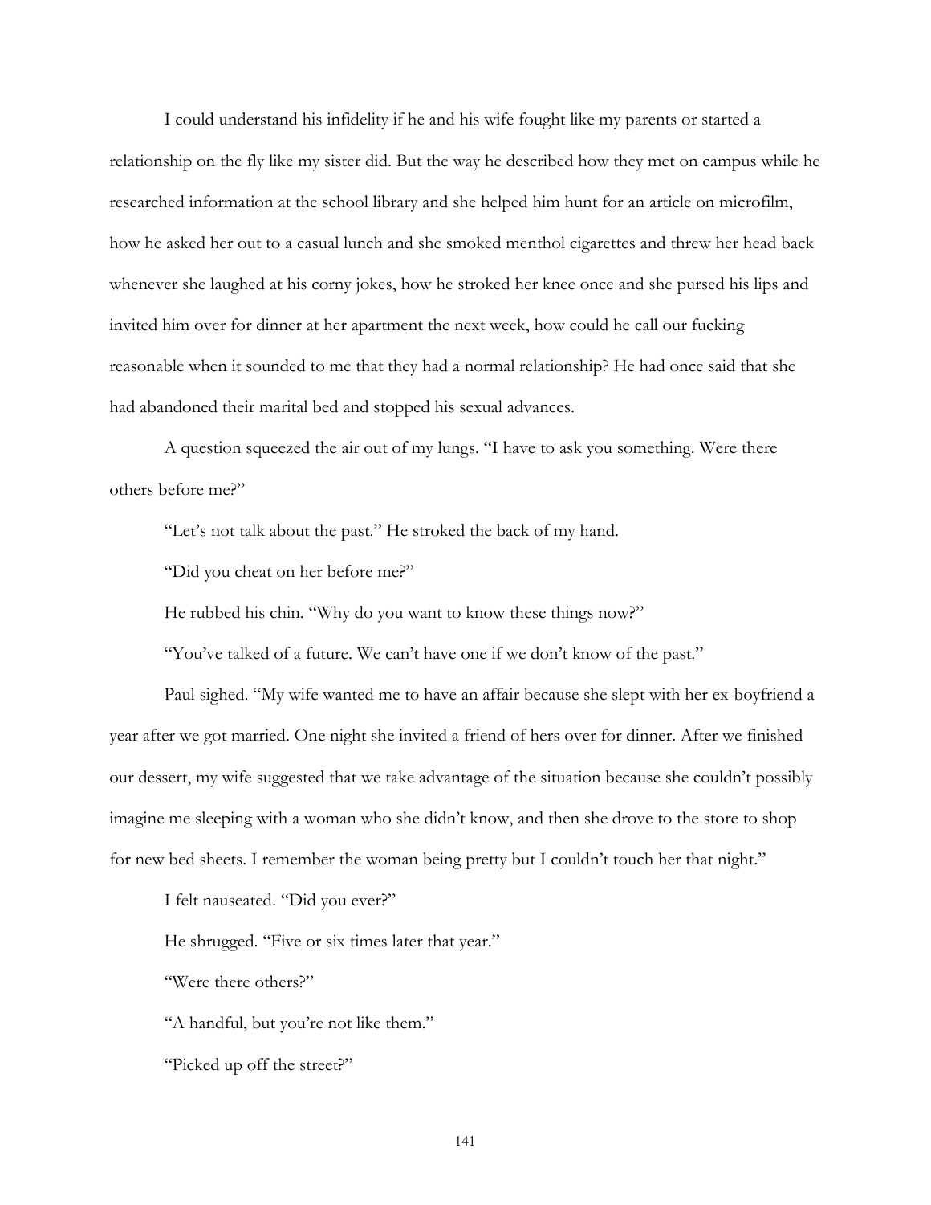I could understand his infidelity if he and his wife fought like my parents or started a relationship on the fly like my sister did. But the way he described how they met on campus while he researched information at the school library and she helped him hunt for an article on microfilm, how he asked her out to a casual lunch and she smoked menthol cigarettes and threw her head back whenever she laughed at his corny jokes, how he stroked her knee once and she pursed his lips and invited him over for dinner at her apartment the next week, how could he call our fucking reasonable when it sounded to me that they had a normal relationship? He had once said that she had abandoned their marital bed and stopped his sexual advances.

A question squeezed the air out of my lungs. "I have to ask you something. Were there others before me?"

"Let's not talk about the past." He stroked the back of my hand.

"Did you cheat on her before me?"

He rubbed his chin. "Why do you want to know these things now?"

"You've talked of a future. We can't have one if we don't know of the past."

Paul sighed. "My wife wanted me to have an affair because she slept with her ex-boyfriend a year after we got married. One night she invited a friend of hers over for dinner. After we finished our dessert, my wife suggested that we take advantage of the situation because she couldn't possibly imagine me sleeping with a woman who she didn't know, and then she drove to the store to shop for new bed sheets. I remember the woman being pretty but I couldn't touch her that night."

I felt nauseated. "Did you ever?"

He shrugged. "Five or six times later that year."

"Were there others?"

"A handful, but you're not like them."

"Picked up off the street?"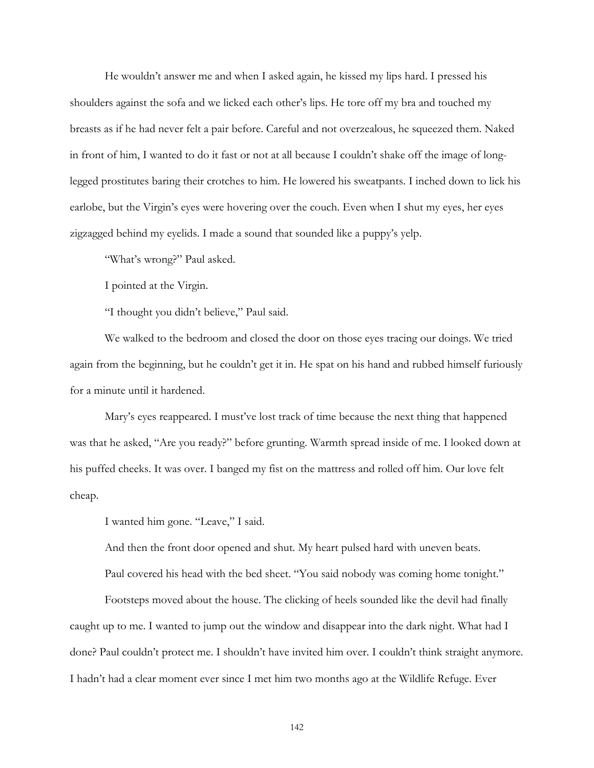He wouldn't answer me and when I asked again, he kissed my lips hard. I pressed his shoulders against the sofa and we licked each other's lips. He tore off my bra and touched my breasts as if he had never felt a pair before. Careful and not overzealous, he squeezed them. Naked in front of him, I wanted to do it fast or not at all because I couldn't shake off the image of long-legged prostitutes baring their crotches to him. He lowered his sweatpants. I inched down to lick his earlobe, but the Virgin's eyes were hovering over the couch. Even when I shut my eyes, her eyes zigzagged behind my eyelids. I made a sound that sounded like a puppy's yelp.

"What's wrong?" Paul asked.

I pointed at the Virgin.

"I thought you didn't believe," Paul said.

We walked to the bedroom and closed the door on those eyes tracing our doings. We tried again from the beginning, but he couldn't get it in. He spat on his hand and rubbed himself furiously for a minute until it hardened.

Mary's eyes reappeared. I must've lost track of time because the next thing that happened was that he asked, "Are you ready?" before grunting. Warmth spread inside of me. I looked down at his puffed cheeks. It was over. I banged my fist on the mattress and rolled off him. Our love felt cheap.

I wanted him gone. "Leave," I said.

And then the front door opened and shut. My heart pulsed hard with uneven beats.

Paul covered his head with the bed sheet. "You said nobody was coming home tonight."

Footsteps moved about the house. The clicking of heels sounded like the devil had finally caught up to me. I wanted to jump out the window and disappear into the dark night. What had I done? Paul couldn't protect me. I shouldn't have invited him over. I couldn't think straight anymore. I hadn't had a clear moment ever since I met him two months ago at the Wildlife Refuge. Ever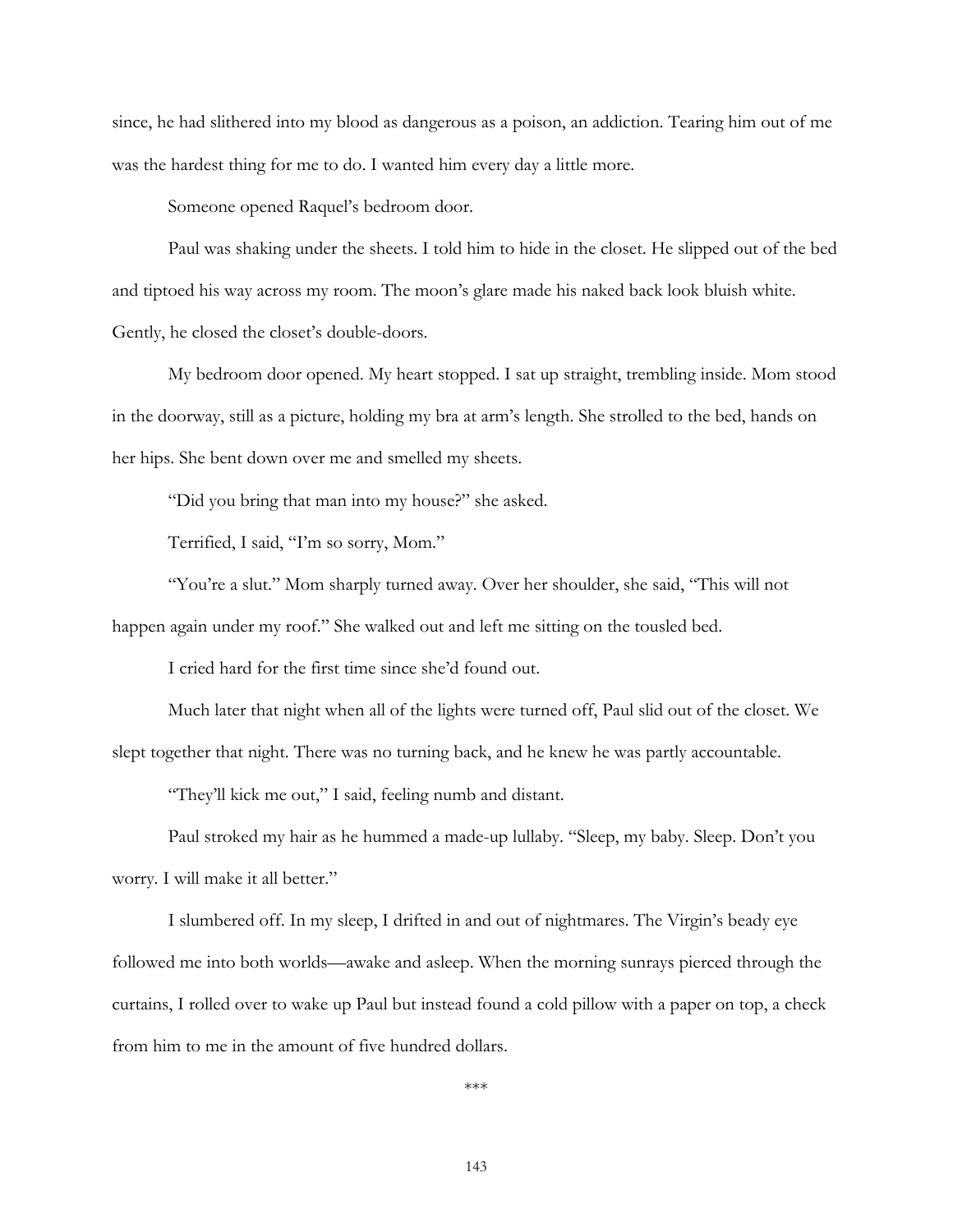since, he had slithered into my blood as dangerous as a poison, an addiction. Tearing him out of me was the hardest thing for me to do. I wanted him every day a little more.

Someone opened Raquel's bedroom door.

Paul was shaking under the sheets. I told him to hide in the closet. He slipped out of the bed and tiptoed his way across my room. The moon's glare made his naked back look bluish white. Gently, he closed the closet's double-doors.

My bedroom door opened. My heart stopped. I sat up straight, trembling inside. Mom stood in the doorway, still as a picture, holding my bra at arm's length. She strolled to the bed, hands on her hips. She bent down over me and smelled my sheets.

"Did you bring that man into my house?" she asked.

Terrified, I said, "I'm so sorry, Mom."

"You're a slut." Mom sharply turned away. Over her shoulder, she said, "This will not happen again under my roof." She walked out and left me sitting on the tousled bed.

I cried hard for the first time since she'd found out.

Much later that night when all of the lights were turned off, Paul slid out of the closet. We slept together that night. There was no turning back, and he knew he was partly accountable.

"They'll kick me out," I said, feeling numb and distant.

Paul stroked my hair as he hummed a made-up lullaby. "Sleep, my baby. Sleep. Don't you worry. I will make it all better."

I slumbered off. In my sleep, I drifted in and out of nightmares. The Virgin's beady eye followed me into both worlds—awake and asleep. When the morning sunrays pierced through the curtains, I rolled over to wake up Paul but instead found a cold pillow with a paper on top, a check from him to me in the amount of five hundred dollars.

***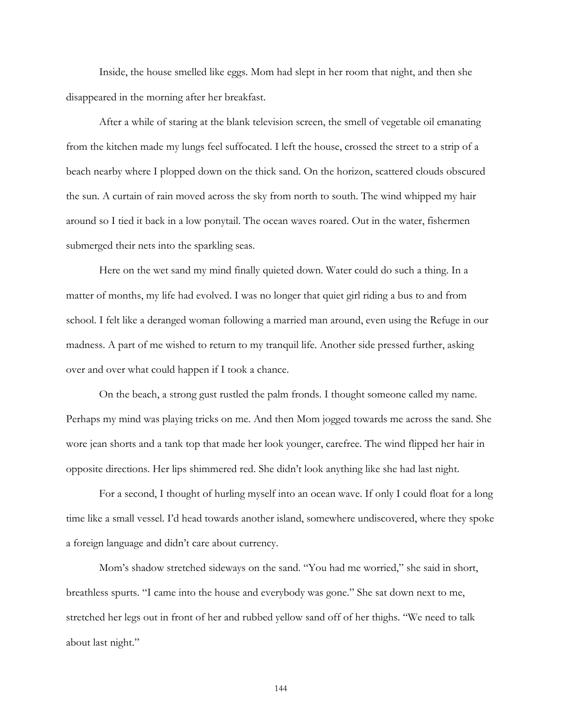Inside, the house smelled like eggs. Mom had slept in her room that night, and then she disappeared in the morning after her breakfast.

After a while of staring at the blank television screen, the smell of vegetable oil emanating from the kitchen made my lungs feel suffocated. I left the house, crossed the street to a strip of a beach nearby where I plopped down on the thick sand. On the horizon, scattered clouds obscured the sun. A curtain of rain moved across the sky from north to south. The wind whipped my hair around so I tied it back in a low ponytail. The ocean waves roared. Out in the water, fishermen submerged their nets into the sparkling seas.

Here on the wet sand my mind finally quieted down. Water could do such a thing. In a matter of months, my life had evolved. I was no longer that quiet girl riding a bus to and from school. I felt like a deranged woman following a married man around, even using the Refuge in our madness. A part of me wished to return to my tranquil life. Another side pressed further, asking over and over what could happen if I took a chance.

On the beach, a strong gust rustled the palm fronds. I thought someone called my name. Perhaps my mind was playing tricks on me. And then Mom jogged towards me across the sand. She wore jean shorts and a tank top that made her look younger, carefree. The wind flipped her hair in opposite directions. Her lips shimmered red. She didn't look anything like she had last night.

For a second, I thought of hurling myself into an ocean wave. If only I could float for a long time like a small vessel. I'd head towards another island, somewhere undiscovered, where they spoke a foreign language and didn't care about currency.

Mom's shadow stretched sideways on the sand. "You had me worried," she said in short, breathless spurts. "I came into the house and everybody was gone." She sat down next to me, stretched her legs out in front of her and rubbed yellow sand off of her thighs. "We need to talk about last night."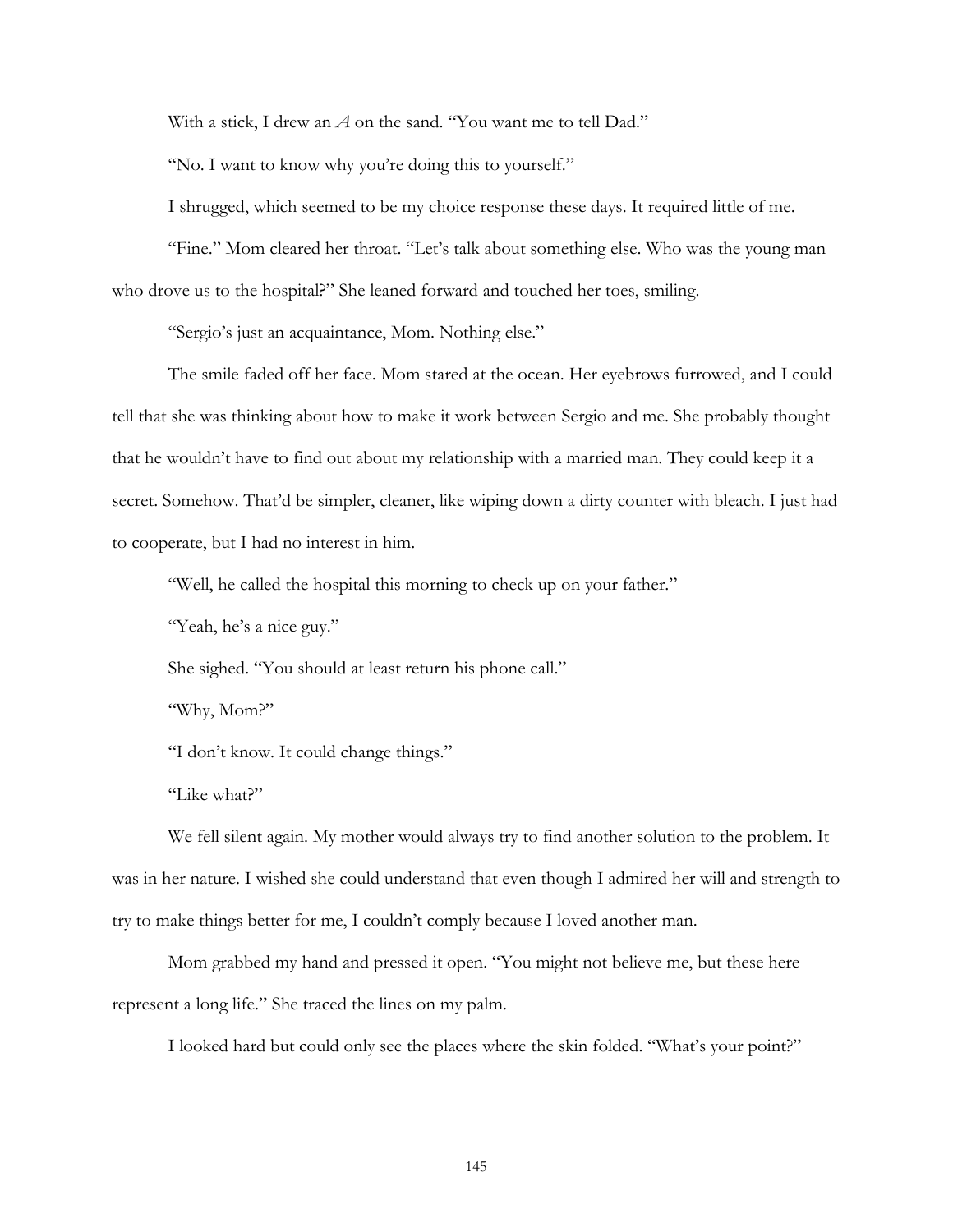With a stick, I drew an *A* on the sand. "You want me to tell Dad."

"No. I want to know why you're doing this to yourself."

I shrugged, which seemed to be my choice response these days. It required little of me.

"Fine." Mom cleared her throat. "Let's talk about something else. Who was the young man who drove us to the hospital?" She leaned forward and touched her toes, smiling.

"Sergio's just an acquaintance, Mom. Nothing else."

The smile faded off her face. Mom stared at the ocean. Her eyebrows furrowed, and I could tell that she was thinking about how to make it work between Sergio and me. She probably thought that he wouldn't have to find out about my relationship with a married man. They could keep it a secret. Somehow. That'd be simpler, cleaner, like wiping down a dirty counter with bleach. I just had to cooperate, but I had no interest in him.

"Well, he called the hospital this morning to check up on your father."

"Yeah, he's a nice guy."

She sighed. "You should at least return his phone call."

"Why, Mom?"

"I don't know. It could change things."

"Like what?"

We fell silent again. My mother would always try to find another solution to the problem. It was in her nature. I wished she could understand that even though I admired her will and strength to try to make things better for me, I couldn't comply because I loved another man.

Mom grabbed my hand and pressed it open. "You might not believe me, but these here represent a long life." She traced the lines on my palm.

I looked hard but could only see the places where the skin folded. "What's your point?"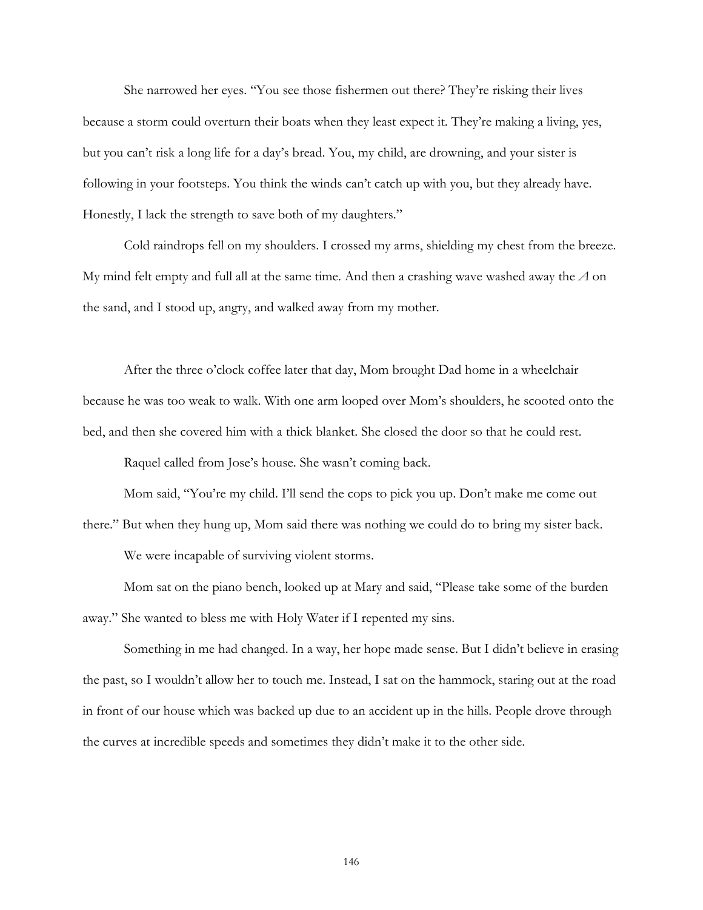She narrowed her eyes. "You see those fishermen out there? They're risking their lives because a storm could overturn their boats when they least expect it. They're making a living, yes, but you can't risk a long life for a day's bread. You, my child, are drowning, and your sister is following in your footsteps. You think the winds can't catch up with you, but they already have. Honestly, I lack the strength to save both of my daughters."

Cold raindrops fell on my shoulders. I crossed my arms, shielding my chest from the breeze. My mind felt empty and full all at the same time. And then a crashing wave washed away the *A* on the sand, and I stood up, angry, and walked away from my mother.

After the three o'clock coffee later that day, Mom brought Dad home in a wheelchair because he was too weak to walk. With one arm looped over Mom's shoulders, he scooted onto the bed, and then she covered him with a thick blanket. She closed the door so that he could rest.

Raquel called from Jose's house. She wasn't coming back.

Mom said, "You're my child. I'll send the cops to pick you up. Don't make me come out there." But when they hung up, Mom said there was nothing we could do to bring my sister back.

We were incapable of surviving violent storms.

Mom sat on the piano bench, looked up at Mary and said, "Please take some of the burden away." She wanted to bless me with Holy Water if I repented my sins.

Something in me had changed. In a way, her hope made sense. But I didn't believe in erasing the past, so I wouldn't allow her to touch me. Instead, I sat on the hammock, staring out at the road in front of our house which was backed up due to an accident up in the hills. People drove through the curves at incredible speeds and sometimes they didn't make it to the other side.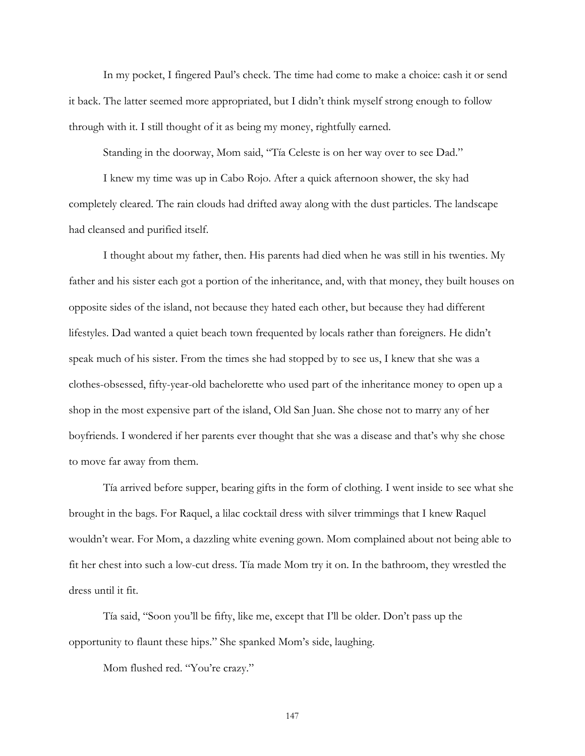In my pocket, I fingered Paul's check. The time had come to make a choice: cash it or send it back. The latter seemed more appropriated, but I didn't think myself strong enough to follow through with it. I still thought of it as being my money, rightfully earned.

Standing in the doorway, Mom said, "Tía Celeste is on her way over to see Dad."

I knew my time was up in Cabo Rojo. After a quick afternoon shower, the sky had completely cleared. The rain clouds had drifted away along with the dust particles. The landscape had cleansed and purified itself.

I thought about my father, then. His parents had died when he was still in his twenties. My father and his sister each got a portion of the inheritance, and, with that money, they built houses on opposite sides of the island, not because they hated each other, but because they had different lifestyles. Dad wanted a quiet beach town frequented by locals rather than foreigners. He didn't speak much of his sister. From the times she had stopped by to see us, I knew that she was a clothes-obsessed, fifty-year-old bachelorette who used part of the inheritance money to open up a shop in the most expensive part of the island, Old San Juan. She chose not to marry any of her boyfriends. I wondered if her parents ever thought that she was a disease and that's why she chose to move far away from them.

Tía arrived before supper, bearing gifts in the form of clothing. I went inside to see what she brought in the bags. For Raquel, a lilac cocktail dress with silver trimmings that I knew Raquel wouldn't wear. For Mom, a dazzling white evening gown. Mom complained about not being able to fit her chest into such a low-cut dress. Tía made Mom try it on. In the bathroom, they wrestled the dress until it fit.

Tía said, "Soon you'll be fifty, like me, except that I'll be older. Don't pass up the opportunity to flaunt these hips." She spanked Mom's side, laughing.

Mom flushed red. "You're crazy."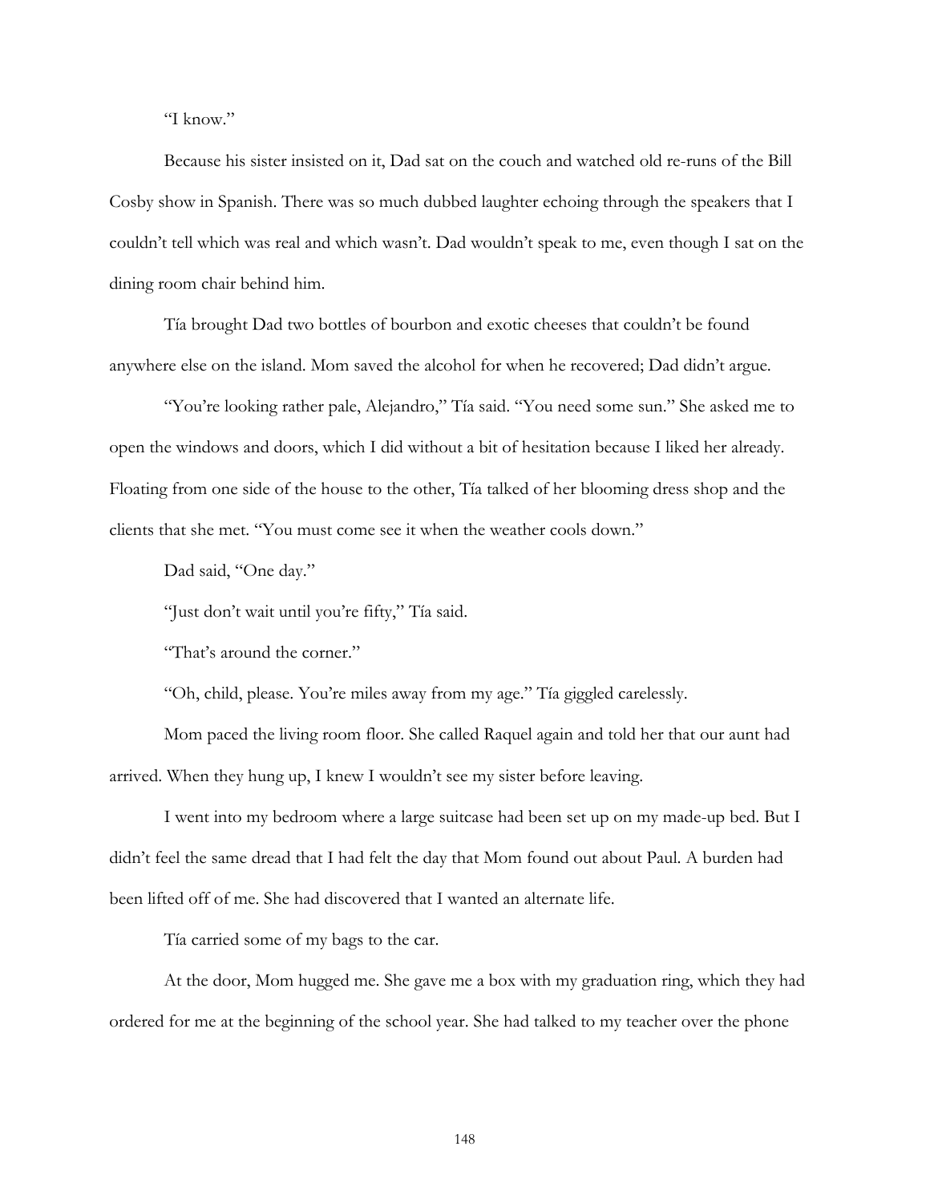"I know."

Because his sister insisted on it, Dad sat on the couch and watched old re-runs of the Bill Cosby show in Spanish. There was so much dubbed laughter echoing through the speakers that I couldn't tell which was real and which wasn't. Dad wouldn't speak to me, even though I sat on the dining room chair behind him.

Tía brought Dad two bottles of bourbon and exotic cheeses that couldn't be found anywhere else on the island. Mom saved the alcohol for when he recovered; Dad didn't argue.

"You're looking rather pale, Alejandro," Tía said. "You need some sun." She asked me to open the windows and doors, which I did without a bit of hesitation because I liked her already. Floating from one side of the house to the other, Tía talked of her blooming dress shop and the clients that she met. "You must come see it when the weather cools down."

Dad said, "One day."

"Just don't wait until you're fifty," Tía said.

"That's around the corner."

"Oh, child, please. You're miles away from my age." Tía giggled carelessly.

Mom paced the living room floor. She called Raquel again and told her that our aunt had arrived. When they hung up, I knew I wouldn't see my sister before leaving.

I went into my bedroom where a large suitcase had been set up on my made-up bed. But I didn't feel the same dread that I had felt the day that Mom found out about Paul. A burden had been lifted off of me. She had discovered that I wanted an alternate life.

Tía carried some of my bags to the car.

At the door, Mom hugged me. She gave me a box with my graduation ring, which they had ordered for me at the beginning of the school year. She had talked to my teacher over the phone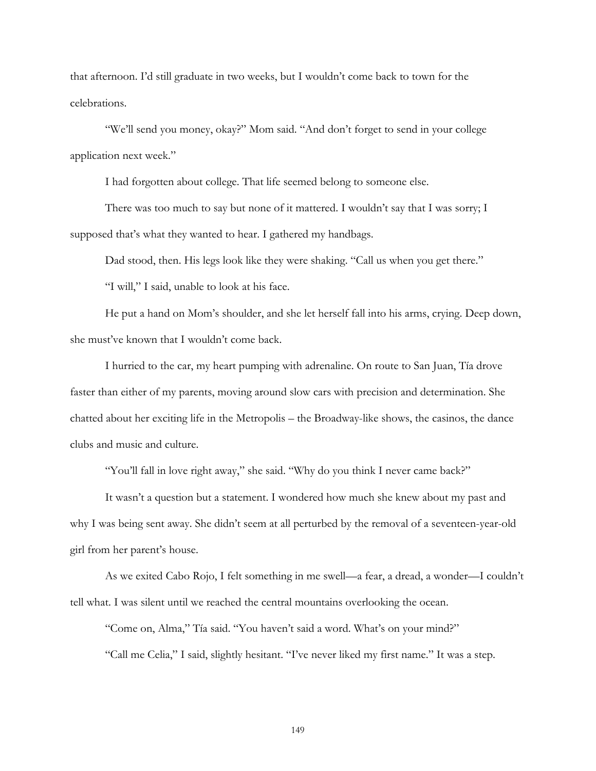that afternoon. I'd still graduate in two weeks, but I wouldn't come back to town for the celebrations.

"We'll send you money, okay?" Mom said. "And don't forget to send in your college application next week."

I had forgotten about college. That life seemed belong to someone else.

There was too much to say but none of it mattered. I wouldn't say that I was sorry; I supposed that's what they wanted to hear. I gathered my handbags.

Dad stood, then. His legs look like they were shaking. "Call us when you get there."

"I will," I said, unable to look at his face.

He put a hand on Mom's shoulder, and she let herself fall into his arms, crying. Deep down, she must've known that I wouldn't come back.

I hurried to the car, my heart pumping with adrenaline. On route to San Juan, Tía drove faster than either of my parents, moving around slow cars with precision and determination. She chatted about her exciting life in the Metropolis – the Broadway-like shows, the casinos, the dance clubs and music and culture.

"You'll fall in love right away," she said. "Why do you think I never came back?"

It wasn't a question but a statement. I wondered how much she knew about my past and why I was being sent away. She didn't seem at all perturbed by the removal of a seventeen-year-old girl from her parent's house.

As we exited Cabo Rojo, I felt something in me swell—a fear, a dread, a wonder—I couldn't tell what. I was silent until we reached the central mountains overlooking the ocean.

"Come on, Alma," Tía said. "You haven't said a word. What's on your mind?"

"Call me Celia," I said, slightly hesitant. "I've never liked my first name." It was a step.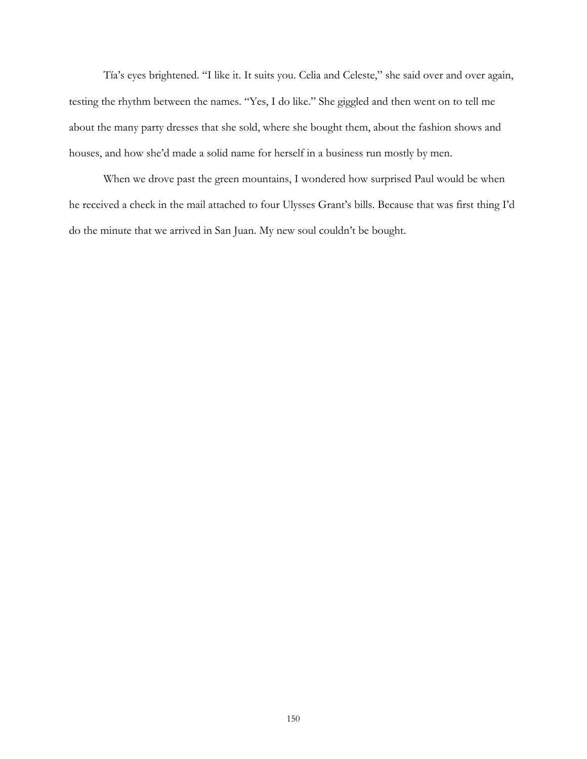Tía's eyes brightened. "I like it. It suits you. Celia and Celeste," she said over and over again, testing the rhythm between the names. "Yes, I do like." She giggled and then went on to tell me about the many party dresses that she sold, where she bought them, about the fashion shows and houses, and how she'd made a solid name for herself in a business run mostly by men.

When we drove past the green mountains, I wondered how surprised Paul would be when he received a check in the mail attached to four Ulysses Grant's bills. Because that was first thing I'd do the minute that we arrived in San Juan. My new soul couldn't be bought.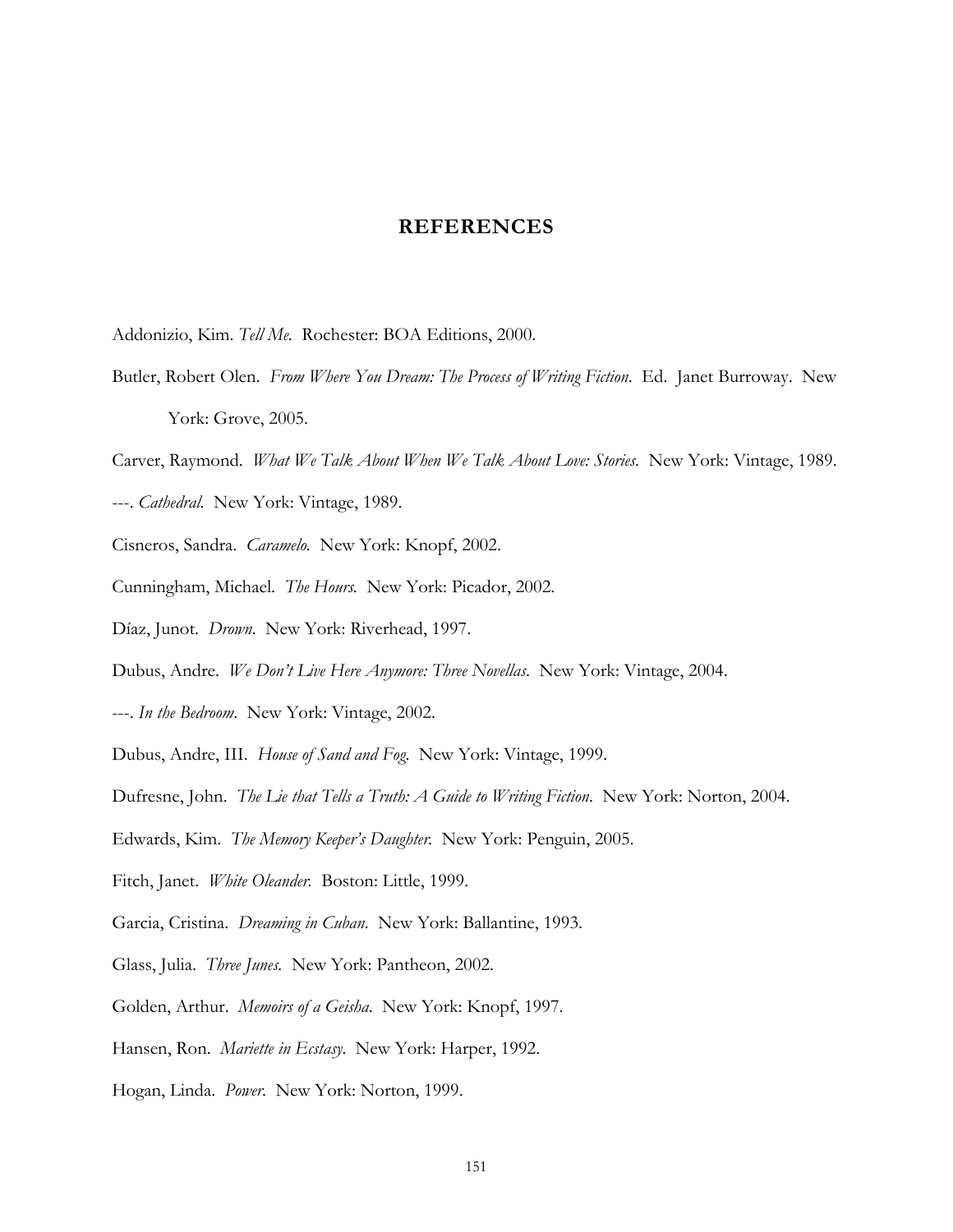# REFERENCES

Addonizio, Kim. *Tell Me.* Rochester: BOA Editions, 2000.

Butler, Robert Olen. *From Where You Dream: The Process of Writing Fiction*. Ed. Janet Burroway. New York: Grove, 2005.

Carver, Raymond. *What We Talk About When We Talk About Love: Stories.* New York: Vintage, 1989.

---. *Cathedral.* New York: Vintage, 1989.

Cisneros, Sandra. *Caramelo.* New York: Knopf, 2002.

Cunningham, Michael. *The Hours.* New York: Picador, 2002.

Díaz, Junot. *Drown.* New York: Riverhead, 1997.

Dubus, Andre. *We Don't Live Here Anymore: Three Novellas*. New York: Vintage, 2004.

---. *In the Bedroom*. New York: Vintage, 2002.

Dubus, Andre, III. *House of Sand and Fog.* New York: Vintage, 1999.

Dufresne, John. *The Lie that Tells a Truth: A Guide to Writing Fiction*. New York: Norton, 2004.

Edwards, Kim. *The Memory Keeper's Daughter.* New York: Penguin, 2005.

Fitch, Janet. *White Oleander.* Boston: Little, 1999.

Garcia, Cristina. *Dreaming in Cuban*. New York: Ballantine, 1993.

Glass, Julia. *Three Junes.* New York: Pantheon, 2002.

Golden, Arthur. *Memoirs of a Geisha*. New York: Knopf, 1997.

Hansen, Ron. *Mariette in Ecstasy*. New York: Harper, 1992.

Hogan, Linda. *Power.* New York: Norton, 1999.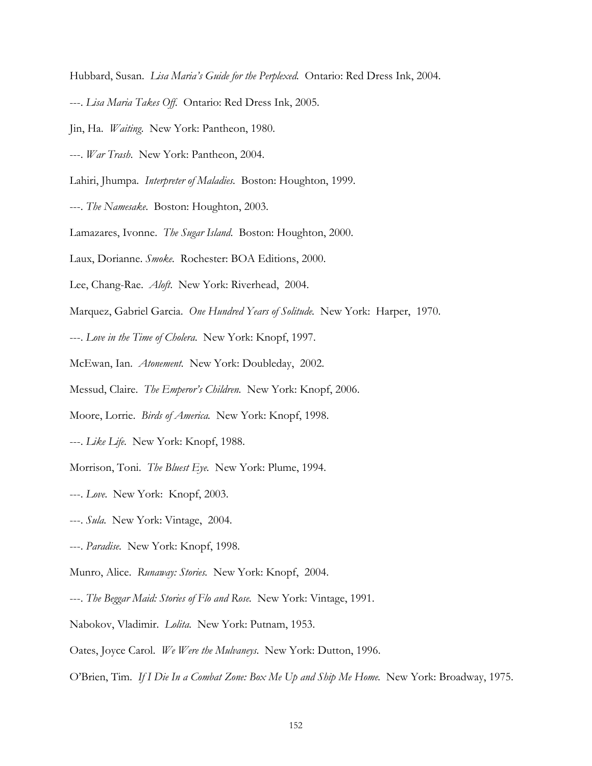Hubbard, Susan. *Lisa Maria's Guide for the Perplexed.* Ontario: Red Dress Ink, 2004.

---. *Lisa Maria Takes Off.* Ontario: Red Dress Ink, 2005.

Jin, Ha. *Waiting.* New York: Pantheon, 1980.

---. *War Trash.* New York: Pantheon, 2004.

Lahiri, Jhumpa. *Interpreter of Maladies.* Boston: Houghton, 1999.

---. *The Namesake.* Boston: Houghton, 2003.

Lamazares, Ivonne. *The Sugar Island.* Boston: Houghton, 2000.

Laux, Dorianne. *Smoke.* Rochester: BOA Editions, 2000.

Lee, Chang-Rae. *Aloft.* New York: Riverhead, 2004.

Marquez, Gabriel Garcia. *One Hundred Years of Solitude.* New York: Harper, 1970.

---. *Love in the Time of Cholera.* New York: Knopf, 1997.

McEwan, Ian. *Atonement.* New York: Doubleday, 2002.

Messud, Claire. *The Emperor's Children.* New York: Knopf, 2006.

Moore, Lorrie. *Birds of America.* New York: Knopf, 1998.

---. *Like Life.* New York: Knopf, 1988.

Morrison, Toni. *The Bluest Eye.* New York: Plume, 1994.

---. *Love.* New York: Knopf, 2003.

---. *Sula.* New York: Vintage, 2004.

---. *Paradise.* New York: Knopf, 1998.

Munro, Alice. *Runaway: Stories.* New York: Knopf, 2004.

---. *The Beggar Maid: Stories of Flo and Rose.* New York: Vintage, 1991.

Nabokov, Vladimir. *Lolita.* New York: Putnam, 1953.

Oates, Joyce Carol. *We Were the Mulvaneys.* New York: Dutton, 1996.

O'Brien, Tim. *If I Die In a Combat Zone: Box Me Up and Ship Me Home.* New York: Broadway, 1975.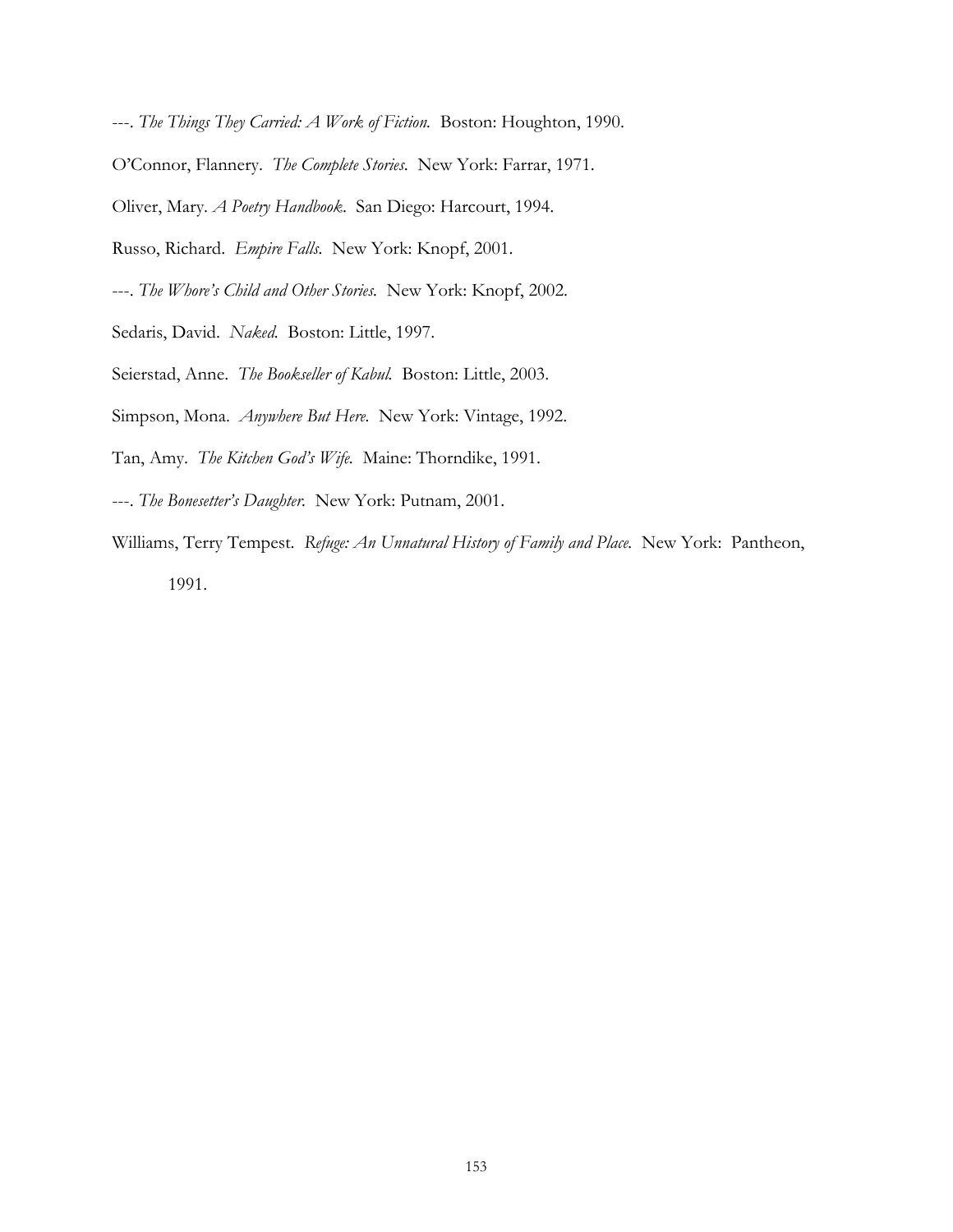---. *The Things They Carried: A Work of Fiction.* Boston: Houghton, 1990.

O'Connor, Flannery. *The Complete Stories.* New York: Farrar, 1971.

Oliver, Mary. *A Poetry Handbook.* San Diego: Harcourt, 1994.

Russo, Richard. *Empire Falls.* New York: Knopf, 2001.

---. *The Whore's Child and Other Stories.* New York: Knopf, 2002.

Sedaris, David. *Naked.* Boston: Little, 1997.

Seierstad, Anne. *The Bookseller of Kabul.* Boston: Little, 2003.

Simpson, Mona. *Anywhere But Here.* New York: Vintage, 1992.

Tan, Amy. *The Kitchen God's Wife.* Maine: Thorndike, 1991.

---. *The Bonesetter's Daughter.* New York: Putnam, 2001.

Williams, Terry Tempest. *Refuge: An Unnatural History of Family and Place.* New York: Pantheon, 1991.